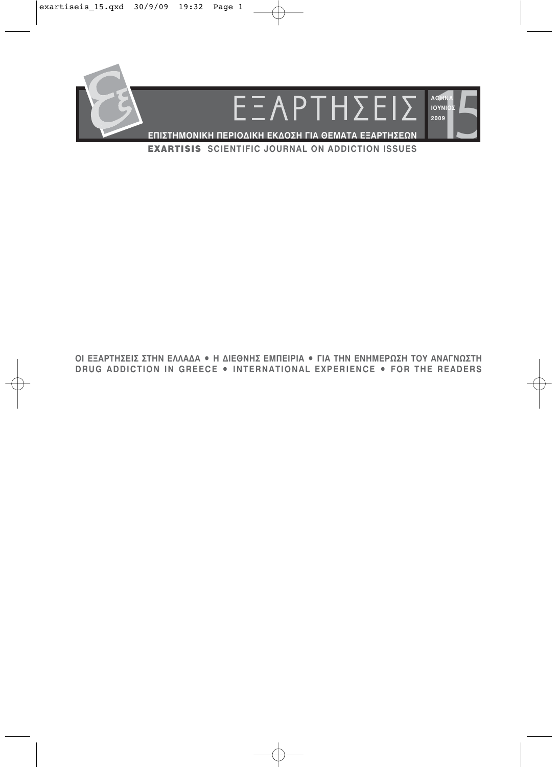# ΕΞΑΡΤΗΣΕΙΣ

ΑΘΗΝΑ ΙΟΥΝΙΟΣ 2009

**15**

**ΕΠΙΣΤΗΜΟΝΙΚΗ ΠΕΡΙΟΔΙΚΗ ΕΚΔΟΣΗ ΓΙΑ ΘΕΜΑΤΑ ΕΞΑΡΤΗΣΕΩΝ**

**EXARTISIS** SCIENTIFIC JOURNAL ON ADDICTION ISSUES

ΟΙ ΕΞΑΡΤΗΣΕΙΣ ΣΤΗΝ ΕΛΛΑΔΑ • Η ΔΙΕΘΝΗΣ ΕΜΠΕΙΡΙΑ • ΓΙΑ ΤΗΝ ΕΝΗΜΕΡΩΣΗ ΤΟΥ ΑΝΑΓΝΩΣΤΗ

DRUG ADDICTION IN GREECE • INTERNATIONAL EXPERIENCE • FOR THE READERS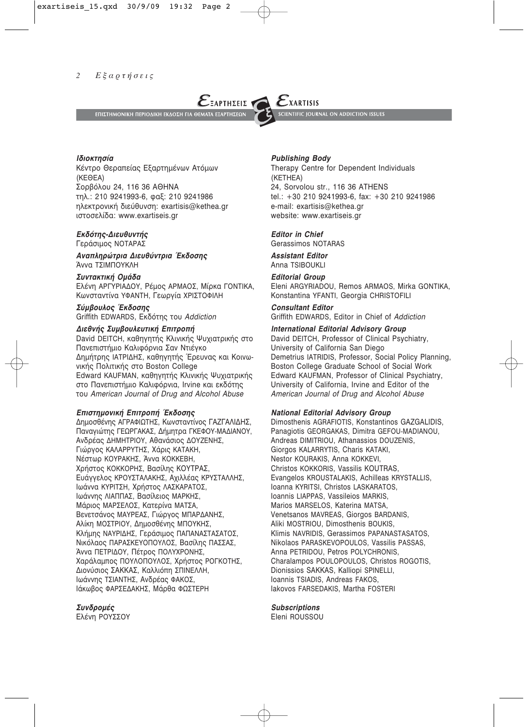**ΕΞΑΡΤΗΣΕΙΣ** — ΕΠΙΣΤΗΜΟΝΙΚΗ ΠΕΡΙΟΔΙΚΗ ΕΚΔΟΣΗ ΓΙΑ ΘΕΜΑΤΑ ΕΞΑΡΤΗΣΕΩΝ

**EXARTISIS** — SCIENTIFIC JOURNAL ON ADDICTION ISSUES

***Ιδιοκτησία***
Κέντρο Θεραπείας Εξαρτημένων Ατόμων (ΚΕΘΕΑ)
Σορβόλου 24, 116 36 ΑΘΗΝΑ
τηλ.: 210 9241993-6, φαξ: 210 9241986
ηλεκτρονική διεύθυνση: exartisis@kethea.gr
ιστοσελίδα: www.exartiseis.gr

***Εκδότης-Διευθυντής***
Γεράσιμος ΝΟΤΑΡΑΣ

***Αναπληρώτρια Διευθύντρια Έκδοσης***
Άννα ΤΣΙΜΠΟΥΚΛΗ

***Συντακτική Ομάδα***
Ελένη ΑΡΓΥΡΙΑΔΟΥ, Ρέμος ΑΡΜΑΟΣ, Μίρκα ΓΟΝΤΙΚΑ, Κωνσταντίνα ΥΦΑΝΤΗ, Γεωργία ΧΡΙΣΤΟΦΙΛΗ

***Σύμβουλος Έκδοσης***
Griffith EDWARDS, Εκδότης του *Addiction*

***Διεθνής Συμβουλευτική Επιτροπή***
David DEITCH, καθηγητής Κλινικής Ψυχιατρικής στο Πανεπιστήμιο Καλιφόρνια Σαν Ντιέγκο
Δημήτρης ΙΑΤΡΙΔΗΣ, καθηγητής Έρευνας και Κοινωνικής Πολιτικής στο Boston College
Edward KAUFMAN, καθηγητής Κλινικής Ψυχιατρικής στο Πανεπιστήμιο Καλιφόρνια, Irvine και εκδότης του *American Journal of Drug and Alcohol Abuse*

***Επιστημονική Επιτροπή Έκδοσης***
Δημοσθένης ΑΓΡΑΦΙΩΤΗΣ, Κωνσταντίνος ΓΑΖΓΑΛΙΔΗΣ, Παναγιώτης ΓΕΩΡΓΑΚΑΣ, Δήμητρα ΓΚΕΦΟΥ-ΜΑΔΙΑΝΟΥ, Ανδρέας ΔΗΜΗΤΡΙΟΥ, Αθανάσιος ΔΟΥΖΕΝΗΣ, Γιώργος ΚΑΛΑΡΡΥΤΗΣ, Χάρις ΚΑΤΑΚΗ, Νέστωρ ΚΟΥΡΑΚΗΣ, Άννα ΚΟΚΚΕΒΗ, Χρήστος ΚΟΚΚΟΡΗΣ, Βασίλης ΚΟΥΤΡΑΣ, Ευάγγελος ΚΡΟΥΣΤΑΛΑΚΗΣ, Αχιλλέας ΚΡΥΣΤΑΛΛΗΣ, Ιωάννα ΚΥΡΙΤΣΗ, Χρήστος ΛΑΣΚΑΡΑΤΟΣ, Ιωάννης ΛΙΑΠΠΑΣ, Βασίλειος ΜΑΡΚΗΣ, Μάριος ΜΑΡΣΕΛΟΣ, Κατερίνα ΜΑΤΣΑ, Βενετσάνος ΜΑΥΡΕΑΣ, Γιώργος ΜΠΑΡΔΑΝΗΣ, Αλίκη ΜΟΣΤΡΙΟΥ, Δημοσθένης ΜΠΟΥΚΗΣ, Κλήμης ΝΑΥΡΙΔΗΣ, Γεράσιμος ΠΑΠΑΝΑΣΤΑΣΑΤΟΣ, Νικόλαος ΠΑΡΑΣΚΕΥΟΠΟΥΛΟΣ, Βασίλης ΠΑΣΣΑΣ, Άννα ΠΕΤΡΙΔΟΥ, Πέτρος ΠΟΛΥΧΡΟΝΗΣ, Χαράλαμπος ΠΟΥΛΟΠΟΥΛΟΣ, Χρήστος ΡΟΓΚΟΤΗΣ, Διονύσιος ΣΑΚΚΑΣ, Καλλιόπη ΣΠΙΝΕΛΛΗ, Ιωάννης ΤΣΙΑΝΤΗΣ, Ανδρέας ΦΑΚΟΣ, Ιάκωβος ΦΑΡΣΕΔΑΚΗΣ, Μάρθα ΦΩΣΤΕΡΗ

***Συνδρομές***
Ελένη ΡΟΥΣΣΟΥ

***Publishing Body***
Therapy Centre for Dependent Individuals (KETHEA)
24, Sorvolou str., 116 36 ATHENS
tel.: +30 210 9241993-6, fax: +30 210 9241986
e-mail: exartisis@kethea.gr
website: www.exartiseis.gr

***Editor in Chief***
Gerassimos NOTARAS

***Assistant Editor***
Anna TSIBOUKLI

***Editorial Group***
Eleni ARGYRIADOU, Remos ARMAOS, Mirka GONTIKA, Konstantina YFANTI, Georgia CHRISTOFILI

***Consultant Editor***
Griffith EDWARDS, Editor in Chief of *Addiction*

***International Editorial Advisory Group***
David DEITCH, Professor of Clinical Psychiatry, University of California San Diego
Demetrius IATRIDIS, Professor, Social Policy Planning, Boston College Graduate School of Social Work
Edward KAUFMAN, Professor of Clinical Psychiatry, University of California, Irvine and Editor of the *American Journal of Drug and Alcohol Abuse*

***National Editorial Advisory Group***
Dimosthenis AGRAFIOTIS, Konstantinos GAZGALIDIS, Panagiotis GEORGAKAS, Dimitra GEFOU-MADIANOU, Andreas DIMITRIOU, Athanassios DOUZENIS, Giorgos KALARRYTIS, Charis KATAKI, Nestor KOURAKIS, Anna KOKKEVI, Christos KOKKORIS, Vassilis KOUTRAS, Evangelos KROUSTALAKIS, Achilleas KRYSTALLIS, Ioanna KYRITSI, Christos LASKARATOS, Ioannis LIAPPAS, Vassileios MARKIS, Marios MARSELOS, Katerina MATSA, Venetsanos MAVREAS, Giorgos BARDANIS, Aliki MOSTRIOU, Dimosthenis BOUKIS, Klimis NAVRIDIS, Gerassimos PAPANASTASATOS, Nikolaos PARASKEVOPOULOS, Vassilis PASSAS, Anna PETRIDOU, Petros POLYCHRONIS, Charalampos POULOPOULOS, Christos ROGOTIS, Dionissios SAKKAS, Kalliopi SPINELLI, Ioannis TSIADIS, Andreas FAKOS, Iakovos FARSEDAKIS, Martha FOSTERI

***Subscriptions***
Eleni ROUSSOU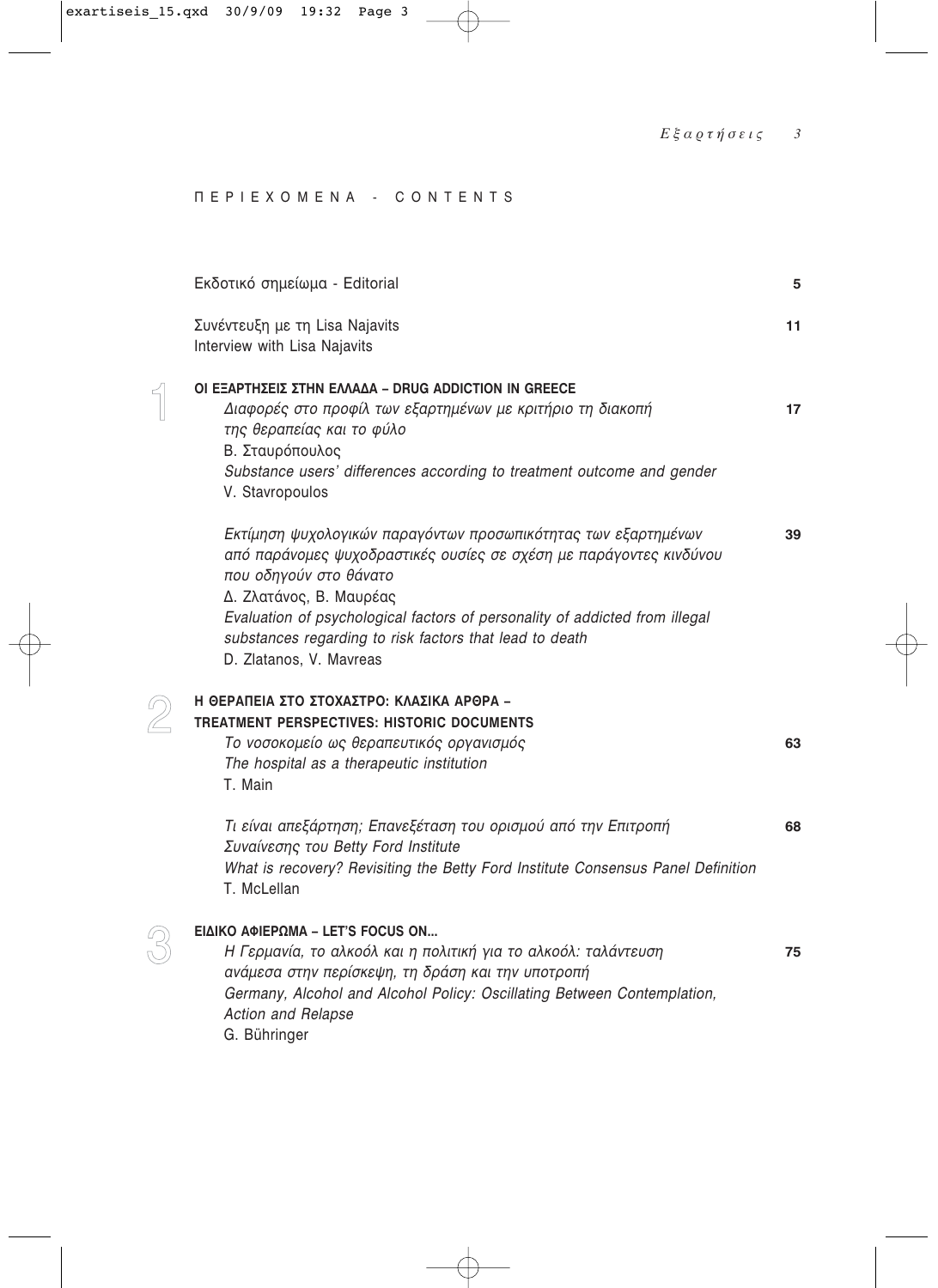# ΠΕΡΙΕΧΟΜΕΝΑ - CONTENTS

Εκδοτικό σημείωμα - Editorial **5**

Συνέντευξη με τη Lisa Najavits **11**
Interview with Lisa Najavits

## 1 ΟΙ ΕΞΑΡΤΗΣΕΙΣ ΣΤΗΝ ΕΛΛΑΔΑ – DRUG ADDICTION IN GREECE

*Διαφορές στο προφίλ των εξαρτημένων με κριτήριο τη διακοπή της θεραπείας και το φύλο* **17**
Β. Σταυρόπουλος
*Substance users' differences according to treatment outcome and gender*
V. Stavropoulos

*Εκτίμηση ψυχολογικών παραγόντων προσωπικότητας των εξαρτημένων από παράνομες ψυχοδραστικές ουσίες σε σχέση με παράγοντες κινδύνου που οδηγούν στο θάνατο* **39**
Δ. Ζλατάνος, Β. Μαυρέας
*Evaluation of psychological factors of personality of addicted from illegal substances regarding to risk factors that lead to death*
D. Zlatanos, V. Mavreas

## 2 Η ΘΕΡΑΠΕΙΑ ΣΤΟ ΣΤΟΧΑΣΤΡΟ: ΚΛΑΣΙΚΑ ΑΡΘΡΑ – TREATMENT PERSPECTIVES: HISTORIC DOCUMENTS

*Το νοσοκομείο ως θεραπευτικός οργανισμός* **63**
*The hospital as a therapeutic institution*
T. Main

*Τι είναι απεξάρτηση; Επανεξέταση του ορισμού από την Επιτροπή Συναίνεσης του Betty Ford Institute* **68**
*What is recovery? Revisiting the Betty Ford Institute Consensus Panel Definition*
T. McLellan

## 3 ΕΙΔΙΚΟ ΑΦΙΕΡΩΜΑ – LET'S FOCUS ON...

*Η Γερμανία, το αλκοόλ και η πολιτική για το αλκοόλ: ταλάντευση ανάμεσα στην περίσκεψη, τη δράση και την υποτροπή* **75**
*Germany, Alcohol and Alcohol Policy: Oscillating Between Contemplation, Action and Relapse*
G. Bühringer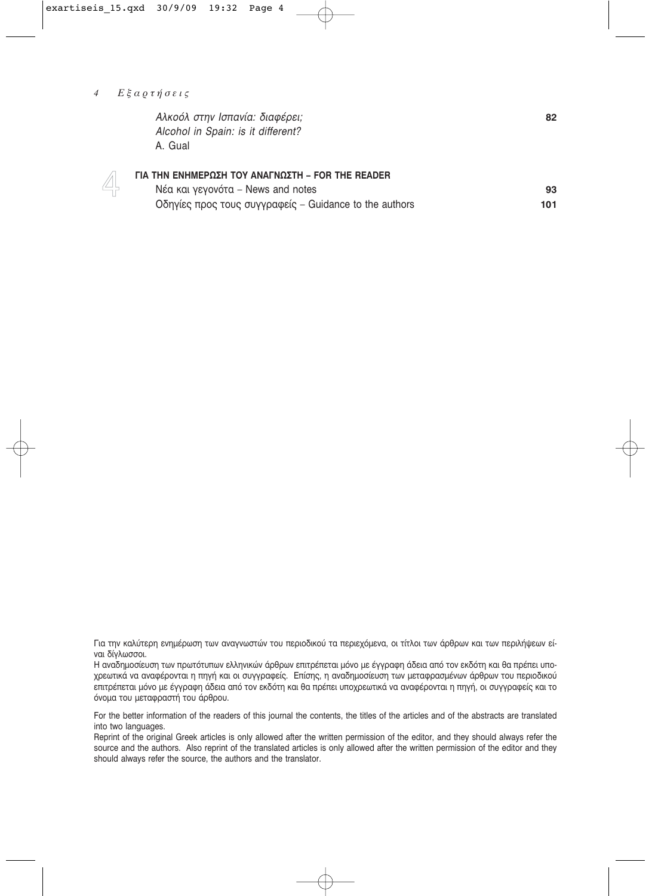*Αλκοόλ στην Ισπανία: διαφέρει;*
*Alcohol in Spain: is it different?*
A. Gual — **82**

## 4 ΓΙΑ ΤΗΝ ΕΝΗΜΕΡΩΣΗ ΤΟΥ ΑΝΑΓΝΩΣΤΗ – FOR THE READER

Νέα και γεγονότα – News and notes — **93**

Οδηγίες προς τους συγγραφείς – Guidance to the authors — **101**

Για την καλύτερη ενημέρωση των αναγνωστών του περιοδικού τα περιεχόμενα, οι τίτλοι των άρθρων και των περιλήψεων είναι δίγλωσσοι.

Η αναδημοσίευση των πρωτότυπων ελληνικών άρθρων επιτρέπεται μόνο με έγγραφη άδεια από τον εκδότη και θα πρέπει υποχρεωτικά να αναφέρονται η πηγή και οι συγγραφείς. Επίσης, η αναδημοσίευση των μεταφρασμένων άρθρων του περιοδικού επιτρέπεται μόνο με έγγραφη άδεια από τον εκδότη και θα πρέπει υποχρεωτικά να αναφέρονται η πηγή, οι συγγραφείς και το όνομα του μεταφραστή του άρθρου.

For the better information of the readers of this journal the contents, the titles of the articles and of the abstracts are translated into two languages.

Reprint of the original Greek articles is only allowed after the written permission of the editor, and they should always refer the source and the authors. Also reprint of the translated articles is only allowed after the written permission of the editor and they should always refer the source, the authors and the translator.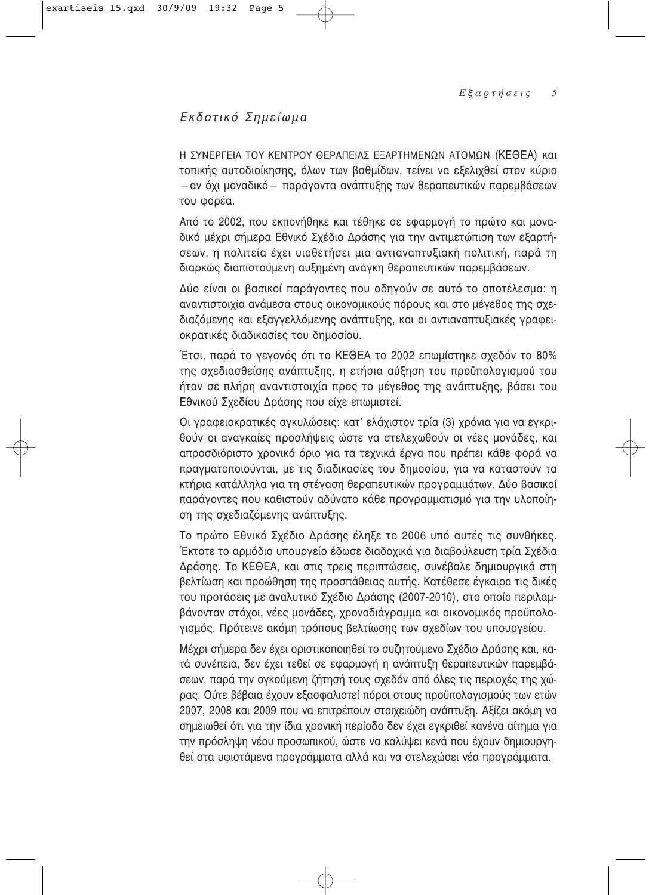## *Εκδοτικό Σημείωμα*

Η ΣΥΝΕΡΓΕΙΑ ΤΟΥ ΚΕΝΤΡΟΥ ΘΕΡΑΠΕΙΑΣ ΕΞΑΡΤΗΜΕΝΩΝ ΑΤΟΜΩΝ (ΚΕΘΕΑ) και τοπικής αυτοδιοίκησης, όλων των βαθμίδων, τείνει να εξελιχθεί στον κύριο – αν όχι μοναδικό – παράγοντα ανάπτυξης των θεραπευτικών παρεμβάσεων του φορέα.

Από το 2002, που εκπονήθηκε και τέθηκε σε εφαρμογή το πρώτο και μοναδικό μέχρι σήμερα Εθνικό Σχέδιο Δράσης για την αντιμετώπιση των εξαρτήσεων, η πολιτεία έχει υιοθετήσει μια αντιαναπτυξιακή πολιτική, παρά τη διαρκώς διαπιστούμενη αυξημένη ανάγκη θεραπευτικών παρεμβάσεων.

Δύο είναι οι βασικοί παράγοντες που οδηγούν σε αυτό το αποτέλεσμα: η αναντιστοιχία ανάμεσα στους οικονομικούς πόρους και στο μέγεθος της σχεδιαζόμενης και εξαγγελλόμενης ανάπτυξης, και οι αντιαναπτυξιακές γραφειοκρατικές διαδικασίες του δημοσίου.

Έτσι, παρά το γεγονός ότι το ΚΕΘΕΑ το 2002 επωμίστηκε σχεδόν το 80% της σχεδιασθείσης ανάπτυξης, η ετήσια αύξηση του προϋπολογισμού του ήταν σε πλήρη αναντιστοιχία προς το μέγεθος της ανάπτυξης, βάσει του Εθνικού Σχεδίου Δράσης που είχε επωμιστεί.

Οι γραφειοκρατικές αγκυλώσεις: κατ' ελάχιστον τρία (3) χρόνια για να εγκριθούν οι αναγκαίες προσλήψεις ώστε να στελεχωθούν οι νέες μονάδες, και απροσδιόριστο χρονικό όριο για τα τεχνικά έργα που πρέπει κάθε φορά να πραγματοποιούνται, με τις διαδικασίες του δημοσίου, για να καταστούν τα κτήρια κατάλληλα για τη στέγαση θεραπευτικών προγραμμάτων. Δύο βασικοί παράγοντες που καθιστούν αδύνατο κάθε προγραμματισμό για την υλοποίηση της σχεδιαζόμενης ανάπτυξης.

Το πρώτο Εθνικό Σχέδιο Δράσης έληξε το 2006 υπό αυτές τις συνθήκες. Έκτοτε το αρμόδιο υπουργείο έδωσε διαδοχικά για διαβούλευση τρία Σχέδια Δράσης. Το ΚΕΘΕΑ, και στις τρεις περιπτώσεις, συνέβαλε δημιουργικά στη βελτίωση και προώθηση της προσπάθειας αυτής. Κατέθεσε έγκαιρα τις δικές του προτάσεις με αναλυτικό Σχέδιο Δράσης (2007-2010), στο οποίο περιλαμβάνονταν στόχοι, νέες μονάδες, χρονοδιάγραμμα και οικονομικός προϋπολογισμός. Πρότεινε ακόμη τρόπους βελτίωσης των σχεδίων του υπουργείου.

Μέχρι σήμερα δεν έχει οριστικοποιηθεί το συζητούμενο Σχέδιο Δράσης και, κατά συνέπεια, δεν έχει τεθεί σε εφαρμογή η ανάπτυξη θεραπευτικών παρεμβάσεων, παρά την ογκούμενη ζήτησή τους σχεδόν από όλες τις περιοχές της χώρας. Ούτε βέβαια έχουν εξασφαλιστεί πόροι στους προϋπολογισμούς των ετών 2007, 2008 και 2009 που να επιτρέπουν στοιχειώδη ανάπτυξη. Αξίζει ακόμη να σημειωθεί ότι για την ίδια χρονική περίοδο δεν έχει εγκριθεί κανένα αίτημα για την πρόσληψη νέου προσωπικού, ώστε να καλύψει κενά που έχουν δημιουργηθεί στα υφιστάμενα προγράμματα αλλά και να στελεχώσει νέα προγράμματα.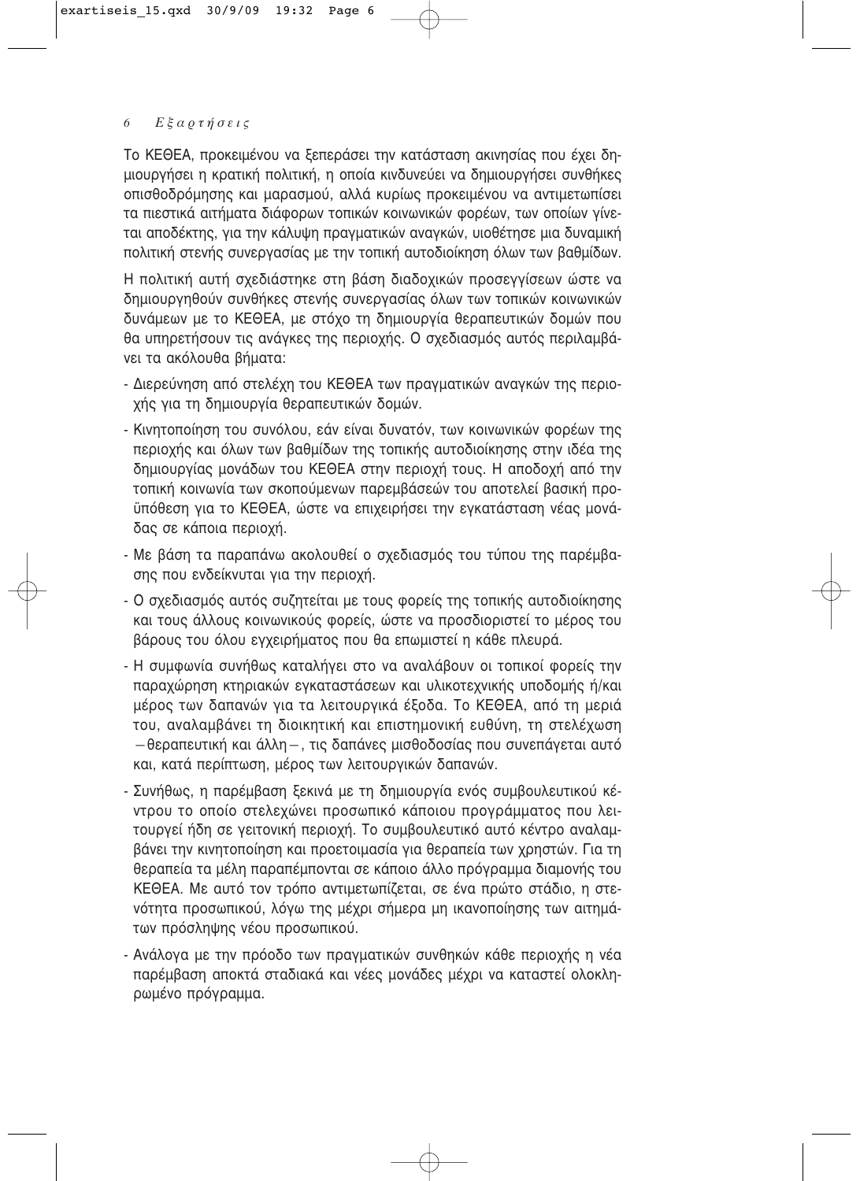Το ΚΕΘΕΑ, προκειμένου να ξεπεράσει την κατάσταση ακινησίας που έχει δημιουργήσει η κρατική πολιτική, η οποία κινδυνεύει να δημιουργήσει συνθήκες οπισθοδρόμησης και μαρασμού, αλλά κυρίως προκειμένου να αντιμετωπίσει τα πιεστικά αιτήματα διάφορων τοπικών κοινωνικών φορέων, των οποίων γίνεται αποδέκτης, για την κάλυψη πραγματικών αναγκών, υιοθέτησε μια δυναμική πολιτική στενής συνεργασίας με την τοπική αυτοδιοίκηση όλων των βαθμίδων.

Η πολιτική αυτή σχεδιάστηκε στη βάση διαδοχικών προσεγγίσεων ώστε να δημιουργηθούν συνθήκες στενής συνεργασίας όλων των τοπικών κοινωνικών δυνάμεων με το ΚΕΘΕΑ, με στόχο τη δημιουργία θεραπευτικών δομών που θα υπηρετήσουν τις ανάγκες της περιοχής. Ο σχεδιασμός αυτός περιλαμβάνει τα ακόλουθα βήματα:

- Διερεύνηση από στελέχη του ΚΕΘΕΑ των πραγματικών αναγκών της περιοχής για τη δημιουργία θεραπευτικών δομών.
- Κινητοποίηση του συνόλου, εάν είναι δυνατόν, των κοινωνικών φορέων της περιοχής και όλων των βαθμίδων της τοπικής αυτοδιοίκησης στην ιδέα της δημιουργίας μονάδων του ΚΕΘΕΑ στην περιοχή τους. Η αποδοχή από την τοπική κοινωνία των σκοπούμενων παρεμβάσεών του αποτελεί βασική προϋπόθεση για το ΚΕΘΕΑ, ώστε να επιχειρήσει την εγκατάσταση νέας μονάδας σε κάποια περιοχή.
- Με βάση τα παραπάνω ακολουθεί ο σχεδιασμός του τύπου της παρέμβασης που ενδείκνυται για την περιοχή.
- Ο σχεδιασμός αυτός συζητείται με τους φορείς της τοπικής αυτοδιοίκησης και τους άλλους κοινωνικούς φορείς, ώστε να προσδιοριστεί το μέρος του βάρους του όλου εγχειρήματος που θα επωμιστεί η κάθε πλευρά.
- Η συμφωνία συνήθως καταλήγει στο να αναλάβουν οι τοπικοί φορείς την παραχώρηση κτηριακών εγκαταστάσεων και υλικοτεχνικής υποδομής ή/και μέρος των δαπανών για τα λειτουργικά έξοδα. Το ΚΕΘΕΑ, από τη μεριά του, αναλαμβάνει τη διοικητική και επιστημονική ευθύνη, τη στελέχωση –θεραπευτική και άλλη–, τις δαπάνες μισθοδοσίας που συνεπάγεται αυτό και, κατά περίπτωση, μέρος των λειτουργικών δαπανών.
- Συνήθως, η παρέμβαση ξεκινά με τη δημιουργία ενός συμβουλευτικού κέντρου το οποίο στελεχώνει προσωπικό κάποιου προγράμματος που λειτουργεί ήδη σε γειτονική περιοχή. Το συμβουλευτικό αυτό κέντρο αναλαμβάνει την κινητοποίηση και προετοιμασία για θεραπεία των χρηστών. Για τη θεραπεία τα μέλη παραπέμπονται σε κάποιο άλλο πρόγραμμα διαμονής του ΚΕΘΕΑ. Με αυτό τον τρόπο αντιμετωπίζεται, σε ένα πρώτο στάδιο, η στενότητα προσωπικού, λόγω της μέχρι σήμερα μη ικανοποίησης των αιτημάτων πρόσληψης νέου προσωπικού.
- Ανάλογα με την πρόοδο των πραγματικών συνθηκών κάθε περιοχής η νέα παρέμβαση αποκτά σταδιακά και νέες μονάδες μέχρι να καταστεί ολοκληρωμένο πρόγραμμα.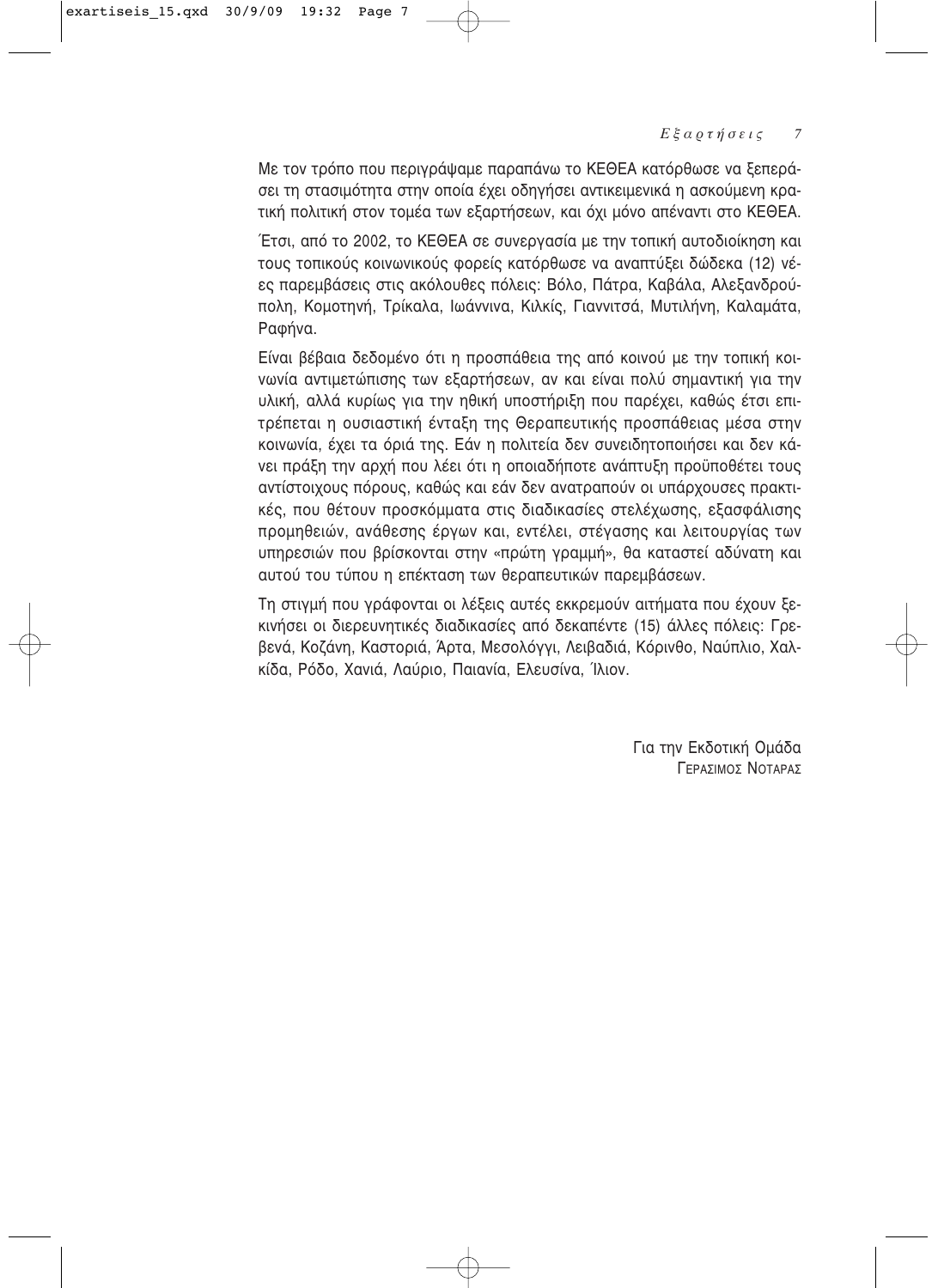Με τον τρόπο που περιγράψαμε παραπάνω το ΚΕΘΕΑ κατόρθωσε να ξεπεράσει τη στασιμότητα στην οποία έχει οδηγήσει αντικειμενικά η ασκούμενη κρατική πολιτική στον τομέα των εξαρτήσεων, και όχι μόνο απέναντι στο ΚΕΘΕΑ.

Έτσι, από το 2002, το ΚΕΘΕΑ σε συνεργασία με την τοπική αυτοδιοίκηση και τους τοπικούς κοινωνικούς φορείς κατόρθωσε να αναπτύξει δώδεκα (12) νέες παρεμβάσεις στις ακόλουθες πόλεις: Βόλο, Πάτρα, Καβάλα, Αλεξανδρούπολη, Κομοτηνή, Τρίκαλα, Ιωάννινα, Κιλκίς, Γιαννιτσά, Μυτιλήνη, Καλαμάτα, Ραφήνα.

Είναι βέβαια δεδομένο ότι η προσπάθεια της από κοινού με την τοπική κοινωνία αντιμετώπισης των εξαρτήσεων, αν και είναι πολύ σημαντική για την υλική, αλλά κυρίως για την ηθική υποστήριξη που παρέχει, καθώς έτσι επιτρέπεται η ουσιαστική ένταξη της Θεραπευτικής προσπάθειας μέσα στην κοινωνία, έχει τα όριά της. Εάν η πολιτεία δεν συνειδητοποιήσει και δεν κάνει πράξη την αρχή που λέει ότι η οποιαδήποτε ανάπτυξη προϋποθέτει τους αντίστοιχους πόρους, καθώς και εάν δεν ανατραπούν οι υπάρχουσες πρακτικές, που θέτουν προσκόμματα στις διαδικασίες στελέχωσης, εξασφάλισης προμηθειών, ανάθεσης έργων και, εντέλει, στέγασης και λειτουργίας των υπηρεσιών που βρίσκονται στην «πρώτη γραμμή», θα καταστεί αδύνατη και αυτού του τύπου η επέκταση των θεραπευτικών παρεμβάσεων.

Τη στιγμή που γράφονται οι λέξεις αυτές εκκρεμούν αιτήματα που έχουν ξεκινήσει οι διερευνητικές διαδικασίες από δεκαπέντε (15) άλλες πόλεις: Γρεβενά, Κοζάνη, Καστοριά, Άρτα, Μεσολόγγι, Λειβαδιά, Κόρινθο, Ναύπλιο, Χαλκίδα, Ρόδο, Χανιά, Λαύριο, Παιανία, Ελευσίνα, Ίλιον.

Για την Εκδοτική Ομάδα
ΓΕΡΑΣΙΜΟΣ ΝΟΤΑΡΑΣ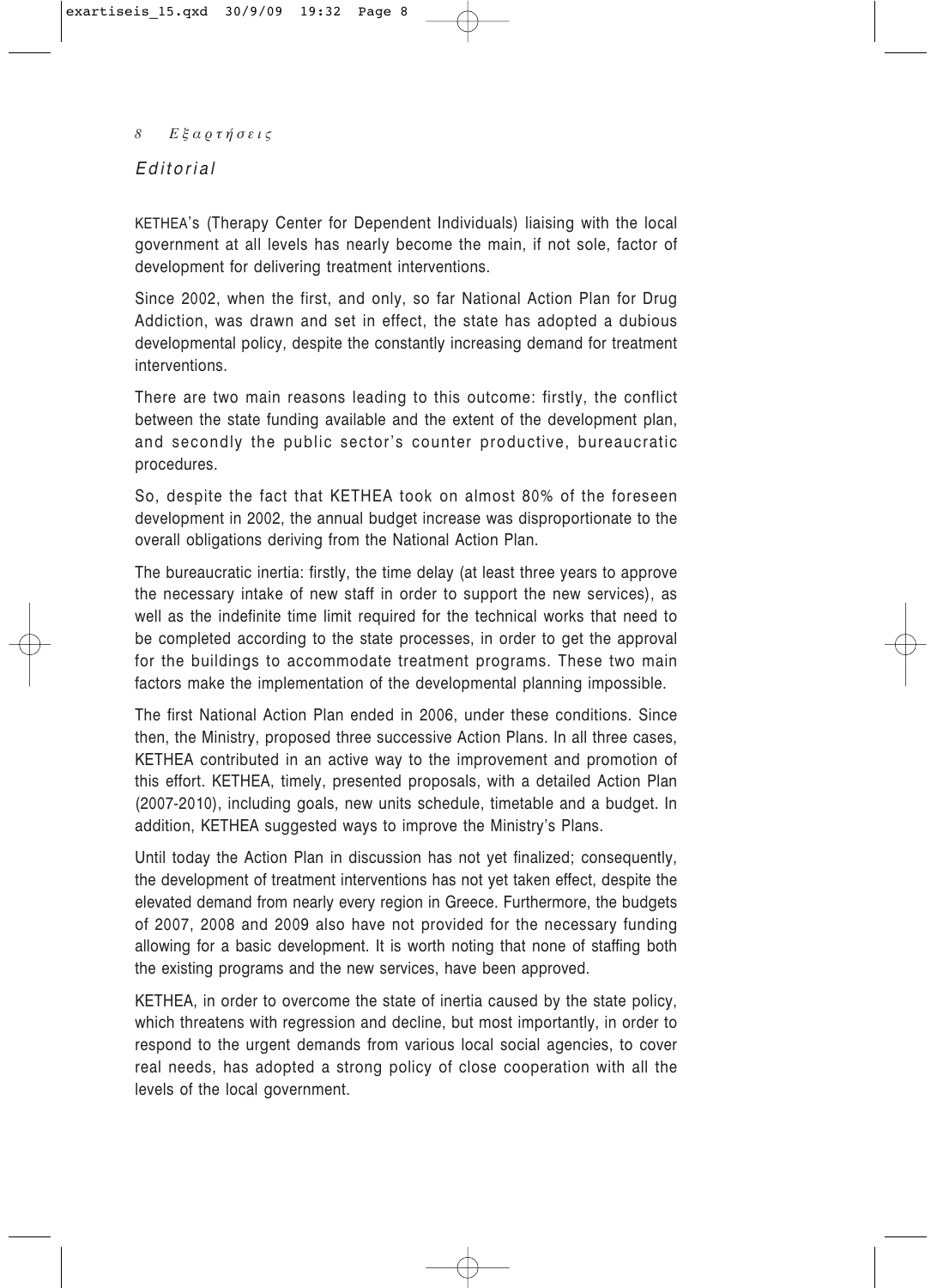*Editorial*

KETHEA's (Therapy Center for Dependent Individuals) liaising with the local government at all levels has nearly become the main, if not sole, factor of development for delivering treatment interventions.

Since 2002, when the first, and only, so far National Action Plan for Drug Addiction, was drawn and set in effect, the state has adopted a dubious developmental policy, despite the constantly increasing demand for treatment interventions.

There are two main reasons leading to this outcome: firstly, the conflict between the state funding available and the extent of the development plan, and secondly the public sector's counter productive, bureaucratic procedures.

So, despite the fact that KETHEA took on almost 80% of the foreseen development in 2002, the annual budget increase was disproportionate to the overall obligations deriving from the National Action Plan.

The bureaucratic inertia: firstly, the time delay (at least three years to approve the necessary intake of new staff in order to support the new services), as well as the indefinite time limit required for the technical works that need to be completed according to the state processes, in order to get the approval for the buildings to accommodate treatment programs. These two main factors make the implementation of the developmental planning impossible.

The first National Action Plan ended in 2006, under these conditions. Since then, the Ministry, proposed three successive Action Plans. In all three cases, KETHEA contributed in an active way to the improvement and promotion of this effort. KETHEA, timely, presented proposals, with a detailed Action Plan (2007-2010), including goals, new units schedule, timetable and a budget. In addition, KETHEA suggested ways to improve the Ministry's Plans.

Until today the Action Plan in discussion has not yet finalized; consequently, the development of treatment interventions has not yet taken effect, despite the elevated demand from nearly every region in Greece. Furthermore, the budgets of 2007, 2008 and 2009 also have not provided for the necessary funding allowing for a basic development. It is worth noting that none of staffing both the existing programs and the new services, have been approved.

KETHEA, in order to overcome the state of inertia caused by the state policy, which threatens with regression and decline, but most importantly, in order to respond to the urgent demands from various local social agencies, to cover real needs, has adopted a strong policy of close cooperation with all the levels of the local government.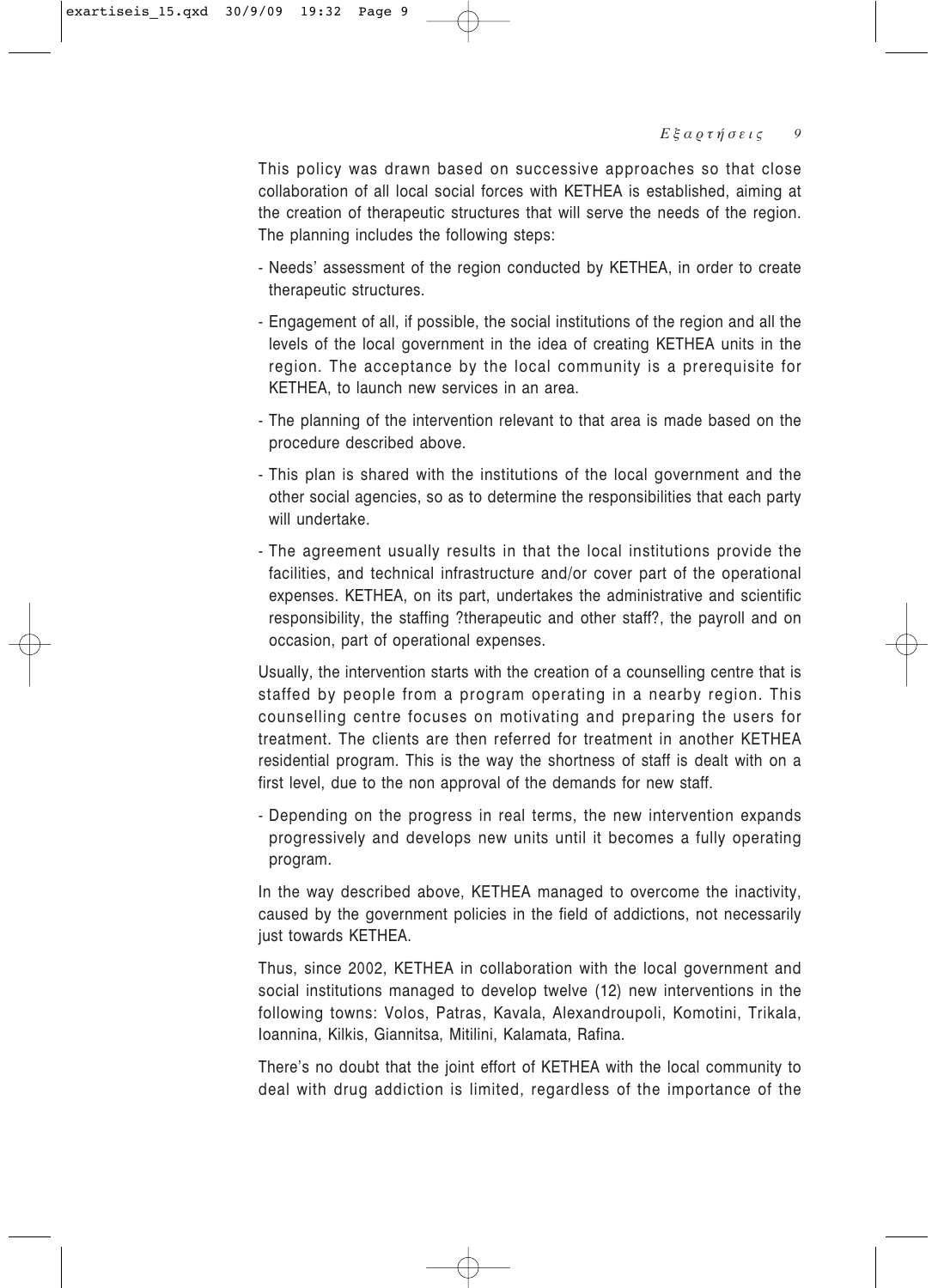This policy was drawn based on successive approaches so that close collaboration of all local social forces with KETHEA is established, aiming at the creation of therapeutic structures that will serve the needs of the region. The planning includes the following steps:

- Needs' assessment of the region conducted by KETHEA, in order to create therapeutic structures.
- Engagement of all, if possible, the social institutions of the region and all the levels of the local government in the idea of creating KETHEA units in the region. The acceptance by the local community is a prerequisite for KETHEA, to launch new services in an area.
- The planning of the intervention relevant to that area is made based on the procedure described above.
- This plan is shared with the institutions of the local government and the other social agencies, so as to determine the responsibilities that each party will undertake.
- The agreement usually results in that the local institutions provide the facilities, and technical infrastructure and/or cover part of the operational expenses. KETHEA, on its part, undertakes the administrative and scientific responsibility, the staffing ?therapeutic and other staff?, the payroll and on occasion, part of operational expenses.

Usually, the intervention starts with the creation of a counselling centre that is staffed by people from a program operating in a nearby region. This counselling centre focuses on motivating and preparing the users for treatment. The clients are then referred for treatment in another KETHEA residential program. This is the way the shortness of staff is dealt with on a first level, due to the non approval of the demands for new staff.

- Depending on the progress in real terms, the new intervention expands progressively and develops new units until it becomes a fully operating program.

In the way described above, KETHEA managed to overcome the inactivity, caused by the government policies in the field of addictions, not necessarily just towards KETHEA.

Thus, since 2002, KETHEA in collaboration with the local government and social institutions managed to develop twelve (12) new interventions in the following towns: Volos, Patras, Kavala, Alexandroupoli, Komotini, Trikala, Ioannina, Kilkis, Giannitsa, Mitilini, Kalamata, Rafina.

There's no doubt that the joint effort of KETHEA with the local community to deal with drug addiction is limited, regardless of the importance of the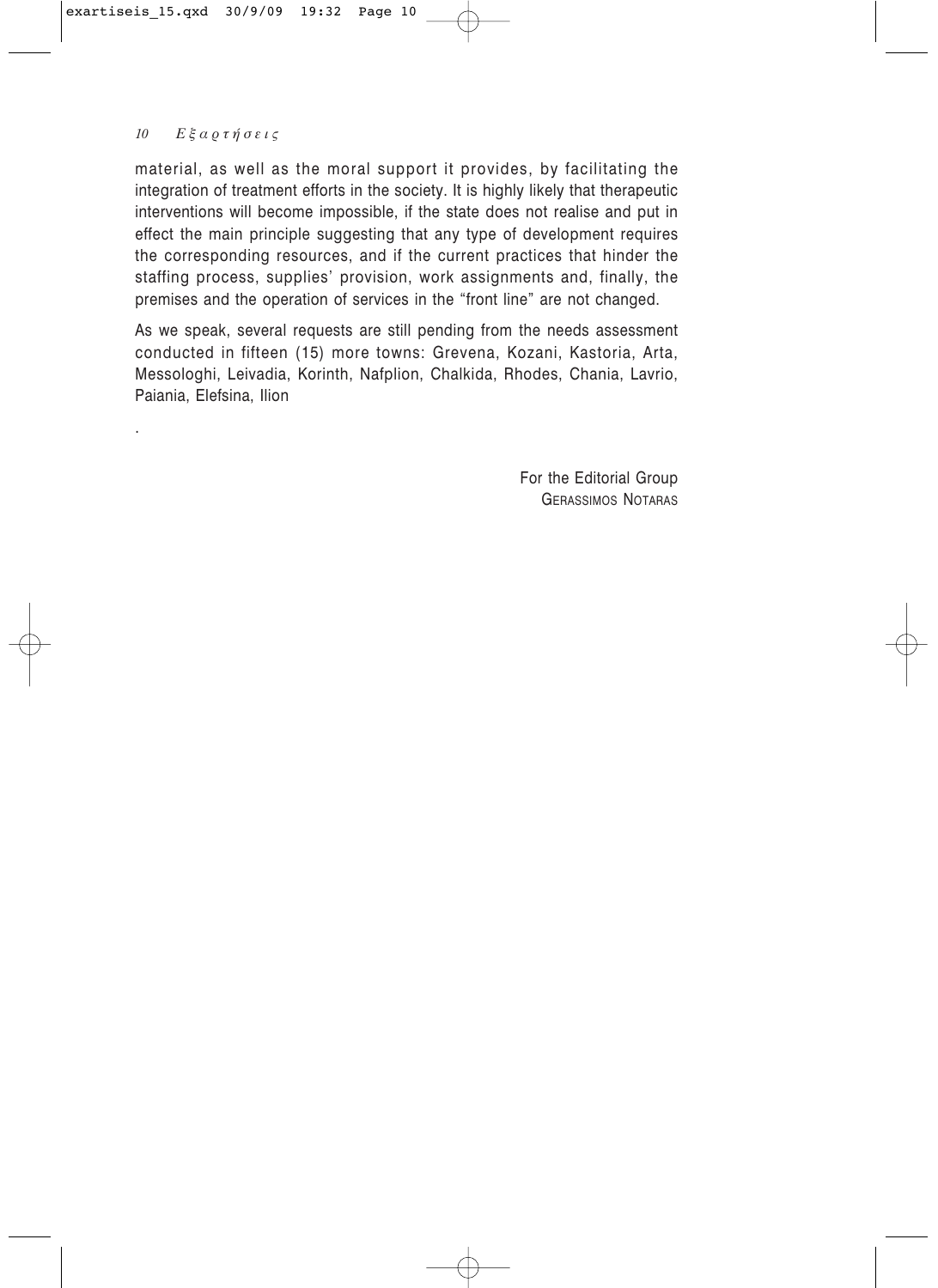material, as well as the moral support it provides, by facilitating the integration of treatment efforts in the society. It is highly likely that therapeutic interventions will become impossible, if the state does not realise and put in effect the main principle suggesting that any type of development requires the corresponding resources, and if the current practices that hinder the staffing process, supplies' provision, work assignments and, finally, the premises and the operation of services in the "front line" are not changed.

As we speak, several requests are still pending from the needs assessment conducted in fifteen (15) more towns: Grevena, Kozani, Kastoria, Arta, Messologhi, Leivadia, Korinth, Nafplion, Chalkida, Rhodes, Chania, Lavrio, Paiania, Elefsina, Ilion

.

For the Editorial Group
GERASSIMOS NOTARAS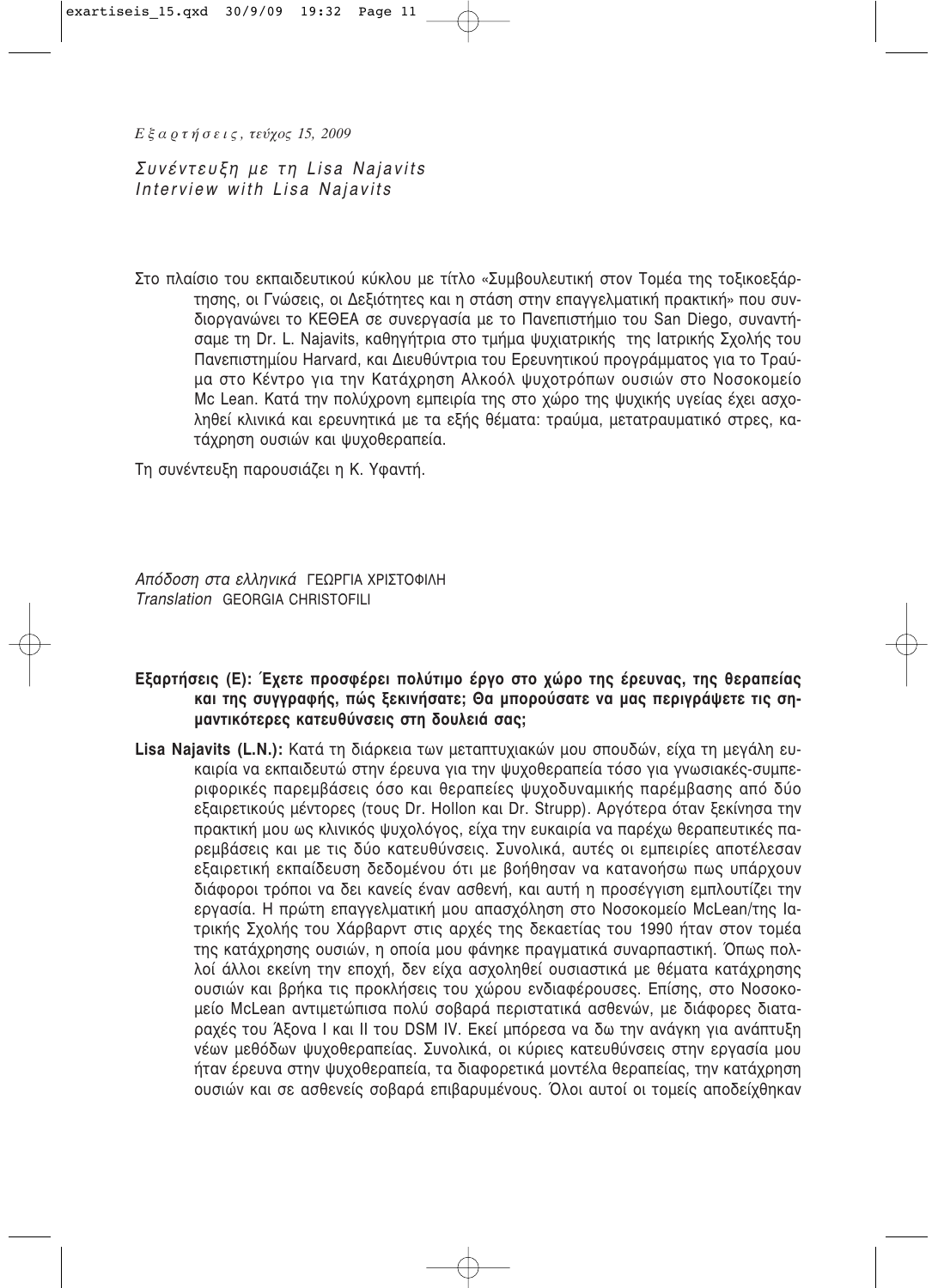*Εξαρτήσεις, τεύχος 15, 2009*

# *Συνέντευξη με τη Lisa Najavits*
# *Interview with Lisa Najavits*

Στο πλαίσιο του εκπαιδευτικού κύκλου με τίτλο «Συμβουλευτική στον Τομέα της τοξικοεξάρτησης, οι Γνώσεις, οι Δεξιότητες και η στάση στην επαγγελματική πρακτική» που συνδιοργανώνει το ΚΕΘΕΑ σε συνεργασία με το Πανεπιστήμιο του San Diego, συναντήσαμε τη Dr. L. Najavits, καθηγήτρια στο τμήμα ψυχιατρικής της Ιατρικής Σχολής του Πανεπιστημίου Harvard, και Διευθύντρια του Ερευνητικού προγράμματος για το Τραύμα στο Κέντρο για την Κατάχρηση Αλκοόλ ψυχοτρόπων ουσιών στο Νοσοκομείο Mc Lean. Κατά την πολύχρονη εμπειρία της στο χώρο της ψυχικής υγείας έχει ασχοληθεί κλινικά και ερευνητικά με τα εξής θέματα: τραύμα, μετατραυματικό στρες, κατάχρηση ουσιών και ψυχοθεραπεία.

Τη συνέντευξη παρουσιάζει η Κ. Υφαντή.

*Απόδοση στα ελληνικά* ΓΕΩΡΓΙΑ ΧΡΙΣΤΟΦΙΛΗ
*Translation* GEORGIA CHRISTOFILI

**Εξαρτήσεις (Ε): Έχετε προσφέρει πολύτιμο έργο στο χώρο της έρευνας, της θεραπείας και της συγγραφής, πώς ξεκινήσατε; Θα μπορούσατε να μας περιγράψετε τις σημαντικότερες κατευθύνσεις στη δουλειά σας;**

**Lisa Najavits (L.N.):** Κατά τη διάρκεια των μεταπτυχιακών μου σπουδών, είχα τη μεγάλη ευκαιρία να εκπαιδευτώ στην έρευνα για την ψυχοθεραπεία τόσο για γνωσιακές-συμπεριφορικές παρεμβάσεις όσο και θεραπείες ψυχοδυναμικής παρέμβασης από δύο εξαιρετικούς μέντορες (τους Dr. Hollon και Dr. Strupp). Αργότερα όταν ξεκίνησα την πρακτική μου ως κλινικός ψυχολόγος, είχα την ευκαιρία να παρέχω θεραπευτικές παρεμβάσεις και με τις δύο κατευθύνσεις. Συνολικά, αυτές οι εμπειρίες αποτέλεσαν εξαιρετική εκπαίδευση δεδομένου ότι με βοήθησαν να κατανοήσω πως υπάρχουν διάφοροι τρόποι να δει κανείς έναν ασθενή, και αυτή η προσέγγιση εμπλουτίζει την εργασία. Η πρώτη επαγγελματική μου απασχόληση στο Νοσοκομείο McLean/της Ιατρικής Σχολής του Χάρβαρντ στις αρχές της δεκαετίας του 1990 ήταν στον τομέα της κατάχρησης ουσιών, η οποία μου φάνηκε πραγματικά συναρπαστική. Όπως πολλοί άλλοι εκείνη την εποχή, δεν είχα ασχοληθεί ουσιαστικά με θέματα κατάχρησης ουσιών και βρήκα τις προκλήσεις του χώρου ενδιαφέρουσες. Επίσης, στο Νοσοκομείο McLean αντιμετώπισα πολύ σοβαρά περιστατικά ασθενών, με διάφορες διαταραχές του Άξονα Ι και ΙΙ του DSM IV. Εκεί μπόρεσα να δω την ανάγκη για ανάπτυξη νέων μεθόδων ψυχοθεραπείας. Συνολικά, οι κύριες κατευθύνσεις στην εργασία μου ήταν έρευνα στην ψυχοθεραπεία, τα διαφορετικά μοντέλα θεραπείας, την κατάχρηση ουσιών και σε ασθενείς σοβαρά επιβαρυμένους. Όλοι αυτοί οι τομείς αποδείχθηκαν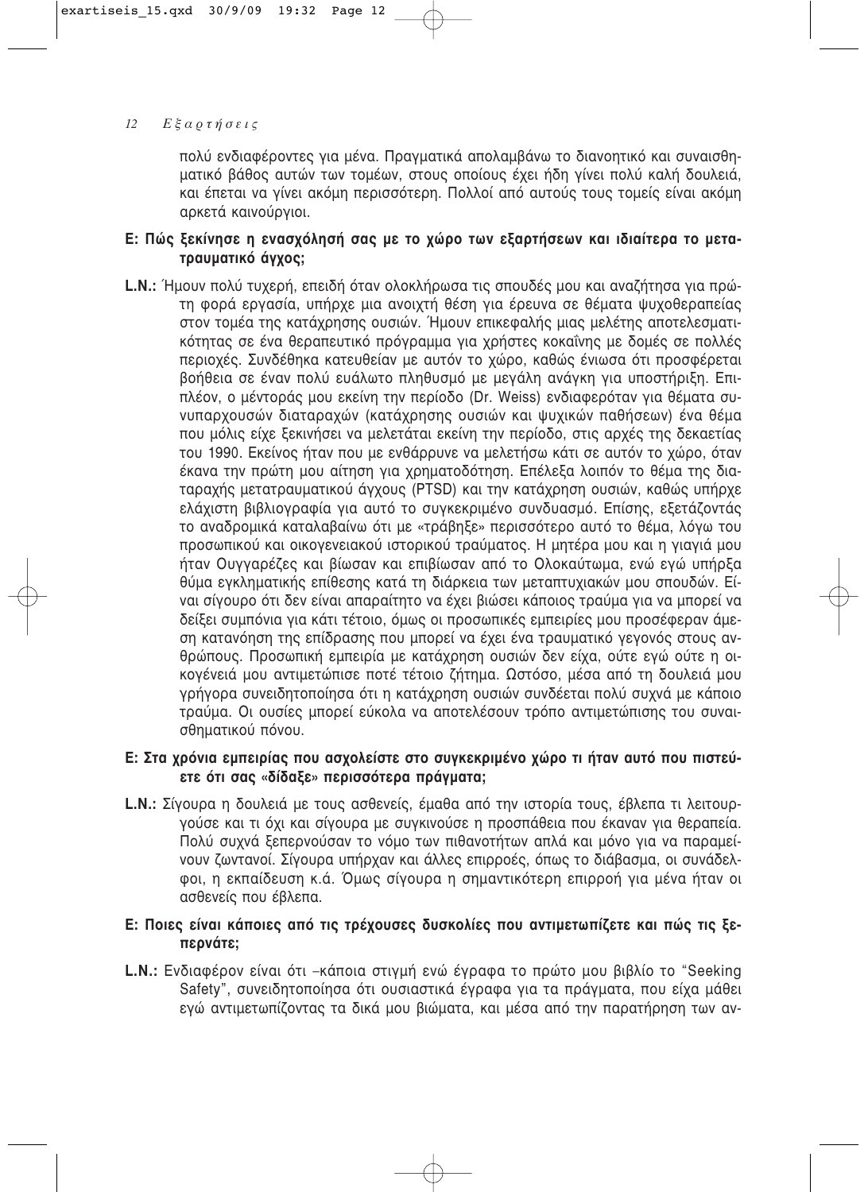πολύ ενδιαφέροντες για μένα. Πραγματικά απολαμβάνω το διανοητικό και συναισθηματικό βάθος αυτών των τομέων, στους οποίους έχει ήδη γίνει πολύ καλή δουλειά, και έπεται να γίνει ακόμη περισσότερη. Πολλοί από αυτούς τους τομείς είναι ακόμη αρκετά καινούργιοι.

**Ε: Πώς ξεκίνησε η ενασχόλησή σας με το χώρο των εξαρτήσεων και ιδιαίτερα το μετατραυματικό άγχος;**

**L.N.:** Ήμουν πολύ τυχερή, επειδή όταν ολοκλήρωσα τις σπουδές μου και αναζήτησα για πρώτη φορά εργασία, υπήρχε μια ανοιχτή θέση για έρευνα σε θέματα ψυχοθεραπείας στον τομέα της κατάχρησης ουσιών. Ήμουν επικεφαλής μιας μελέτης αποτελεσματικότητας σε ένα θεραπευτικό πρόγραμμα για χρήστες κοκαΐνης με δομές σε πολλές περιοχές. Συνδέθηκα κατευθείαν με αυτόν το χώρο, καθώς ένιωσα ότι προσφέρεται βοήθεια σε έναν πολύ ευάλωτο πληθυσμό με μεγάλη ανάγκη για υποστήριξη. Επιπλέον, ο μέντοράς μου εκείνη την περίοδο (Dr. Weiss) ενδιαφερόταν για θέματα συνυπαρχουσών διαταραχών (κατάχρησης ουσιών και ψυχικών παθήσεων) ένα θέμα που μόλις είχε ξεκινήσει να μελετάται εκείνη την περίοδο, στις αρχές της δεκαετίας του 1990. Εκείνος ήταν που με ενθάρρυνε να μελετήσω κάτι σε αυτόν το χώρο, όταν έκανα την πρώτη μου αίτηση για χρηματοδότηση. Επέλεξα λοιπόν το θέμα της διαταραχής μετατραυματικού άγχους (PTSD) και την κατάχρηση ουσιών, καθώς υπήρχε ελάχιστη βιβλιογραφία για αυτό το συγκεκριμένο συνδυασμό. Επίσης, εξετάζοντάς το αναδρομικά καταλαβαίνω ότι με «τράβηξε» περισσότερο αυτό το θέμα, λόγω του προσωπικού και οικογενειακού ιστορικού τραύματος. Η μητέρα μου και η γιαγιά μου ήταν Ουγγαρέζες και βίωσαν και επιβίωσαν από το Ολοκαύτωμα, ενώ εγώ υπήρξα θύμα εγκληματικής επίθεσης κατά τη διάρκεια των μεταπτυχιακών μου σπουδών. Είναι σίγουρο ότι δεν είναι απαραίτητο να έχει βιώσει κάποιος τραύμα για να μπορεί να δείξει συμπόνια για κάτι τέτοιο, όμως οι προσωπικές εμπειρίες μου προσέφεραν άμεση κατανόηση της επίδρασης που μπορεί να έχει ένα τραυματικό γεγονός στους ανθρώπους. Προσωπική εμπειρία με κατάχρηση ουσιών δεν είχα, ούτε εγώ ούτε η οικογένειά μου αντιμετώπισε ποτέ τέτοιο ζήτημα. Ωστόσο, μέσα από τη δουλειά μου γρήγορα συνειδητοποίησα ότι η κατάχρηση ουσιών συνδέεται πολύ συχνά με κάποιο τραύμα. Οι ουσίες μπορεί εύκολα να αποτελέσουν τρόπο αντιμετώπισης του συναισθηματικού πόνου.

**Ε: Στα χρόνια εμπειρίας που ασχολείστε στο συγκεκριμένο χώρο τι ήταν αυτό που πιστεύετε ότι σας «δίδαξε» περισσότερα πράγματα;**

**L.N.:** Σίγουρα η δουλειά με τους ασθενείς, έμαθα από την ιστορία τους, έβλεπα τι λειτουργούσε και τι όχι και σίγουρα με συγκινούσε η προσπάθεια που έκαναν για θεραπεία. Πολύ συχνά ξεπερνούσαν το νόμο των πιθανοτήτων απλά και μόνο για να παραμείνουν ζωντανοί. Σίγουρα υπήρχαν και άλλες επιρροές, όπως το διάβασμα, οι συνάδελφοι, η εκπαίδευση κ.ά. Όμως σίγουρα η σημαντικότερη επιρροή για μένα ήταν οι ασθενείς που έβλεπα.

**Ε: Ποιες είναι κάποιες από τις τρέχουσες δυσκολίες που αντιμετωπίζετε και πώς τις ξεπερνάτε;**

**L.N.:** Ενδιαφέρον είναι ότι –κάποια στιγμή ενώ έγραφα το πρώτο μου βιβλίο το "Seeking Safety", συνειδητοποίησα ότι ουσιαστικά έγραφα για τα πράγματα, που είχα μάθει εγώ αντιμετωπίζοντας τα δικά μου βιώματα, και μέσα από την παρατήρηση των αν-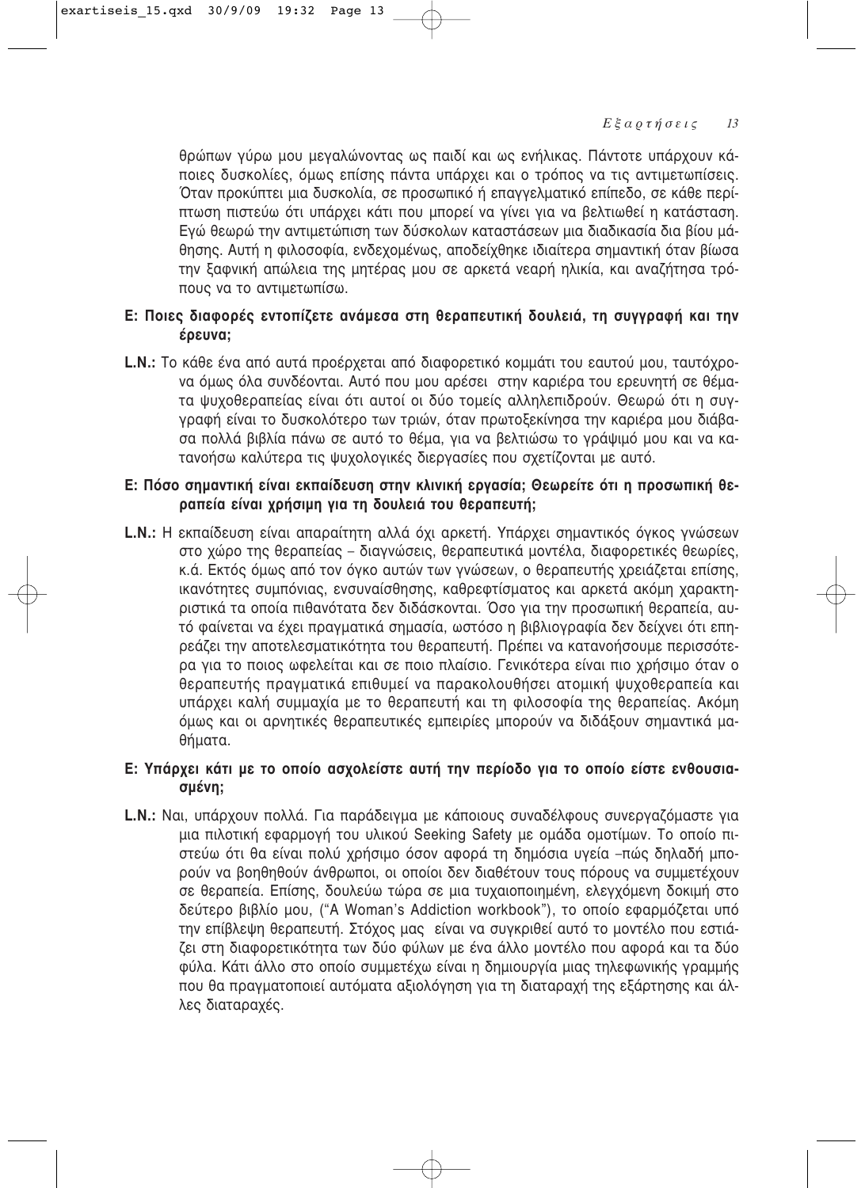θρώπων γύρω μου μεγαλώνοντας ως παιδί και ως ενήλικας. Πάντοτε υπάρχουν κάποιες δυσκολίες, όμως επίσης πάντα υπάρχει και ο τρόπος να τις αντιμετωπίσεις. Όταν προκύπτει μια δυσκολία, σε προσωπικό ή επαγγελματικό επίπεδο, σε κάθε περίπτωση πιστεύω ότι υπάρχει κάτι που μπορεί να γίνει για να βελτιωθεί η κατάσταση. Εγώ θεωρώ την αντιμετώπιση των δύσκολων καταστάσεων μια διαδικασία δια βίου μάθησης. Αυτή η φιλοσοφία, ενδεχομένως, αποδείχθηκε ιδιαίτερα σημαντική όταν βίωσα την ξαφνική απώλεια της μητέρας μου σε αρκετά νεαρή ηλικία, και αναζήτησα τρόπους να το αντιμετωπίσω.

**Ε: Ποιες διαφορές εντοπίζετε ανάμεσα στη θεραπευτική δουλειά, τη συγγραφή και την έρευνα;**

**L.N.:** Το κάθε ένα από αυτά προέρχεται από διαφορετικό κομμάτι του εαυτού μου, ταυτόχρονα όμως όλα συνδέονται. Αυτό που μου αρέσει στην καριέρα του ερευνητή σε θέματα ψυχοθεραπείας είναι ότι αυτοί οι δύο τομείς αλληλεπιδρούν. Θεωρώ ότι η συγγραφή είναι το δυσκολότερο των τριών, όταν πρωτοξεκίνησα την καριέρα μου διάβασα πολλά βιβλία πάνω σε αυτό το θέμα, για να βελτιώσω το γράψιμό μου και να κατανοήσω καλύτερα τις ψυχολογικές διεργασίες που σχετίζονται με αυτό.

**Ε: Πόσο σημαντική είναι εκπαίδευση στην κλινική εργασία; Θεωρείτε ότι η προσωπική θεραπεία είναι χρήσιμη για τη δουλειά του θεραπευτή;**

**L.N.:** Η εκπαίδευση είναι απαραίτητη αλλά όχι αρκετή. Υπάρχει σημαντικός όγκος γνώσεων στο χώρο της θεραπείας – διαγνώσεις, θεραπευτικά μοντέλα, διαφορετικές θεωρίες, κ.ά. Εκτός όμως από τον όγκο αυτών των γνώσεων, ο θεραπευτής χρειάζεται επίσης, ικανότητες συμπόνιας, ενσυναίσθησης, καθρεφτίσματος και αρκετά ακόμη χαρακτηριστικά τα οποία πιθανότατα δεν διδάσκονται. Όσο για την προσωπική θεραπεία, αυτό φαίνεται να έχει πραγματικά σημασία, ωστόσο η βιβλιογραφία δεν δείχνει ότι επηρεάζει την αποτελεσματικότητα του θεραπευτή. Πρέπει να κατανοήσουμε περισσότερα για το ποιος ωφελείται και σε ποιο πλαίσιο. Γενικότερα είναι πιο χρήσιμο όταν ο θεραπευτής πραγματικά επιθυμεί να παρακολουθήσει ατομική ψυχοθεραπεία και υπάρχει καλή συμμαχία με το θεραπευτή και τη φιλοσοφία της θεραπείας. Ακόμη όμως και οι αρνητικές θεραπευτικές εμπειρίες μπορούν να διδάξουν σημαντικά μαθήματα.

**Ε: Υπάρχει κάτι με το οποίο ασχολείστε αυτή την περίοδο για το οποίο είστε ενθουσιασμένη;**

**L.N.:** Ναι, υπάρχουν πολλά. Για παράδειγμα με κάποιους συναδέλφους συνεργαζόμαστε για μια πιλοτική εφαρμογή του υλικού Seeking Safety με ομάδα ομοτίμων. Το οποίο πιστεύω ότι θα είναι πολύ χρήσιμο όσον αφορά τη δημόσια υγεία –πώς δηλαδή μπορούν να βοηθηθούν άνθρωποι, οι οποίοι δεν διαθέτουν τους πόρους να συμμετέχουν σε θεραπεία. Επίσης, δουλεύω τώρα σε μια τυχαιοποιημένη, ελεγχόμενη δοκιμή στο δεύτερο βιβλίο μου, ("A Woman's Addiction workbook"), το οποίο εφαρμόζεται υπό την επίβλεψη θεραπευτή. Στόχος μας είναι να συγκριθεί αυτό το μοντέλο που εστιάζει στη διαφορετικότητα των δύο φύλων με ένα άλλο μοντέλο που αφορά και τα δύο φύλα. Κάτι άλλο στο οποίο συμμετέχω είναι η δημιουργία μιας τηλεφωνικής γραμμής που θα πραγματοποιεί αυτόματα αξιολόγηση για τη διαταραχή της εξάρτησης και άλλες διαταραχές.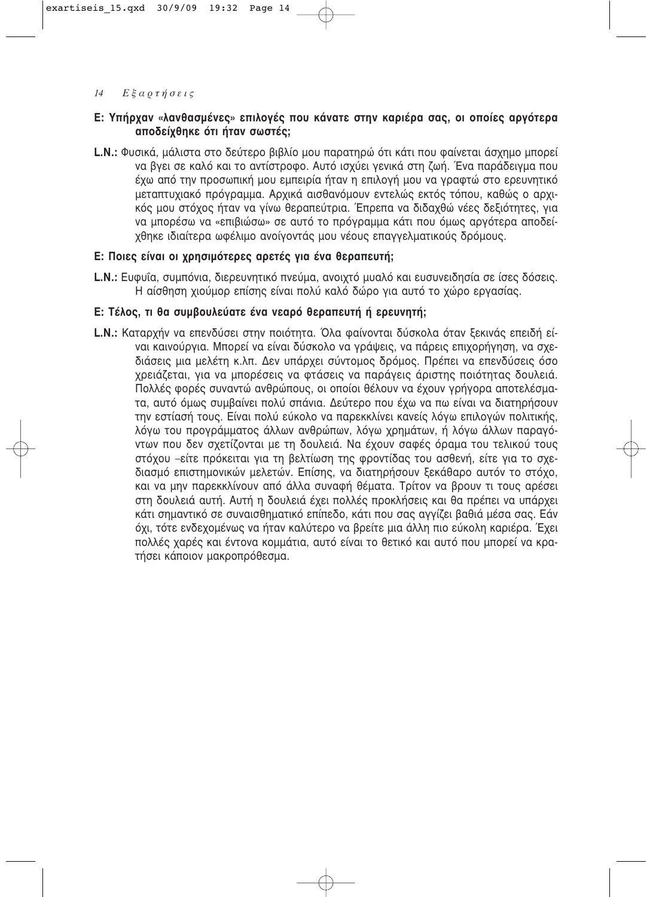**Ε: Υπήρχαν «λανθασμένες» επιλογές που κάνατε στην καριέρα σας, οι οποίες αργότερα αποδείχθηκε ότι ήταν σωστές;**

**L.N.:** Φυσικά, μάλιστα στο δεύτερο βιβλίο μου παρατηρώ ότι κάτι που φαίνεται άσχημο μπορεί να βγει σε καλό και το αντίστροφο. Αυτό ισχύει γενικά στη ζωή. Ένα παράδειγμα που έχω από την προσωπική μου εμπειρία ήταν η επιλογή μου να γραφτώ στο ερευνητικό μεταπτυχιακό πρόγραμμα. Αρχικά αισθανόμουν εντελώς εκτός τόπου, καθώς ο αρχικός μου στόχος ήταν να γίνω θεραπεύτρια. Έπρεπα να διδαχθώ νέες δεξιότητες, για να μπορέσω να «επιβιώσω» σε αυτό το πρόγραμμα κάτι που όμως αργότερα αποδείχθηκε ιδιαίτερα ωφέλιμο ανοίγοντάς μου νέους επαγγελματικούς δρόμους.

**Ε: Ποιες είναι οι χρησιμότερες αρετές για ένα θεραπευτή;**

**L.N.:** Ευφυΐα, συμπόνια, διερευνητικό πνεύμα, ανοιχτό μυαλό και ευσυνειδησία σε ίσες δόσεις. Η αίσθηση χιούμορ επίσης είναι πολύ καλό δώρο για αυτό το χώρο εργασίας.

**Ε: Τέλος, τι θα συμβουλεύατε ένα νεαρό θεραπευτή ή ερευνητή;**

**L.N.:** Καταρχήν να επενδύσει στην ποιότητα. Όλα φαίνονται δύσκολα όταν ξεκινάς επειδή είναι καινούργια. Μπορεί να είναι δύσκολο να γράψεις, να πάρεις επιχορήγηση, να σχεδιάσεις μια μελέτη κ.λπ. Δεν υπάρχει σύντομος δρόμος. Πρέπει να επενδύσεις όσο χρειάζεται, για να μπορέσεις να φτάσεις να παράγεις άριστης ποιότητας δουλειά. Πολλές φορές συναντώ ανθρώπους, οι οποίοι θέλουν να έχουν γρήγορα αποτελέσματα, αυτό όμως συμβαίνει πολύ σπάνια. Δεύτερο που έχω να πω είναι να διατηρήσουν την εστίασή τους. Είναι πολύ εύκολο να παρεκκλίνει κανείς λόγω επιλογών πολιτικής, λόγω του προγράμματος άλλων ανθρώπων, λόγω χρημάτων, ή λόγω άλλων παραγόντων που δεν σχετίζονται με τη δουλειά. Να έχουν σαφές όραμα του τελικού τους στόχου –είτε πρόκειται για τη βελτίωση της φροντίδας του ασθενή, είτε για το σχεδιασμό επιστημονικών μελετών. Επίσης, να διατηρήσουν ξεκάθαρο αυτόν το στόχο, και να μην παρεκκλίνουν από άλλα συναφή θέματα. Τρίτον να βρουν τι τους αρέσει στη δουλειά αυτή. Αυτή η δουλειά έχει πολλές προκλήσεις και θα πρέπει να υπάρχει κάτι σημαντικό σε συναισθηματικό επίπεδο, κάτι που σας αγγίζει βαθιά μέσα σας. Εάν όχι, τότε ενδεχομένως να ήταν καλύτερο να βρείτε μια άλλη πιο εύκολη καριέρα. Έχει πολλές χαρές και έντονα κομμάτια, αυτό είναι το θετικό και αυτό που μπορεί να κρατήσει κάποιον μακροπρόθεσμα.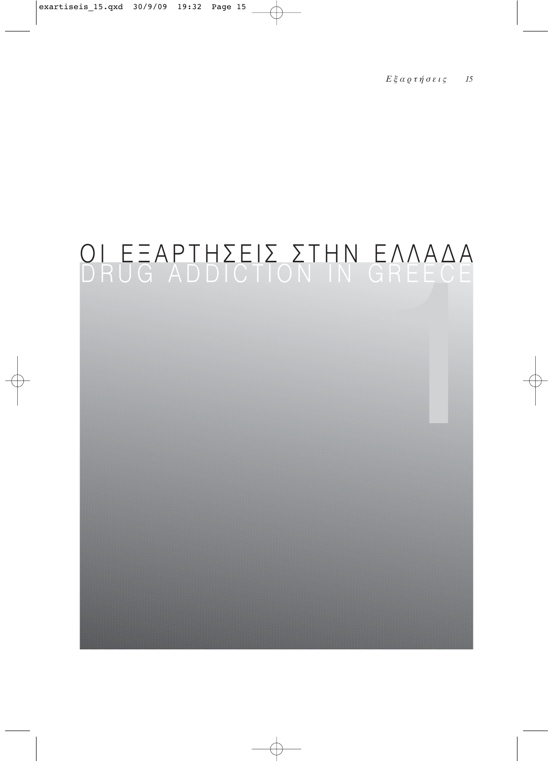# ΟΙ ΕΞΑΡΤΗΣΕΙΣ ΣΤΗΝ ΕΛΛΑΔΑ
# DRUG ADDICTION IN GREECE

1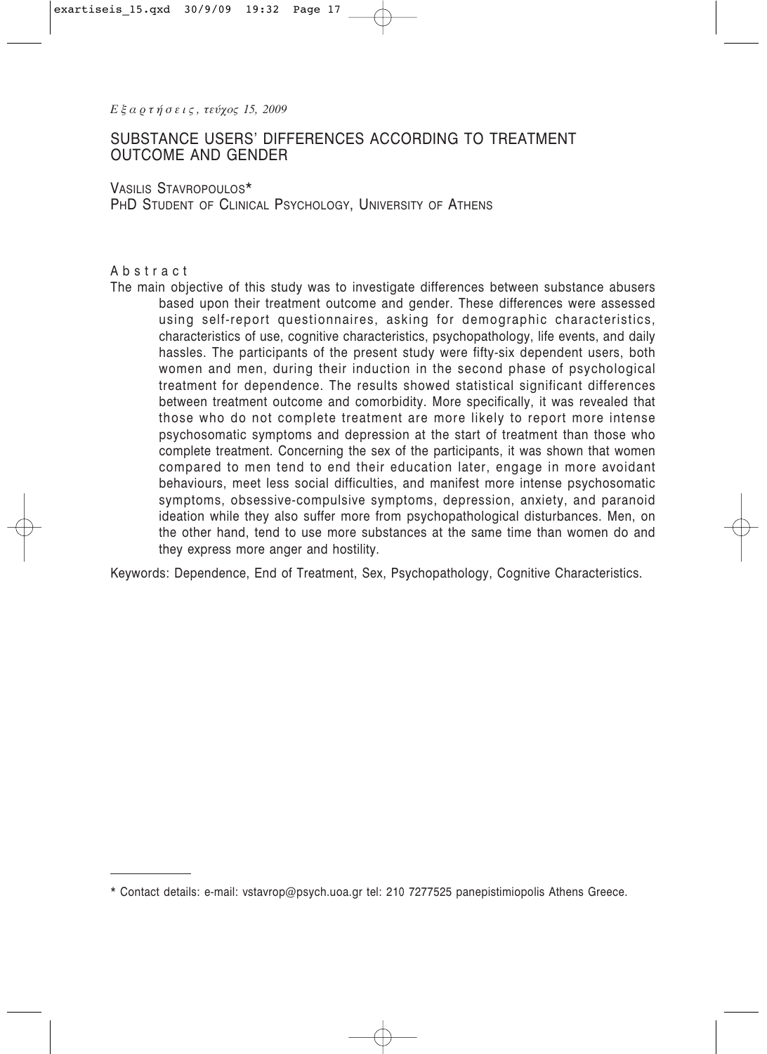# SUBSTANCE USERS' DIFFERENCES ACCORDING TO TREATMENT OUTCOME AND GENDER

VASILIS STAVROPOULOS*
PHD STUDENT OF CLINICAL PSYCHOLOGY, UNIVERSITY OF ATHENS

## Abstract

The main objective of this study was to investigate differences between substance abusers based upon their treatment outcome and gender. These differences were assessed using self-report questionnaires, asking for demographic characteristics, characteristics of use, cognitive characteristics, psychopathology, life events, and daily hassles. The participants of the present study were fifty-six dependent users, both women and men, during their induction in the second phase of psychological treatment for dependence. The results showed statistical significant differences between treatment outcome and comorbidity. More specifically, it was revealed that those who do not complete treatment are more likely to report more intense psychosomatic symptoms and depression at the start of treatment than those who complete treatment. Concerning the sex of the participants, it was shown that women compared to men tend to end their education later, engage in more avoidant behaviours, meet less social difficulties, and manifest more intense psychosomatic symptoms, obsessive-compulsive symptoms, depression, anxiety, and paranoid ideation while they also suffer more from psychopathological disturbances. Men, on the other hand, tend to use more substances at the same time than women do and they express more anger and hostility.

Keywords: Dependence, End of Treatment, Sex, Psychopathology, Cognitive Characteristics.

---

* Contact details: e-mail: vstavrop@psych.uoa.gr tel: 210 7277525 panepistimiopolis Athens Greece.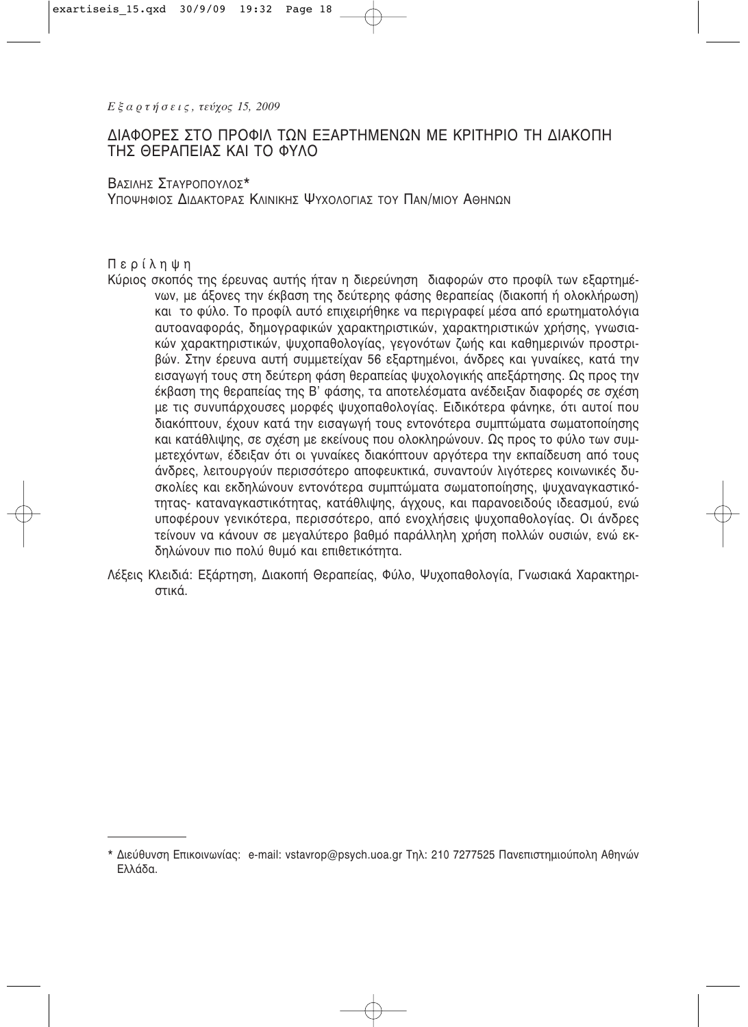# ΔΙΑΦΟΡΕΣ ΣΤΟ ΠΡΟΦΙΛ ΤΩΝ ΕΞΑΡΤΗΜΕΝΩΝ ΜΕ ΚΡΙΤΗΡΙΟ ΤΗ ΔΙΑΚΟΠΗ ΤΗΣ ΘΕΡΑΠΕΙΑΣ ΚΑΙ ΤΟ ΦΥΛΟ

ΒΑΣΙΛΗΣ ΣΤΑΥΡΟΠΟΥΛΟΣ*
ΥΠΟΨΗΦΙΟΣ ΔΙΔΑΚΤΟΡΑΣ ΚΛΙΝΙΚΗΣ ΨΥΧΟΛΟΓΙΑΣ ΤΟΥ ΠΑΝ/ΜΙΟΥ ΑΘΗΝΩΝ

## Περίληψη

Κύριος σκοπός της έρευνας αυτής ήταν η διερεύνηση διαφορών στο προφίλ των εξαρτημένων, με άξονες την έκβαση της δεύτερης φάσης θεραπείας (διακοπή ή ολοκλήρωση) και το φύλο. Το προφίλ αυτό επιχειρήθηκε να περιγραφεί μέσα από ερωτηματολόγια αυτοαναφοράς, δημογραφικών χαρακτηριστικών, χαρακτηριστικών χρήσης, γνωσιακών χαρακτηριστικών, ψυχοπαθολογίας, γεγονότων ζωής και καθημερινών προστριβών. Στην έρευνα αυτή συμμετείχαν 56 εξαρτημένοι, άνδρες και γυναίκες, κατά την εισαγωγή τους στη δεύτερη φάση θεραπείας ψυχολογικής απεξάρτησης. Ως προς την έκβαση της θεραπείας της Β' φάσης, τα αποτελέσματα ανέδειξαν διαφορές σε σχέση με τις συνυπάρχουσες μορφές ψυχοπαθολογίας. Ειδικότερα φάνηκε, ότι αυτοί που διακόπτουν, έχουν κατά την εισαγωγή τους εντονότερα συμπτώματα σωματοποίησης και κατάθλιψης, σε σχέση με εκείνους που ολοκληρώνουν. Ως προς το φύλο των συμμετεχόντων, έδειξαν ότι οι γυναίκες διακόπτουν αργότερα την εκπαίδευση από τους άνδρες, λειτουργούν περισσότερο αποφευκτικά, συναντούν λιγότερες κοινωνικές δυσκολίες και εκδηλώνουν εντονότερα συμπτώματα σωματοποίησης, ψυχαναγκαστικότητας- καταναγκαστικότητας, κατάθλιψης, άγχους, και παρανοειδούς ιδεασμού, ενώ υποφέρουν γενικότερα, περισσότερο, από ενοχλήσεις ψυχοπαθολογίας. Οι άνδρες τείνουν να κάνουν σε μεγαλύτερο βαθμό παράλληλη χρήση πολλών ουσιών, ενώ εκδηλώνουν πιο πολύ θυμό και επιθετικότητα.

Λέξεις Κλειδιά: Εξάρτηση, Διακοπή Θεραπείας, Φύλο, Ψυχοπαθολογία, Γνωσιακά Χαρακτηριστικά.

---

* Διεύθυνση Επικοινωνίας: e-mail: vstavrop@psych.uoa.gr Τηλ: 210 7277525 Πανεπιστημιούπολη Αθηνών Ελλάδα.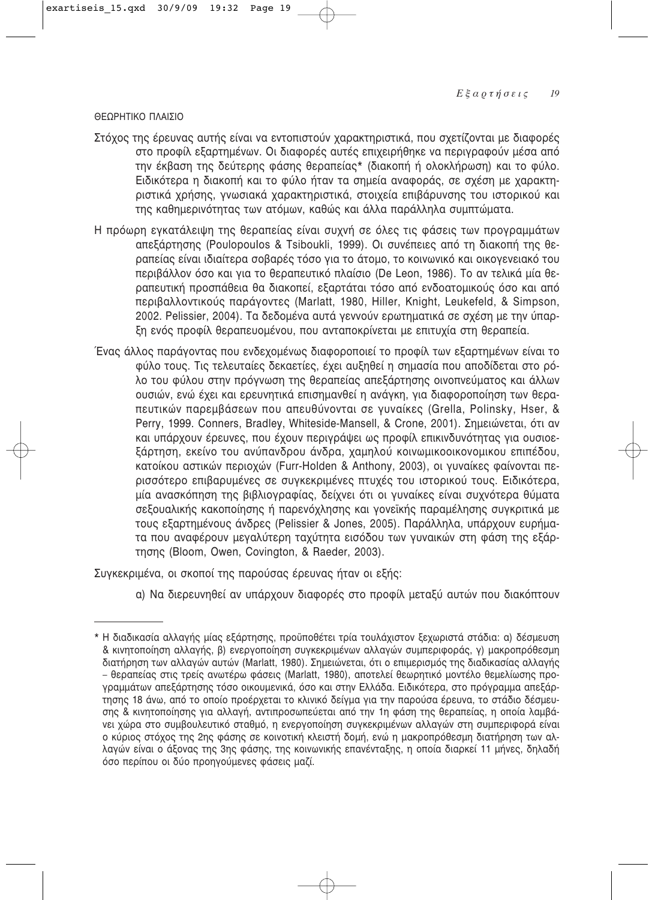## ΘΕΩΡΗΤΙΚΟ ΠΛΑΙΣΙΟ

Στόχος της έρευνας αυτής είναι να εντοπιστούν χαρακτηριστικά, που σχετίζονται με διαφορές στο προφίλ εξαρτημένων. Οι διαφορές αυτές επιχειρήθηκε να περιγραφούν μέσα από την έκβαση της δεύτερης φάσης θεραπείας* (διακοπή ή ολοκλήρωση) και το φύλο. Ειδικότερα η διακοπή και το φύλο ήταν τα σημεία αναφοράς, σε σχέση με χαρακτηριστικά χρήσης, γνωσιακά χαρακτηριστικά, στοιχεία επιβάρυνσης του ιστορικού και της καθημερινότητας των ατόμων, καθώς και άλλα παράλληλα συμπτώματα.

Η πρόωρη εγκατάλειψη της θεραπείας είναι συχνή σε όλες τις φάσεις των προγραμμάτων απεξάρτησης (Poulopoulos & Tsiboukli, 1999). Οι συνέπειες από τη διακοπή της θεραπείας είναι ιδιαίτερα σοβαρές τόσο για το άτομο, το κοινωνικό και οικογενειακό του περιβάλλον όσο και για το θεραπευτικό πλαίσιο (De Leon, 1986). Το αν τελικά μία θεραπευτική προσπάθεια θα διακοπεί, εξαρτάται τόσο από ενδοατομικούς όσο και από περιβαλλοντικούς παράγοντες (Marlatt, 1980, Hiller, Knight, Leukefeld, & Simpson, 2002. Pelissier, 2004). Τα δεδομένα αυτά γεννούν ερωτηματικά σε σχέση με την ύπαρξη ενός προφίλ θεραπευομένου, που ανταποκρίνεται με επιτυχία στη θεραπεία.

Ένας άλλος παράγοντας που ενδεχομένως διαφοροποιεί το προφίλ των εξαρτημένων είναι το φύλο τους. Τις τελευταίες δεκαετίες, έχει αυξηθεί η σημασία που αποδίδεται στο ρόλο του φύλου στην πρόγνωση της θεραπείας απεξάρτησης οινοπνεύματος και άλλων ουσιών, ενώ έχει και ερευνητικά επισημανθεί η ανάγκη, για διαφοροποίηση των θεραπευτικών παρεμβάσεων που απευθύνονται σε γυναίκες (Grella, Polinsky, Hser, & Perry, 1999. Conners, Bradley, Whiteside-Mansell, & Crone, 2001). Σημειώνεται, ότι αν και υπάρχουν έρευνες, που έχουν περιγράψει ως προφίλ επικινδυνότητας για ουσιοεξάρτηση, εκείνο του ανύπανδρου άνδρα, χαμηλού κοινωνικοοικονομικου επιπέδου, κατοίκου αστικών περιοχών (Furr-Holden & Anthony, 2003), οι γυναίκες φαίνονται περισσότερο επιβαρυμένες σε συγκεκριμένες πτυχές του ιστορικού τους. Ειδικότερα, μία ανασκόπηση της βιβλιογραφίας, δείχνει ότι οι γυναίκες είναι συχνότερα θύματα σεξουαλικής κακοποίησης ή παρενόχλησης και γονεϊκής παραμέλησης συγκριτικά με τους εξαρτημένους άνδρες (Pelissier & Jones, 2005). Παράλληλα, υπάρχουν ευρήματα που αναφέρουν μεγαλύτερη ταχύτητα εισόδου των γυναικών στη φάση της εξάρτησης (Bloom, Owen, Covington, & Raeder, 2003).

Συγκεκριμένα, οι σκοποί της παρούσας έρευνας ήταν οι εξής:

α) Να διερευνηθεί αν υπάρχουν διαφορές στο προφίλ μεταξύ αυτών που διακόπτουν

---

* Η διαδικασία αλλαγής μίας εξάρτησης, προϋποθέτει τρία τουλάχιστον ξεχωριστά στάδια: α) δέσμευση & κινητοποίηση αλλαγής, β) ενεργοποίηση συγκεκριμένων αλλαγών συμπεριφοράς, γ) μακροπρόθεσμη διατήρηση των αλλαγών αυτών (Marlatt, 1980). Σημειώνεται, ότι ο επιμερισμός της διαδικασίας αλλαγής – θεραπείας στις τρείς ανωτέρω φάσεις (Marlatt, 1980), αποτελεί θεωρητικό μοντέλο θεμελίωσης προγραμμάτων απεξάρτησης τόσο οικουμενικά, όσο και στην Ελλάδα. Ειδικότερα, στο πρόγραμμα απεξάρτησης 18 άνω, από το οποίο προέρχεται το κλινικό δείγμα για την παρούσα έρευνα, το στάδιο δέσμευσης & κινητοποίησης για αλλαγή, αντιπροσωπεύεται από την 1η φάση της θεραπείας, η οποία λαμβάνει χώρα στο συμβουλευτικό σταθμό, η ενεργοποίηση συγκεκριμένων αλλαγών στη συμπεριφορά είναι ο κύριος στόχος της 2ης φάσης σε κοινοτική κλειστή δομή, ενώ η μακροπρόθεσμη διατήρηση των αλλαγών είναι ο άξονας της 3ης φάσης, της κοινωνικής επανένταξης, η οποία διαρκεί 11 μήνες, δηλαδή όσο περίπου οι δύο προηγούμενες φάσεις μαζί.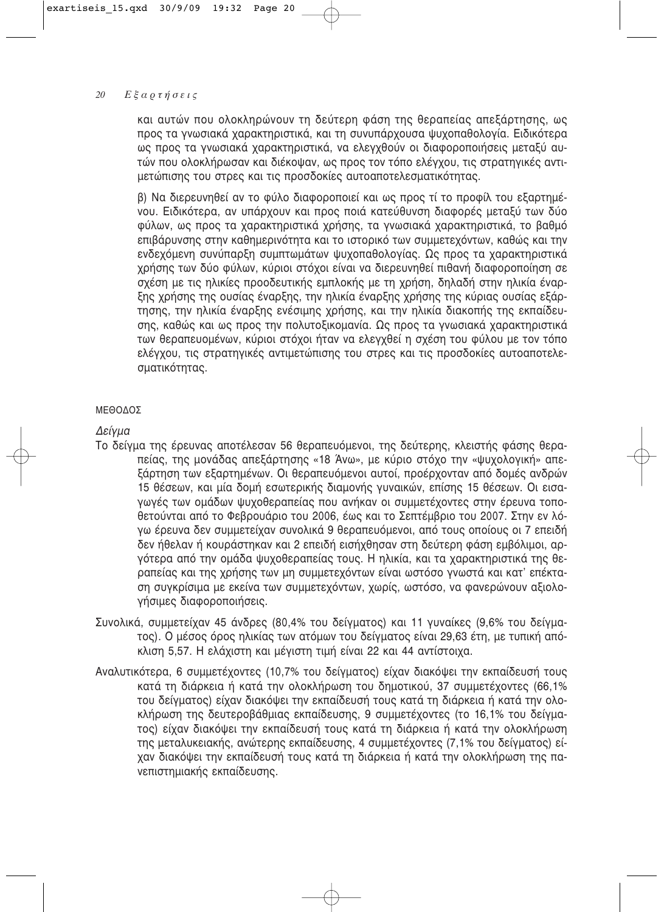και αυτών που ολοκληρώνουν τη δεύτερη φάση της θεραπείας απεξάρτησης, ως προς τα γνωσιακά χαρακτηριστικά, και τη συνυπάρχουσα ψυχοπαθολογία. Ειδικότερα ως προς τα γνωσιακά χαρακτηριστικά, να ελεγχθούν οι διαφοροποιήσεις μεταξύ αυτών που ολοκλήρωσαν και διέκοψαν, ως προς τον τόπο ελέγχου, τις στρατηγικές αντιμετώπισης του στρες και τις προσδοκίες αυτοαποτελεσματικότητας.

β) Να διερευνηθεί αν το φύλο διαφοροποιεί και ως προς τί το προφίλ του εξαρτημένου. Ειδικότερα, αν υπάρχουν και προς ποιά κατεύθυνση διαφορές μεταξύ των δύο φύλων, ως προς τα χαρακτηριστικά χρήσης, τα γνωσιακά χαρακτηριστικά, το βαθμό επιβάρυνσης στην καθημερινότητα και το ιστορικό των συμμετεχόντων, καθώς και την ενδεχόμενη συνύπαρξη συμπτωμάτων ψυχοπαθολογίας. Ως προς τα χαρακτηριστικά χρήσης των δύο φύλων, κύριοι στόχοι είναι να διερευνηθεί πιθανή διαφοροποίηση σε σχέση με τις ηλικίες προοδευτικής εμπλοκής με τη χρήση, δηλαδή στην ηλικία έναρξης χρήσης της ουσίας έναρξης, την ηλικία έναρξης χρήσης της κύριας ουσίας εξάρτησης, την ηλικία έναρξης ενέσιμης χρήσης, και την ηλικία διακοπής της εκπαίδευσης, καθώς και ως προς την πολυτοξικομανία. Ως προς τα γνωσιακά χαρακτηριστικά των θεραπευομένων, κύριοι στόχοι ήταν να ελεγχθεί η σχέση του φύλου με τον τόπο ελέγχου, τις στρατηγικές αντιμετώπισης του στρες και τις προσδοκίες αυτοαποτελεσματικότητας.

## ΜΕΘΟΔΟΣ

### *Δείγμα*

Το δείγμα της έρευνας αποτέλεσαν 56 θεραπευόμενοι, της δεύτερης, κλειστής φάσης θεραπείας, της μονάδας απεξάρτησης «18 Άνω», με κύριο στόχο την «ψυχολογική» απεξάρτηση των εξαρτημένων. Οι θεραπευόμενοι αυτοί, προέρχονταν από δομές ανδρών 15 θέσεων, και μία δομή εσωτερικής διαμονής γυναικών, επίσης 15 θέσεων. Οι εισαγωγές των ομάδων ψυχοθεραπείας που ανήκαν οι συμμετέχοντες στην έρευνα τοποθετούνται από το Φεβρουάριο του 2006, έως και το Σεπτέμβριο του 2007. Στην εν λόγω έρευνα δεν συμμετείχαν συνολικά 9 θεραπευόμενοι, από τους οποίους οι 7 επειδή δεν ήθελαν ή κουράστηκαν και 2 επειδή εισήχθησαν στη δεύτερη φάση εμβόλιμοι, αργότερα από την ομάδα ψυχοθεραπείας τους. Η ηλικία, και τα χαρακτηριστικά της θεραπείας και της χρήσης των μη συμμετεχόντων είναι ωστόσο γνωστά και κατ' επέκταση συγκρίσιμα με εκείνα των συμμετεχόντων, χωρίς, ωστόσο, να φανερώνουν αξιολογήσιμες διαφοροποιήσεις.

Συνολικά, συμμετείχαν 45 άνδρες (80,4% του δείγματος) και 11 γυναίκες (9,6% του δείγματος). Ο μέσος όρος ηλικίας των ατόμων του δείγματος είναι 29,63 έτη, με τυπική απόκλιση 5,57. Η ελάχιστη και μέγιστη τιμή είναι 22 και 44 αντίστοιχα.

Αναλυτικότερα, 6 συμμετέχοντες (10,7% του δείγματος) είχαν διακόψει την εκπαίδευσή τους κατά τη διάρκεια ή κατά την ολοκλήρωση του δημοτικού, 37 συμμετέχοντες (66,1% του δείγματος) είχαν διακόψει την εκπαίδευσή τους κατά τη διάρκεια ή κατά την ολοκλήρωση της δευτεροβάθμιας εκπαίδευσης, 9 συμμετέχοντες (το 16,1% του δείγματος) είχαν διακόψει την εκπαίδευσή τους κατά τη διάρκεια ή κατά την ολοκλήρωση της μεταλυκειακής, ανώτερης εκπαίδευσης, 4 συμμετέχοντες (7,1% του δείγματος) είχαν διακόψει την εκπαίδευσή τους κατά τη διάρκεια ή κατά την ολοκλήρωση της πανεπιστημιακής εκπαίδευσης.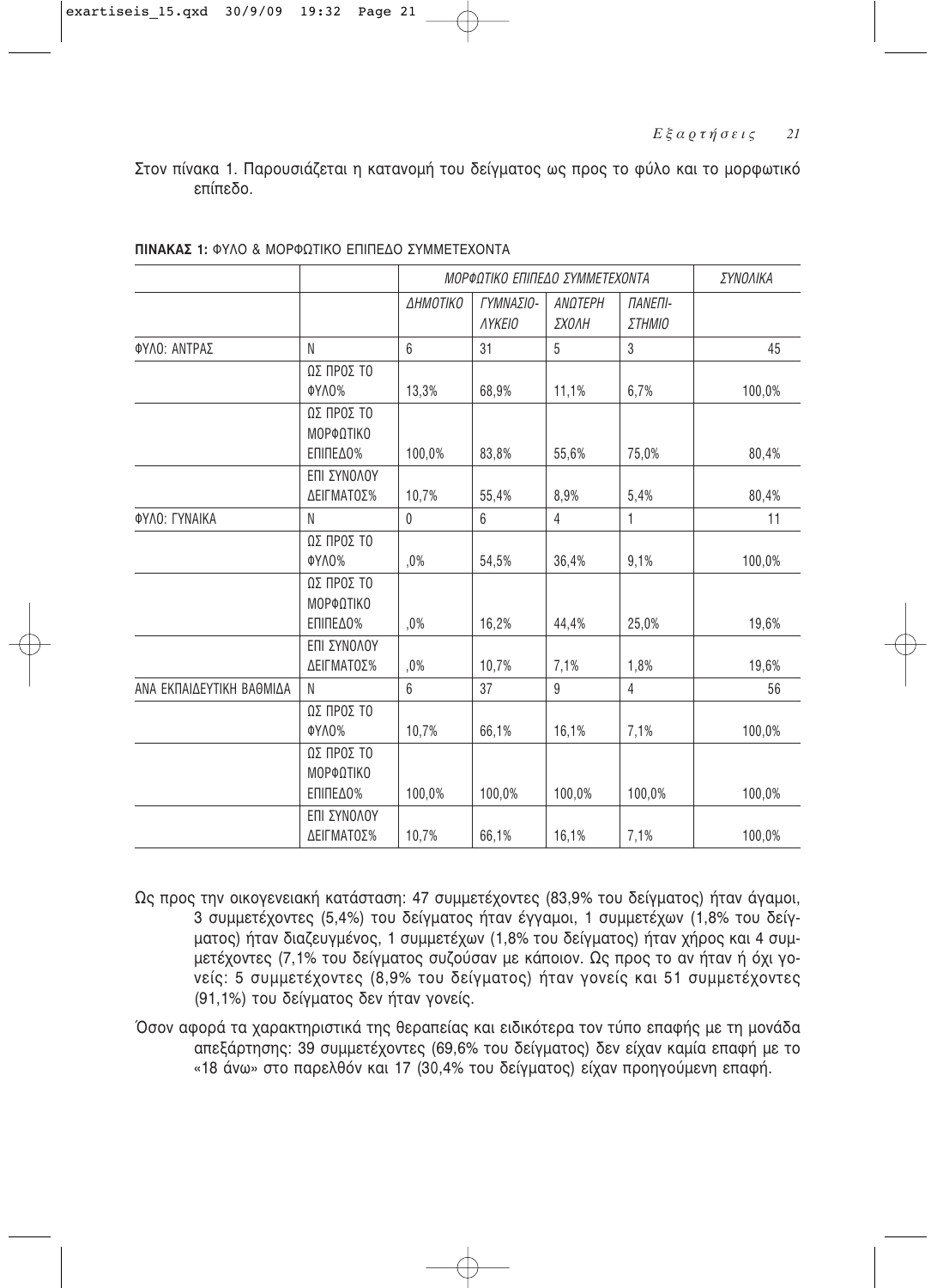Στον πίνακα 1. Παρουσιάζεται η κατανομή του δείγματος ως προς το φύλο και το μορφωτικό επίπεδο.

**ΠΙΝΑΚΑΣ 1:** ΦΥΛΟ & ΜΟΡΦΩΤΙΚΟ ΕΠΙΠΕΔΟ ΣΥΜΜΕΤΕΧΟΝΤΑ

| | | *ΜΟΡΦΩΤΙΚΟ ΕΠΙΠΕΔΟ ΣΥΜΜΕΤΕΧΟΝΤΑ* | | | | *ΣΥΝΟΛΙΚΑ* |
|---|---|---|---|---|---|---|
| | | *ΔΗΜΟΤΙΚΟ* | *ΓΥΜΝΑΣΙΟ-ΛΥΚΕΙΟ* | *ΑΝΩΤΕΡΗ ΣΧΟΛΗ* | *ΠΑΝΕΠΙ-ΣΤΗΜΙΟ* | |
| ΦΥΛΟ: ΑΝΤΡΑΣ | N | 6 | 31 | 5 | 3 | 45 |
| | ΩΣ ΠΡΟΣ ΤΟ ΦΥΛΟ% | 13,3% | 68,9% | 11,1% | 6,7% | 100,0% |
| | ΩΣ ΠΡΟΣ ΤΟ ΜΟΡΦΩΤΙΚΟ ΕΠΙΠΕΔΟ% | 100,0% | 83,8% | 55,6% | 75,0% | 80,4% |
| | ΕΠΙ ΣΥΝΟΛΟΥ ΔΕΙΓΜΑΤΟΣ% | 10,7% | 55,4% | 8,9% | 5,4% | 80,4% |
| ΦΥΛΟ: ΓΥΝΑΙΚΑ | N | 0 | 6 | 4 | 1 | 11 |
| | ΩΣ ΠΡΟΣ ΤΟ ΦΥΛΟ% | ,0% | 54,5% | 36,4% | 9,1% | 100,0% |
| | ΩΣ ΠΡΟΣ ΤΟ ΜΟΡΦΩΤΙΚΟ ΕΠΙΠΕΔΟ% | ,0% | 16,2% | 44,4% | 25,0% | 19,6% |
| | ΕΠΙ ΣΥΝΟΛΟΥ ΔΕΙΓΜΑΤΟΣ% | ,0% | 10,7% | 7,1% | 1,8% | 19,6% |
| ΑΝΑ ΕΚΠΑΙΔΕΥΤΙΚΗ ΒΑΘΜΙΔΑ | N | 6 | 37 | 9 | 4 | 56 |
| | ΩΣ ΠΡΟΣ ΤΟ ΦΥΛΟ% | 10,7% | 66,1% | 16,1% | 7,1% | 100,0% |
| | ΩΣ ΠΡΟΣ ΤΟ ΜΟΡΦΩΤΙΚΟ ΕΠΙΠΕΔΟ% | 100,0% | 100,0% | 100,0% | 100,0% | 100,0% |
| | ΕΠΙ ΣΥΝΟΛΟΥ ΔΕΙΓΜΑΤΟΣ% | 10,7% | 66,1% | 16,1% | 7,1% | 100,0% |

Ως προς την οικογενειακή κατάσταση: 47 συμμετέχοντες (83,9% του δείγματος) ήταν άγαμοι, 3 συμμετέχοντες (5,4%) του δείγματος ήταν έγγαμοι, 1 συμμετέχων (1,8% του δείγματος) ήταν διαζευγμένος, 1 συμμετέχων (1,8% του δείγματος) ήταν χήρος και 4 συμμετέχοντες (7,1% του δείγματος συζούσαν με κάποιον. Ως προς το αν ήταν ή όχι γονείς: 5 συμμετέχοντες (8,9% του δείγματος) ήταν γονείς και 51 συμμετέχοντες (91,1%) του δείγματος δεν ήταν γονείς.

Όσον αφορά τα χαρακτηριστικά της θεραπείας και ειδικότερα τον τύπο επαφής με τη μονάδα απεξάρτησης: 39 συμμετέχοντες (69,6% του δείγματος) δεν είχαν καμία επαφή με το «18 άνω» στο παρελθόν και 17 (30,4% του δείγματος) είχαν προηγούμενη επαφή.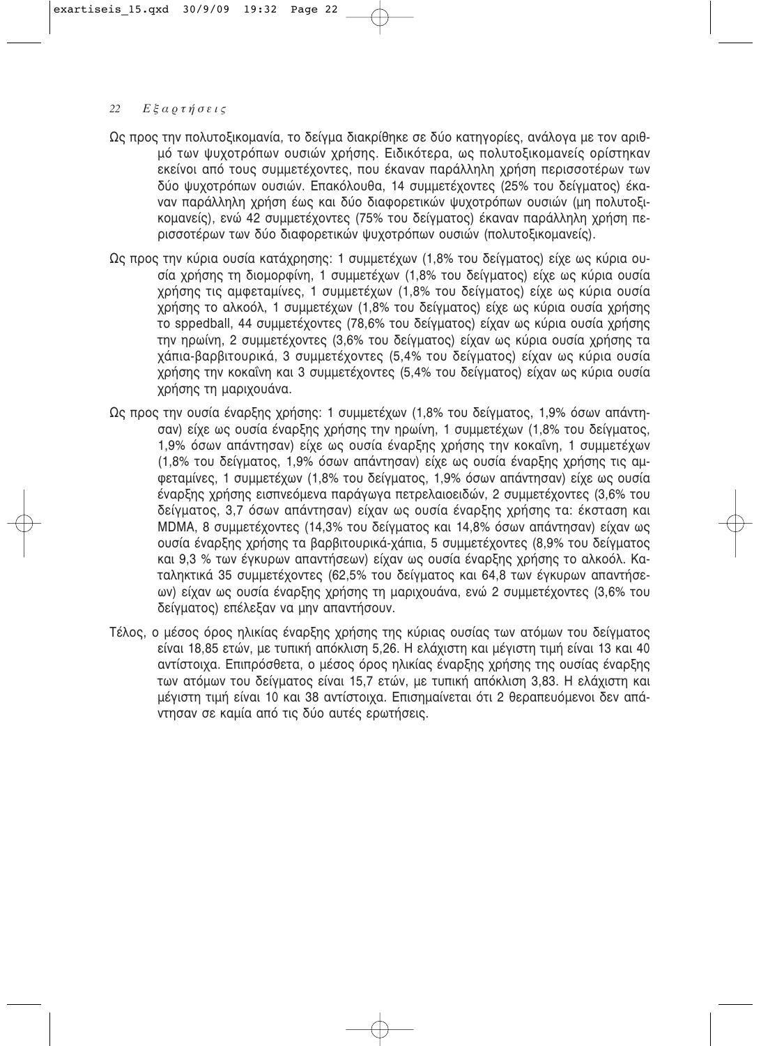Ως προς την πολυτοξικομανία, το δείγμα διακρίθηκε σε δύο κατηγορίες, ανάλογα με τον αριθμό των ψυχοτρόπων ουσιών χρήσης. Ειδικότερα, ως πολυτοξικομανείς ορίστηκαν εκείνοι από τους συμμετέχοντες, που έκαναν παράλληλη χρήση περισσοτέρων των δύο ψυχοτρόπων ουσιών. Επακόλουθα, 14 συμμετέχοντες (25% του δείγματος) έκαναν παράλληλη χρήση έως και δύο διαφορετικών ψυχοτρόπων ουσιών (μη πολυτοξικομανείς), ενώ 42 συμμετέχοντες (75% του δείγματος) έκαναν παράλληλη χρήση περισσοτέρων των δύο διαφορετικών ψυχοτρόπων ουσιών (πολυτοξικομανείς).

Ως προς την κύρια ουσία κατάχρησης: 1 συμμετέχων (1,8% του δείγματος) είχε ως κύρια ουσία χρήσης τη διομορφίνη, 1 συμμετέχων (1,8% του δείγματος) είχε ως κύρια ουσία χρήσης τις αμφεταμίνες, 1 συμμετέχων (1,8% του δείγματος) είχε ως κύρια ουσία χρήσης το αλκοόλ, 1 συμμετέχων (1,8% του δείγματος) είχε ως κύρια ουσία χρήσης το sppedball, 44 συμμετέχοντες (78,6% του δείγματος) είχαν ως κύρια ουσία χρήσης την ηρωίνη, 2 συμμετέχοντες (3,6% του δείγματος) είχαν ως κύρια ουσία χρήσης τα χάπια-βαρβιτουρικά, 3 συμμετέχοντες (5,4% του δείγματος) είχαν ως κύρια ουσία χρήσης την κοκαΐνη και 3 συμμετέχοντες (5,4% του δείγματος) είχαν ως κύρια ουσία χρήσης τη μαριχουάνα.

Ως προς την ουσία έναρξης χρήσης: 1 συμμετέχων (1,8% του δείγματος, 1,9% όσων απάντησαν) είχε ως ουσία έναρξης χρήσης την ηρωίνη, 1 συμμετέχων (1,8% του δείγματος, 1,9% όσων απάντησαν) είχε ως ουσία έναρξης χρήσης την κοκαΐνη, 1 συμμετέχων (1,8% του δείγματος, 1,9% όσων απάντησαν) είχε ως ουσία έναρξης χρήσης τις αμφεταμίνες, 1 συμμετέχων (1,8% του δείγματος, 1,9% όσων απάντησαν) είχε ως ουσία έναρξης χρήσης εισπνεόμενα παράγωγα πετρελαιοειδών, 2 συμμετέχοντες (3,6% του δείγματος, 3,7 όσων απάντησαν) είχαν ως ουσία έναρξης χρήσης τα: έκσταση και MDMA, 8 συμμετέχοντες (14,3% του δείγματος και 14,8% όσων απάντησαν) είχαν ως ουσία έναρξης χρήσης τα βαρβιτουρικά-χάπια, 5 συμμετέχοντες (8,9% του δείγματος και 9,3 % των έγκυρων απαντήσεων) είχαν ως ουσία έναρξης χρήσης το αλκοόλ. Καταληκτικά 35 συμμετέχοντες (62,5% του δείγματος και 64,8 των έγκυρων απαντήσεων) είχαν ως ουσία έναρξης χρήσης τη μαριχουάνα, ενώ 2 συμμετέχοντες (3,6% του δείγματος) επέλεξαν να μην απαντήσουν.

Τέλος, ο μέσος όρος ηλικίας έναρξης χρήσης της κύριας ουσίας των ατόμων του δείγματος είναι 18,85 ετών, με τυπική απόκλιση 5,26. Η ελάχιστη και μέγιστη τιμή είναι 13 και 40 αντίστοιχα. Επιπρόσθετα, ο μέσος όρος ηλικίας έναρξης χρήσης της ουσίας έναρξης των ατόμων του δείγματος είναι 15,7 ετών, με τυπική απόκλιση 3,83. Η ελάχιστη και μέγιστη τιμή είναι 10 και 38 αντίστοιχα. Επισημαίνεται ότι 2 θεραπευόμενοι δεν απάντησαν σε καμία από τις δύο αυτές ερωτήσεις.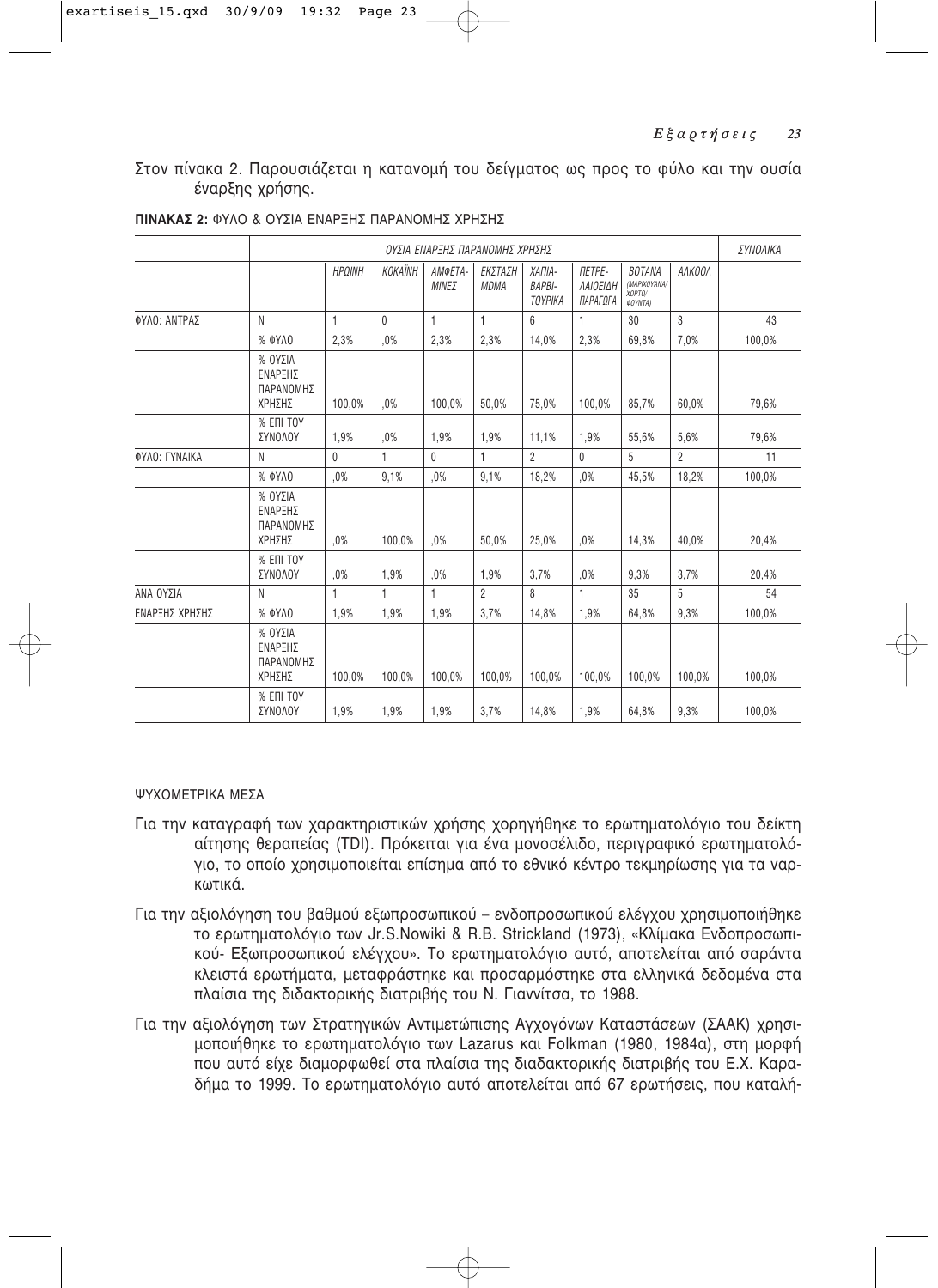Στον πίνακα 2. Παρουσιάζεται η κατανομή του δείγματος ως προς το φύλο και την ουσία έναρξης χρήσης.

**ΠΙΝΑΚΑΣ 2:** ΦΥΛΟ & ΟΥΣΙΑ ΕΝΑΡΞΗΣ ΠΑΡΑΝΟΜΗΣ ΧΡΗΣΗΣ

| | | ΟΥΣΙΑ ΕΝΑΡΞΗΣ ΠΑΡΑΝΟΜΗΣ ΧΡΗΣΗΣ | | | | | | | | ΣΥΝΟΛΙΚΑ |
|---|---|---|---|---|---|---|---|---|---|---|
| | | ΗΡΩΙΝΗ | ΚΟΚΑΪΝΗ | ΑΜΦΕΤΑ-ΜΙΝΕΣ | ΕΚΣΤΑΣΗ MDMA | ΧΑΠΙΑ-ΒΑΡΒΙ-ΤΟΥΡΙΚΑ | ΠΕΤΡΕ-ΛΑΙΟΕΙΔΗ ΠΑΡΑΓΩΓΑ | ΒΟΤΑΝΑ (ΜΑΡΙΧΟΥΑΝΑ/ ΧΟΡΤΟ/ ΦΟΥΝΤΑ) | ΑΛΚΟΟΛ | |
| ΦΥΛΟ: ΑΝΤΡΑΣ | N | 1 | 0 | 1 | 1 | 6 | 1 | 30 | 3 | 43 |
| | % ΦΥΛΟ | 2,3% | ,0% | 2,3% | 2,3% | 14,0% | 2,3% | 69,8% | 7,0% | 100,0% |
| | % ΟΥΣΙΑ ΕΝΑΡΞΗΣ ΠΑΡΑΝΟΜΗΣ ΧΡΗΣΗΣ | 100,0% | ,0% | 100,0% | 50,0% | 75,0% | 100,0% | 85,7% | 60,0% | 79,6% |
| | % ΕΠΙ ΤΟΥ ΣΥΝΟΛΟΥ | 1,9% | ,0% | 1,9% | 1,9% | 11,1% | 1,9% | 55,6% | 5,6% | 79,6% |
| ΦΥΛΟ: ΓΥΝΑΙΚΑ | N | 0 | 1 | 0 | 1 | 2 | 0 | 5 | 2 | 11 |
| | % ΦΥΛΟ | ,0% | 9,1% | ,0% | 9,1% | 18,2% | ,0% | 45,5% | 18,2% | 100,0% |
| | % ΟΥΣΙΑ ΕΝΑΡΞΗΣ ΠΑΡΑΝΟΜΗΣ ΧΡΗΣΗΣ | ,0% | 100,0% | ,0% | 50,0% | 25,0% | ,0% | 14,3% | 40,0% | 20,4% |
| | % ΕΠΙ ΤΟΥ ΣΥΝΟΛΟΥ | ,0% | 1,9% | ,0% | 1,9% | 3,7% | ,0% | 9,3% | 3,7% | 20,4% |
| ΑΝΑ ΟΥΣΙΑ | N | 1 | 1 | 1 | 2 | 8 | 1 | 35 | 5 | 54 |
| ΕΝΑΡΞΗΣ ΧΡΗΣΗΣ | % ΦΥΛΟ | 1,9% | 1,9% | 1,9% | 3,7% | 14,8% | 1,9% | 64,8% | 9,3% | 100,0% |
| | % ΟΥΣΙΑ ΕΝΑΡΞΗΣ ΠΑΡΑΝΟΜΗΣ ΧΡΗΣΗΣ | 100,0% | 100,0% | 100,0% | 100,0% | 100,0% | 100,0% | 100,0% | 100,0% | 100,0% |
| | % ΕΠΙ ΤΟΥ ΣΥΝΟΛΟΥ | 1,9% | 1,9% | 1,9% | 3,7% | 14,8% | 1,9% | 64,8% | 9,3% | 100,0% |

ΨΥΧΟΜΕΤΡΙΚΑ ΜΕΣΑ

Για την καταγραφή των χαρακτηριστικών χρήσης χορηγήθηκε το ερωτηματολόγιο του δείκτη αίτησης θεραπείας (TDI). Πρόκειται για ένα μονοσέλιδο, περιγραφικό ερωτηματολόγιο, το οποίο χρησιμοποιείται επίσημα από το εθνικό κέντρο τεκμηρίωσης για τα ναρκωτικά.

Για την αξιολόγηση του βαθμού εξωπροσωπικού – ενδοπροσωπικού ελέγχου χρησιμοποιήθηκε το ερωτηματολόγιο των Jr.S.Nowiki & R.B. Strickland (1973), «Κλίμακα Ενδοπροσωπικού- Εξωπροσωπικού ελέγχου». Το ερωτηματολόγιο αυτό, αποτελείται από σαράντα κλειστά ερωτήματα, μεταφράστηκε και προσαρμόστηκε στα ελληνικά δεδομένα στα πλαίσια της διδακτορικής διατριβής του Ν. Γιαννίτσα, το 1988.

Για την αξιολόγηση των Στρατηγικών Αντιμετώπισης Αγχογόνων Καταστάσεων (ΣΑΑΚ) χρησιμοποιήθηκε το ερωτηματολόγιο των Lazarus και Folkman (1980, 1984α), στη μορφή που αυτό είχε διαμορφωθεί στα πλαίσια της διαδακτορικής διατριβής του Ε.Χ. Καραδήμα το 1999. Το ερωτηματολόγιο αυτό αποτελείται από 67 ερωτήσεις, που καταλή-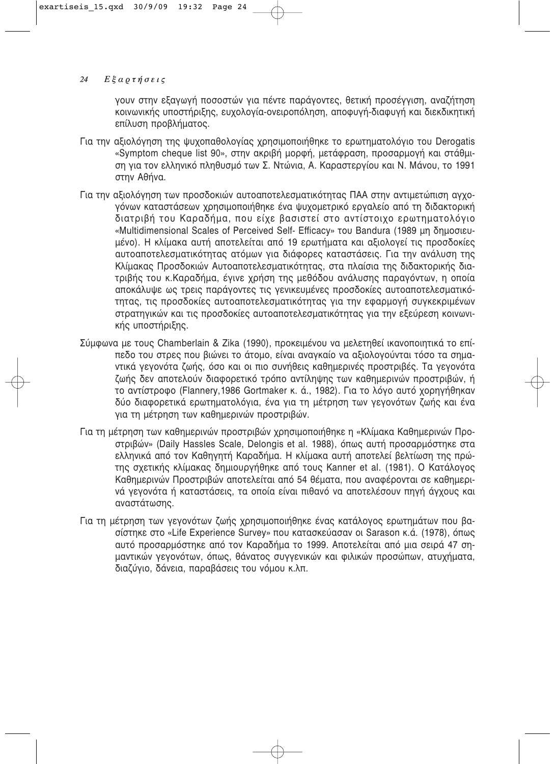γουν στην εξαγωγή ποσοστών για πέντε παράγοντες, θετική προσέγγιση, αναζήτηση κοινωνικής υποστήριξης, ευχολογία-ονειροπόληση, αποφυγή-διαφυγή και διεκδικητική επίλυση προβλήματος.

Για την αξιολόγηση της ψυχοπαθολογίας χρησιμοποιήθηκε το ερωτηματολόγιο του Derogatis «Symptom cheque list 90», στην ακριβή μορφή, μετάφραση, προσαρμογή και στάθμιση για τον ελληνικό πληθυσμό των Σ. Ντώνια, Α. Καραστεργίου και Ν. Μάνου, το 1991 στην Αθήνα.

Για την αξιολόγηση των προσδοκιών αυτοαποτελεσματικότητας ΠΑΑ στην αντιμετώπιση αγχογόνων καταστάσεων χρησιμοποιήθηκε ένα ψυχομετρικό εργαλείο από τη διδακτορική διατριβή του Καραδήμα, που είχε βασιστεί στο αντίστοιχο ερωτηματολόγιο «Multidimensional Scales of Perceived Self- Efficacy» του Bandura (1989 μη δημοσιευμένο). Η κλίμακα αυτή αποτελείται από 19 ερωτήματα και αξιολογεί τις προσδοκίες αυτοαποτελεσματικότητας ατόμων για διάφορες καταστάσεις. Για την ανάλυση της Κλίμακας Προσδοκιών Αυτοαποτελεσματικότητας, στα πλαίσια της διδακτορικής διατριβής του κ.Καραδήμα, έγινε χρήση της μεθόδου ανάλυσης παραγόντων, η οποία αποκάλυψε ως τρεις παράγοντες τις γενικευμένες προσδοκίες αυτοαποτελεσματικότητας, τις προσδοκίες αυτοαποτελεσματικότητας για την εφαρμογή συγκεκριμένων στρατηγικών και τις προσδοκίες αυτοαποτελεσματικότητας για την εξεύρεση κοινωνικής υποστήριξης.

Σύμφωνα με τους Chamberlain & Zika (1990), προκειμένου να μελετηθεί ικανοποιητικά το επίπεδο του στρες που βιώνει το άτομο, είναι αναγκαίο να αξιολογούνται τόσο τα σημαντικά γεγονότα ζωής, όσο και οι πιο συνήθεις καθημερινές προστριβές. Τα γεγονότα ζωής δεν αποτελούν διαφορετικό τρόπο αντίληψης των καθημερινών προστριβών, ή το αντίστροφο (Flannery,1986 Gortmaker κ. ά., 1982). Για το λόγο αυτό χορηγήθηκαν δύο διαφορετικά ερωτηματολόγια, ένα για τη μέτρηση των γεγονότων ζωής και ένα για τη μέτρηση των καθημερινών προστριβών.

Για τη μέτρηση των καθημερινών προστριβών χρησιμοποιήθηκε η «Κλίμακα Καθημερινών Προστριβών» (Daily Hassles Scale, Delongis et al. 1988), όπως αυτή προσαρμόστηκε στα ελληνικά από τον Καθηγητή Καραδήμα. Η κλίμακα αυτή αποτελεί βελτίωση της πρώτης σχετικής κλίμακας δημιουργήθηκε από τους Kanner et al. (1981). Ο Κατάλογος Καθημερινών Προστριβών αποτελείται από 54 θέματα, που αναφέρονται σε καθημερινά γεγονότα ή καταστάσεις, τα οποία είναι πιθανό να αποτελέσουν πηγή άγχους και αναστάτωσης.

Για τη μέτρηση των γεγονότων ζωής χρησιμοποιήθηκε ένας κατάλογος ερωτημάτων που βασίστηκε στο «Life Experience Survey» που κατασκεύασαν οι Sarason κ.ά. (1978), όπως αυτό προσαρμόστηκε από τον Καραδήμα το 1999. Αποτελείται από μια σειρά 47 σημαντικών γεγονότων, όπως, θάνατος συγγενικών και φιλικών προσώπων, ατυχήματα, διαζύγιο, δάνεια, παραβάσεις του νόμου κ.λπ.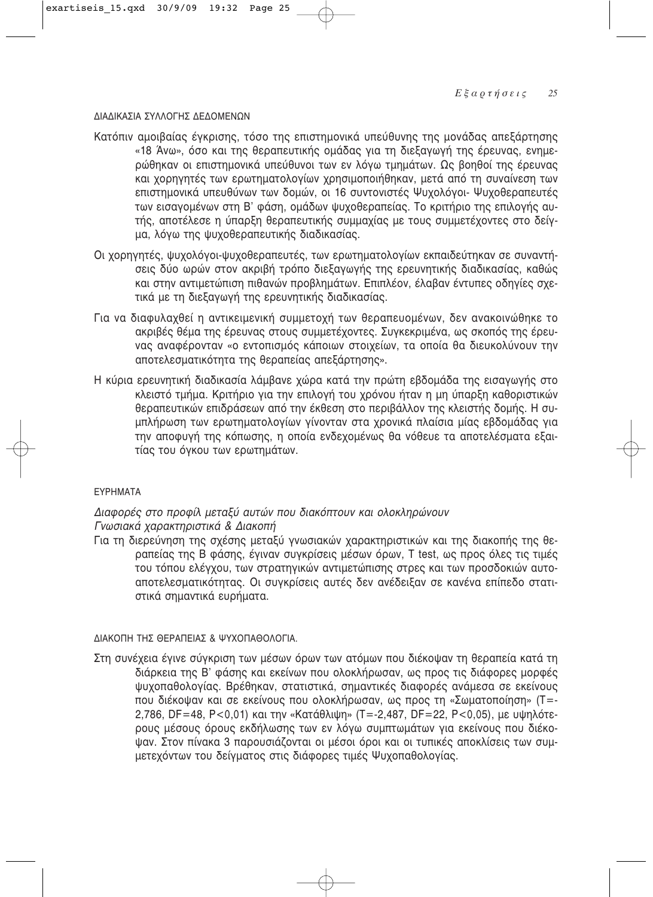### ΔΙΑΔΙΚΑΣΙΑ ΣΥΛΛΟΓΗΣ ΔΕΔΟΜΕΝΩΝ

Κατόπιν αμοιβαίας έγκρισης, τόσο της επιστημονικά υπεύθυνης της μονάδας απεξάρτησης «18 Άνω», όσο και της θεραπευτικής ομάδας για τη διεξαγωγή της έρευνας, ενημερώθηκαν οι επιστημονικά υπεύθυνοι των εν λόγω τμημάτων. Ως βοηθοί της έρευνας και χορηγητές των ερωτηματολογίων χρησιμοποιήθηκαν, μετά από τη συναίνεση των επιστημονικά υπευθύνων των δομών, οι 16 συντονιστές Ψυχολόγοι- Ψυχοθεραπευτές των εισαγομένων στη Β' φάση, ομάδων ψυχοθεραπείας. Το κριτήριο της επιλογής αυτής, αποτέλεσε η ύπαρξη θεραπευτικής συμμαχίας με τους συμμετέχοντες στο δείγμα, λόγω της ψυχοθεραπευτικής διαδικασίας.

Οι χορηγητές, ψυχολόγοι-ψυχοθεραπευτές, των ερωτηματολογίων εκπαιδεύτηκαν σε συναντήσεις δύο ωρών στον ακριβή τρόπο διεξαγωγής της ερευνητικής διαδικασίας, καθώς και στην αντιμετώπιση πιθανών προβλημάτων. Επιπλέον, έλαβαν έντυπες οδηγίες σχετικά με τη διεξαγωγή της ερευνητικής διαδικασίας.

Για να διαφυλαχθεί η αντικειμενική συμμετοχή των θεραπευομένων, δεν ανακοινώθηκε το ακριβές θέμα της έρευνας στους συμμετέχοντες. Συγκεκριμένα, ως σκοπός της έρευνας αναφέρονταν «ο εντοπισμός κάποιων στοιχείων, τα οποία θα διευκολύνουν την αποτελεσματικότητα της θεραπείας απεξάρτησης».

Η κύρια ερευνητική διαδικασία λάμβανε χώρα κατά την πρώτη εβδομάδα της εισαγωγής στο κλειστό τμήμα. Κριτήριο για την επιλογή του χρόνου ήταν η μη ύπαρξη καθοριστικών θεραπευτικών επιδράσεων από την έκθεση στο περιβάλλον της κλειστής δομής. Η συμπλήρωση των ερωτηματολογίων γίνονταν στα χρονικά πλαίσια μίας εβδομάδας για την αποφυγή της κόπωσης, η οποία ενδεχομένως θα νόθευε τα αποτελέσματα εξαιτίας του όγκου των ερωτημάτων.

### ΕΥΡΗΜΑΤΑ

*Διαφορές στο προφίλ μεταξύ αυτών που διακόπτουν και ολοκληρώνουν*
*Γνωσιακά χαρακτηριστικά & Διακοπή*

Για τη διερεύνηση της σχέσης μεταξύ γνωσιακών χαρακτηριστικών και της διακοπής της θεραπείας της Β φάσης, έγιναν συγκρίσεις μέσων όρων, T test, ως προς όλες τις τιμές του τόπου ελέγχου, των στρατηγικών αντιμετώπισης στρες και των προσδοκιών αυτο-αποτελεσματικότητας. Οι συγκρίσεις αυτές δεν ανέδειξαν σε κανένα επίπεδο στατιστικά σημαντικά ευρήματα.

#### ΔΙΑΚΟΠΗ ΤΗΣ ΘΕΡΑΠΕΙΑΣ & ΨΥΧΟΠΑΘΟΛΟΓΙΑ.

Στη συνέχεια έγινε σύγκριση των μέσων όρων των ατόμων που διέκοψαν τη θεραπεία κατά τη διάρκεια της Β' φάσης και εκείνων που ολοκλήρωσαν, ως προς τις διάφορες μορφές ψυχοπαθολογίας. Βρέθηκαν, στατιστικά, σημαντικές διαφορές ανάμεσα σε εκείνους που διέκοψαν και σε εκείνους που ολοκλήρωσαν, ως προς τη «Σωματοποίηση» ($T=-2{,}786$, $DF=48$, $P<0{,}01$) και την «Κατάθλιψη» ($T=-2{,}487$, $DF=22$, $P<0{,}05$), με υψηλότερους μέσους όρους εκδήλωσης των εν λόγω συμπτωμάτων για εκείνους που διέκοψαν. Στον πίνακα 3 παρουσιάζονται οι μέσοι όροι και οι τυπικές αποκλίσεις των συμμετεχόντων του δείγματος στις διάφορες τιμές Ψυχοπαθολογίας.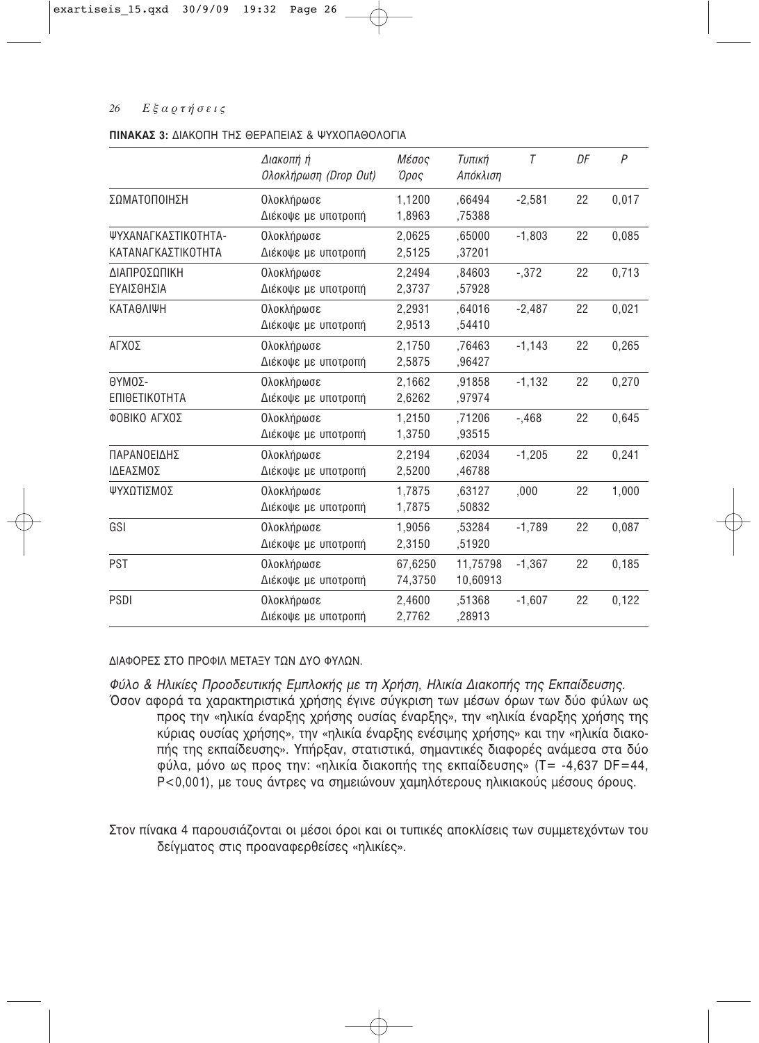**ΠΙΝΑΚΑΣ 3:** ΔΙΑΚΟΠΗ ΤΗΣ ΘΕΡΑΠΕΙΑΣ & ΨΥΧΟΠΑΘΟΛΟΓΙΑ

| | *Διακοπή ή Ολοκλήρωση (Drop Out)* | *Μέσος Όρος* | *Τυπική Απόκλιση* | *T* | *DF* | *P* |
|---|---|---|---|---|---|---|
| ΣΩΜΑΤΟΠΟΙΗΣΗ | Ολοκλήρωσε | 1,1200 | ,66494 | -2,581 | 22 | 0,017 |
| | Διέκοψε με υποτροπή | 1,8963 | ,75388 | | | |
| ΨΥΧΑΝΑΓΚΑΣΤΙΚΟΤΗΤΑ-ΚΑΤΑΝΑΓΚΑΣΤΙΚΟΤΗΤΑ | Ολοκλήρωσε | 2,0625 | ,65000 | -1,803 | 22 | 0,085 |
| | Διέκοψε με υποτροπή | 2,5125 | ,37201 | | | |
| ΔΙΑΠΡΟΣΩΠΙΚΗ ΕΥΑΙΣΘΗΣΙΑ | Ολοκλήρωσε | 2,2494 | ,84603 | -,372 | 22 | 0,713 |
| | Διέκοψε με υποτροπή | 2,3737 | ,57928 | | | |
| ΚΑΤΑΘΛΙΨΗ | Ολοκλήρωσε | 2,2931 | ,64016 | -2,487 | 22 | 0,021 |
| | Διέκοψε με υποτροπή | 2,9513 | ,54410 | | | |
| ΑΓΧΟΣ | Ολοκλήρωσε | 2,1750 | ,76463 | -1,143 | 22 | 0,265 |
| | Διέκοψε με υποτροπή | 2,5875 | ,96427 | | | |
| ΘΥΜΟΣ-ΕΠΙΘΕΤΙΚΟΤΗΤΑ | Ολοκλήρωσε | 2,1662 | ,91858 | -1,132 | 22 | 0,270 |
| | Διέκοψε με υποτροπή | 2,6262 | ,97974 | | | |
| ΦΟΒΙΚΟ ΑΓΧΟΣ | Ολοκλήρωσε | 1,2150 | ,71206 | -,468 | 22 | 0,645 |
| | Διέκοψε με υποτροπή | 1,3750 | ,93515 | | | |
| ΠΑΡΑΝΟΕΙΔΗΣ ΙΔΕΑΣΜΟΣ | Ολοκλήρωσε | 2,2194 | ,62034 | -1,205 | 22 | 0,241 |
| | Διέκοψε με υποτροπή | 2,5200 | ,46788 | | | |
| ΨΥΧΩΤΙΣΜΟΣ | Ολοκλήρωσε | 1,7875 | ,63127 | ,000 | 22 | 1,000 |
| | Διέκοψε με υποτροπή | 1,7875 | ,50832 | | | |
| GSI | Ολοκλήρωσε | 1,9056 | ,53284 | -1,789 | 22 | 0,087 |
| | Διέκοψε με υποτροπή | 2,3150 | ,51920 | | | |
| PST | Ολοκλήρωσε | 67,6250 | 11,75798 | -1,367 | 22 | 0,185 |
| | Διέκοψε με υποτροπή | 74,3750 | 10,60913 | | | |
| PSDI | Ολοκλήρωσε | 2,4600 | ,51368 | -1,607 | 22 | 0,122 |
| | Διέκοψε με υποτροπή | 2,7762 | ,28913 | | | |

ΔΙΑΦΟΡΕΣ ΣΤΟ ΠΡΟΦΙΛ ΜΕΤΑΞΥ ΤΩΝ ΔΥΟ ΦΥΛΩΝ.

*Φύλο & Ηλικίες Προοδευτικής Εμπλοκής με τη Χρήση, Ηλικία Διακοπής της Εκπαίδευσης.*

Όσον αφορά τα χαρακτηριστικά χρήσης έγινε σύγκριση των μέσων όρων των δύο φύλων ως προς την «ηλικία έναρξης χρήσης ουσίας έναρξης», την «ηλικία έναρξης χρήσης της κύριας ουσίας χρήσης», την «ηλικία έναρξης ενέσιμης χρήσης» και την «ηλικία διακοπής της εκπαίδευσης». Υπήρξαν, στατιστικά, σημαντικές διαφορές ανάμεσα στα δύο φύλα, μόνο ως προς την: «ηλικία διακοπής της εκπαίδευσης» (T= -4,637 DF=44, P<0,001), με τους άντρες να σημειώνουν χαμηλότερους ηλικιακούς μέσους όρους.

Στον πίνακα 4 παρουσιάζονται οι μέσοι όροι και οι τυπικές αποκλίσεις των συμμετεχόντων του δείγματος στις προαναφερθείσες «ηλικίες».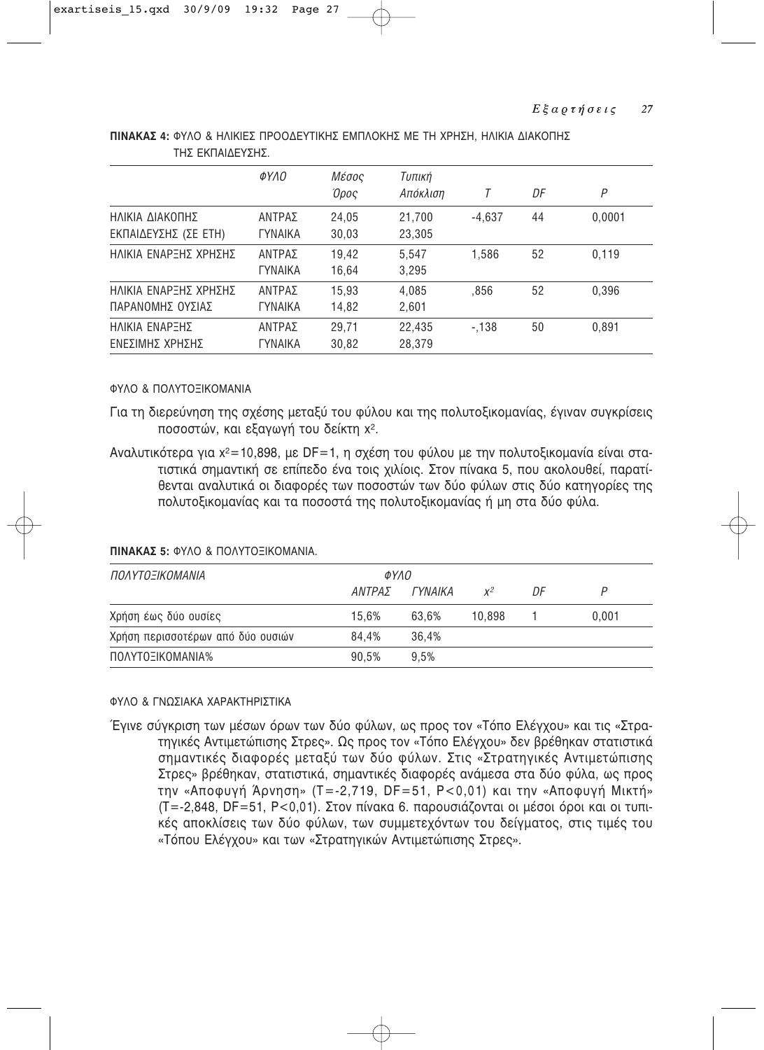**ΠΙΝΑΚΑΣ 4:** ΦΥΛΟ & ΗΛΙΚΙΕΣ ΠΡΟΟΔΕΥΤΙΚΗΣ ΕΜΠΛΟΚΗΣ ΜΕ ΤΗ ΧΡΗΣΗ, ΗΛΙΚΙΑ ΔΙΑΚΟΠΗΣ ΤΗΣ ΕΚΠΑΙΔΕΥΣΗΣ.

| | *ΦΥΛΟ* | *Μέσος Όρος* | *Τυπική Απόκλιση* | *T* | *DF* | *P* |
|---|---|---|---|---|---|---|
| ΗΛΙΚΙΑ ΔΙΑΚΟΠΗΣ ΕΚΠΑΙΔΕΥΣΗΣ (ΣΕ ΕΤΗ) | ΑΝΤΡΑΣ<br>ΓΥΝΑΙΚΑ | 24,05<br>30,03 | 21,700<br>23,305 | -4,637 | 44 | 0,0001 |
| ΗΛΙΚΙΑ ΕΝΑΡΞΗΣ ΧΡΗΣΗΣ | ΑΝΤΡΑΣ<br>ΓΥΝΑΙΚΑ | 19,42<br>16,64 | 5,547<br>3,295 | 1,586 | 52 | 0,119 |
| ΗΛΙΚΙΑ ΕΝΑΡΞΗΣ ΧΡΗΣΗΣ ΠΑΡΑΝΟΜΗΣ ΟΥΣΙΑΣ | ΑΝΤΡΑΣ<br>ΓΥΝΑΙΚΑ | 15,93<br>14,82 | 4,085<br>2,601 | ,856 | 52 | 0,396 |
| ΗΛΙΚΙΑ ΕΝΑΡΞΗΣ ΕΝΕΣΙΜΗΣ ΧΡΗΣΗΣ | ΑΝΤΡΑΣ<br>ΓΥΝΑΙΚΑ | 29,71<br>30,82 | 22,435<br>28,379 | -,138 | 50 | 0,891 |

ΦΥΛΟ & ΠΟΛΥΤΟΞΙΚΟΜΑΝΙΑ

Για τη διερεύνηση της σχέσης μεταξύ του φύλου και της πολυτοξικομανίας, έγιναν συγκρίσεις ποσοστών, και εξαγωγή του δείκτη $x^2$.

Αναλυτικότερα για $x^2$=10,898, με DF=1, η σχέση του φύλου με την πολυτοξικομανία είναι στατιστικά σημαντική σε επίπεδο ένα τοις χιλίοις. Στον πίνακα 5, που ακολουθεί, παρατίθενται αναλυτικά οι διαφορές των ποσοστών των δύο φύλων στις δύο κατηγορίες της πολυτοξικομανίας και τα ποσοστά της πολυτοξικομανίας ή μη στα δύο φύλα.

**ΠΙΝΑΚΑΣ 5:** ΦΥΛΟ & ΠΟΛΥΤΟΞΙΚΟΜΑΝΙΑ.

| *ΠΟΛΥΤΟΞΙΚΟΜΑΝΙΑ* | *ΦΥΛΟ* | | | | |
|---|---|---|---|---|---|
| | *ΑΝΤΡΑΣ* | *ΓΥΝΑΙΚΑ* | $x^2$ | *DF* | *P* |
| Χρήση έως δύο ουσίες | 15,6% | 63,6% | 10,898 | 1 | 0,001 |
| Χρήση περισσοτέρων από δύο ουσιών | 84,4% | 36,4% | | | |
| ΠΟΛΥΤΟΞΙΚΟΜΑΝΙΑ% | 90,5% | 9,5% | | | |

ΦΥΛΟ & ΓΝΩΣΙΑΚΑ ΧΑΡΑΚΤΗΡΙΣΤΙΚΑ

Έγινε σύγκριση των μέσων όρων των δύο φύλων, ως προς τον «Τόπο Ελέγχου» και τις «Στρατηγικές Αντιμετώπισης Στρες». Ως προς τον «Τόπο Ελέγχου» δεν βρέθηκαν στατιστικά σημαντικές διαφορές μεταξύ των δύο φύλων. Στις «Στρατηγικές Αντιμετώπισης Στρες» βρέθηκαν, στατιστικά, σημαντικές διαφορές ανάμεσα στα δύο φύλα, ως προς την «Αποφυγή Άρνηση» (T=-2,719, DF=51, $P<0{,}01$) και την «Αποφυγή Μικτή» (T=-2,848, DF=51, $P<0{,}01$). Στον πίνακα 6. παρουσιάζονται οι μέσοι όροι και οι τυπικές αποκλίσεις των δύο φύλων, των συμμετεχόντων του δείγματος, στις τιμές του «Τόπου Ελέγχου» και των «Στρατηγικών Αντιμετώπισης Στρες».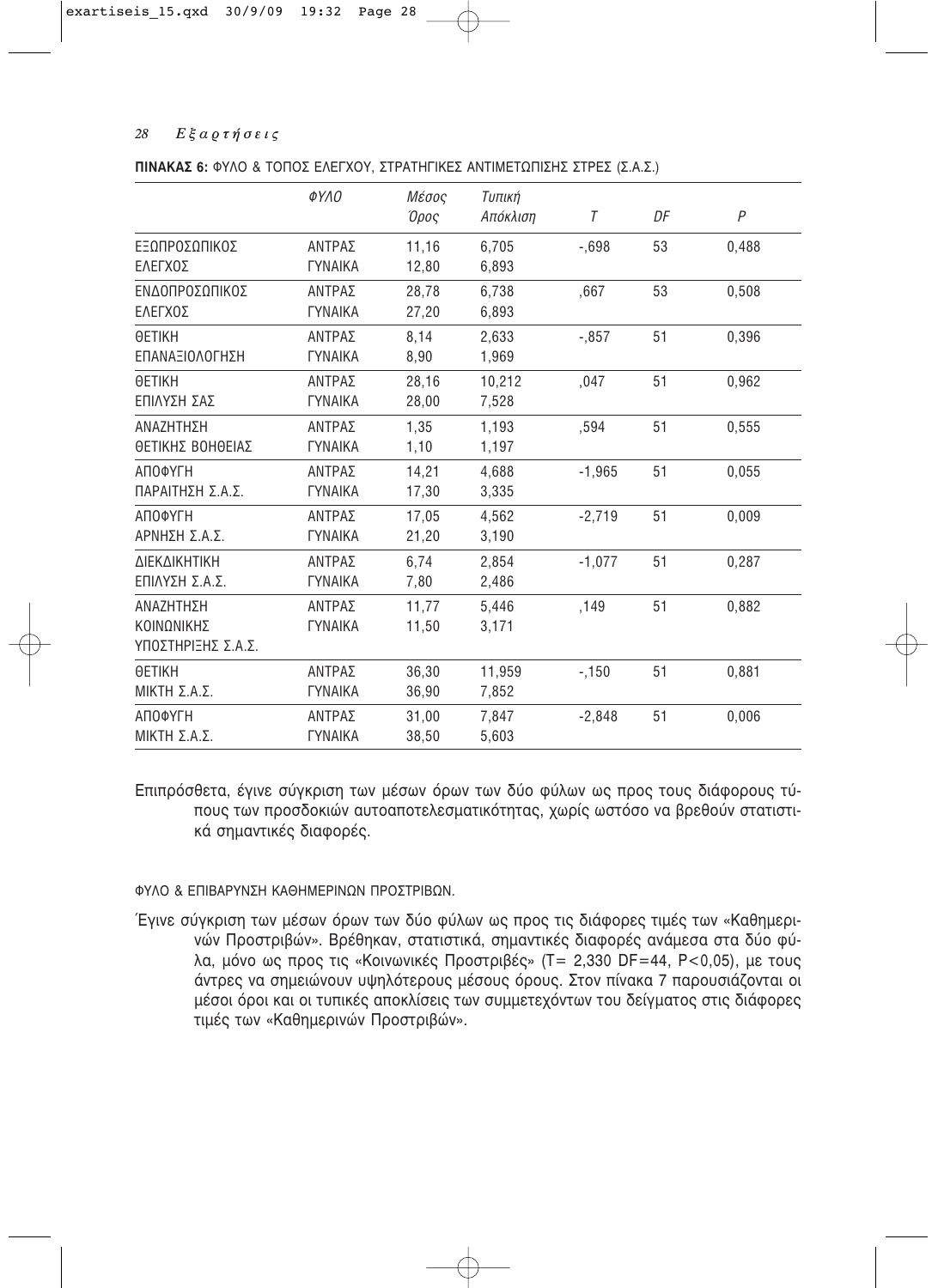**ΠΙΝΑΚΑΣ 6:** ΦΥΛΟ & ΤΟΠΟΣ ΕΛΕΓΧΟΥ, ΣΤΡΑΤΗΓΙΚΕΣ ΑΝΤΙΜΕΤΩΠΙΣΗΣ ΣΤΡΕΣ (Σ.Α.Σ.)

| | *ΦΥΛΟ* | *Μέσος Όρος* | *Τυπική Απόκλιση* | *T* | *DF* | *P* |
|---|---|---|---|---|---|---|
| ΕΞΩΠΡΟΣΩΠΙΚΟΣ ΕΛΕΓΧΟΣ | ΑΝΤΡΑΣ | 11,16 | 6,705 | -,698 | 53 | 0,488 |
| | ΓΥΝΑΙΚΑ | 12,80 | 6,893 | | | |
| ΕΝΔΟΠΡΟΣΩΠΙΚΟΣ ΕΛΕΓΧΟΣ | ΑΝΤΡΑΣ | 28,78 | 6,738 | ,667 | 53 | 0,508 |
| | ΓΥΝΑΙΚΑ | 27,20 | 6,893 | | | |
| ΘΕΤΙΚΗ ΕΠΑΝΑΞΙΟΛΟΓΗΣΗ | ΑΝΤΡΑΣ | 8,14 | 2,633 | -,857 | 51 | 0,396 |
| | ΓΥΝΑΙΚΑ | 8,90 | 1,969 | | | |
| ΘΕΤΙΚΗ ΕΠΙΛΥΣΗ ΣΑΣ | ΑΝΤΡΑΣ | 28,16 | 10,212 | ,047 | 51 | 0,962 |
| | ΓΥΝΑΙΚΑ | 28,00 | 7,528 | | | |
| ΑΝΑΖΗΤΗΣΗ ΘΕΤΙΚΗΣ ΒΟΗΘΕΙΑΣ | ΑΝΤΡΑΣ | 1,35 | 1,193 | ,594 | 51 | 0,555 |
| | ΓΥΝΑΙΚΑ | 1,10 | 1,197 | | | |
| ΑΠΟΦΥΓΗ ΠΑΡΑΙΤΗΣΗ Σ.Α.Σ. | ΑΝΤΡΑΣ | 14,21 | 4,688 | -1,965 | 51 | 0,055 |
| | ΓΥΝΑΙΚΑ | 17,30 | 3,335 | | | |
| ΑΠΟΦΥΓΗ ΑΡΝΗΣΗ Σ.Α.Σ. | ΑΝΤΡΑΣ | 17,05 | 4,562 | -2,719 | 51 | 0,009 |
| | ΓΥΝΑΙΚΑ | 21,20 | 3,190 | | | |
| ΔΙΕΚΔΙΚΗΤΙΚΗ ΕΠΙΛΥΣΗ Σ.Α.Σ. | ΑΝΤΡΑΣ | 6,74 | 2,854 | -1,077 | 51 | 0,287 |
| | ΓΥΝΑΙΚΑ | 7,80 | 2,486 | | | |
| ΑΝΑΖΗΤΗΣΗ ΚΟΙΝΩΝΙΚΗΣ ΥΠΟΣΤΗΡΙΞΗΣ Σ.Α.Σ. | ΑΝΤΡΑΣ | 11,77 | 5,446 | ,149 | 51 | 0,882 |
| | ΓΥΝΑΙΚΑ | 11,50 | 3,171 | | | |
| ΘΕΤΙΚΗ ΜΙΚΤΗ Σ.Α.Σ. | ΑΝΤΡΑΣ | 36,30 | 11,959 | -,150 | 51 | 0,881 |
| | ΓΥΝΑΙΚΑ | 36,90 | 7,852 | | | |
| ΑΠΟΦΥΓΗ ΜΙΚΤΗ Σ.Α.Σ. | ΑΝΤΡΑΣ | 31,00 | 7,847 | -2,848 | 51 | 0,006 |
| | ΓΥΝΑΙΚΑ | 38,50 | 5,603 | | | |

Επιπρόσθετα, έγινε σύγκριση των μέσων όρων των δύο φύλων ως προς τους διάφορους τύπους των προσδοκιών αυτοαποτελεσματικότητας, χωρίς ωστόσο να βρεθούν στατιστικά σημαντικές διαφορές.

ΦΥΛΟ & ΕΠΙΒΑΡΥΝΣΗ ΚΑΘΗΜΕΡΙΝΩΝ ΠΡΟΣΤΡΙΒΩΝ.

Έγινε σύγκριση των μέσων όρων των δύο φύλων ως προς τις διάφορες τιμές των «Καθημερινών Προστριβών». Βρέθηκαν, στατιστικά, σημαντικές διαφορές ανάμεσα στα δύο φύλα, μόνο ως προς τις «Κοινωνικές Προστριβές» ($T = 2{,}330$ $DF = 44$, $P < 0{,}05$), με τους άντρες να σημειώνουν υψηλότερους μέσους όρους. Στον πίνακα 7 παρουσιάζονται οι μέσοι όροι και οι τυπικές αποκλίσεις των συμμετεχόντων του δείγματος στις διάφορες τιμές των «Καθημερινών Προστριβών».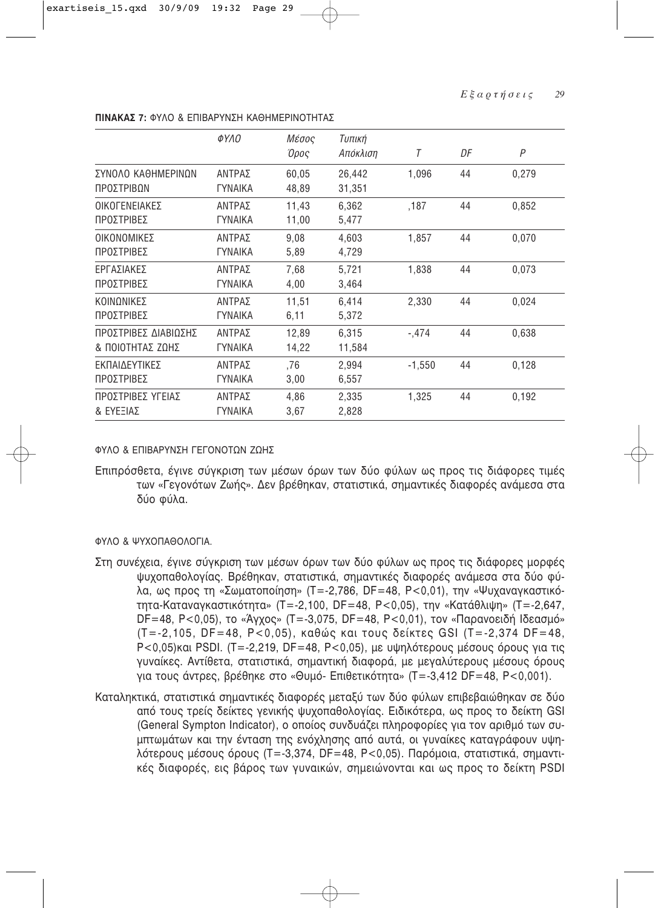**ΠΙΝΑΚΑΣ 7:** ΦΥΛΟ & ΕΠΙΒΑΡΥΝΣΗ ΚΑΘΗΜΕΡΙΝΟΤΗΤΑΣ

| | *ΦΥΛΟ* | *Μέσος Όρος* | *Τυπική Απόκλιση* | *T* | *DF* | *P* |
|---|---|---|---|---|---|---|
| ΣΥΝΟΛΟ ΚΑΘΗΜΕΡΙΝΩΝ ΠΡΟΣΤΡΙΒΩΝ | ΑΝΤΡΑΣ | 60,05 | 26,442 | 1,096 | 44 | 0,279 |
| | ΓΥΝΑΙΚΑ | 48,89 | 31,351 | | | |
| ΟΙΚΟΓΕΝΕΙΑΚΕΣ ΠΡΟΣΤΡΙΒΕΣ | ΑΝΤΡΑΣ | 11,43 | 6,362 | ,187 | 44 | 0,852 |
| | ΓΥΝΑΙΚΑ | 11,00 | 5,477 | | | |
| ΟΙΚΟΝΟΜΙΚΕΣ ΠΡΟΣΤΡΙΒΕΣ | ΑΝΤΡΑΣ | 9,08 | 4,603 | 1,857 | 44 | 0,070 |
| | ΓΥΝΑΙΚΑ | 5,89 | 4,729 | | | |
| ΕΡΓΑΣΙΑΚΕΣ ΠΡΟΣΤΡΙΒΕΣ | ΑΝΤΡΑΣ | 7,68 | 5,721 | 1,838 | 44 | 0,073 |
| | ΓΥΝΑΙΚΑ | 4,00 | 3,464 | | | |
| ΚΟΙΝΩΝΙΚΕΣ ΠΡΟΣΤΡΙΒΕΣ | ΑΝΤΡΑΣ | 11,51 | 6,414 | 2,330 | 44 | 0,024 |
| | ΓΥΝΑΙΚΑ | 6,11 | 5,372 | | | |
| ΠΡΟΣΤΡΙΒΕΣ ΔΙΑΒΙΩΣΗΣ & ΠΟΙΟΤΗΤΑΣ ΖΩΗΣ | ΑΝΤΡΑΣ | 12,89 | 6,315 | -,474 | 44 | 0,638 |
| | ΓΥΝΑΙΚΑ | 14,22 | 11,584 | | | |
| ΕΚΠΑΙΔΕΥΤΙΚΕΣ ΠΡΟΣΤΡΙΒΕΣ | ΑΝΤΡΑΣ | ,76 | 2,994 | -1,550 | 44 | 0,128 |
| | ΓΥΝΑΙΚΑ | 3,00 | 6,557 | | | |
| ΠΡΟΣΤΡΙΒΕΣ ΥΓΕΙΑΣ & ΕΥΕΞΙΑΣ | ΑΝΤΡΑΣ | 4,86 | 2,335 | 1,325 | 44 | 0,192 |
| | ΓΥΝΑΙΚΑ | 3,67 | 2,828 | | | |

ΦΥΛΟ & ΕΠΙΒΑΡΥΝΣΗ ΓΕΓΟΝΟΤΩΝ ΖΩΗΣ

Επιπρόσθετα, έγινε σύγκριση των μέσων όρων των δύο φύλων ως προς τις διάφορες τιμές των «Γεγονότων Ζωής». Δεν βρέθηκαν, στατιστικά, σημαντικές διαφορές ανάμεσα στα δύο φύλα.

ΦΥΛΟ & ΨΥΧΟΠΑΘΟΛΟΓΙΑ.

Στη συνέχεια, έγινε σύγκριση των μέσων όρων των δύο φύλων ως προς τις διάφορες μορφές ψυχοπαθολογίας. Βρέθηκαν, στατιστικά, σημαντικές διαφορές ανάμεσα στα δύο φύλα, ως προς τη «Σωματοποίηση» (T=-2,786, DF=48, P<0,01), την «Ψυχαναγκαστικότητα-Καταναγκαστικότητα» (T=-2,100, DF=48, P<0,05), την «Κατάθλιψη» (T=-2,647, DF=48, P<0,05), το «Άγχος» (T=-3,075, DF=48, P<0,01), τον «Παρανοειδή Ιδεασμό» (T=-2,105, DF=48, P<0,05), καθώς και τους δείκτες GSI (T=-2,374 DF=48, P<0,05)και PSDI. (T=-2,219, DF=48, P<0,05), με υψηλότερους μέσους όρους για τις γυναίκες. Αντίθετα, στατιστικά, σημαντική διαφορά, με μεγαλύτερους μέσους όρους για τους άντρες, βρέθηκε στο «Θυμό- Επιθετικότητα» (T=-3,412 DF=48, P<0,001).

Καταληκτικά, στατιστικά σημαντικές διαφορές μεταξύ των δύο φύλων επιβεβαιώθηκαν σε δύο από τους τρείς δείκτες γενικής ψυχοπαθολογίας. Ειδικότερα, ως προς το δείκτη GSI (General Sympton Indicator), ο οποίος συνδυάζει πληροφορίες για τον αριθμό των συμπτωμάτων και την ένταση της ενόχλησης από αυτά, οι γυναίκες καταγράφουν υψηλότερους μέσους όρους (T=-3,374, DF=48, P<0,05). Παρόμοια, στατιστικά, σημαντικές διαφορές, εις βάρος των γυναικών, σημειώνονται και ως προς το δείκτη PSDI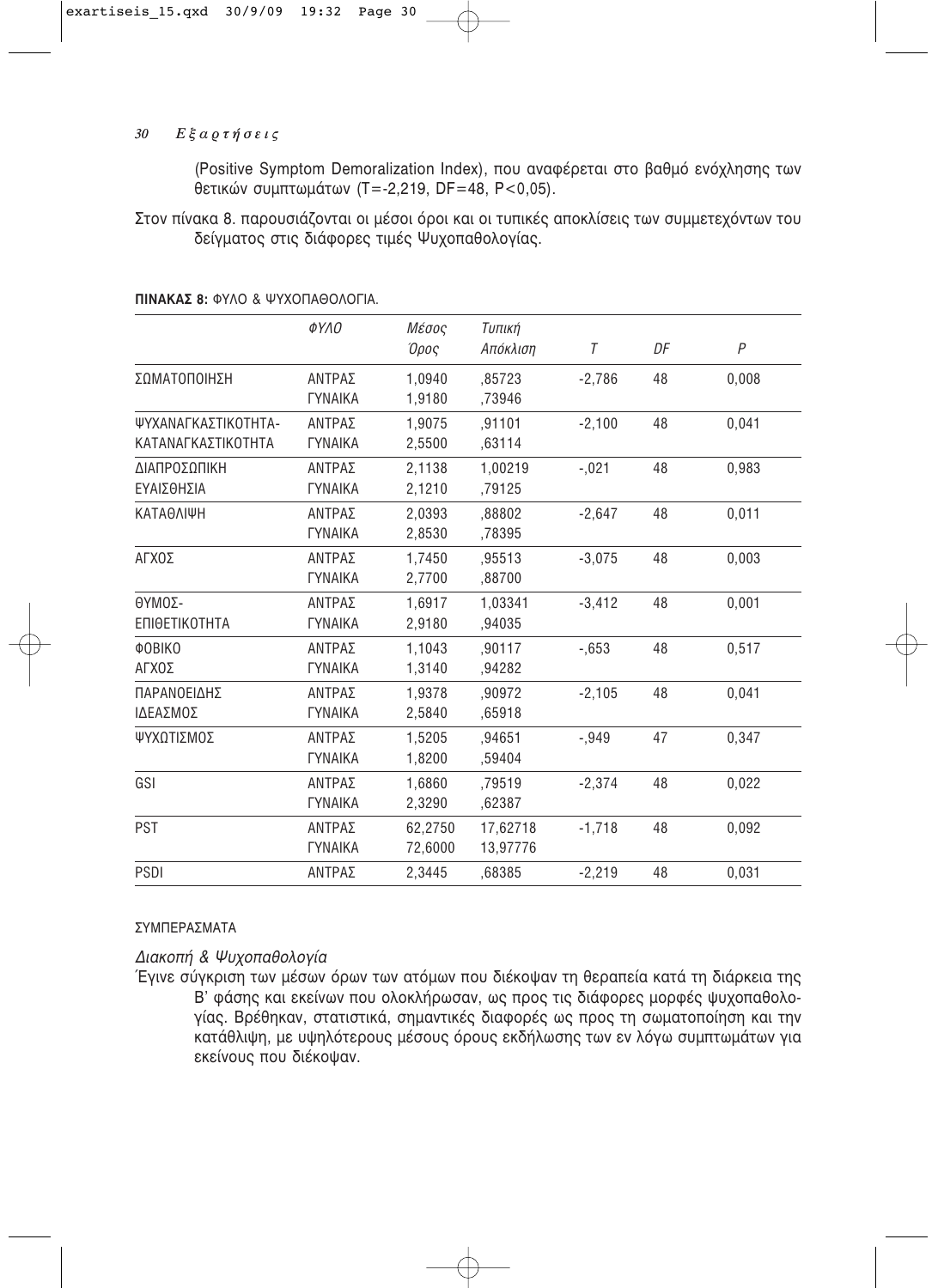(Positive Symptom Demoralization Index), που αναφέρεται στο βαθμό ενόχλησης των θετικών συμπτωμάτων ($T=-2{,}219$, $DF=48$, $P<0{,}05$).

Στον πίνακα 8. παρουσιάζονται οι μέσοι όροι και οι τυπικές αποκλίσεις των συμμετεχόντων του δείγματος στις διάφορες τιμές Ψυχοπαθολογίας.

**ΠΙΝΑΚΑΣ 8:** ΦΥΛΟ & ΨΥΧΟΠΑΘΟΛΟΓΙΑ.

| | *ΦΥΛΟ* | *Μέσος Όρος* | *Τυπική Απόκλιση* | *T* | *DF* | *P* |
|---|---|---|---|---|---|---|
| ΣΩΜΑΤΟΠΟΙΗΣΗ | ΑΝΤΡΑΣ | 1,0940 | ,85723 | -2,786 | 48 | 0,008 |
| | ΓΥΝΑΙΚΑ | 1,9180 | ,73946 | | | |
| ΨΥΧΑΝΑΓΚΑΣΤΙΚΟΤΗΤΑ-ΚΑΤΑΝΑΓΚΑΣΤΙΚΟΤΗΤΑ | ΑΝΤΡΑΣ | 1,9075 | ,91101 | -2,100 | 48 | 0,041 |
| | ΓΥΝΑΙΚΑ | 2,5500 | ,63114 | | | |
| ΔΙΑΠΡΟΣΩΠΙΚΗ ΕΥΑΙΣΘΗΣΙΑ | ΑΝΤΡΑΣ | 2,1138 | 1,00219 | -,021 | 48 | 0,983 |
| | ΓΥΝΑΙΚΑ | 2,1210 | ,79125 | | | |
| ΚΑΤΑΘΛΙΨΗ | ΑΝΤΡΑΣ | 2,0393 | ,88802 | -2,647 | 48 | 0,011 |
| | ΓΥΝΑΙΚΑ | 2,8530 | ,78395 | | | |
| ΑΓΧΟΣ | ΑΝΤΡΑΣ | 1,7450 | ,95513 | -3,075 | 48 | 0,003 |
| | ΓΥΝΑΙΚΑ | 2,7700 | ,88700 | | | |
| ΘΥΜΟΣ-ΕΠΙΘΕΤΙΚΟΤΗΤΑ | ΑΝΤΡΑΣ | 1,6917 | 1,03341 | -3,412 | 48 | 0,001 |
| | ΓΥΝΑΙΚΑ | 2,9180 | ,94035 | | | |
| ΦΟΒΙΚΟ ΑΓΧΟΣ | ΑΝΤΡΑΣ | 1,1043 | ,90117 | -,653 | 48 | 0,517 |
| | ΓΥΝΑΙΚΑ | 1,3140 | ,94282 | | | |
| ΠΑΡΑΝΟΕΙΔΗΣ ΙΔΕΑΣΜΟΣ | ΑΝΤΡΑΣ | 1,9378 | ,90972 | -2,105 | 48 | 0,041 |
| | ΓΥΝΑΙΚΑ | 2,5840 | ,65918 | | | |
| ΨΥΧΩΤΙΣΜΟΣ | ΑΝΤΡΑΣ | 1,5205 | ,94651 | -,949 | 47 | 0,347 |
| | ΓΥΝΑΙΚΑ | 1,8200 | ,59404 | | | |
| GSI | ΑΝΤΡΑΣ | 1,6860 | ,79519 | -2,374 | 48 | 0,022 |
| | ΓΥΝΑΙΚΑ | 2,3290 | ,62387 | | | |
| PST | ΑΝΤΡΑΣ | 62,2750 | 17,62718 | -1,718 | 48 | 0,092 |
| | ΓΥΝΑΙΚΑ | 72,6000 | 13,97776 | | | |
| PSDI | ΑΝΤΡΑΣ | 2,3445 | ,68385 | -2,219 | 48 | 0,031 |

ΣΥΜΠΕΡΑΣΜΑΤΑ

*Διακοπή & Ψυχοπαθολογία*

Έγινε σύγκριση των μέσων όρων των ατόμων που διέκοψαν τη θεραπεία κατά τη διάρκεια της Β' φάσης και εκείνων που ολοκλήρωσαν, ως προς τις διάφορες μορφές ψυχοπαθολογίας. Βρέθηκαν, στατιστικά, σημαντικές διαφορές ως προς τη σωματοποίηση και την κατάθλιψη, με υψηλότερους μέσους όρους εκδήλωσης των εν λόγω συμπτωμάτων για εκείνους που διέκοψαν.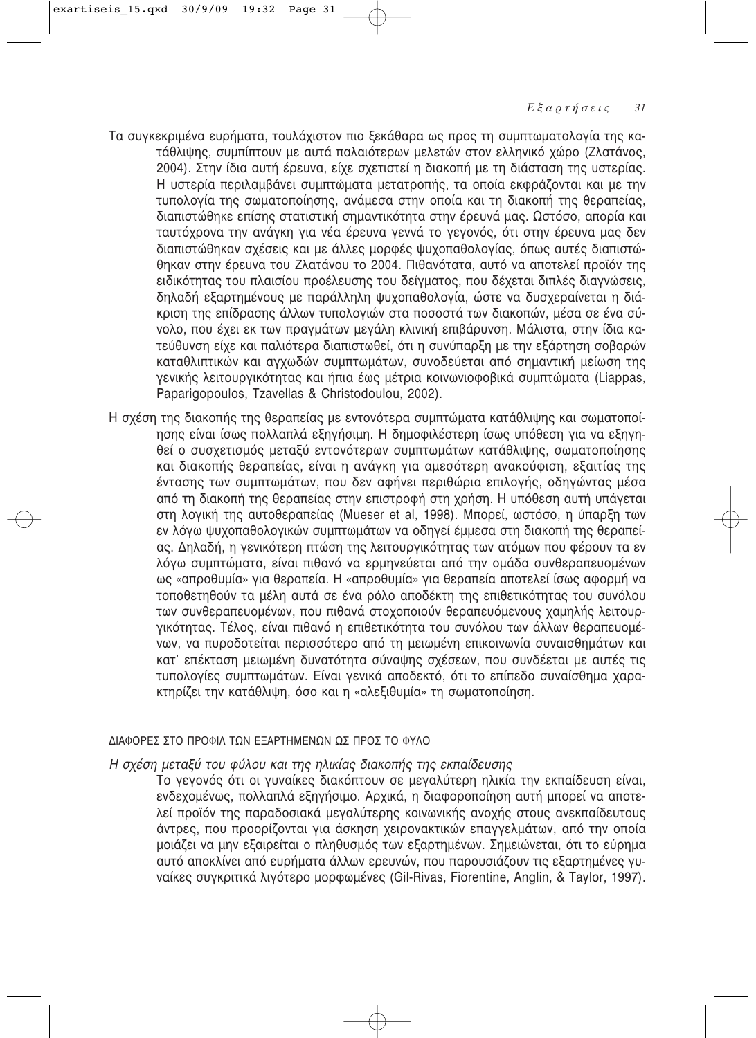Τα συγκεκριμένα ευρήματα, τουλάχιστον πιο ξεκάθαρα ως προς τη συμπτωματολογία της κατάθλιψης, συμπίπτουν με αυτά παλαιότερων μελετών στον ελληνικό χώρο (Ζλατάνος, 2004). Στην ίδια αυτή έρευνα, είχε σχετιστεί η διακοπή με τη διάσταση της υστερίας. Η υστερία περιλαμβάνει συμπτώματα μετατροπής, τα οποία εκφράζονται και με την τυπολογία της σωματοποίησης, ανάμεσα στην οποία και τη διακοπή της θεραπείας, διαπιστώθηκε επίσης στατιστική σημαντικότητα στην έρευνά μας. Ωστόσο, απορία και ταυτόχρονα την ανάγκη για νέα έρευνα γεννά το γεγονός, ότι στην έρευνα μας δεν διαπιστώθηκαν σχέσεις και με άλλες μορφές ψυχοπαθολογίας, όπως αυτές διαπιστώθηκαν στην έρευνα του Ζλατάνου το 2004. Πιθανότατα, αυτό να αποτελεί προϊόν της ειδικότητας του πλαισίου προέλευσης του δείγματος, που δέχεται διπλές διαγνώσεις, δηλαδή εξαρτημένους με παράλληλη ψυχοπαθολογία, ώστε να δυσχεραίνεται η διάκριση της επίδρασης άλλων τυπολογιών στα ποσοστά των διακοπών, μέσα σε ένα σύνολο, που έχει εκ των πραγμάτων μεγάλη κλινική επιβάρυνση. Μάλιστα, στην ίδια κατεύθυνση είχε και παλιότερα διαπιστωθεί, ότι η συνύπαρξη με την εξάρτηση σοβαρών καταθλιπτικών και αγχωδών συμπτωμάτων, συνοδεύεται από σημαντική μείωση της γενικής λειτουργικότητας και ήπια έως μέτρια κοινωνιοφοβικά συμπτώματα (Liappas, Paparigopoulos, Tzavellas & Christodoulou, 2002).

Η σχέση της διακοπής της θεραπείας με εντονότερα συμπτώματα κατάθλιψης και σωματοποίησης είναι ίσως πολλαπλά εξηγήσιμη. Η δημοφιλέστερη ίσως υπόθεση για να εξηγηθεί ο συσχετισμός μεταξύ εντονότερων συμπτωμάτων κατάθλιψης, σωματοποίησης και διακοπής θεραπείας, είναι η ανάγκη για αμεσότερη ανακούφιση, εξαιτίας της έντασης των συμπτωμάτων, που δεν αφήνει περιθώρια επιλογής, οδηγώντας μέσα από τη διακοπή της θεραπείας στην επιστροφή στη χρήση. Η υπόθεση αυτή υπάγεται στη λογική της αυτοθεραπείας (Mueser et al, 1998). Μπορεί, ωστόσο, η ύπαρξη των εν λόγω ψυχοπαθολογικών συμπτωμάτων να οδηγεί έμμεσα στη διακοπή της θεραπείας. Δηλαδή, η γενικότερη πτώση της λειτουργικότητας των ατόμων που φέρουν τα εν λόγω συμπτώματα, είναι πιθανό να ερμηνεύεται από την ομάδα συνθεραπευομένων ως «απροθυμία» για θεραπεία. Η «απροθυμία» για θεραπεία αποτελεί ίσως αφορμή να τοποθετηθούν τα μέλη αυτά σε ένα ρόλο αποδέκτη της επιθετικότητας του συνόλου των συνθεραπευομένων, που πιθανά στοχοποιούν θεραπευόμενους χαμηλής λειτουργικότητας. Τέλος, είναι πιθανό η επιθετικότητα του συνόλου των άλλων θεραπευομένων, να πυροδοτείται περισσότερο από τη μειωμένη επικοινωνία συναισθημάτων και κατ' επέκταση μειωμένη δυνατότητα σύναψης σχέσεων, που συνδέεται με αυτές τις τυπολογίες συμπτωμάτων. Είναι γενικά αποδεκτό, ότι το επίπεδο συναίσθημα χαρακτηρίζει την κατάθλιψη, όσο και η «αλεξιθυμία» τη σωματοποίηση.

## ΔΙΑΦΟΡΕΣ ΣΤΟ ΠΡΟΦΙΛ ΤΩΝ ΕΞΑΡΤΗΜΕΝΩΝ ΩΣ ΠΡΟΣ ΤΟ ΦΥΛΟ

### *Η σχέση μεταξύ του φύλου και της ηλικίας διακοπής της εκπαίδευσης*

Το γεγονός ότι οι γυναίκες διακόπτουν σε μεγαλύτερη ηλικία την εκπαίδευση είναι, ενδεχομένως, πολλαπλά εξηγήσιμο. Αρχικά, η διαφοροποίηση αυτή μπορεί να αποτελεί προϊόν της παραδοσιακά μεγαλύτερης κοινωνικής ανοχής στους ανεκπαίδευτους άντρες, που προορίζονται για άσκηση χειρονακτικών επαγγελμάτων, από την οποία μοιάζει να μην εξαιρείται ο πληθυσμός των εξαρτημένων. Σημειώνεται, ότι το εύρημα αυτό αποκλίνει από ευρήματα άλλων ερευνών, που παρουσιάζουν τις εξαρτημένες γυναίκες συγκριτικά λιγότερο μορφωμένες (Gil-Rivas, Fiorentine, Anglin, & Taylor, 1997).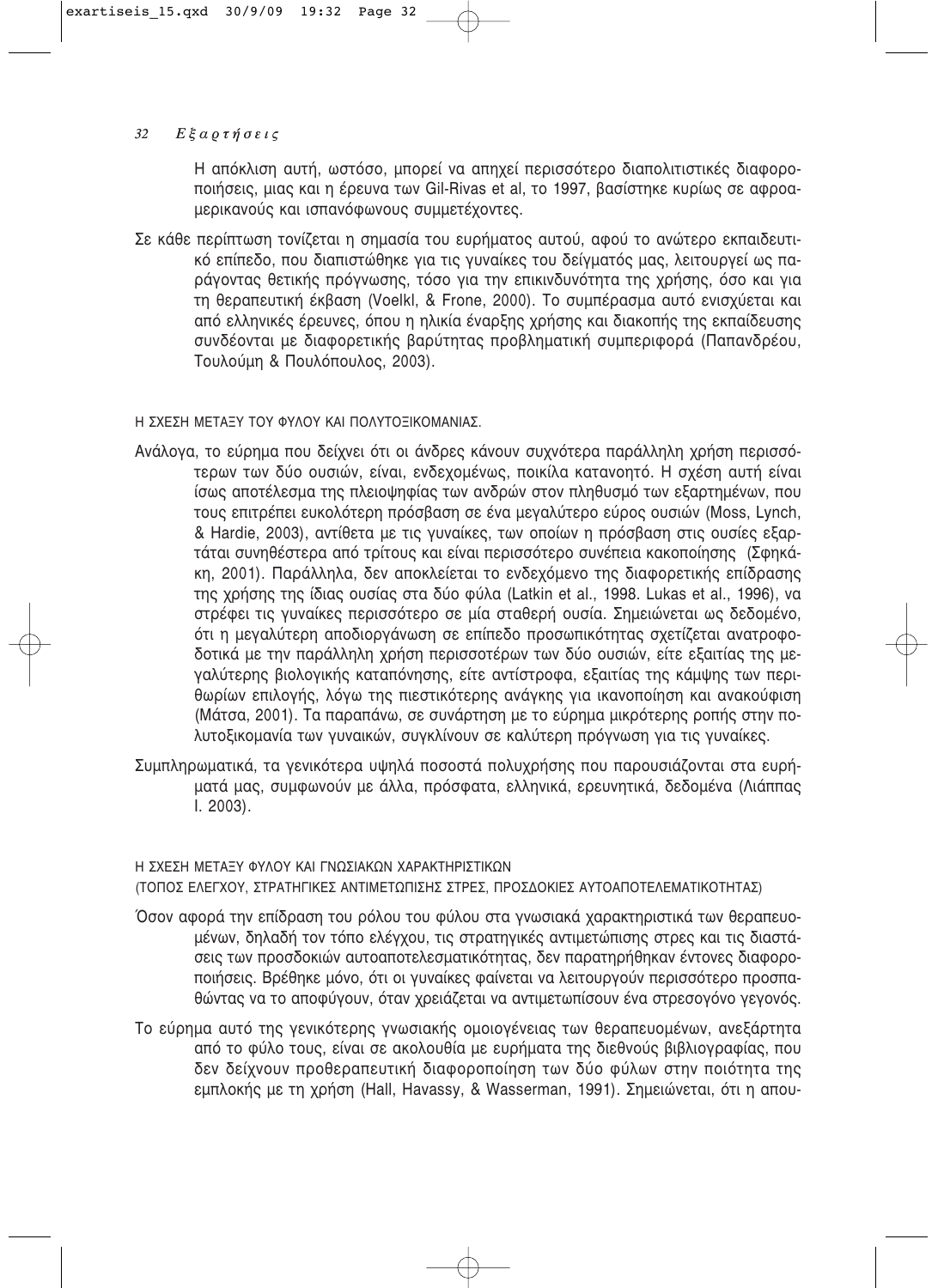Η απόκλιση αυτή, ωστόσο, μπορεί να απηχεί περισσότερο διαπολιτιστικές διαφοροποιήσεις, μιας και η έρευνα των Gil-Rivas et al, το 1997, βασίστηκε κυρίως σε αφροαμερικανούς και ισπανόφωνους συμμετέχοντες.

Σε κάθε περίπτωση τονίζεται η σημασία του ευρήματος αυτού, αφού το ανώτερο εκπαιδευτικό επίπεδο, που διαπιστώθηκε για τις γυναίκες του δείγματός μας, λειτουργεί ως παράγοντας θετικής πρόγνωσης, τόσο για την επικινδυνότητα της χρήσης, όσο και για τη θεραπευτική έκβαση (Voelkl, & Frone, 2000). Το συμπέρασμα αυτό ενισχύεται και από ελληνικές έρευνες, όπου η ηλικία έναρξης χρήσης και διακοπής της εκπαίδευσης συνδέονται με διαφορετικής βαρύτητας προβληματική συμπεριφορά (Παπανδρέου, Τουλούμη & Πουλόπουλος, 2003).

### Η ΣΧΕΣΗ ΜΕΤΑΞΥ ΤΟΥ ΦΥΛΟΥ ΚΑΙ ΠΟΛΥΤΟΞΙΚΟΜΑΝΙΑΣ.

Ανάλογα, το εύρημα που δείχνει ότι οι άνδρες κάνουν συχνότερα παράλληλη χρήση περισσότερων των δύο ουσιών, είναι, ενδεχομένως, ποικίλα κατανοητό. Η σχέση αυτή είναι ίσως αποτέλεσμα της πλειοψηφίας των ανδρών στον πληθυσμό των εξαρτημένων, που τους επιτρέπει ευκολότερη πρόσβαση σε ένα μεγαλύτερο εύρος ουσιών (Moss, Lynch, & Hardie, 2003), αντίθετα με τις γυναίκες, των οποίων η πρόσβαση στις ουσίες εξαρτάται συνηθέστερα από τρίτους και είναι περισσότερο συνέπεια κακοποίησης (Σφηκάκη, 2001). Παράλληλα, δεν αποκλείεται το ενδεχόμενο της διαφορετικής επίδρασης της χρήσης της ίδιας ουσίας στα δύο φύλα (Latkin et al., 1998. Lukas et al., 1996), να στρέφει τις γυναίκες περισσότερο σε μία σταθερή ουσία. Σημειώνεται ως δεδομένο, ότι η μεγαλύτερη αποδιοργάνωση σε επίπεδο προσωπικότητας σχετίζεται ανατροφοδοτικά με την παράλληλη χρήση περισσοτέρων των δύο ουσιών, είτε εξαιτίας της μεγαλύτερης βιολογικής καταπόνησης, είτε αντίστροφα, εξαιτίας της κάμψης των περιθωρίων επιλογής, λόγω της πιεστικότερης ανάγκης για ικανοποίηση και ανακούφιση (Μάτσα, 2001). Τα παραπάνω, σε συνάρτηση με το εύρημα μικρότερης ροπής στην πολυτοξικομανία των γυναικών, συγκλίνουν σε καλύτερη πρόγνωση για τις γυναίκες.

Συμπληρωματικά, τα γενικότερα υψηλά ποσοστά πολυχρήσης που παρουσιάζονται στα ευρήματά μας, συμφωνούν με άλλα, πρόσφατα, ελληνικά, ερευνητικά, δεδομένα (Λιάππας Ι. 2003).

### Η ΣΧΕΣΗ ΜΕΤΑΞΥ ΦΥΛΟΥ ΚΑΙ ΓΝΩΣΙΑΚΩΝ ΧΑΡΑΚΤΗΡΙΣΤΙΚΩΝ (ΤΟΠΟΣ ΕΛΕΓΧΟΥ, ΣΤΡΑΤΗΓΙΚΕΣ ΑΝΤΙΜΕΤΩΠΙΣΗΣ ΣΤΡΕΣ, ΠΡΟΣΔΟΚΙΕΣ ΑΥΤΟΑΠΟΤΕΛΕΣΜΑΤΙΚΟΤΗΤΑΣ)

Όσον αφορά την επίδραση του ρόλου του φύλου στα γνωσιακά χαρακτηριστικά των θεραπευομένων, δηλαδή τον τόπο ελέγχου, τις στρατηγικές αντιμετώπισης στρες και τις διαστάσεις των προσδοκιών αυτοαποτελεσματικότητας, δεν παρατηρήθηκαν έντονες διαφοροποιήσεις. Βρέθηκε μόνο, ότι οι γυναίκες φαίνεται να λειτουργούν περισσότερο προσπαθώντας να το αποφύγουν, όταν χρειάζεται να αντιμετωπίσουν ένα στρεσογόνο γεγονός.

Το εύρημα αυτό της γενικότερης γνωσιακής ομοιογένειας των θεραπευομένων, ανεξάρτητα από το φύλο τους, είναι σε ακολουθία με ευρήματα της διεθνούς βιβλιογραφίας, που δεν δείχνουν προθεραπευτική διαφοροποίηση των δύο φύλων στην ποιότητα της εμπλοκής με τη χρήση (Hall, Havassy, & Wasserman, 1991). Σημειώνεται, ότι η απου-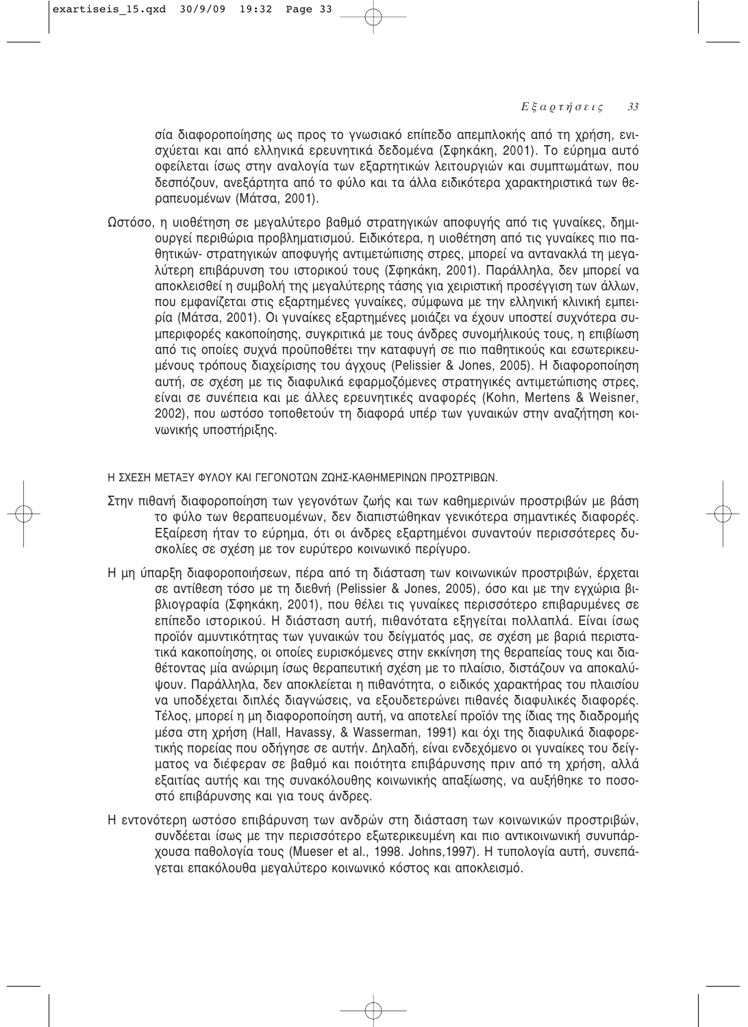σία διαφοροποίησης ως προς το γνωσιακό επίπεδο απεμπλοκής από τη χρήση, ενισχύεται και από ελληνικά ερευνητικά δεδομένα (Σφηκάκη, 2001). Το εύρημα αυτό οφείλεται ίσως στην αναλογία των εξαρτητικών λειτουργιών και συμπτωμάτων, που δεσπόζουν, ανεξάρτητα από το φύλο και τα άλλα ειδικότερα χαρακτηριστικά των θεραπευομένων (Μάτσα, 2001).

Ωστόσο, η υιοθέτηση σε μεγαλύτερο βαθμό στρατηγικών αποφυγής από τις γυναίκες, δημιουργεί περιθώρια προβληματισμού. Ειδικότερα, η υιοθέτηση από τις γυναίκες πιο παθητικών- στρατηγικών αποφυγής αντιμετώπισης στρες, μπορεί να αντανακλά τη μεγαλύτερη επιβάρυνση του ιστορικού τους (Σφηκάκη, 2001). Παράλληλα, δεν μπορεί να αποκλεισθεί η συμβολή της μεγαλύτερης τάσης για χειριστική προσέγγιση των άλλων, που εμφανίζεται στις εξαρτημένες γυναίκες, σύμφωνα με την ελληνική κλινική εμπειρία (Μάτσα, 2001). Οι γυναίκες εξαρτημένες μοιάζει να έχουν υποστεί συχνότερα συμπεριφορές κακοποίησης, συγκριτικά με τους άνδρες συνομήλικούς τους, η επιβίωση από τις οποίες συχνά προϋποθέτει την καταφυγή σε πιο παθητικούς και εσωτερικευμένους τρόπους διαχείρισης του άγχους (Pelissier & Jones, 2005). Η διαφοροποίηση αυτή, σε σχέση με τις διαφυλικά εφαρμοζόμενες στρατηγικές αντιμετώπισης στρες, είναι σε συνέπεια και με άλλες ερευνητικές αναφορές (Kohn, Mertens & Weisner, 2002), που ωστόσο τοποθετούν τη διαφορά υπέρ των γυναικών στην αναζήτηση κοινωνικής υποστήριξης.

### Η ΣΧΕΣΗ ΜΕΤΑΞΥ ΦΥΛΟΥ ΚΑΙ ΓΕΓΟΝΟΤΩΝ ΖΩΗΣ-ΚΑΘΗΜΕΡΙΝΩΝ ΠΡΟΣΤΡΙΒΩΝ.

Στην πιθανή διαφοροποίηση των γεγονότων ζωής και των καθημερινών προστριβών με βάση το φύλο των θεραπευομένων, δεν διαπιστώθηκαν γενικότερα σημαντικές διαφορές. Εξαίρεση ήταν το εύρημα, ότι οι άνδρες εξαρτημένοι συναντούν περισσότερες δυσκολίες σε σχέση με τον ευρύτερο κοινωνικό περίγυρο.

Η μη ύπαρξη διαφοροποιήσεων, πέρα από τη διάσταση των κοινωνικών προστριβών, έρχεται σε αντίθεση τόσο με τη διεθνή (Pelissier & Jones, 2005), όσο και με την εγχώρια βιβλιογραφία (Σφηκάκη, 2001), που θέλει τις γυναίκες περισσότερο επιβαρυμένες σε επίπεδο ιστορικού. Η διάσταση αυτή, πιθανότατα εξηγείται πολλαπλά. Είναι ίσως προϊόν αμυντικότητας των γυναικών του δείγματός μας, σε σχέση με βαριά περιστατικά κακοποίησης, οι οποίες ευρισκόμενες στην εκκίνηση της θεραπείας τους και διαθέτοντας μία ανώριμη ίσως θεραπευτική σχέση με το πλαίσιο, διστάζουν να αποκαλύψουν. Παράλληλα, δεν αποκλείεται η πιθανότητα, ο ειδικός χαρακτήρας του πλαισίου να υποδέχεται διπλές διαγνώσεις, να εξουδετερώνει πιθανές διαφυλικές διαφορές. Τέλος, μπορεί η μη διαφοροποίηση αυτή, να αποτελεί προϊόν της ίδιας της διαδρομής μέσα στη χρήση (Hall, Havassy, & Wasserman, 1991) και όχι της διαφυλικά διαφορετικής πορείας που οδήγησε σε αυτήν. Δηλαδή, είναι ενδεχόμενο οι γυναίκες του δείγματος να διέφεραν σε βαθμό και ποιότητα επιβάρυνσης πριν από τη χρήση, αλλά εξαιτίας αυτής και της συνακόλουθης κοινωνικής απαξίωσης, να αυξήθηκε το ποσοστό επιβάρυνσης και για τους άνδρες.

Η εντονότερη ωστόσο επιβάρυνση των ανδρών στη διάσταση των κοινωνικών προστριβών, συνδέεται ίσως με την περισσότερο εξωτερικευμένη και πιο αντικοινωνική συνυπάρχουσα παθολογία τους (Mueser et al., 1998. Johns,1997). Η τυπολογία αυτή, συνεπάγεται επακόλουθα μεγαλύτερο κοινωνικό κόστος και αποκλεισμό.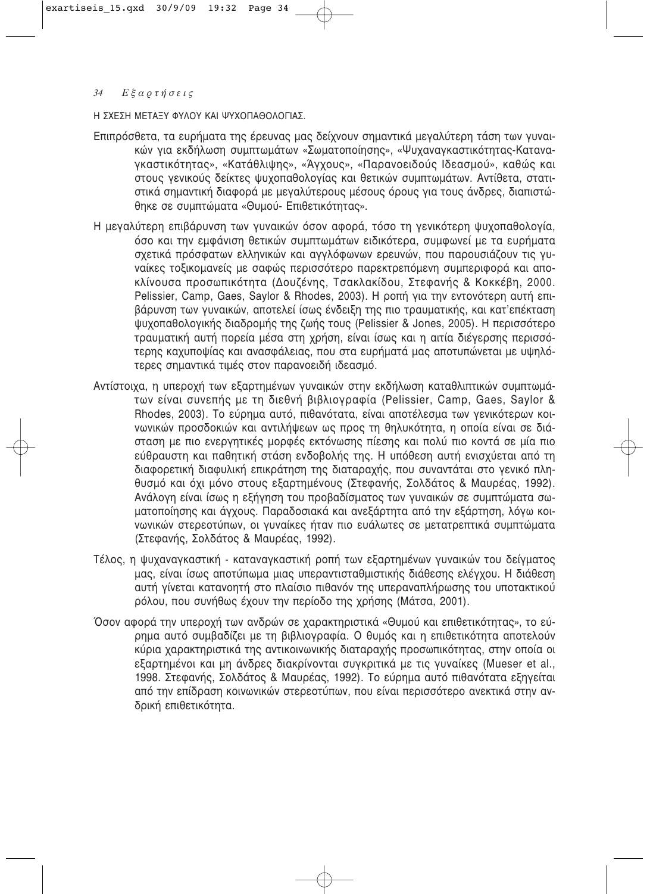Η ΣΧΕΣΗ ΜΕΤΑΞΥ ΦΥΛΟΥ ΚΑΙ ΨΥΧΟΠΑΘΟΛΟΓΙΑΣ.

Επιπρόσθετα, τα ευρήματα της έρευνας μας δείχνουν σημαντικά μεγαλύτερη τάση των γυναικών για εκδήλωση συμπτωμάτων «Σωματοποίησης», «Ψυχαναγκαστικότητας-Καταναγκαστικότητας», «Κατάθλιψης», «Άγχους», «Παρανοειδούς Ιδεασμού», καθώς και στους γενικούς δείκτες ψυχοπαθολογίας και θετικών συμπτωμάτων. Αντίθετα, στατιστικά σημαντική διαφορά με μεγαλύτερους μέσους όρους για τους άνδρες, διαπιστώθηκε σε συμπτώματα «Θυμού- Επιθετικότητας».

Η μεγαλύτερη επιβάρυνση των γυναικών όσον αφορά, τόσο τη γενικότερη ψυχοπαθολογία, όσο και την εμφάνιση θετικών συμπτωμάτων ειδικότερα, συμφωνεί με τα ευρήματα σχετικά πρόσφατων ελληνικών και αγγλόφωνων ερευνών, που παρουσιάζουν τις γυναίκες τοξικομανείς με σαφώς περισσότερο παρεκτρεπόμενη συμπεριφορά και αποκλίνουσα προσωπικότητα (Δουζένης, Τσακλακίδου, Στεφανής & Κοκκέβη, 2000. Pelissier, Camp, Gaes, Saylor & Rhodes, 2003). Η ροπή για την εντονότερη αυτή επιβάρυνση των γυναικών, αποτελεί ίσως ένδειξη της πιο τραυματικής, και κατ'επέκταση ψυχοπαθολογικής διαδρομής της ζωής τους (Pelissier & Jones, 2005). Η περισσότερο τραυματική αυτή πορεία μέσα στη χρήση, είναι ίσως και η αιτία διέγερσης περισσότερης καχυποψίας και ανασφάλειας, που στα ευρήματά μας αποτυπώνεται με υψηλότερες σημαντικά τιμές στον παρανοειδή ιδεασμό.

Αντίστοιχα, η υπεροχή των εξαρτημένων γυναικών στην εκδήλωση καταθλιπτικών συμπτωμάτων είναι συνεπής με τη διεθνή βιβλιογραφία (Pelissier, Camp, Gaes, Saylor & Rhodes, 2003). Το εύρημα αυτό, πιθανότατα, είναι αποτέλεσμα των γενικότερων κοινωνικών προσδοκιών και αντιλήψεων ως προς τη θηλυκότητα, η οποία είναι σε διάσταση με πιο ενεργητικές μορφές εκτόνωσης πίεσης και πολύ πιο κοντά σε μία πιο εύθραυστη και παθητική στάση ενδοβολής της. Η υπόθεση αυτή ενισχύεται από τη διαφορετική διαφυλική επικράτηση της διαταραχής, που συναντάται στο γενικό πληθυσμό και όχι μόνο στους εξαρτημένους (Στεφανής, Σολδάτος & Μαυρέας, 1992). Ανάλογη είναι ίσως η εξήγηση του προβαδίσματος των γυναικών σε συμπτώματα σωματοποίησης και άγχους. Παραδοσιακά και ανεξάρτητα από την εξάρτηση, λόγω κοινωνικών στερεοτύπων, οι γυναίκες ήταν πιο ευάλωτες σε μετατρεπτικά συμπτώματα (Στεφανής, Σολδάτος & Μαυρέας, 1992).

Τέλος, η ψυχαναγκαστική - καταναγκαστική ροπή των εξαρτημένων γυναικών του δείγματος μας, είναι ίσως αποτύπωμα μιας υπεραντισταθμιστικής διάθεσης ελέγχου. Η διάθεση αυτή γίνεται κατανοητή στο πλαίσιο πιθανόν της υπεραναπλήρωσης του υποτακτικού ρόλου, που συνήθως έχουν την περίοδο της χρήσης (Μάτσα, 2001).

Όσον αφορά την υπεροχή των ανδρών σε χαρακτηριστικά «Θυμού και επιθετικότητας», το εύρημα αυτό συμβαδίζει με τη βιβλιογραφία. Ο θυμός και η επιθετικότητα αποτελούν κύρια χαρακτηριστικά της αντικοινωνικής διαταραχής προσωπικότητας, στην οποία οι εξαρτημένοι και μη άνδρες διακρίνονται συγκριτικά με τις γυναίκες (Mueser et al., 1998. Στεφανής, Σολδάτος & Μαυρέας, 1992). Το εύρημα αυτό πιθανότατα εξηγείται από την επίδραση κοινωνικών στερεοτύπων, που είναι περισσότερο ανεκτικά στην ανδρική επιθετικότητα.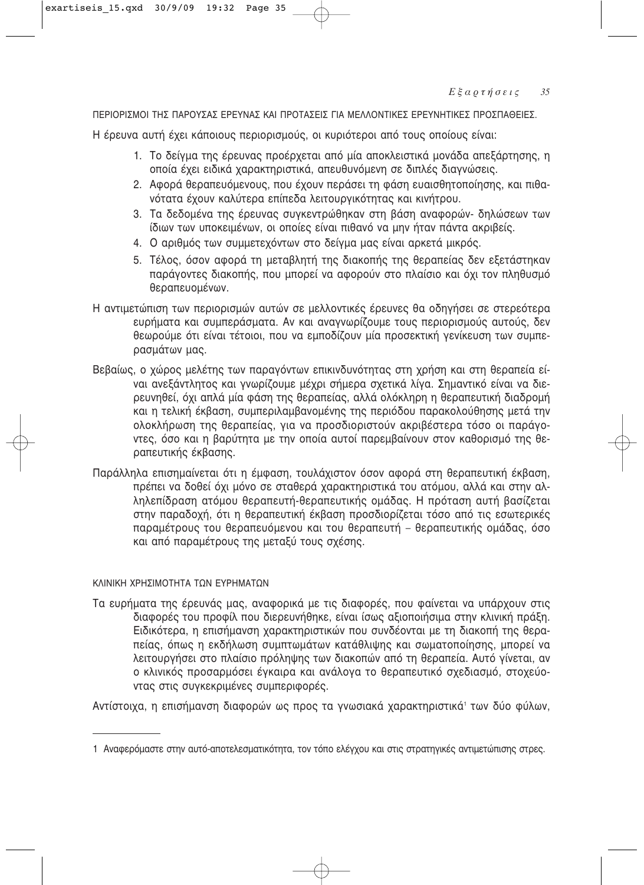## ΠΕΡΙΟΡΙΣΜΟΙ ΤΗΣ ΠΑΡΟΥΣΑΣ ΕΡΕΥΝΑΣ ΚΑΙ ΠΡΟΤΑΣΕΙΣ ΓΙΑ ΜΕΛΛΟΝΤΙΚΕΣ ΕΡΕΥΝΗΤΙΚΕΣ ΠΡΟΣΠΑΘΕΙΕΣ.

Η έρευνα αυτή έχει κάποιους περιορισμούς, οι κυριότεροι από τους οποίους είναι:

1. Το δείγμα της έρευνας προέρχεται από μία αποκλειστικά μονάδα απεξάρτησης, η οποία έχει ειδικά χαρακτηριστικά, απευθυνόμενη σε διπλές διαγνώσεις.
2. Αφορά θεραπευόμενους, που έχουν περάσει τη φάση ευαισθητοποίησης, και πιθανότατα έχουν καλύτερα επίπεδα λειτουργικότητας και κινήτρου.
3. Τα δεδομένα της έρευνας συγκεντρώθηκαν στη βάση αναφορών- δηλώσεων των ίδιων των υποκειμένων, οι οποίες είναι πιθανό να μην ήταν πάντα ακριβείς.
4. Ο αριθμός των συμμετεχόντων στο δείγμα μας είναι αρκετά μικρός.
5. Τέλος, όσον αφορά τη μεταβλητή της διακοπής της θεραπείας δεν εξετάστηκαν παράγοντες διακοπής, που μπορεί να αφορούν στο πλαίσιο και όχι τον πληθυσμό θεραπευομένων.

Η αντιμετώπιση των περιορισμών αυτών σε μελλοντικές έρευνες θα οδηγήσει σε στερεότερα ευρήματα και συμπεράσματα. Αν και αναγνωρίζουμε τους περιορισμούς αυτούς, δεν θεωρούμε ότι είναι τέτοιοι, που να εμποδίζουν μία προσεκτική γενίκευση των συμπερασμάτων μας.

Βεβαίως, ο χώρος μελέτης των παραγόντων επικινδυνότητας στη χρήση και στη θεραπεία είναι ανεξάντλητος και γνωρίζουμε μέχρι σήμερα σχετικά λίγα. Σημαντικό είναι να διερευνηθεί, όχι απλά μία φάση της θεραπείας, αλλά ολόκληρη η θεραπευτική διαδρομή και η τελική έκβαση, συμπεριλαμβανομένης της περιόδου παρακολούθησης μετά την ολοκλήρωση της θεραπείας, για να προσδιοριστούν ακριβέστερα τόσο οι παράγοντες, όσο και η βαρύτητα με την οποία αυτοί παρεμβαίνουν στον καθορισμό της θεραπευτικής έκβασης.

Παράλληλα επισημαίνεται ότι η έμφαση, τουλάχιστον όσον αφορά στη θεραπευτική έκβαση, πρέπει να δοθεί όχι μόνο σε σταθερά χαρακτηριστικά του ατόμου, αλλά και στην αλληλεπίδραση ατόμου θεραπευτή-θεραπευτικής ομάδας. Η πρόταση αυτή βασίζεται στην παραδοχή, ότι η θεραπευτική έκβαση προσδιορίζεται τόσο από τις εσωτερικές παραμέτρους του θεραπευόμενου και του θεραπευτή – θεραπευτικής ομάδας, όσο και από παραμέτρους της μεταξύ τους σχέσης.

## ΚΛΙΝΙΚΗ ΧΡΗΣΙΜΟΤΗΤΑ ΤΩΝ ΕΥΡΗΜΑΤΩΝ

Τα ευρήματα της έρευνάς μας, αναφορικά με τις διαφορές, που φαίνεται να υπάρχουν στις διαφορές του προφίλ που διερευνήθηκε, είναι ίσως αξιοποιήσιμα στην κλινική πράξη. Ειδικότερα, η επισήμανση χαρακτηριστικών που συνδέονται με τη διακοπή της θεραπείας, όπως η εκδήλωση συμπτωμάτων κατάθλιψης και σωματοποίησης, μπορεί να λειτουργήσει στο πλαίσιο πρόληψης των διακοπών από τη θεραπεία. Αυτό γίνεται, αν ο κλινικός προσαρμόσει έγκαιρα και ανάλογα το θεραπευτικό σχεδιασμό, στοχεύοντας στις συγκεκριμένες συμπεριφορές.

Αντίστοιχα, η επισήμανση διαφορών ως προς τα γνωσιακά χαρακτηριστικά[1] των δύο φύλων,

---

[1] Αναφερόμαστε στην αυτό-αποτελεσματικότητα, τον τόπο ελέγχου και στις στρατηγικές αντιμετώπισης στρες.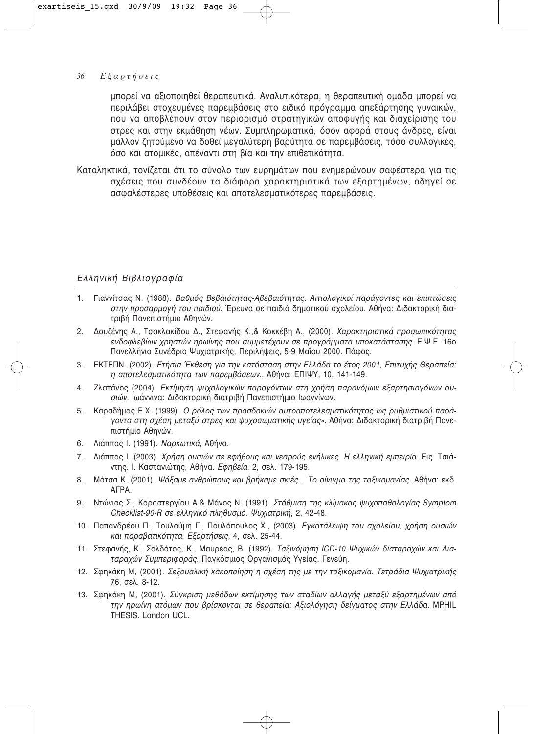μπορεί να αξιοποιηθεί θεραπευτικά. Αναλυτικότερα, η θεραπευτική ομάδα μπορεί να περιλάβει στοχευμένες παρεμβάσεις στο ειδικό πρόγραμμα απεξάρτησης γυναικών, που να αποβλέπουν στον περιορισμό στρατηγικών αποφυγής και διαχείρισης του στρες και στην εκμάθηση νέων. Συμπληρωματικά, όσον αφορά στους άνδρες, είναι μάλλον ζητούμενο να δοθεί μεγαλύτερη βαρύτητα σε παρεμβάσεις, τόσο συλλογικές, όσο και ατομικές, απέναντι στη βία και την επιθετικότητα.

Καταληκτικά, τονίζεται ότι το σύνολο των ευρημάτων που ενημερώνουν σαφέστερα για τις σχέσεις που συνδέουν τα διάφορα χαρακτηριστικά των εξαρτημένων, οδηγεί σε ασφαλέστερες υποθέσεις και αποτελεσματικότερες παρεμβάσεις.

## *Ελληνική Βιβλιογραφία*

1. Γιαννίτσας Ν. (1988). *Βαθμός Βεβαιότητας-Αβεβαιότητας. Αιτιολογικοί παράγοντες και επιπτώσεις στην προσαρμογή του παιδιού.* Έρευνα σε παιδιά δημοτικού σχολείου. Αθήνα: Διδακτορική διατριβή Πανεπιστήμιο Αθηνών.
2. Δουζένης Α., Τσακλακίδου Δ., Στεφανής Κ.,& Κοκκέβη Α., (2000). *Χαρακτηριστικά προσωπικότητας ενδοφλεβίων χρηστών ηρωίνης που συμμετέχουν σε προγράμματα υποκατάστασης.* Ε.Ψ.Ε. 16ο Πανελλήνιο Συνέδριο Ψυχιατρικής, Περιλήψεις, 5-9 Μαΐου 2000. Πάφος.
3. ΕΚΤΕΠΝ. (2002). *Ετήσια Έκθεση για την κατάσταση στην Ελλάδα το έτος 2001, Επιτυχής Θεραπεία: η αποτελεσματικότητα των παρεμβάσεων.*, Αθήνα: ΕΠΙΨΥ, 10, 141-149.
4. Ζλατάνος (2004). *Εκτίμηση ψυχολογικών παραγόντων στη χρήση παράνομων εξαρτησιογόνων ουσιών.* Ιωάννινα: Διδακτορική διατριβή Πανεπιστήμιο Ιωαννίνων.
5. Καραδήμας Ε.Χ. (1999). *Ο ρόλος των προσδοκιών αυτοαποτελεσματικότητας ως ρυθμιστικού παράγοντα στη σχέση μεταξύ στρες και ψυχοσωματικής υγείας».* Αθήνα: Διδακτορική διατριβή Πανεπιστήμιο Αθηνών.
6. Λιάππας Ι. (1991). *Ναρκωτικά*, Αθήνα.
7. Λιάππας Ι. (2003). *Χρήση ουσιών σε εφήβους και νεαρούς ενήλικες. Η ελληνική εμπειρία.* Εις. Τσιάντης. Ι. Καστανιώτης, Αθήνα. *Εφηβεία*, 2, σελ. 179-195.
8. Μάτσα Κ. (2001). *Ψάξαμε ανθρώπους και βρήκαμε σκιές... Το αίνιγμα της τοξικομανίας.* Αθήνα: εκδ. ΑΓΡΑ.
9. Ντώνιας Σ., Καραστεργίου Α.& Μάνος Ν. (1991). *Στάθμιση της κλίμακας ψυχοπαθολογίας Symptom Checklist-90-R σε ελληνικό πληθυσμό. Ψυχιατρική*, 2, 42-48.
10. Παπανδρέου Π., Τουλούμη Γ., Πουλόπουλος Χ., (2003). *Εγκατάλειψη του σχολείου, χρήση ουσιών και παραβατικότητα. Εξαρτήσεις,* 4, σελ. 25-44.
11. Στεφανής, Κ., Σολδάτος, Κ., Μαυρέας, Β. (1992). *Ταξινόμηση ICD-10 Ψυχικών διαταραχών και Διαταραχών Συμπεριφοράς.* Παγκόσμιος Οργανισμός Υγείας, Γενεύη.
12. Σφηκάκη Μ, (2001). *Σεξουαλική κακοποίηση η σχέση της με την τοξικομανία. Τετράδια Ψυχιατρικής* 76, σελ. 8-12.
13. Σφηκάκη Μ, (2001). *Σύγκριση μεθόδων εκτίμησης των σταδίων αλλαγής μεταξύ εξαρτημένων από την ηρωίνη ατόμων που βρίσκονται σε θεραπεία: Αξιολόγηση δείγματος στην Ελλάδα.* MPHIL THESIS. London UCL.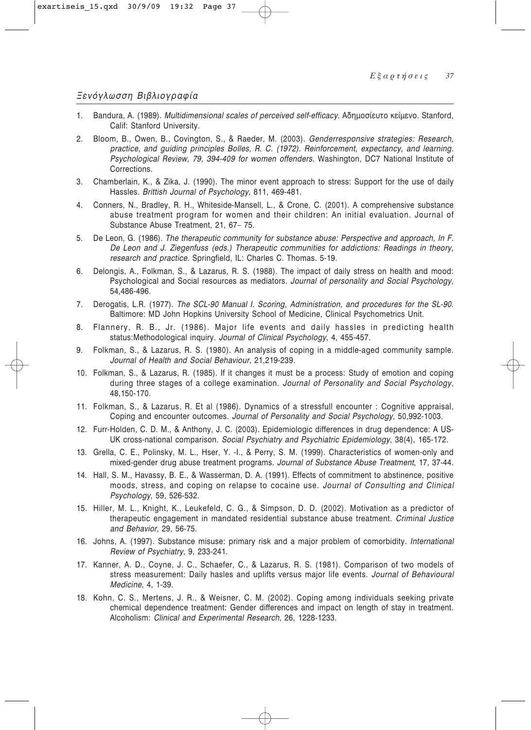## *Ξενόγλωσση Βιβλιογραφία*

1. Bandura, A. (1989). *Multidimensional scales of perceived self-efficacy.* Αδημοσίευτο κείμενο. Stanford, Calif: Stanford University.
2. Bloom, B., Owen, B., Covington, S., & Raeder, M. (2003). *Genderresponsive strategies: Research, practice, and guiding principles Bolles, R. C. (1972). Reinforcement, expectancy, and learning. Psychological Review, 79, 394-409 for women offenders.* Washington, DC7 National Institute of Corrections.
3. Chamberlain, K., & Zika, J. (1990). The minor event approach to stress: Support for the use of daily Hassles. *Brittish Journal of Psychology*, 811, 469-481.
4. Conners, N., Bradley, R. H., Whiteside-Mansell, L., & Crone, C. (2001). A comprehensive substance abuse treatment program for women and their children: An initial evaluation. Journal of Substance Abuse Treatment, 21, 67– 75.
5. De Leon, G. (1986). *The therapeutic community for substance abuse: Perspective and approach, In F. De Leon and J. Ziegenfuss (eds.) Therapeutic communities for addictions: Readings in theory, research and practice.* Springfield, IL: Charles C. Thomas. 5-19.
6. Delongis, A., Folkman, S., & Lazarus, R. S. (1988). The impact of daily stress on health and mood: Psychological and Social resources as mediators. *Journal of personality and Social Psychology*, 54,486-496.
7. Derogatis, L.R. (1977). *The SCL-90 Manual I. Scoring, Administration, and procedures for the SL-90.* Baltimore: MD John Hopkins University School of Medicine, Clinical Psychometrics Unit.
8. Flannery, R. B., Jr. (1986). Major life events and daily hassles in predicting health status:Methodological inquiry. *Journal of Clinical Psychology*, 4, 455-457.
9. Folkman, S., & Lazarus, R. S. (1980). An analysis of coping in a middle-aged community sample. *Journal of Health and Social Behaviour*, 21,219-239.
10. Folkman, S., & Lazarus, R. (1985). If it changes it must be a process: Study of emotion and coping during three stages of a college examination. *Journal of Personality and Social Psychology*, 48,150-170.
11. Folkman, S., & Lazarus, R. Et al (1986). Dynamics of a stressfull encounter : Cognitive appraisal, Coping and encounter outcomes. *Journal of Personality and Social Psychology*, 50,992-1003.
12. Furr-Holden, C. D. M., & Anthony, J. C. (2003). Epidemiologic differences in drug dependence: A US-UK cross-national comparison. *Social Psychiatry and Psychiatric Epidemiology*, 38(4), 165-172.
13. Grella, C. E., Polinsky, M. L., Hser, Y. -I., & Perry, S. M. (1999). Characteristics of women-only and mixed-gender drug abuse treatment programs. *Journal of Substance Abuse Treatment*, 17, 37-44.
14. Hall, S. M., Havassy, B. E., & Wasserman, D. A. (1991). Effects of commitment to abstinence, positive moods, stress, and coping on relapse to cocaine use. *Journal of Consulting and Clinical Psychology*, 59, 526-532.
15. Hiller, M. L., Knight, K., Leukefeld, C. G., & Simpson, D. D. (2002). Motivation as a predictor of therapeutic engagement in mandated residential substance abuse treatment. *Criminal Justice and Behavior*, 29, 56-75.
16. Johns, A. (1997). Substance misuse: primary risk and a major problem of comorbidity. *International Review of Psychiatry*, 9, 233-241.
17. Kanner, A. D., Coyne, J. C., Schaefer, C., & Lazarus, R. S. (1981). Comparison of two models of stress measurement: Daily hasles and uplifts versus major life events. *Journal of Behavioural Medicine*, 4, 1-39.
18. Kohn, C. S., Mertens, J. R., & Weisner, C. M. (2002). Coping among individuals seeking private chemical dependence treatment: Gender differences and impact on length of stay in treatment. Alcoholism: *Clinical and Experimental Research*, 26, 1228-1233.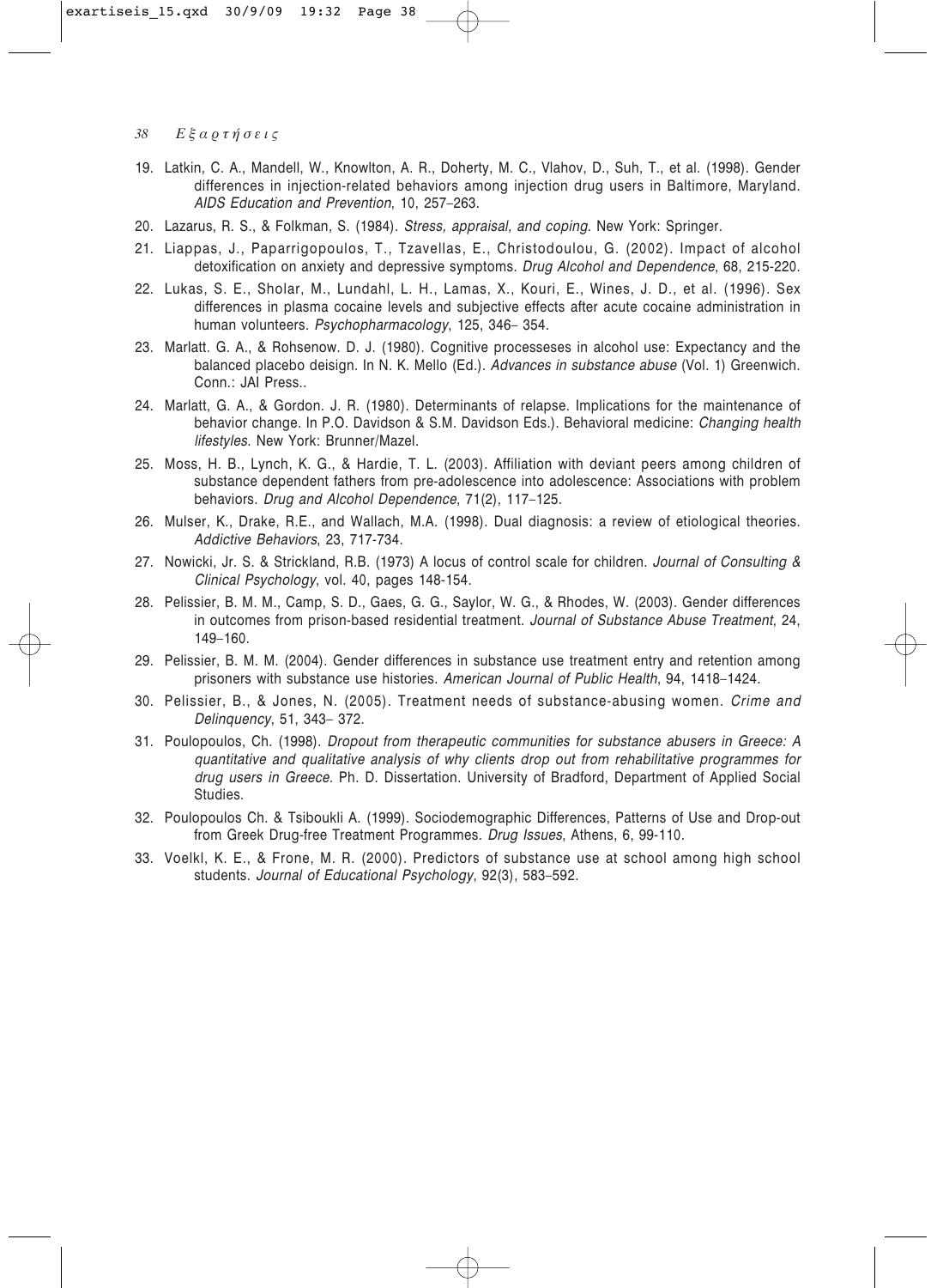19. Latkin, C. A., Mandell, W., Knowlton, A. R., Doherty, M. C., Vlahov, D., Suh, T., et al. (1998). Gender differences in injection-related behaviors among injection drug users in Baltimore, Maryland. *AIDS Education and Prevention*, 10, 257–263.
20. Lazarus, R. S., & Folkman, S. (1984). *Stress, appraisal, and coping*. New York: Springer.
21. Liappas, J., Paparrigopoulos, T., Tzavellas, E., Christodoulou, G. (2002). Impact of alcohol detoxification on anxiety and depressive symptoms. *Drug Alcohol and Dependence*, 68, 215-220.
22. Lukas, S. E., Sholar, M., Lundahl, L. H., Lamas, X., Kouri, E., Wines, J. D., et al. (1996). Sex differences in plasma cocaine levels and subjective effects after acute cocaine administration in human volunteers. *Psychopharmacology*, 125, 346– 354.
23. Marlatt. G. A., & Rohsenow. D. J. (1980). Cognitive processeses in alcohol use: Expectancy and the balanced placebo deisign. In N. K. Mello (Ed.). *Advances in substance abuse* (Vol. 1) Greenwich. Conn.: JAI Press..
24. Marlatt, G. A., & Gordon. J. R. (1980). Determinants of relapse. Implications for the maintenance of behavior change. In P.O. Davidson & S.M. Davidson Eds.). Behavioral medicine: *Changing health lifestyles*. New York: Brunner/Mazel.
25. Moss, H. B., Lynch, K. G., & Hardie, T. L. (2003). Affiliation with deviant peers among children of substance dependent fathers from pre-adolescence into adolescence: Associations with problem behaviors. *Drug and Alcohol Dependence*, 71(2), 117–125.
26. Mulser, K., Drake, R.E., and Wallach, M.A. (1998). Dual diagnosis: a review of etiological theories. *Addictive Behaviors*, 23, 717-734.
27. Nowicki, Jr. S. & Strickland, R.B. (1973) A locus of control scale for children. *Journal of Consulting & Clinical Psychology*, vol. 40, pages 148-154.
28. Pelissier, B. M. M., Camp, S. D., Gaes, G. G., Saylor, W. G., & Rhodes, W. (2003). Gender differences in outcomes from prison-based residential treatment. *Journal of Substance Abuse Treatment*, 24, 149–160.
29. Pelissier, B. M. M. (2004). Gender differences in substance use treatment entry and retention among prisoners with substance use histories. *American Journal of Public Health*, 94, 1418–1424.
30. Pelissier, B., & Jones, N. (2005). Treatment needs of substance-abusing women. *Crime and Delinquency*, 51, 343– 372.
31. Poulopoulos, Ch. (1998). *Dropout from therapeutic communities for substance abusers in Greece: A quantitative and qualitative analysis of why clients drop out from rehabilitative programmes for drug users in Greece*. Ph. D. Dissertation. University of Bradford, Department of Applied Social Studies.
32. Poulopoulos Ch. & Tsiboukli A. (1999). Sociodemographic Differences, Patterns of Use and Drop-out from Greek Drug-free Treatment Programmes. *Drug Issues*, Athens, 6, 99-110.
33. Voelkl, K. E., & Frone, M. R. (2000). Predictors of substance use at school among high school students. *Journal of Educational Psychology*, 92(3), 583–592.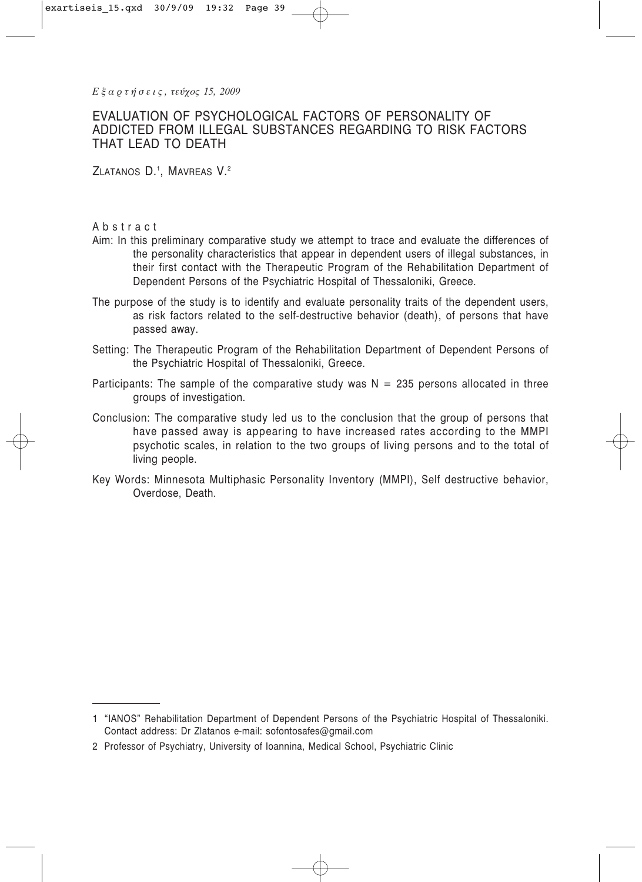# EVALUATION OF PSYCHOLOGICAL FACTORS OF PERSONALITY OF ADDICTED FROM ILLEGAL SUBSTANCES REGARDING TO RISK FACTORS THAT LEAD TO DEATH

ZLATANOS D.[1], MAVREAS V.[2]

## Abstract

Aim: In this preliminary comparative study we attempt to trace and evaluate the differences of the personality characteristics that appear in dependent users of illegal substances, in their first contact with the Therapeutic Program of the Rehabilitation Department of Dependent Persons of the Psychiatric Hospital of Thessaloniki, Greece.

The purpose of the study is to identify and evaluate personality traits of the dependent users, as risk factors related to the self-destructive behavior (death), of persons that have passed away.

Setting: The Therapeutic Program of the Rehabilitation Department of Dependent Persons of the Psychiatric Hospital of Thessaloniki, Greece.

Participants: The sample of the comparative study was N = 235 persons allocated in three groups of investigation.

Conclusion: The comparative study led us to the conclusion that the group of persons that have passed away is appearing to have increased rates according to the MMPI psychotic scales, in relation to the two groups of living persons and to the total of living people.

Key Words: Minnesota Multiphasic Personality Inventory (MMPI), Self destructive behavior, Overdose, Death.

---

1 "IANOS" Rehabilitation Department of Dependent Persons of the Psychiatric Hospital of Thessaloniki. Contact address: Dr Zlatanos e-mail: sofontosafes@gmail.com

2 Professor of Psychiatry, University of Ioannina, Medical School, Psychiatric Clinic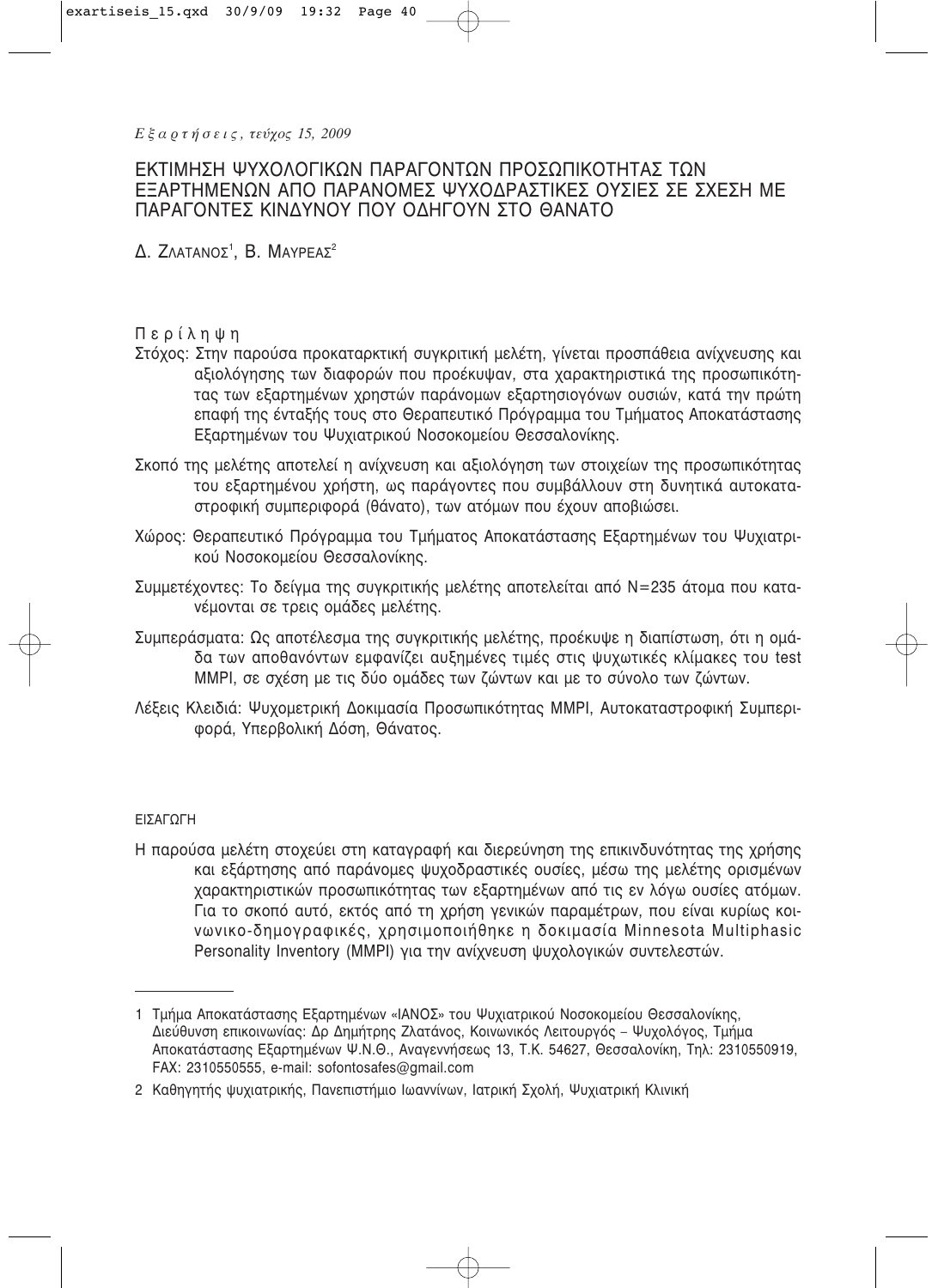# ΕΚΤΙΜΗΣΗ ΨΥΧΟΛΟΓΙΚΩΝ ΠΑΡΑΓΟΝΤΩΝ ΠΡΟΣΩΠΙΚΟΤΗΤΑΣ ΤΩΝ ΕΞΑΡΤΗΜΕΝΩΝ ΑΠΟ ΠΑΡΑΝΟΜΕΣ ΨΥΧΟΔΡΑΣΤΙΚΕΣ ΟΥΣΙΕΣ ΣΕ ΣΧΕΣΗ ΜΕ ΠΑΡΑΓΟΝΤΕΣ ΚΙΝΔΥΝΟΥ ΠΟΥ ΟΔΗΓΟΥΝ ΣΤΟ ΘΑΝΑΤΟ

Δ. Ζλατανος[1], Β. Μαυρεας[2]

## Περίληψη

**Στόχος:** Στην παρούσα προκαταρκτική συγκριτική μελέτη, γίνεται προσπάθεια ανίχνευσης και αξιολόγησης των διαφορών που προέκυψαν, στα χαρακτηριστικά της προσωπικότητας των εξαρτημένων χρηστών παράνομων εξαρτησιογόνων ουσιών, κατά την πρώτη επαφή της ένταξής τους στο Θεραπευτικό Πρόγραμμα του Τμήματος Αποκατάστασης Εξαρτημένων του Ψυχιατρικού Νοσοκομείου Θεσσαλονίκης.

Σκοπό της μελέτης αποτελεί η ανίχνευση και αξιολόγηση των στοιχείων της προσωπικότητας του εξαρτημένου χρήστη, ως παράγοντες που συμβάλλουν στη δυνητικά αυτοκαταστροφική συμπεριφορά (θάνατο), των ατόμων που έχουν αποβιώσει.

**Χώρος:** Θεραπευτικό Πρόγραμμα του Τμήματος Αποκατάστασης Εξαρτημένων του Ψυχιατρικού Νοσοκομείου Θεσσαλονίκης.

**Συμμετέχοντες:** Το δείγμα της συγκριτικής μελέτης αποτελείται από N=235 άτομα που κατανέμονται σε τρεις ομάδες μελέτης.

**Συμπεράσματα:** Ως αποτέλεσμα της συγκριτικής μελέτης, προέκυψε η διαπίστωση, ότι η ομάδα των αποθανόντων εμφανίζει αυξημένες τιμές στις ψυχωτικές κλίμακες του test MMPI, σε σχέση με τις δύο ομάδες των ζώντων και με το σύνολο των ζώντων.

**Λέξεις Κλειδιά:** Ψυχομετρική Δοκιμασία Προσωπικότητας MMPI, Αυτοκαταστροφική Συμπεριφορά, Υπερβολική Δόση, Θάνατος.

## ΕΙΣΑΓΩΓΗ

Η παρούσα μελέτη στοχεύει στη καταγραφή και διερεύνηση της επικινδυνότητας της χρήσης και εξάρτησης από παράνομες ψυχοδραστικές ουσίες, μέσω της μελέτης ορισμένων χαρακτηριστικών προσωπικότητας των εξαρτημένων από τις εν λόγω ουσίες ατόμων. Για το σκοπό αυτό, εκτός από τη χρήση γενικών παραμέτρων, που είναι κυρίως κοινωνικο-δημογραφικές, χρησιμοποιήθηκε η δοκιμασία Minnesota Multiphasic Personality Inventory (MMPI) για την ανίχνευση ψυχολογικών συντελεστών.

---

1 Τμήμα Αποκατάστασης Εξαρτημένων «ΙΑΝΟΣ» του Ψυχιατρικού Νοσοκομείου Θεσσαλονίκης, Διεύθυνση επικοινωνίας: Δρ Δημήτρης Ζλατάνος, Κοινωνικός Λειτουργός – Ψυχολόγος, Τμήμα Αποκατάστασης Εξαρτημένων Ψ.Ν.Θ., Αναγεννήσεως 13, Τ.Κ. 54627, Θεσσαλονίκη, Τηλ: 2310550919, FAX: 2310550555, e-mail: sofontosafes@gmail.com

2 Καθηγητής ψυχιατρικής, Πανεπιστήμιο Ιωαννίνων, Ιατρική Σχολή, Ψυχιατρική Κλινική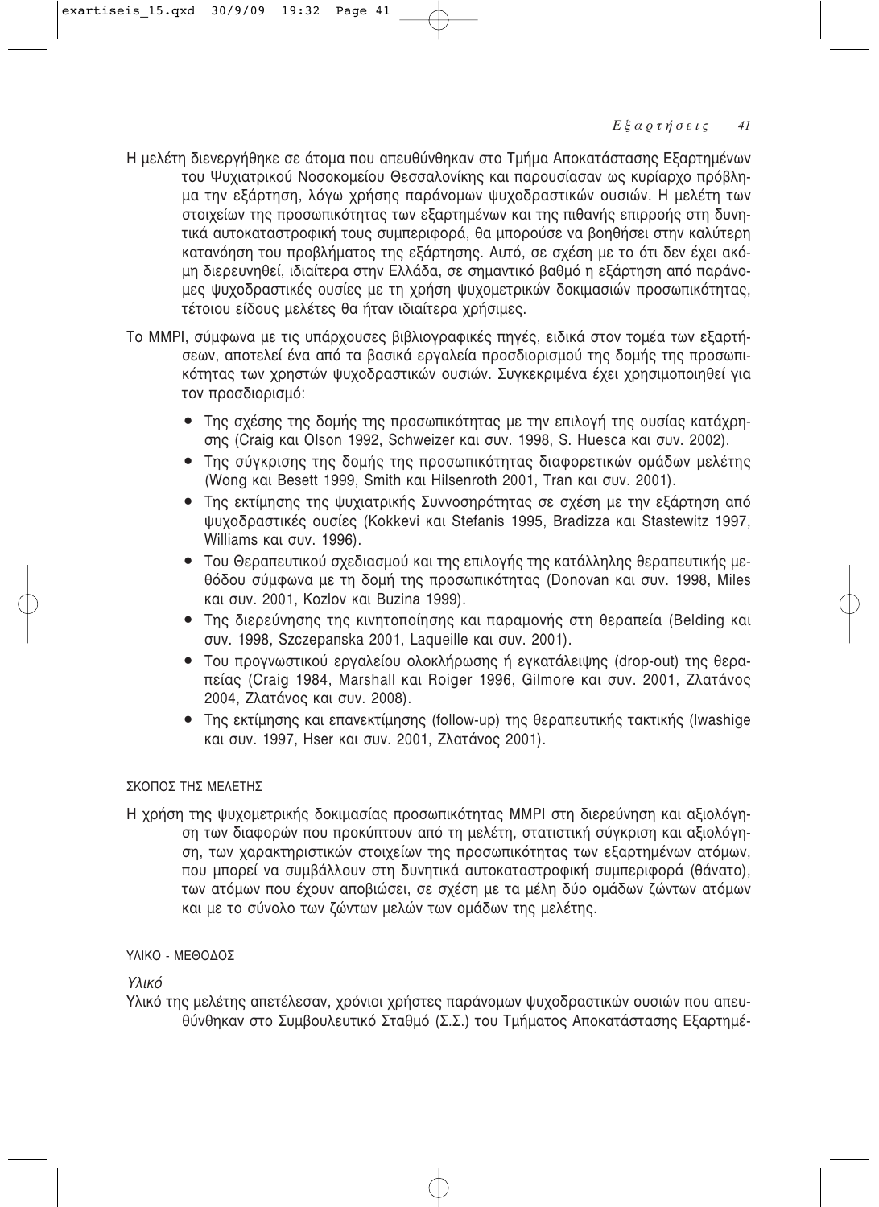Η μελέτη διενεργήθηκε σε άτομα που απευθύνθηκαν στο Τμήμα Αποκατάστασης Εξαρτημένων του Ψυχιατρικού Νοσοκομείου Θεσσαλονίκης και παρουσίασαν ως κυρίαρχο πρόβλημα την εξάρτηση, λόγω χρήσης παράνομων ψυχοδραστικών ουσιών. Η μελέτη των στοιχείων της προσωπικότητας των εξαρτημένων και της πιθανής επιρροής στη δυνητικά αυτοκαταστροφική τους συμπεριφορά, θα μπορούσε να βοηθήσει στην καλύτερη κατανόηση του προβλήματος της εξάρτησης. Αυτό, σε σχέση με το ότι δεν έχει ακόμη διερευνηθεί, ιδιαίτερα στην Ελλάδα, σε σημαντικό βαθμό η εξάρτηση από παράνομες ψυχοδραστικές ουσίες με τη χρήση ψυχομετρικών δοκιμασιών προσωπικότητας, τέτοιου είδους μελέτες θα ήταν ιδιαίτερα χρήσιμες.

Το MMPI, σύμφωνα με τις υπάρχουσες βιβλιογραφικές πηγές, ειδικά στον τομέα των εξαρτήσεων, αποτελεί ένα από τα βασικά εργαλεία προσδιορισμού της δομής της προσωπικότητας των χρηστών ψυχοδραστικών ουσιών. Συγκεκριμένα έχει χρησιμοποιηθεί για τον προσδιορισμό:

- Της σχέσης της δομής της προσωπικότητας με την επιλογή της ουσίας κατάχρησης (Craig και Olson 1992, Schweizer και συν. 1998, S. Huesca και συν. 2002).
- Της σύγκρισης της δομής της προσωπικότητας διαφορετικών ομάδων μελέτης (Wong και Besett 1999, Smith και Hilsenroth 2001, Tran και συν. 2001).
- Της εκτίμησης της ψυχιατρικής Συννοσηρότητας σε σχέση με την εξάρτηση από ψυχοδραστικές ουσίες (Kokkevi και Stefanis 1995, Bradizza και Stastewitz 1997, Williams και συν. 1996).
- Του Θεραπευτικού σχεδιασμού και της επιλογής της κατάλληλης θεραπευτικής μεθόδου σύμφωνα με τη δομή της προσωπικότητας (Donovan και συν. 1998, Miles και συν. 2001, Kozlov και Buzina 1999).
- Της διερεύνησης της κινητοποίησης και παραμονής στη θεραπεία (Belding και συν. 1998, Szczepanska 2001, Laqueille και συν. 2001).
- Του προγνωστικού εργαλείου ολοκλήρωσης ή εγκατάλειψης (drop-out) της θεραπείας (Craig 1984, Marshall και Roiger 1996, Gilmore και συν. 2001, Ζλατάνος 2004, Ζλατάνος και συν. 2008).
- Της εκτίμησης και επανεκτίμησης (follow-up) της θεραπευτικής τακτικής (Iwashige και συν. 1997, Hser και συν. 2001, Ζλατάνος 2001).

## ΣΚΟΠΟΣ ΤΗΣ ΜΕΛΕΤΗΣ

Η χρήση της ψυχομετρικής δοκιμασίας προσωπικότητας MMPI στη διερεύνηση και αξιολόγηση των διαφορών που προκύπτουν από τη μελέτη, στατιστική σύγκριση και αξιολόγηση, των χαρακτηριστικών στοιχείων της προσωπικότητας των εξαρτημένων ατόμων, που μπορεί να συμβάλλουν στη δυνητικά αυτοκαταστροφική συμπεριφορά (θάνατο), των ατόμων που έχουν αποβιώσει, σε σχέση με τα μέλη δύο ομάδων ζώντων ατόμων και με το σύνολο των ζώντων μελών των ομάδων της μελέτης.

## ΥΛΙΚΟ - ΜΕΘΟΔΟΣ

### *Υλικό*

Υλικό της μελέτης απετέλεσαν, χρόνιοι χρήστες παράνομων ψυχοδραστικών ουσιών που απευθύνθηκαν στο Συμβουλευτικό Σταθμό (Σ.Σ.) του Τμήματος Αποκατάστασης Εξαρτημέ-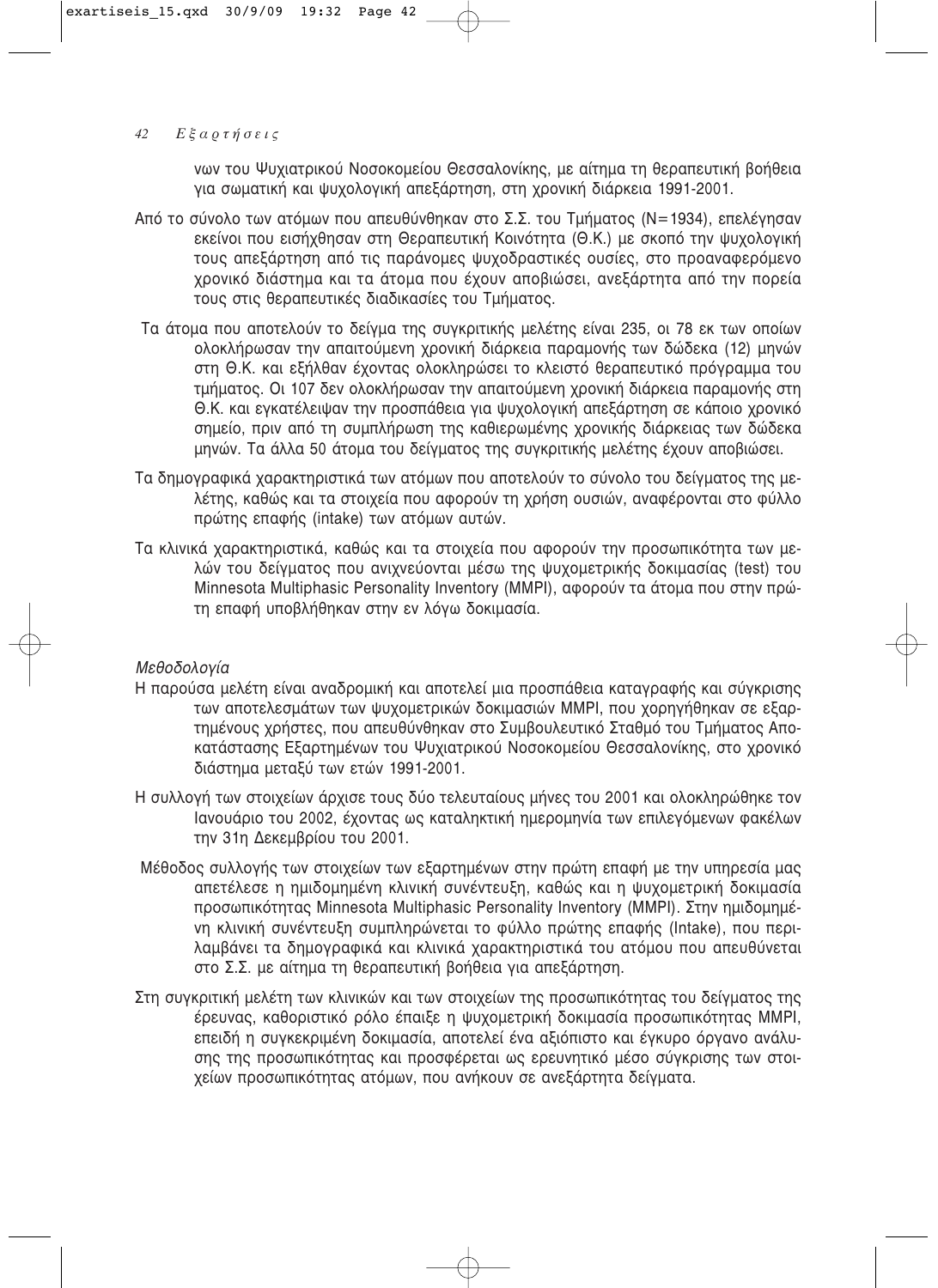νων του Ψυχιατρικού Νοσοκομείου Θεσσαλονίκης, με αίτημα τη θεραπευτική βοήθεια για σωματική και ψυχολογική απεξάρτηση, στη χρονική διάρκεια 1991-2001.

Από το σύνολο των ατόμων που απευθύνθηκαν στο Σ.Σ. του Τμήματος (N=1934), επελέγησαν εκείνοι που εισήχθησαν στη Θεραπευτική Κοινότητα (Θ.Κ.) με σκοπό την ψυχολογική τους απεξάρτηση από τις παράνομες ψυχοδραστικές ουσίες, στο προαναφερόμενο χρονικό διάστημα και τα άτομα που έχουν αποβιώσει, ανεξάρτητα από την πορεία τους στις θεραπευτικές διαδικασίες του Τμήματος.

Τα άτομα που αποτελούν το δείγμα της συγκριτικής μελέτης είναι 235, οι 78 εκ των οποίων ολοκλήρωσαν την απαιτούμενη χρονική διάρκεια παραμονής των δώδεκα (12) μηνών στη Θ.Κ. και εξήλθαν έχοντας ολοκληρώσει το κλειστό θεραπευτικό πρόγραμμα του τμήματος. Οι 107 δεν ολοκλήρωσαν την απαιτούμενη χρονική διάρκεια παραμονής στη Θ.Κ. και εγκατέλειψαν την προσπάθεια για ψυχολογική απεξάρτηση σε κάποιο χρονικό σημείο, πριν από τη συμπλήρωση της καθιερωμένης χρονικής διάρκειας των δώδεκα μηνών. Τα άλλα 50 άτομα του δείγματος της συγκριτικής μελέτης έχουν αποβιώσει.

Τα δημογραφικά χαρακτηριστικά των ατόμων που αποτελούν το σύνολο του δείγματος της μελέτης, καθώς και τα στοιχεία που αφορούν τη χρήση ουσιών, αναφέρονται στο φύλλο πρώτης επαφής (intake) των ατόμων αυτών.

Τα κλινικά χαρακτηριστικά, καθώς και τα στοιχεία που αφορούν την προσωπικότητα των μελών του δείγματος που ανιχνεύονται μέσω της ψυχομετρικής δοκιμασίας (test) του Minnesota Multiphasic Personality Inventory (MMPI), αφορούν τα άτομα που στην πρώτη επαφή υποβλήθηκαν στην εν λόγω δοκιμασία.

*Μεθοδολογία*

Η παρούσα μελέτη είναι αναδρομική και αποτελεί μια προσπάθεια καταγραφής και σύγκρισης των αποτελεσμάτων των ψυχομετρικών δοκιμασιών MMPI, που χορηγήθηκαν σε εξαρτημένους χρήστες, που απευθύνθηκαν στο Συμβουλευτικό Σταθμό του Τμήματος Αποκατάστασης Εξαρτημένων του Ψυχιατρικού Νοσοκομείου Θεσσαλονίκης, στο χρονικό διάστημα μεταξύ των ετών 1991-2001.

Η συλλογή των στοιχείων άρχισε τους δύο τελευταίους μήνες του 2001 και ολοκληρώθηκε τον Ιανουάριο του 2002, έχοντας ως καταληκτική ημερομηνία των επιλεγόμενων φακέλων την 31η Δεκεμβρίου του 2001.

Μέθοδος συλλογής των στοιχείων των εξαρτημένων στην πρώτη επαφή με την υπηρεσία μας απετέλεσε η ημιδομημένη κλινική συνέντευξη, καθώς και η ψυχομετρική δοκιμασία προσωπικότητας Minnesota Multiphasic Personality Inventory (MMPI). Στην ημιδομημένη κλινική συνέντευξη συμπληρώνεται το φύλλο πρώτης επαφής (Intake), που περιλαμβάνει τα δημογραφικά και κλινικά χαρακτηριστικά του ατόμου που απευθύνεται στο Σ.Σ. με αίτημα τη θεραπευτική βοήθεια για απεξάρτηση.

Στη συγκριτική μελέτη των κλινικών και των στοιχείων της προσωπικότητας του δείγματος της έρευνας, καθοριστικό ρόλο έπαιξε η ψυχομετρική δοκιμασία προσωπικότητας MMPI, επειδή η συγκεκριμένη δοκιμασία, αποτελεί ένα αξιόπιστο και έγκυρο όργανο ανάλυσης της προσωπικότητας και προσφέρεται ως ερευνητικό μέσο σύγκρισης των στοιχείων προσωπικότητας ατόμων, που ανήκουν σε ανεξάρτητα δείγματα.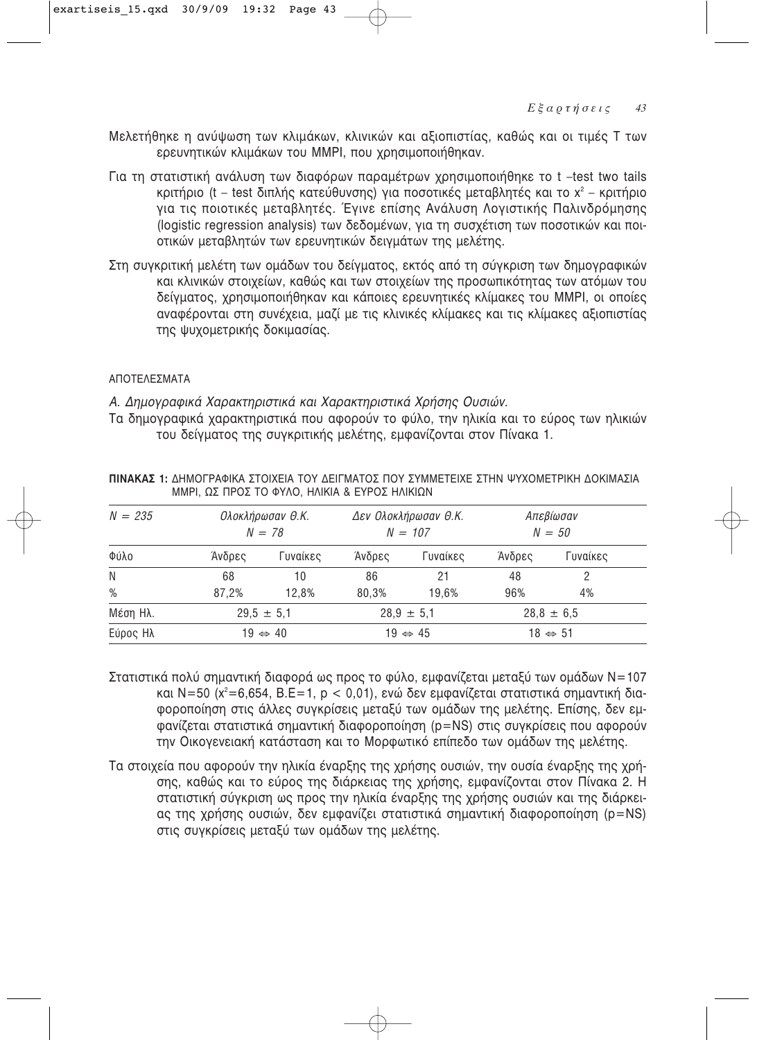Μελετήθηκε η ανύψωση των κλιμάκων, κλινικών και αξιοπιστίας, καθώς και οι τιμές T των ερευνητικών κλιμάκων του MMPI, που χρησιμοποιήθηκαν.

Για τη στατιστική ανάλυση των διαφόρων παραμέτρων χρησιμοποιήθηκε το t –test two tails κριτήριο (t – test διπλής κατεύθυνσης) για ποσοτικές μεταβλητές και το $x^2$ – κριτήριο για τις ποιοτικές μεταβλητές. Έγινε επίσης Ανάλυση Λογιστικής Παλινδρόμησης (logistic regression analysis) των δεδομένων, για τη συσχέτιση των ποσοτικών και ποιοτικών μεταβλητών των ερευνητικών δειγμάτων της μελέτης.

Στη συγκριτική μελέτη των ομάδων του δείγματος, εκτός από τη σύγκριση των δημογραφικών και κλινικών στοιχείων, καθώς και των στοιχείων της προσωπικότητας των ατόμων του δείγματος, χρησιμοποιήθηκαν και κάποιες ερευνητικές κλίμακες του MMPI, οι οποίες αναφέρονται στη συνέχεια, μαζί με τις κλινικές κλίμακες και τις κλίμακες αξιοπιστίας της ψυχομετρικής δοκιμασίας.

## ΑΠΟΤΕΛΕΣΜΑΤΑ

*Α. Δημογραφικά Χαρακτηριστικά και Χαρακτηριστικά Χρήσης Ουσιών.*

Τα δημογραφικά χαρακτηριστικά που αφορούν το φύλο, την ηλικία και το εύρος των ηλικιών του δείγματος της συγκριτικής μελέτης, εμφανίζονται στον Πίνακα 1.

**ΠΙΝΑΚΑΣ 1:** ΔΗΜΟΓΡΑΦΙΚΑ ΣΤΟΙΧΕΙΑ ΤΟΥ ΔΕΙΓΜΑΤΟΣ ΠΟΥ ΣΥΜΜΕΤΕΙΧΕ ΣΤΗΝ ΨΥΧΟΜΕΤΡΙΚΗ ΔΟΚΙΜΑΣΙΑ MMPI, ΩΣ ΠΡΟΣ ΤΟ ΦΥΛΟ, ΗΛΙΚΙΑ & ΕΥΡΟΣ ΗΛΙΚΙΩΝ

| *N = 235* | *Ολοκλήρωσαν Θ.Κ. N = 78* | | *Δεν Ολοκλήρωσαν Θ.Κ. N = 107* | | *Απεβίωσαν N = 50* | |
|---|---|---|---|---|---|---|
| Φύλο | Άνδρες | Γυναίκες | Άνδρες | Γυναίκες | Άνδρες | Γυναίκες |
| N | 68 | 10 | 86 | 21 | 48 | 2 |
| % | 87,2% | 12,8% | 80,3% | 19,6% | 96% | 4% |
| Μέση Ηλ. | 29,5 ± 5,1 | | 28,9 ± 5,1 | | 28,8 ± 6,5 | |
| Εύρος Ηλ | 19 ⇔ 40 | | 19 ⇔ 45 | | 18 ⇔ 51 | |

Στατιστικά πολύ σημαντική διαφορά ως προς το φύλο, εμφανίζεται μεταξύ των ομάδων N=107 και N=50 ($x^2$=6,654, B.E=1, $p < 0,01$), ενώ δεν εμφανίζεται στατιστικά σημαντική διαφοροποίηση στις άλλες συγκρίσεις μεταξύ των ομάδων της μελέτης. Επίσης, δεν εμφανίζεται στατιστικά σημαντική διαφοροποίηση (p=NS) στις συγκρίσεις που αφορούν την Οικογενειακή κατάσταση και το Μορφωτικό επίπεδο των ομάδων της μελέτης.

Τα στοιχεία που αφορούν την ηλικία έναρξης της χρήσης ουσιών, την ουσία έναρξης της χρήσης, καθώς και το εύρος της διάρκειας της χρήσης, εμφανίζονται στον Πίνακα 2. Η στατιστική σύγκριση ως προς την ηλικία έναρξης της χρήσης ουσιών και της διάρκειας της χρήσης ουσιών, δεν εμφανίζει στατιστικά σημαντική διαφοροποίηση (p=NS) στις συγκρίσεις μεταξύ των ομάδων της μελέτης.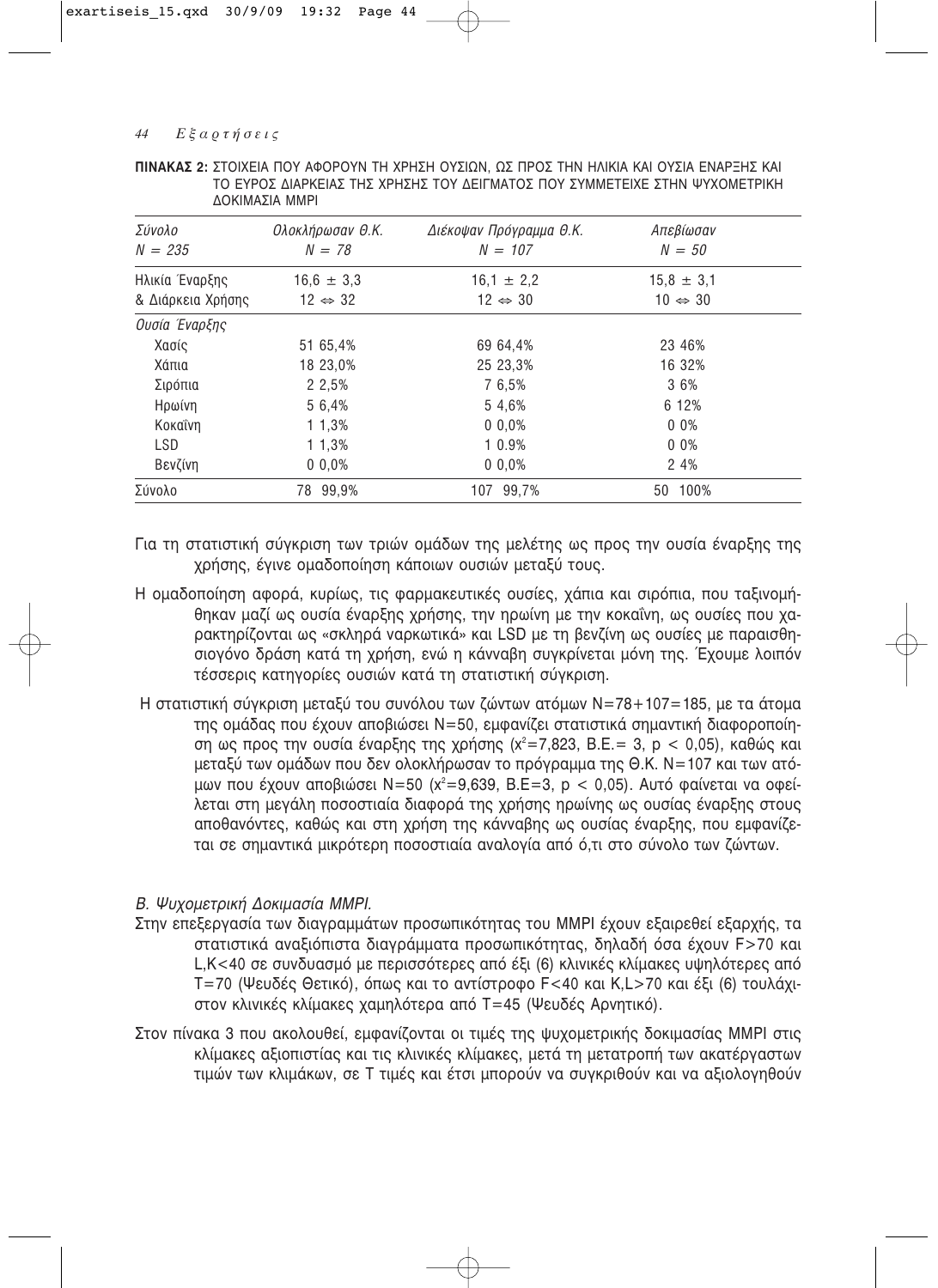**ΠΙΝΑΚΑΣ 2:** ΣΤΟΙΧΕΙΑ ΠΟΥ ΑΦΟΡΟΥΝ ΤΗ ΧΡΗΣΗ ΟΥΣΙΩΝ, ΩΣ ΠΡΟΣ ΤΗΝ ΗΛΙΚΙΑ ΚΑΙ ΟΥΣΙΑ ΕΝΑΡΞΗΣ ΚΑΙ ΤΟ ΕΥΡΟΣ ΔΙΑΡΚΕΙΑΣ ΤΗΣ ΧΡΗΣΗΣ ΤΟΥ ΔΕΙΓΜΑΤΟΣ ΠΟΥ ΣΥΜΜΕΤΕΙΧΕ ΣΤΗΝ ΨΥΧΟΜΕΤΡΙΚΗ ΔΟΚΙΜΑΣΙΑ MMPI

| *Σύνολο* *N = 235* | *Ολοκλήρωσαν Θ.Κ.* *N = 78* | *Διέκοψαν Πρόγραμμα Θ.Κ.* *N = 107* | *Απεβίωσαν* *N = 50* |
|---|---|---|---|
| Ηλικία Έναρξης | 16,6 ± 3,3 | 16,1 ± 2,2 | 15,8 ± 3,1 |
| & Διάρκεια Χρήσης | 12 ⇔ 32 | 12 ⇔ 30 | 10 ⇔ 30 |
| *Ουσία Έναρξης* | | | |
| Χασίς | 51 65,4% | 69 64,4% | 23 46% |
| Χάπια | 18 23,0% | 25 23,3% | 16 32% |
| Σιρόπια | 2 2,5% | 7 6,5% | 3 6% |
| Ηρωίνη | 5 6,4% | 5 4,6% | 6 12% |
| Κοκαΐνη | 1 1,3% | 0 0,0% | 0 0% |
| LSD | 1 1,3% | 1 0.9% | 0 0% |
| Βενζίνη | 0 0,0% | 0 0,0% | 2 4% |
| Σύνολο | 78 99,9% | 107 99,7% | 50 100% |

Για τη στατιστική σύγκριση των τριών ομάδων της μελέτης ως προς την ουσία έναρξης της χρήσης, έγινε ομαδοποίηση κάποιων ουσιών μεταξύ τους.

Η ομαδοποίηση αφορά, κυρίως, τις φαρμακευτικές ουσίες, χάπια και σιρόπια, που ταξινομήθηκαν μαζί ως ουσία έναρξης χρήσης, την ηρωίνη με την κοκαΐνη, ως ουσίες που χαρακτηρίζονται ως «σκληρά ναρκωτικά» και LSD με τη βενζίνη ως ουσίες με παραισθησιογόνο δράση κατά τη χρήση, ενώ η κάνναβη συγκρίνεται μόνη της. Έχουμε λοιπόν τέσσερις κατηγορίες ουσιών κατά τη στατιστική σύγκριση.

Η στατιστική σύγκριση μεταξύ του συνόλου των ζώντων ατόμων N=78+107=185, με τα άτομα της ομάδας που έχουν αποβιώσει N=50, εμφανίζει στατιστικά σημαντική διαφοροποίηση ως προς την ουσία έναρξης της χρήσης ($x^2$=7,823, Β.Ε.= 3, $p < 0,05$), καθώς και μεταξύ των ομάδων που δεν ολοκλήρωσαν το πρόγραμμα της Θ.Κ. N=107 και των ατόμων που έχουν αποβιώσει N=50 ($x^2$=9,639, Β.Ε=3, $p < 0,05$). Αυτό φαίνεται να οφείλεται στη μεγάλη ποσοστιαία διαφορά της χρήσης ηρωίνης ως ουσίας έναρξης στους αποθανόντες, καθώς και στη χρήση της κάνναβης ως ουσίας έναρξης, που εμφανίζεται σε σημαντικά μικρότερη ποσοστιαία αναλογία από ό,τι στο σύνολο των ζώντων.

### *Β. Ψυχομετρική Δοκιμασία MMPI.*

Στην επεξεργασία των διαγραμμάτων προσωπικότητας του MMPI έχουν εξαιρεθεί εξαρχής, τα στατιστικά αναξιόπιστα διαγράμματα προσωπικότητας, δηλαδή όσα έχουν F>70 και L,K<40 σε συνδυασμό με περισσότερες από έξι (6) κλινικές κλίμακες υψηλότερες από T=70 (Ψευδές Θετικό), όπως και το αντίστροφο F<40 και K,L>70 και έξι (6) τουλάχιστον κλινικές κλίμακες χαμηλότερα από T=45 (Ψευδές Αρνητικό).

Στον πίνακα 3 που ακολουθεί, εμφανίζονται οι τιμές της ψυχομετρικής δοκιμασίας MMPI στις κλίμακες αξιοπιστίας και τις κλινικές κλίμακες, μετά τη μετατροπή των ακατέργαστων τιμών των κλιμάκων, σε T τιμές και έτσι μπορούν να συγκριθούν και να αξιολογηθούν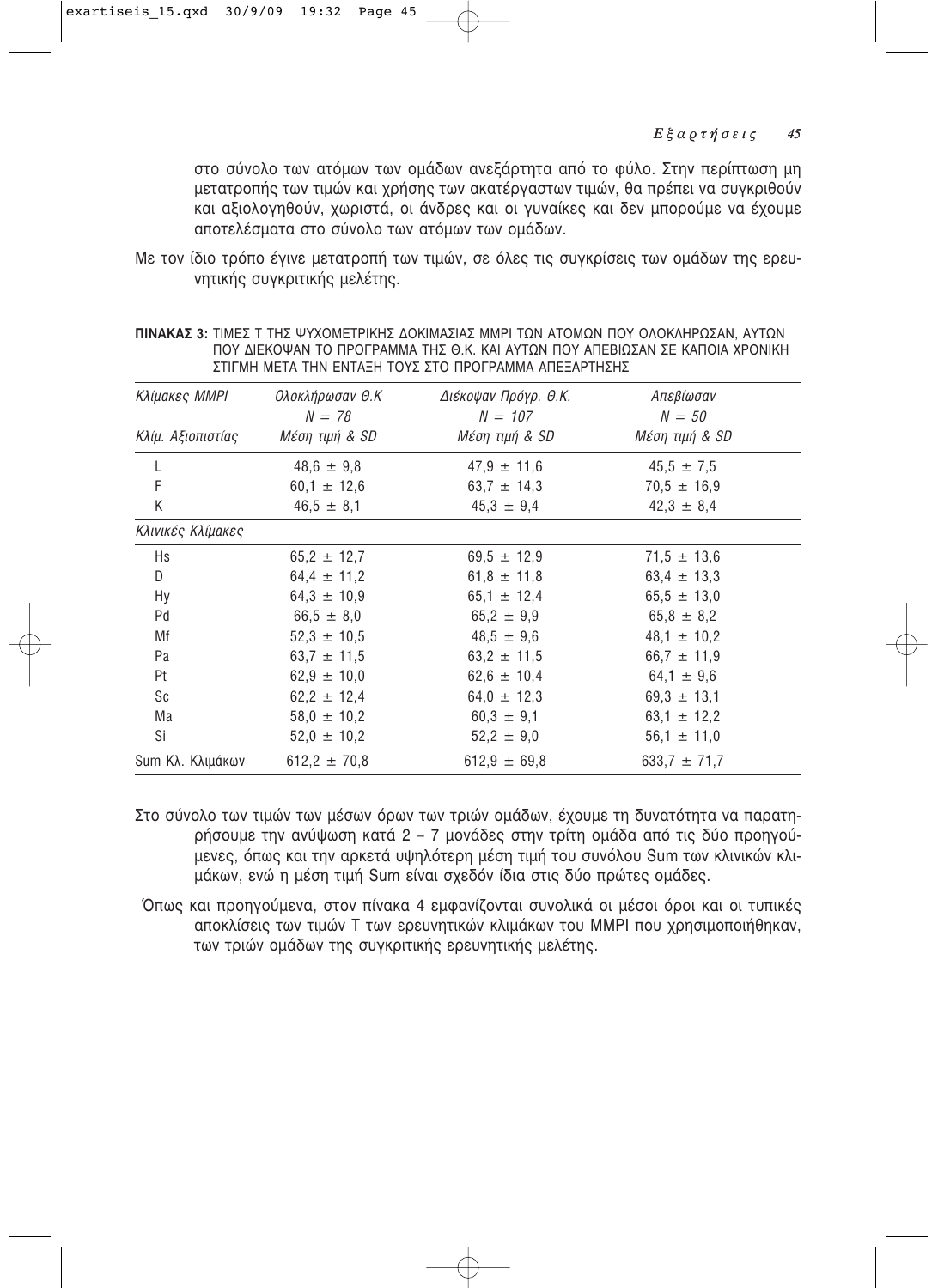στο σύνολο των ατόμων των ομάδων ανεξάρτητα από το φύλο. Στην περίπτωση μη μετατροπής των τιμών και χρήσης των ακατέργαστων τιμών, θα πρέπει να συγκριθούν και αξιολογηθούν, χωριστά, οι άνδρες και οι γυναίκες και δεν μπορούμε να έχουμε αποτελέσματα στο σύνολο των ατόμων των ομάδων.

Με τον ίδιο τρόπο έγινε μετατροπή των τιμών, σε όλες τις συγκρίσεις των ομάδων της ερευνητικής συγκριτικής μελέτης.

**ΠΙΝΑΚΑΣ 3:** ΤΙΜΕΣ Τ ΤΗΣ ΨΥΧΟΜΕΤΡΙΚΗΣ ΔΟΚΙΜΑΣΙΑΣ MMPI ΤΩΝ ΑΤΟΜΩΝ ΠΟΥ ΟΛΟΚΛΗΡΩΣΑΝ, ΑΥΤΩΝ ΠΟΥ ΔΙΕΚΟΨΑΝ ΤΟ ΠΡΟΓΡΑΜΜΑ ΤΗΣ Θ.Κ. ΚΑΙ ΑΥΤΩΝ ΠΟΥ ΑΠΕΒΙΩΣΑΝ ΣΕ ΚΑΠΟΙΑ ΧΡΟΝΙΚΗ ΣΤΙΓΜΗ ΜΕΤΑ ΤΗΝ ΕΝΤΑΞΗ ΤΟΥΣ ΣΤΟ ΠΡΟΓΡΑΜΜΑ ΑΠΕΞΑΡΤΗΣΗΣ

| *Κλίμακες MMPI* | *Ολοκλήρωσαν Θ.Κ* $N = 78$ | *Διέκοψαν Πρόγρ. Θ.Κ.* $N = 107$ | *Απεβίωσαν* $N = 50$ |
|---|---|---|---|
| *Κλίμ. Αξιοπιστίας* | *Μέση τιμή & SD* | *Μέση τιμή & SD* | *Μέση τιμή & SD* |
| L | 48,6 ± 9,8 | 47,9 ± 11,6 | 45,5 ± 7,5 |
| F | 60,1 ± 12,6 | 63,7 ± 14,3 | 70,5 ± 16,9 |
| K | 46,5 ± 8,1 | 45,3 ± 9,4 | 42,3 ± 8,4 |
| *Κλινικές Κλίμακες* | | | |
| Hs | 65,2 ± 12,7 | 69,5 ± 12,9 | 71,5 ± 13,6 |
| D | 64,4 ± 11,2 | 61,8 ± 11,8 | 63,4 ± 13,3 |
| Hy | 64,3 ± 10,9 | 65,1 ± 12,4 | 65,5 ± 13,0 |
| Pd | 66,5 ± 8,0 | 65,2 ± 9,9 | 65,8 ± 8,2 |
| Mf | 52,3 ± 10,5 | 48,5 ± 9,6 | 48,1 ± 10,2 |
| Pa | 63,7 ± 11,5 | 63,2 ± 11,5 | 66,7 ± 11,9 |
| Pt | 62,9 ± 10,0 | 62,6 ± 10,4 | 64,1 ± 9,6 |
| Sc | 62,2 ± 12,4 | 64,0 ± 12,3 | 69,3 ± 13,1 |
| Ma | 58,0 ± 10,2 | 60,3 ± 9,1 | 63,1 ± 12,2 |
| Si | 52,0 ± 10,2 | 52,2 ± 9,0 | 56,1 ± 11,0 |
| Sum Κλ. Κλιμάκων | 612,2 ± 70,8 | 612,9 ± 69,8 | 633,7 ± 71,7 |

Στο σύνολο των τιμών των μέσων όρων των τριών ομάδων, έχουμε τη δυνατότητα να παρατηρήσουμε την ανύψωση κατά 2 – 7 μονάδες στην τρίτη ομάδα από τις δύο προηγούμενες, όπως και την αρκετά υψηλότερη μέση τιμή του συνόλου Sum των κλινικών κλιμάκων, ενώ η μέση τιμή Sum είναι σχεδόν ίδια στις δύο πρώτες ομάδες.

Όπως και προηγούμενα, στον πίνακα 4 εμφανίζονται συνολικά οι μέσοι όροι και οι τυπικές αποκλίσεις των τιμών Τ των ερευνητικών κλιμάκων του MMPI που χρησιμοποιήθηκαν, των τριών ομάδων της συγκριτικής ερευνητικής μελέτης.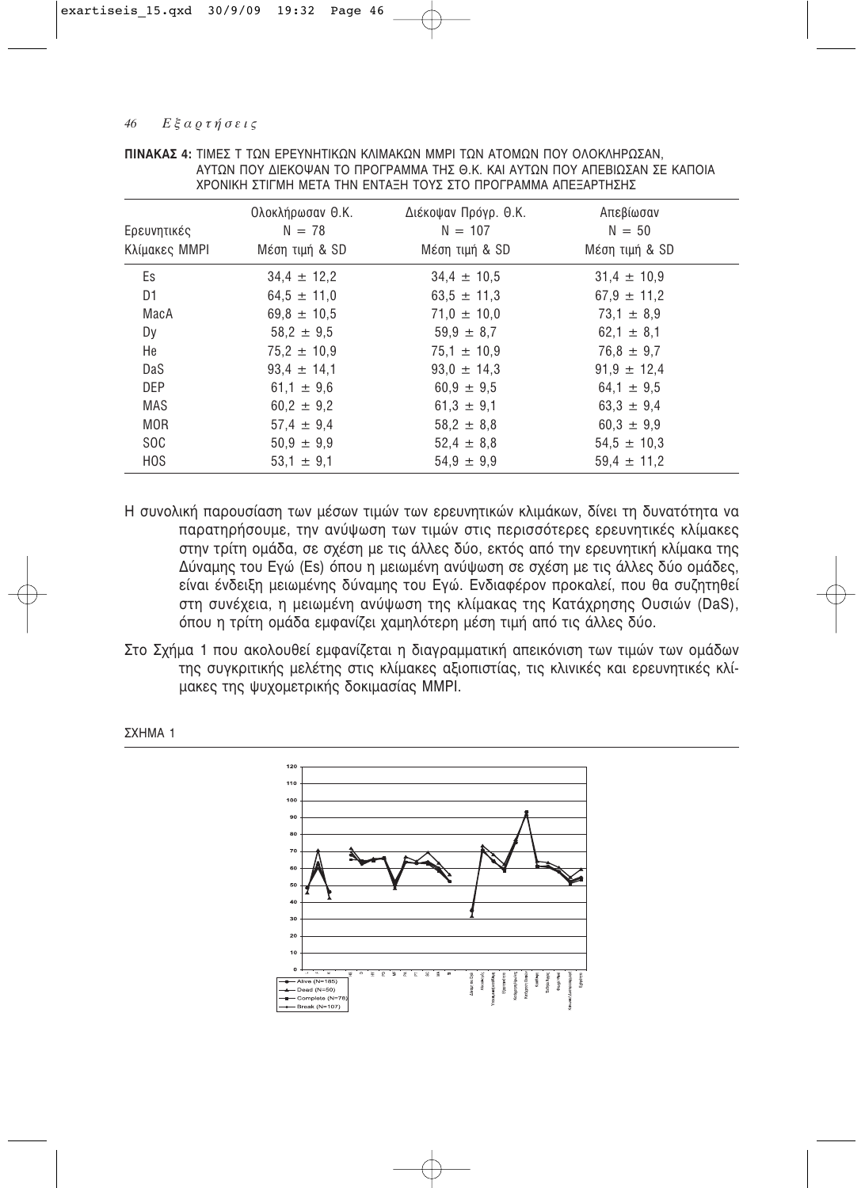**ΠΙΝΑΚΑΣ 4:** ΤΙΜΕΣ Τ ΤΩΝ ΕΡΕΥΝΗΤΙΚΩΝ ΚΛΙΜΑΚΩΝ MMPI ΤΩΝ ΑΤΟΜΩΝ ΠΟΥ ΟΛΟΚΛΗΡΩΣΑΝ, ΑΥΤΩΝ ΠΟΥ ΔΙΕΚΟΨΑΝ ΤΟ ΠΡΟΓΡΑΜΜΑ ΤΗΣ Θ.Κ. ΚΑΙ ΑΥΤΩΝ ΠΟΥ ΑΠΕΒΙΩΣΑΝ ΣΕ ΚΑΠΟΙΑ ΧΡΟΝΙΚΗ ΣΤΙΓΜΗ ΜΕΤΑ ΤΗΝ ΕΝΤΑΞΗ ΤΟΥΣ ΣΤΟ ΠΡΟΓΡΑΜΜΑ ΑΠΕΞΑΡΤΗΣΗΣ

| Ερευνητικές Κλίμακες MMPI | Ολοκλήρωσαν Θ.Κ. N = 78 Μέση τιμή & SD | Διέκοψαν Πρόγρ. Θ.Κ. N = 107 Μέση τιμή & SD | Απεβίωσαν N = 50 Μέση τιμή & SD |
|---|---|---|---|
| Es | 34,4 ± 12,2 | 34,4 ± 10,5 | 31,4 ± 10,9 |
| D1 | 64,5 ± 11,0 | 63,5 ± 11,3 | 67,9 ± 11,2 |
| MacA | 69,8 ± 10,5 | 71,0 ± 10,0 | 73,1 ± 8,9 |
| Dy | 58,2 ± 9,5 | 59,9 ± 8,7 | 62,1 ± 8,1 |
| He | 75,2 ± 10,9 | 75,1 ± 10,9 | 76,8 ± 9,7 |
| DaS | 93,4 ± 14,1 | 93,0 ± 14,3 | 91,9 ± 12,4 |
| DEP | 61,1 ± 9,6 | 60,9 ± 9,5 | 64,1 ± 9,5 |
| MAS | 60,2 ± 9,2 | 61,3 ± 9,1 | 63,3 ± 9,4 |
| MOR | 57,4 ± 9,4 | 58,2 ± 8,8 | 60,3 ± 9,9 |
| SOC | 50,9 ± 9,9 | 52,4 ± 8,8 | 54,5 ± 10,3 |
| HOS | 53,1 ± 9,1 | 54,9 ± 9,9 | 59,4 ± 11,2 |

Η συνολική παρουσίαση των μέσων τιμών των ερευνητικών κλιμάκων, δίνει τη δυνατότητα να παρατηρήσουμε, την ανύψωση των τιμών στις περισσότερες ερευνητικές κλίμακες στην τρίτη ομάδα, σε σχέση με τις άλλες δύο, εκτός από την ερευνητική κλίμακα της Δύναμης του Εγώ (Es) όπου η μειωμένη ανύψωση σε σχέση με τις άλλες δύο ομάδες, είναι ένδειξη μειωμένης δύναμης του Εγώ. Ενδιαφέρον προκαλεί, που θα συζητηθεί στη συνέχεια, η μειωμένη ανύψωση της κλίμακας της Κατάχρησης Ουσιών (DaS), όπου η τρίτη ομάδα εμφανίζει χαμηλότερη μέση τιμή από τις άλλες δύο.

Στο Σχήμα 1 που ακολουθεί εμφανίζεται η διαγραμματική απεικόνιση των τιμών των ομάδων της συγκριτικής μελέτης στις κλίμακες αξιοπιστίας, τις κλινικές και ερευνητικές κλίμακες της ψυχομετρικής δοκιμασίας MMPI.

ΣΧΗΜΑ 1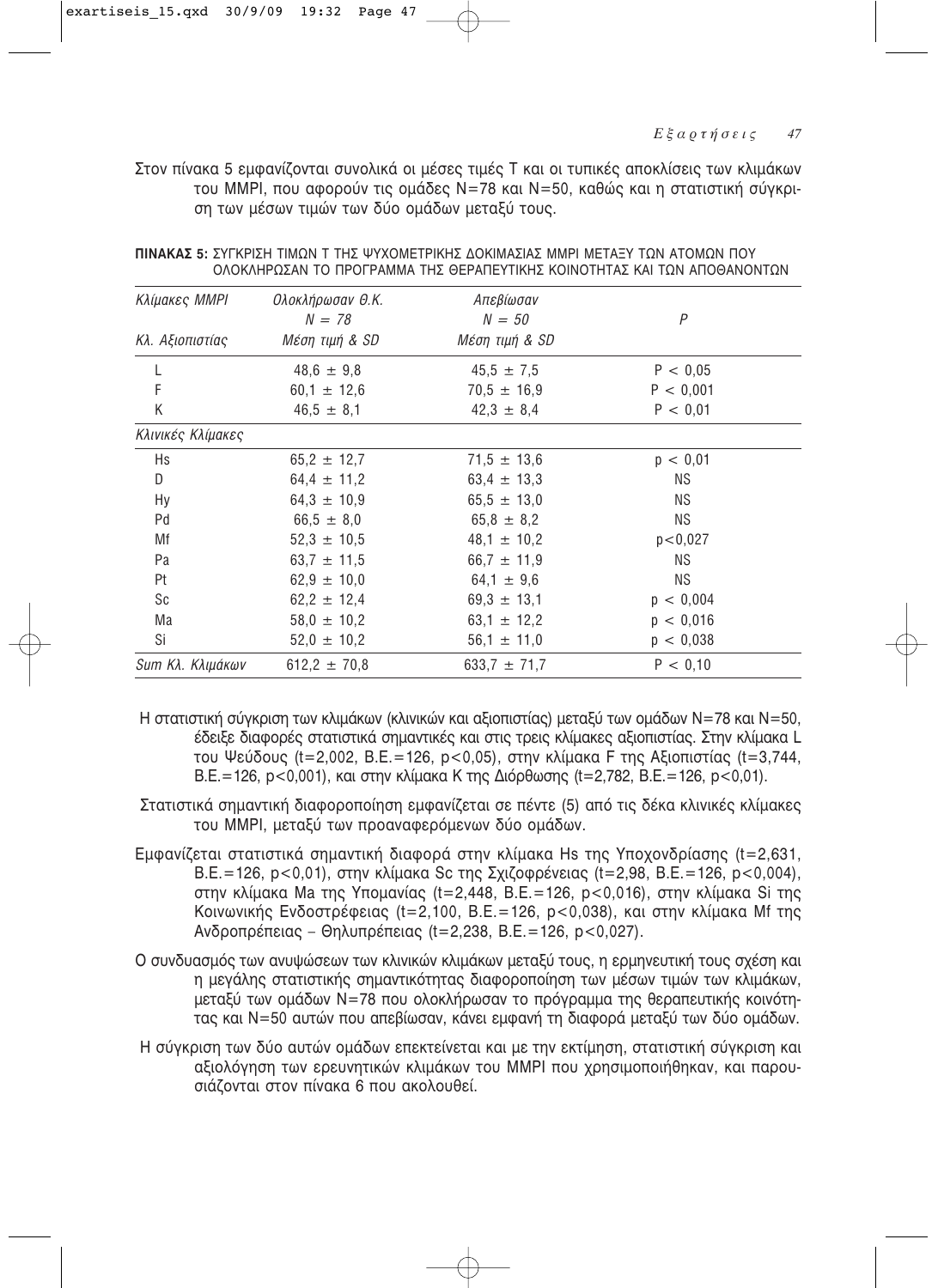Στον πίνακα 5 εμφανίζονται συνολικά οι μέσες τιμές Τ και οι τυπικές αποκλίσεις των κλιμάκων του MMPI, που αφορούν τις ομάδες N=78 και N=50, καθώς και η στατιστική σύγκριση των μέσων τιμών των δύο ομάδων μεταξύ τους.

**ΠΙΝΑΚΑΣ 5:** ΣΥΓΚΡΙΣΗ ΤΙΜΩΝ Τ ΤΗΣ ΨΥΧΟΜΕΤΡΙΚΗΣ ΔΟΚΙΜΑΣΙΑΣ MMPI ΜΕΤΑΞΥ ΤΩΝ ΑΤΟΜΩΝ ΠΟΥ ΟΛΟΚΛΗΡΩΣΑΝ ΤΟ ΠΡΟΓΡΑΜΜΑ ΤΗΣ ΘΕΡΑΠΕΥΤΙΚΗΣ ΚΟΙΝΟΤΗΤΑΣ ΚΑΙ ΤΩΝ ΑΠΟΘΑΝΟΝΤΩΝ

| *Κλίμακες MMPI* | *Ολοκλήρωσαν Θ.Κ.* $N = 78$ | *Απεβίωσαν* $N = 50$ | *P* |
|---|---|---|---|
| *Κλ. Αξιοπιστίας* | *Μέση τιμή & SD* | *Μέση τιμή & SD* | |
| L | 48,6 ± 9,8 | 45,5 ± 7,5 | $P < 0,05$ |
| F | 60,1 ± 12,6 | 70,5 ± 16,9 | $P < 0,001$ |
| K | 46,5 ± 8,1 | 42,3 ± 8,4 | $P < 0,01$ |
| *Κλινικές Κλίμακες* | | | |
| Hs | 65,2 ± 12,7 | 71,5 ± 13,6 | $p < 0,01$ |
| D | 64,4 ± 11,2 | 63,4 ± 13,3 | NS |
| Hy | 64,3 ± 10,9 | 65,5 ± 13,0 | NS |
| Pd | 66,5 ± 8,0 | 65,8 ± 8,2 | NS |
| Mf | 52,3 ± 10,5 | 48,1 ± 10,2 | $p<0,027$ |
| Pa | 63,7 ± 11,5 | 66,7 ± 11,9 | NS |
| Pt | 62,9 ± 10,0 | 64,1 ± 9,6 | NS |
| Sc | 62,2 ± 12,4 | 69,3 ± 13,1 | $p < 0,004$ |
| Ma | 58,0 ± 10,2 | 63,1 ± 12,2 | $p < 0,016$ |
| Si | 52,0 ± 10,2 | 56,1 ± 11,0 | $p < 0,038$ |
| *Sum Κλ. Κλιμάκων* | 612,2 ± 70,8 | 633,7 ± 71,7 | $P < 0,10$ |

Η στατιστική σύγκριση των κλιμάκων (κλινικών και αξιοπιστίας) μεταξύ των ομάδων N=78 και N=50, έδειξε διαφορές στατιστικά σημαντικές και στις τρεις κλίμακες αξιοπιστίας. Στην κλίμακα L του Ψεύδους ($t=2,002$, Β.Ε.=126, $p<0,05$), στην κλίμακα F της Αξιοπιστίας ($t=3,744$, Β.Ε.=126, $p<0,001$), και στην κλίμακα K της Διόρθωσης ($t=2,782$, Β.Ε.=126, $p<0,01$).

Στατιστικά σημαντική διαφοροποίηση εμφανίζεται σε πέντε (5) από τις δέκα κλινικές κλίμακες του MMPI, μεταξύ των προαναφερόμενων δύο ομάδων.

Εμφανίζεται στατιστικά σημαντική διαφορά στην κλίμακα Hs της Υποχονδρίασης ($t=2,631$, Β.Ε.=126, $p<0,01$), στην κλίμακα Sc της Σχιζοφρένειας ($t=2,98$, Β.Ε.=126, $p<0,004$), στην κλίμακα Ma της Υπομανίας ($t=2,448$, Β.Ε.=126, $p<0,016$), στην κλίμακα Si της Κοινωνικής Ενδοστρέφειας ($t=2,100$, Β.Ε.=126, $p<0,038$), και στην κλίμακα Mf της Ανδροπρέπειας – Θηλυπρέπειας ($t=2,238$, Β.Ε.=126, $p<0,027$).

Ο συνδυασμός των ανυψώσεων των κλινικών κλιμάκων μεταξύ τους, η ερμηνευτική τους σχέση και η μεγάλης στατιστικής σημαντικότητας διαφοροποίηση των μέσων τιμών των κλιμάκων, μεταξύ των ομάδων N=78 που ολοκλήρωσαν το πρόγραμμα της θεραπευτικής κοινότητας και N=50 αυτών που απεβίωσαν, κάνει εμφανή τη διαφορά μεταξύ των δύο ομάδων.

Η σύγκριση των δύο αυτών ομάδων επεκτείνεται και με την εκτίμηση, στατιστική σύγκριση και αξιολόγηση των ερευνητικών κλιμάκων του MMPI που χρησιμοποιήθηκαν, και παρουσιάζονται στον πίνακα 6 που ακολουθεί.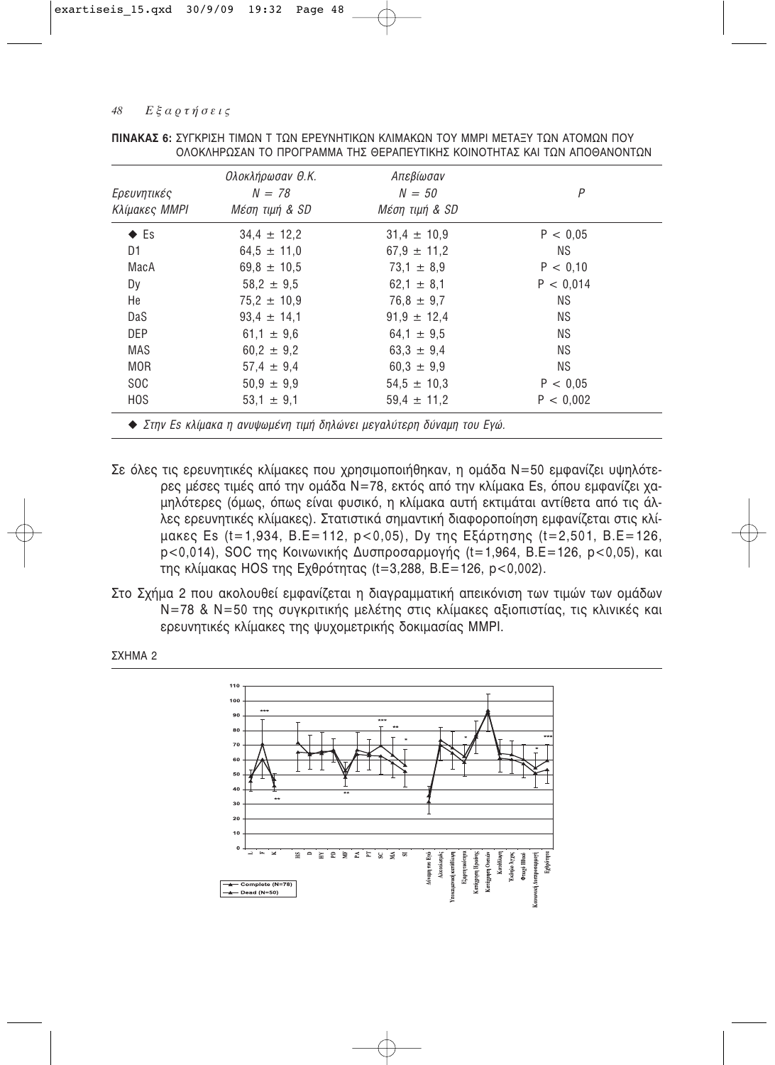**ΠΙΝΑΚΑΣ 6:** ΣΥΓΚΡΙΣΗ ΤΙΜΩΝ Τ ΤΩΝ ΕΡΕΥΝΗΤΙΚΩΝ ΚΛΙΜΑΚΩΝ ΤΟΥ ΜΜPI ΜΕΤΑΞΥ ΤΩΝ ΑΤΟΜΩΝ ΠΟΥ ΟΛΟΚΛΗΡΩΣΑΝ ΤΟ ΠΡΟΓΡΑΜΜΑ ΤΗΣ ΘΕΡΑΠΕΥΤΙΚΗΣ ΚΟΙΝΟΤΗΤΑΣ ΚΑΙ ΤΩΝ ΑΠΟΘΑΝΟΝΤΩΝ

| *Ερευνητικές Κλίμακες ΜΜPI* | *Ολοκλήρωσαν Θ.Κ.* $N = 78$ *Μέση τιμή & SD* | *Απεβίωσαν* $N = 50$ *Μέση τιμή & SD* | *P* |
|---|---|---|---|
| ◆ Es | 34,4 ± 12,2 | 31,4 ± 10,9 | P < 0,05 |
| D1 | 64,5 ± 11,0 | 67,9 ± 11,2 | NS |
| MacA | 69,8 ± 10,5 | 73,1 ± 8,9 | P < 0,10 |
| Dy | 58,2 ± 9,5 | 62,1 ± 8,1 | P < 0,014 |
| He | 75,2 ± 10,9 | 76,8 ± 9,7 | NS |
| DaS | 93,4 ± 14,1 | 91,9 ± 12,4 | NS |
| DEP | 61,1 ± 9,6 | 64,1 ± 9,5 | NS |
| MAS | 60,2 ± 9,2 | 63,3 ± 9,4 | NS |
| MOR | 57,4 ± 9,4 | 60,3 ± 9,9 | NS |
| SOC | 50,9 ± 9,9 | 54,5 ± 10,3 | P < 0,05 |
| HOS | 53,1 ± 9,1 | 59,4 ± 11,2 | P < 0,002 |

◆ *Στην Es κλίμακα η ανυψωμένη τιμή δηλώνει μεγαλύτερη δύναμη του Εγώ.*

Σε όλες τις ερευνητικές κλίμακες που χρησιμοποιήθηκαν, η ομάδα N=50 εμφανίζει υψηλότερες μέσες τιμές από την ομάδα N=78, εκτός από την κλίμακα Es, όπου εμφανίζει χαμηλότερες (όμως, όπως είναι φυσικό, η κλίμακα αυτή εκτιμάται αντίθετα από τις άλλες ερευνητικές κλίμακες). Στατιστικά σημαντική διαφοροποίηση εμφανίζεται στις κλίμακες Es ($t=1{,}934$, Β.Ε=112, $p<0{,}05$), Dy της Εξάρτησης ($t=2{,}501$, Β.Ε=126, $p<0{,}014$), SOC της Κοινωνικής Δυσπροσαρμογής ($t=1{,}964$, Β.Ε=126, $p<0{,}05$), και της κλίμακας HOS της Εχθρότητας ($t=3{,}288$, Β.Ε=126, $p<0{,}002$).

Στο Σχήμα 2 που ακολουθεί εμφανίζεται η διαγραμματική απεικόνιση των τιμών των ομάδων N=78 & N=50 της συγκριτικής μελέτης στις κλίμακες αξιοπιστίας, τις κλινικές και ερευνητικές κλίμακες της ψυχομετρικής δοκιμασίας MMPI.

ΣΧΗΜΑ 2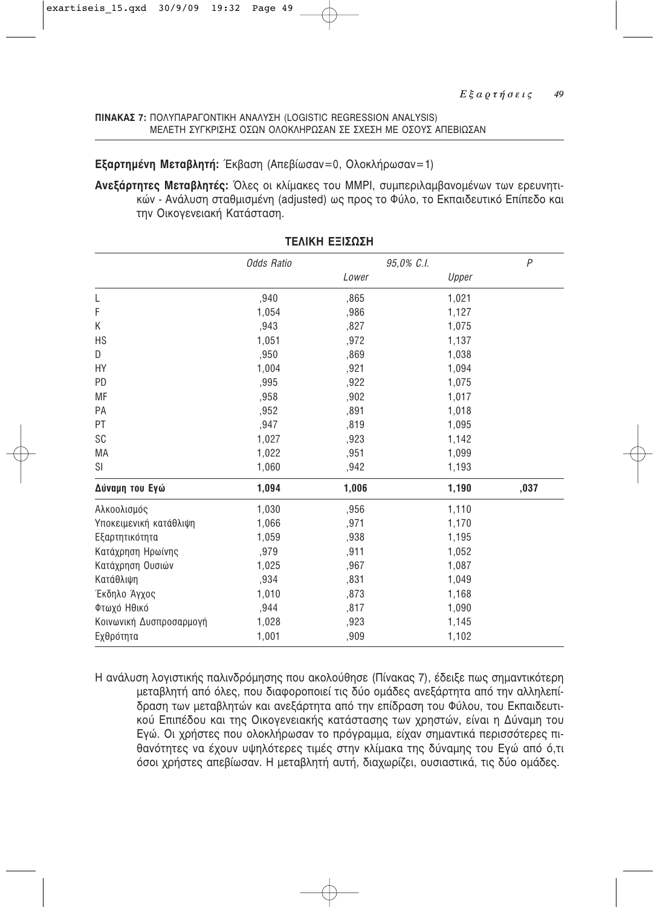**ΠΙΝΑΚΑΣ 7:** ΠΟΛΥΠΑΡΑΓΟΝΤΙΚΗ ΑΝΑΛΥΣΗ (LOGISTIC REGRESSION ANALYSIS) ΜΕΛΕΤΗ ΣΥΓΚΡΙΣΗΣ ΟΣΩΝ ΟΛΟΚΛΗΡΩΣΑΝ ΣΕ ΣΧΕΣΗ ΜΕ ΟΣΟΥΣ ΑΠΕΒΙΩΣΑΝ

**Εξαρτημένη Μεταβλητή:** Έκβαση (Απεβίωσαν=0, Ολοκλήρωσαν=1)

**Ανεξάρτητες Μεταβλητές:** Όλες οι κλίμακες του MMPI, συμπεριλαμβανομένων των ερευνητικών - Ανάλυση σταθμισμένη (adjusted) ως προς το Φύλο, το Εκπαιδευτικό Επίπεδο και την Οικογενειακή Κατάσταση.

**ΤΕΛΙΚΗ ΕΞΙΣΩΣΗ**

| | *Odds Ratio* | *95,0% C.I.* | | *P* |
|---|---|---|---|---|
| | | *Lower* | *Upper* | |
| L | ,940 | ,865 | 1,021 | |
| F | 1,054 | ,986 | 1,127 | |
| K | ,943 | ,827 | 1,075 | |
| HS | 1,051 | ,972 | 1,137 | |
| D | ,950 | ,869 | 1,038 | |
| HY | 1,004 | ,921 | 1,094 | |
| PD | ,995 | ,922 | 1,075 | |
| MF | ,958 | ,902 | 1,017 | |
| PA | ,952 | ,891 | 1,018 | |
| PT | ,947 | ,819 | 1,095 | |
| SC | 1,027 | ,923 | 1,142 | |
| MA | 1,022 | ,951 | 1,099 | |
| SI | 1,060 | ,942 | 1,193 | |
| **Δύναμη του Εγώ** | **1,094** | **1,006** | **1,190** | **,037** |
| Αλκοολισμός | 1,030 | ,956 | 1,110 | |
| Υποκειμενική κατάθλιψη | 1,066 | ,971 | 1,170 | |
| Εξαρτητικότητα | 1,059 | ,938 | 1,195 | |
| Κατάχρηση Ηρωίνης | ,979 | ,911 | 1,052 | |
| Κατάχρηση Ουσιών | 1,025 | ,967 | 1,087 | |
| Κατάθλιψη | ,934 | ,831 | 1,049 | |
| Έκδηλο Άγχος | 1,010 | ,873 | 1,168 | |
| Φτωχό Ηθικό | ,944 | ,817 | 1,090 | |
| Κοινωνική Δυσπροσαρμογή | 1,028 | ,923 | 1,145 | |
| Εχθρότητα | 1,001 | ,909 | 1,102 | |

Η ανάλυση λογιστικής παλινδρόμησης που ακολούθησε (Πίνακας 7), έδειξε πως σημαντικότερη μεταβλητή από όλες, που διαφοροποιεί τις δύο ομάδες ανεξάρτητα από την αλληλεπίδραση των μεταβλητών και ανεξάρτητα από την επίδραση του Φύλου, του Εκπαιδευτικού Επιπέδου και της Οικογενειακής κατάστασης των χρηστών, είναι η Δύναμη του Εγώ. Οι χρήστες που ολοκλήρωσαν το πρόγραμμα, είχαν σημαντικά περισσότερες πιθανότητες να έχουν υψηλότερες τιμές στην κλίμακα της δύναμης του Εγώ από ό,τι όσοι χρήστες απεβίωσαν. Η μεταβλητή αυτή, διαχωρίζει, ουσιαστικά, τις δύο ομάδες.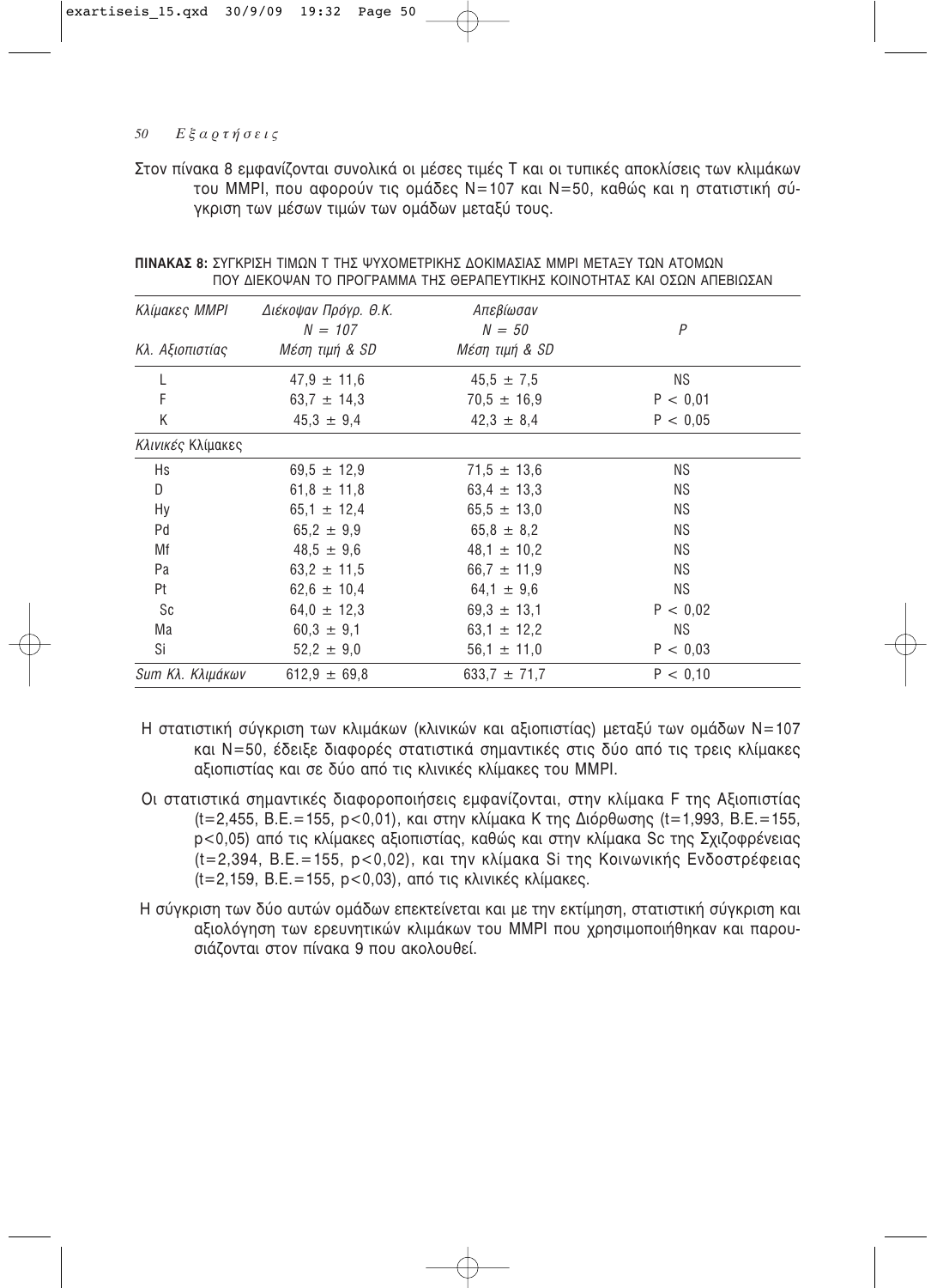Στον πίνακα 8 εμφανίζονται συνολικά οι μέσες τιμές Τ και οι τυπικές αποκλίσεις των κλιμάκων του MMPI, που αφορούν τις ομάδες N=107 και N=50, καθώς και η στατιστική σύγκριση των μέσων τιμών των ομάδων μεταξύ τους.

**ΠΙΝΑΚΑΣ 8:** ΣΥΓΚΡΙΣΗ ΤΙΜΩΝ Τ ΤΗΣ ΨΥΧΟΜΕΤΡΙΚΗΣ ΔΟΚΙΜΑΣΙΑΣ MMPI ΜΕΤΑΞΥ ΤΩΝ ΑΤΟΜΩΝ ΠΟΥ ΔΙΕΚΟΨΑΝ ΤΟ ΠΡΟΓΡΑΜΜΑ ΤΗΣ ΘΕΡΑΠΕΥΤΙΚΗΣ ΚΟΙΝΟΤΗΤΑΣ ΚΑΙ ΟΣΩΝ ΑΠΕΒΙΩΣΑΝ

| *Κλίμακες MMPI* <br> *Κλ. Αξιοπιστίας* | *Διέκοψαν Πρόγρ. Θ.Κ.* <br> *N = 107* <br> *Μέση τιμή & SD* | *Απεβίωσαν* <br> *N = 50* <br> *Μέση τιμή & SD* | *P* |
|---|---|---|---|
| L | 47,9 ± 11,6 | 45,5 ± 7,5 | NS |
| F | 63,7 ± 14,3 | 70,5 ± 16,9 | P < 0,01 |
| K | 45,3 ± 9,4 | 42,3 ± 8,4 | P < 0,05 |
| *Κλινικές* Κλίμακες | | | |
| Hs | 69,5 ± 12,9 | 71,5 ± 13,6 | NS |
| D | 61,8 ± 11,8 | 63,4 ± 13,3 | NS |
| Hy | 65,1 ± 12,4 | 65,5 ± 13,0 | NS |
| Pd | 65,2 ± 9,9 | 65,8 ± 8,2 | NS |
| Mf | 48,5 ± 9,6 | 48,1 ± 10,2 | NS |
| Pa | 63,2 ± 11,5 | 66,7 ± 11,9 | NS |
| Pt | 62,6 ± 10,4 | 64,1 ± 9,6 | NS |
| Sc | 64,0 ± 12,3 | 69,3 ± 13,1 | P < 0,02 |
| Ma | 60,3 ± 9,1 | 63,1 ± 12,2 | NS |
| Si | 52,2 ± 9,0 | 56,1 ± 11,0 | P < 0,03 |
| *Sum Κλ. Κλιμάκων* | 612,9 ± 69,8 | 633,7 ± 71,7 | P < 0,10 |

Η στατιστική σύγκριση των κλιμάκων (κλινικών και αξιοπιστίας) μεταξύ των ομάδων N=107 και N=50, έδειξε διαφορές στατιστικά σημαντικές στις δύο από τις τρεις κλίμακες αξιοπιστίας και σε δύο από τις κλινικές κλίμακες του MMPI.

Οι στατιστικά σημαντικές διαφοροποιήσεις εμφανίζονται, στην κλίμακα F της Αξιοπιστίας (t=2,455, B.E.=155, p<0,01), και στην κλίμακα K της Διόρθωσης (t=1,993, B.E.=155, p<0,05) από τις κλίμακες αξιοπιστίας, καθώς και στην κλίμακα Sc της Σχιζοφρένειας (t=2,394, B.E.=155, p<0,02), και την κλίμακα Si της Κοινωνικής Ενδοστρέφειας (t=2,159, B.E.=155, p<0,03), από τις κλινικές κλίμακες.

Η σύγκριση των δύο αυτών ομάδων επεκτείνεται και με την εκτίμηση, στατιστική σύγκριση και αξιολόγηση των ερευνητικών κλιμάκων του MMPI που χρησιμοποιήθηκαν και παρουσιάζονται στον πίνακα 9 που ακολουθεί.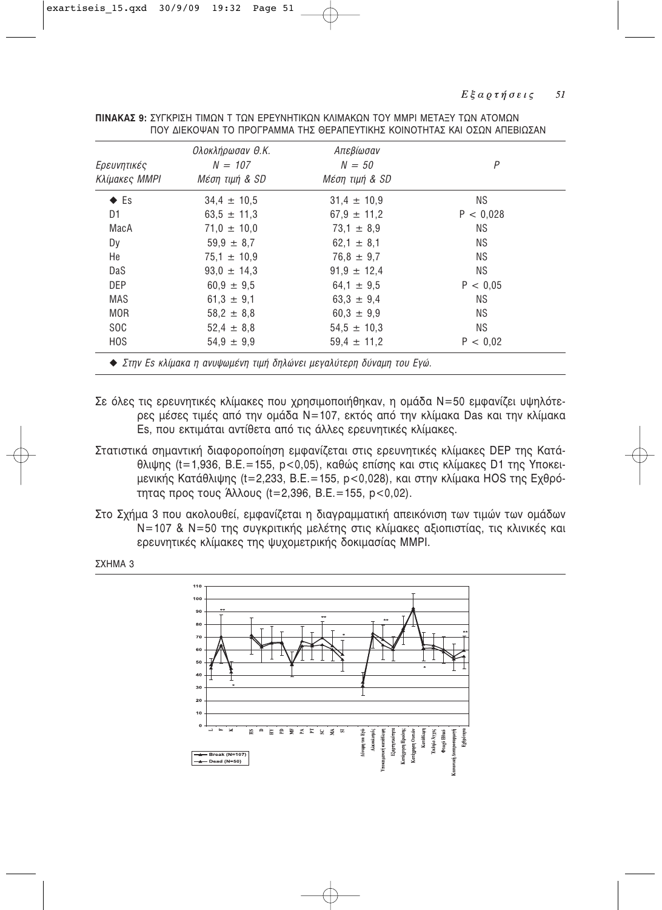**ΠΙΝΑΚΑΣ 9:** ΣΥΓΚΡΙΣΗ ΤΙΜΩΝ Τ ΤΩΝ ΕΡΕΥΝΗΤΙΚΩΝ ΚΛΙΜΑΚΩΝ ΤΟΥ MMPI ΜΕΤΑΞΥ ΤΩΝ ΑΤΟΜΩΝ ΠΟΥ ΔΙΕΚΟΨΑΝ ΤΟ ΠΡΟΓΡΑΜΜΑ ΤΗΣ ΘΕΡΑΠΕΥΤΙΚΗΣ ΚΟΙΝΟΤΗΤΑΣ ΚΑΙ ΟΣΩΝ ΑΠΕΒΙΩΣΑΝ

| *Ερευνητικές Κλίμακες MMPI* | *Ολοκλήρωσαν Θ.Κ. N = 107 Μέση τιμή & SD* | *Απεβίωσαν N = 50 Μέση τιμή & SD* | *P* |
|---|---|---|---|
| ◆ Es | 34,4 ± 10,5 | 31,4 ± 10,9 | NS |
| D1 | 63,5 ± 11,3 | 67,9 ± 11,2 | P < 0,028 |
| MacA | 71,0 ± 10,0 | 73,1 ± 8,9 | NS |
| Dy | 59,9 ± 8,7 | 62,1 ± 8,1 | NS |
| He | 75,1 ± 10,9 | 76,8 ± 9,7 | NS |
| DaS | 93,0 ± 14,3 | 91,9 ± 12,4 | NS |
| DEP | 60,9 ± 9,5 | 64,1 ± 9,5 | P < 0,05 |
| MAS | 61,3 ± 9,1 | 63,3 ± 9,4 | NS |
| MOR | 58,2 ± 8,8 | 60,3 ± 9,9 | NS |
| SOC | 52,4 ± 8,8 | 54,5 ± 10,3 | NS |
| HOS | 54,9 ± 9,9 | 59,4 ± 11,2 | P < 0,02 |

◆ *Στην Es κλίμακα η ανυψωμένη τιμή δηλώνει μεγαλύτερη δύναμη του Εγώ.*

Σε όλες τις ερευνητικές κλίμακες που χρησιμοποιήθηκαν, η ομάδα N=50 εμφανίζει υψηλότερες μέσες τιμές από την ομάδα N=107, εκτός από την κλίμακα Das και την κλίμακα Es, που εκτιμάται αντίθετα από τις άλλες ερευνητικές κλίμακες.

Στατιστικά σημαντική διαφοροποίηση εμφανίζεται στις ερευνητικές κλίμακες DEP της Κατάθλιψης (t=1,936, Β.Ε.=155, $p<0,05$), καθώς επίσης και στις κλίμακες D1 της Υποκειμενικής Κατάθλιψης (t=2,233, Β.Ε.=155, $p<0,028$), και στην κλίμακα HOS της Εχθρότητας προς τους Άλλους (t=2,396, Β.Ε.=155, $p<0,02$).

Στο Σχήμα 3 που ακολουθεί, εμφανίζεται η διαγραμματική απεικόνιση των τιμών των ομάδων N=107 & N=50 της συγκριτικής μελέτης στις κλίμακες αξιοπιστίας, τις κλινικές και ερευνητικές κλίμακες της ψυχομετρικής δοκιμασίας MMPI.

ΣΧΗΜΑ 3

Break (N=107)
Dead (N=50)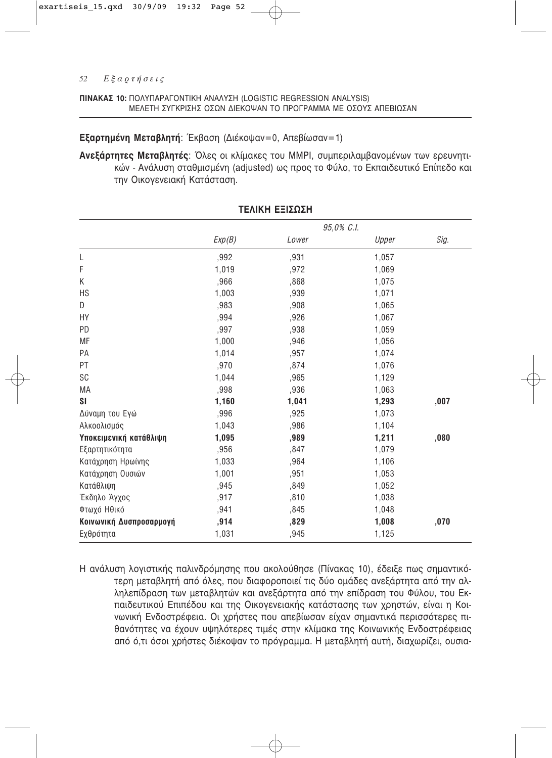**ΠΙΝΑΚΑΣ 10:** ΠΟΛΥΠΑΡΑΓΟΝΤΙΚΗ ΑΝΑΛΥΣΗ (LOGISTIC REGRESSION ANALYSIS) ΜΕΛΕΤΗ ΣΥΓΚΡΙΣΗΣ ΟΣΩΝ ΔΙΕΚΟΨΑΝ ΤΟ ΠΡΟΓΡΑΜΜΑ ΜΕ ΟΣΟΥΣ ΑΠΕΒΙΩΣΑΝ

**Εξαρτημένη Μεταβλητή**: Έκβαση (Διέκοψαν=0, Απεβίωσαν=1)

**Ανεξάρτητες Μεταβλητές**: Όλες οι κλίμακες του MMPI, συμπεριλαμβανομένων των ερευνητικών - Ανάλυση σταθμισμένη (adjusted) ως προς το Φύλο, το Εκπαιδευτικό Επίπεδο και την Οικογενειακή Κατάσταση.

**ΤΕΛΙΚΗ ΕΞΙΣΩΣΗ**

| | | *95,0% C.I.* | | |
|---|---|---|---|---|
| | *Exp(B)* | *Lower* | *Upper* | *Sig.* |
| L | ,992 | ,931 | 1,057 | |
| F | 1,019 | ,972 | 1,069 | |
| K | ,966 | ,868 | 1,075 | |
| HS | 1,003 | ,939 | 1,071 | |
| D | ,983 | ,908 | 1,065 | |
| HY | ,994 | ,926 | 1,067 | |
| PD | ,997 | ,938 | 1,059 | |
| MF | 1,000 | ,946 | 1,056 | |
| PA | 1,014 | ,957 | 1,074 | |
| PT | ,970 | ,874 | 1,076 | |
| SC | 1,044 | ,965 | 1,129 | |
| MA | ,998 | ,936 | 1,063 | |
| **SI** | **1,160** | **1,041** | **1,293** | **,007** |
| Δύναμη του Εγώ | ,996 | ,925 | 1,073 | |
| Αλκοολισμός | 1,043 | ,986 | 1,104 | |
| **Υποκειμενική κατάθλιψη** | **1,095** | **,989** | **1,211** | **,080** |
| Εξαρτητικότητα | ,956 | ,847 | 1,079 | |
| Κατάχρηση Ηρωίνης | 1,033 | ,964 | 1,106 | |
| Κατάχρηση Ουσιών | 1,001 | ,951 | 1,053 | |
| Κατάθλιψη | ,945 | ,849 | 1,052 | |
| Έκδηλο Άγχος | ,917 | ,810 | 1,038 | |
| Φτωχό Ηθικό | ,941 | ,845 | 1,048 | |
| **Κοινωνική Δυσπροσαρμογή** | **,914** | **,829** | **1,008** | **,070** |
| Εχθρότητα | 1,031 | ,945 | 1,125 | |

Η ανάλυση λογιστικής παλινδρόμησης που ακολούθησε (Πίνακας 10), έδειξε πως σημαντικότερη μεταβλητή από όλες, που διαφοροποιεί τις δύο ομάδες ανεξάρτητα από την αλληλεπίδραση των μεταβλητών και ανεξάρτητα από την επίδραση του Φύλου, του Εκπαιδευτικού Επιπέδου και της Οικογενειακής κατάστασης των χρηστών, είναι η Κοινωνική Ενδοστρέφεια. Οι χρήστες που απεβίωσαν είχαν σημαντικά περισσότερες πιθανότητες να έχουν υψηλότερες τιμές στην κλίμακα της Κοινωνικής Ενδοστρέφειας από ό,τι όσοι χρήστες διέκοψαν το πρόγραμμα. Η μεταβλητή αυτή, διαχωρίζει, ουσια-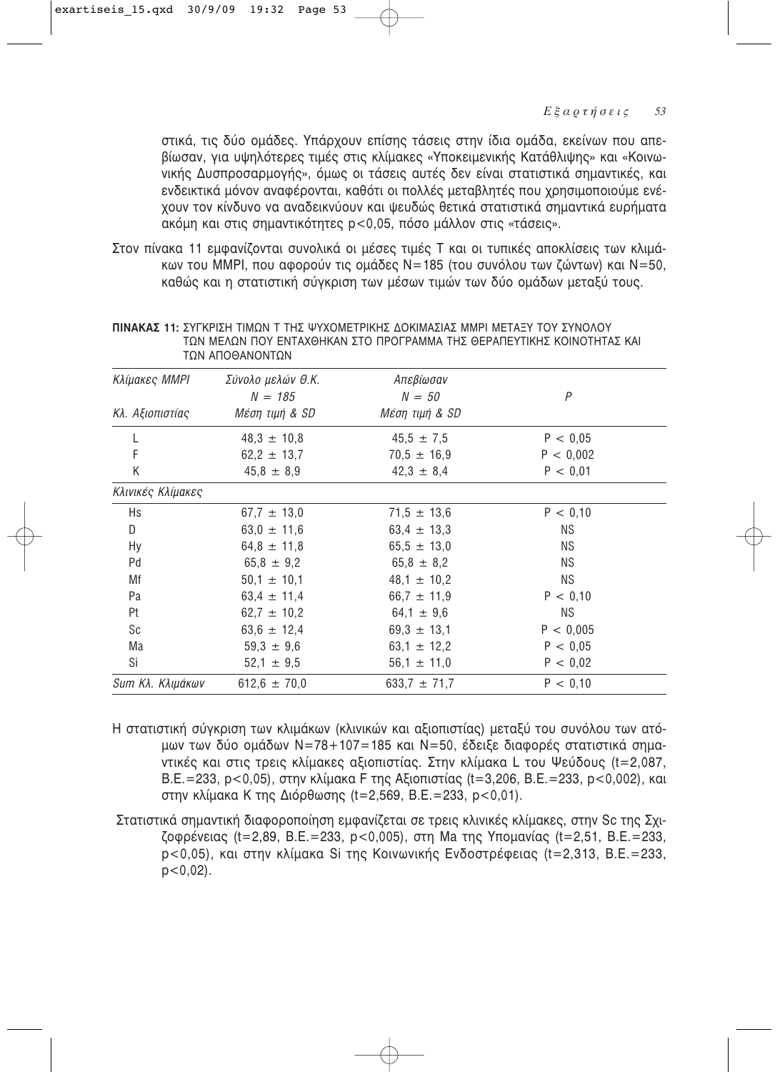στικά, τις δύο ομάδες. Υπάρχουν επίσης τάσεις στην ίδια ομάδα, εκείνων που απεβίωσαν, για υψηλότερες τιμές στις κλίμακες «Υποκειμενικής Κατάθλιψης» και «Κοινωνικής Δυσπροσαρμογής», όμως οι τάσεις αυτές δεν είναι στατιστικά σημαντικές, και ενδεικτικά μόνον αναφέρονται, καθότι οι πολλές μεταβλητές που χρησιμοποιούμε ενέχουν τον κίνδυνο να αναδεικνύουν και ψευδώς θετικά στατιστικά σημαντικά ευρήματα ακόμη και στις σημαντικότητες $p<0{,}05$, πόσο μάλλον στις «τάσεις».

Στον πίνακα 11 εμφανίζονται συνολικά οι μέσες τιμές T και οι τυπικές αποκλίσεις των κλιμάκων του MMPI, που αφορούν τις ομάδες N=185 (του συνόλου των ζώντων) και N=50, καθώς και η στατιστική σύγκριση των μέσων τιμών των δύο ομάδων μεταξύ τους.

**ΠΙΝΑΚΑΣ 11:** ΣΥΓΚΡΙΣΗ ΤΙΜΩΝ T ΤΗΣ ΨΥΧΟΜΕΤΡΙΚΗΣ ΔΟΚΙΜΑΣΙΑΣ MMPI ΜΕΤΑΞΥ ΤΟΥ ΣΥΝΟΛΟΥ ΤΩΝ ΜΕΛΩΝ ΠΟΥ ΕΝΤΑΧΘΗΚΑΝ ΣΤΟ ΠΡΟΓΡΑΜΜΑ ΤΗΣ ΘΕΡΑΠΕΥΤΙΚΗΣ ΚΟΙΝΟΤΗΤΑΣ ΚΑΙ ΤΩΝ ΑΠΟΘΑΝΟΝΤΩΝ

| *Κλίμακες MMPI* | *Σύνολο μελών Θ.Κ.* N = 185 | *Απεβίωσαν* N = 50 | *P* |
|---|---|---|---|
| *Κλ. Αξιοπιστίας* | *Μέση τιμή & SD* | *Μέση τιμή & SD* | |
| L | 48,3 ± 10,8 | 45,5 ± 7,5 | P < 0,05 |
| F | 62,2 ± 13,7 | 70,5 ± 16,9 | P < 0,002 |
| K | 45,8 ± 8,9 | 42,3 ± 8,4 | P < 0,01 |
| *Κλινικές Κλίμακες* | | | |
| Hs | 67,7 ± 13,0 | 71,5 ± 13,6 | P < 0,10 |
| D | 63,0 ± 11,6 | 63,4 ± 13,3 | NS |
| Hy | 64,8 ± 11,8 | 65,5 ± 13,0 | NS |
| Pd | 65,8 ± 9,2 | 65,8 ± 8,2 | NS |
| Mf | 50,1 ± 10,1 | 48,1 ± 10,2 | NS |
| Pa | 63,4 ± 11,4 | 66,7 ± 11,9 | P < 0,10 |
| Pt | 62,7 ± 10,2 | 64,1 ± 9,6 | NS |
| Sc | 63,6 ± 12,4 | 69,3 ± 13,1 | P < 0,005 |
| Ma | 59,3 ± 9,6 | 63,1 ± 12,2 | P < 0,05 |
| Si | 52,1 ± 9,5 | 56,1 ± 11,0 | P < 0,02 |
| *Sum Κλ. Κλιμάκων* | 612,6 ± 70,0 | 633,7 ± 71,7 | P < 0,10 |

Η στατιστική σύγκριση των κλιμάκων (κλινικών και αξιοπιστίας) μεταξύ του συνόλου των ατόμων των δύο ομάδων N=78+107=185 και N=50, έδειξε διαφορές στατιστικά σημαντικές και στις τρεις κλίμακες αξιοπιστίας. Στην κλίμακα L του Ψεύδους ($t=2{,}087$, Β.Ε.=233, $p<0{,}05$), στην κλίμακα F της Αξιοπιστίας ($t=3{,}206$, Β.Ε.=233, $p<0{,}002$), και στην κλίμακα K της Διόρθωσης ($t=2{,}569$, Β.Ε.=233, $p<0{,}01$).

Στατιστικά σημαντική διαφοροποίηση εμφανίζεται σε τρεις κλινικές κλίμακες, στην Sc της Σχιζοφρένειας ($t=2{,}89$, Β.Ε.=233, $p<0{,}005$), στη Ma της Υπομανίας ($t=2{,}51$, Β.Ε.=233, $p<0{,}05$), και στην κλίμακα Si της Κοινωνικής Ενδοστρέφειας ($t=2{,}313$, Β.Ε.=233, $p<0{,}02$).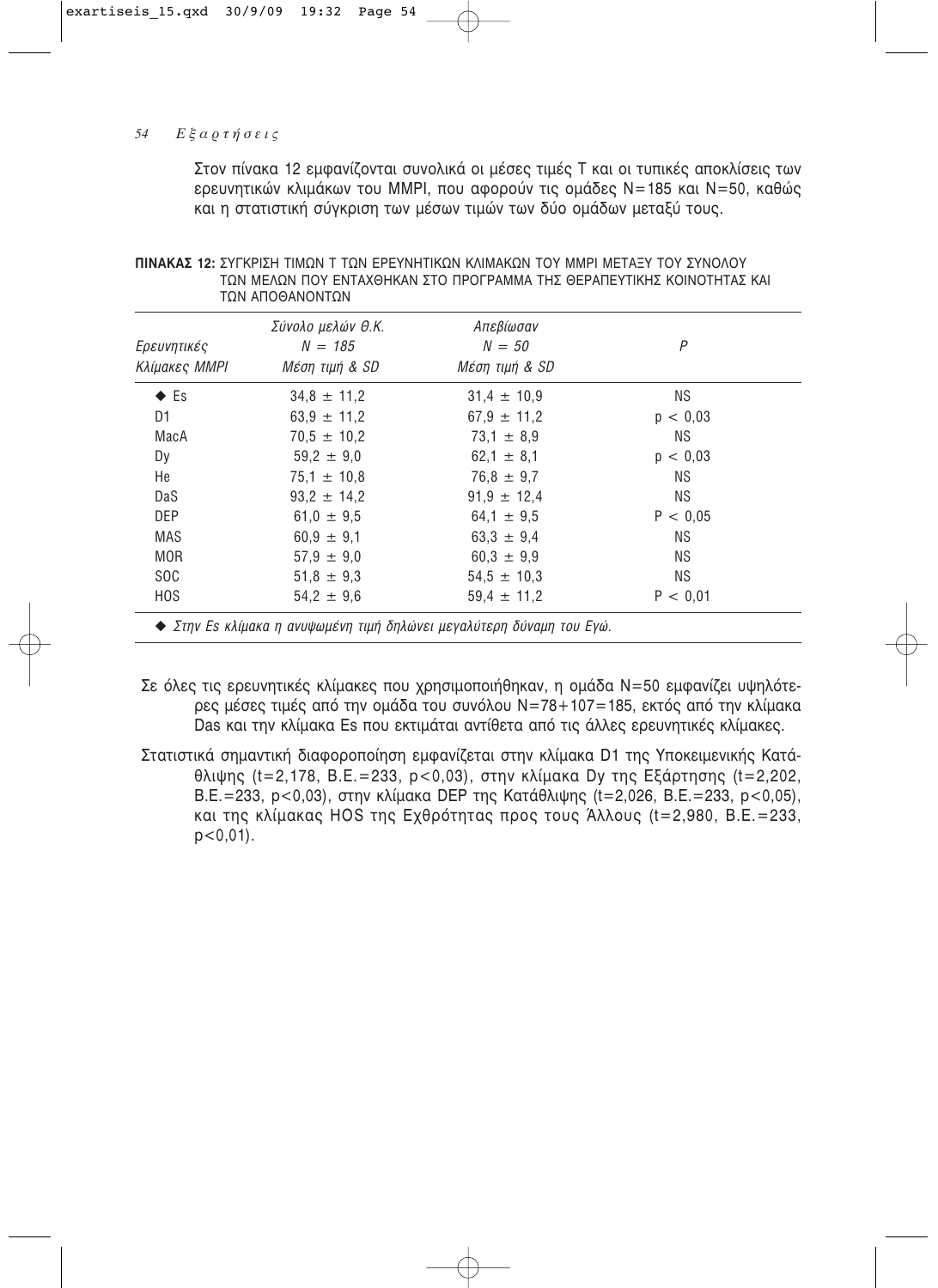Στον πίνακα 12 εμφανίζονται συνολικά οι μέσες τιμές Τ και οι τυπικές αποκλίσεις των ερευνητικών κλιμάκων του MMPI, που αφορούν τις ομάδες N=185 και N=50, καθώς και η στατιστική σύγκριση των μέσων τιμών των δύο ομάδων μεταξύ τους.

**ΠΙΝΑΚΑΣ 12:** ΣΥΓΚΡΙΣΗ ΤΙΜΩΝ Τ ΤΩΝ ΕΡΕΥΝΗΤΙΚΩΝ ΚΛΙΜΑΚΩΝ ΤΟΥ MMPI ΜΕΤΑΞΥ ΤΟΥ ΣΥΝΟΛΟΥ ΤΩΝ ΜΕΛΩΝ ΠΟΥ ΕΝΤΑΧΘΗΚΑΝ ΣΤΟ ΠΡΟΓΡΑΜΜΑ ΤΗΣ ΘΕΡΑΠΕΥΤΙΚΗΣ ΚΟΙΝΟΤΗΤΑΣ ΚΑΙ ΤΩΝ ΑΠΟΘΑΝΟΝΤΩΝ

| *Ερευνητικές Κλίμακες MMPI* | *Σύνολο μελών Θ.Κ. N = 185 Μέση τιμή & SD* | *Απεβίωσαν N = 50 Μέση τιμή & SD* | *P* |
|---|---|---|---|
| ◆ Es | 34,8 ± 11,2 | 31,4 ± 10,9 | NS |
| D1 | 63,9 ± 11,2 | 67,9 ± 11,2 | p < 0,03 |
| MacA | 70,5 ± 10,2 | 73,1 ± 8,9 | NS |
| Dy | 59,2 ± 9,0 | 62,1 ± 8,1 | p < 0,03 |
| He | 75,1 ± 10,8 | 76,8 ± 9,7 | NS |
| DaS | 93,2 ± 14,2 | 91,9 ± 12,4 | NS |
| DEP | 61,0 ± 9,5 | 64,1 ± 9,5 | P < 0,05 |
| MAS | 60,9 ± 9,1 | 63,3 ± 9,4 | NS |
| MOR | 57,9 ± 9,0 | 60,3 ± 9,9 | NS |
| SOC | 51,8 ± 9,3 | 54,5 ± 10,3 | NS |
| HOS | 54,2 ± 9,6 | 59,4 ± 11,2 | P < 0,01 |

◆ *Στην Es κλίμακα η ανυψωμένη τιμή δηλώνει μεγαλύτερη δύναμη του Εγώ.*

Σε όλες τις ερευνητικές κλίμακες που χρησιμοποιήθηκαν, η ομάδα N=50 εμφανίζει υψηλότερες μέσες τιμές από την ομάδα του συνόλου N=78+107=185, εκτός από την κλίμακα Das και την κλίμακα Es που εκτιμάται αντίθετα από τις άλλες ερευνητικές κλίμακες.

Στατιστικά σημαντική διαφοροποίηση εμφανίζεται στην κλίμακα D1 της Υποκειμενικής Κατάθλιψης (t=2,178, Β.Ε.=233, p<0,03), στην κλίμακα Dy της Εξάρτησης (t=2,202, Β.Ε.=233, p<0,03), στην κλίμακα DEP της Κατάθλιψης (t=2,026, Β.Ε.=233, p<0,05), και της κλίμακας HOS της Εχθρότητας προς τους Άλλους (t=2,980, Β.Ε.=233, p<0,01).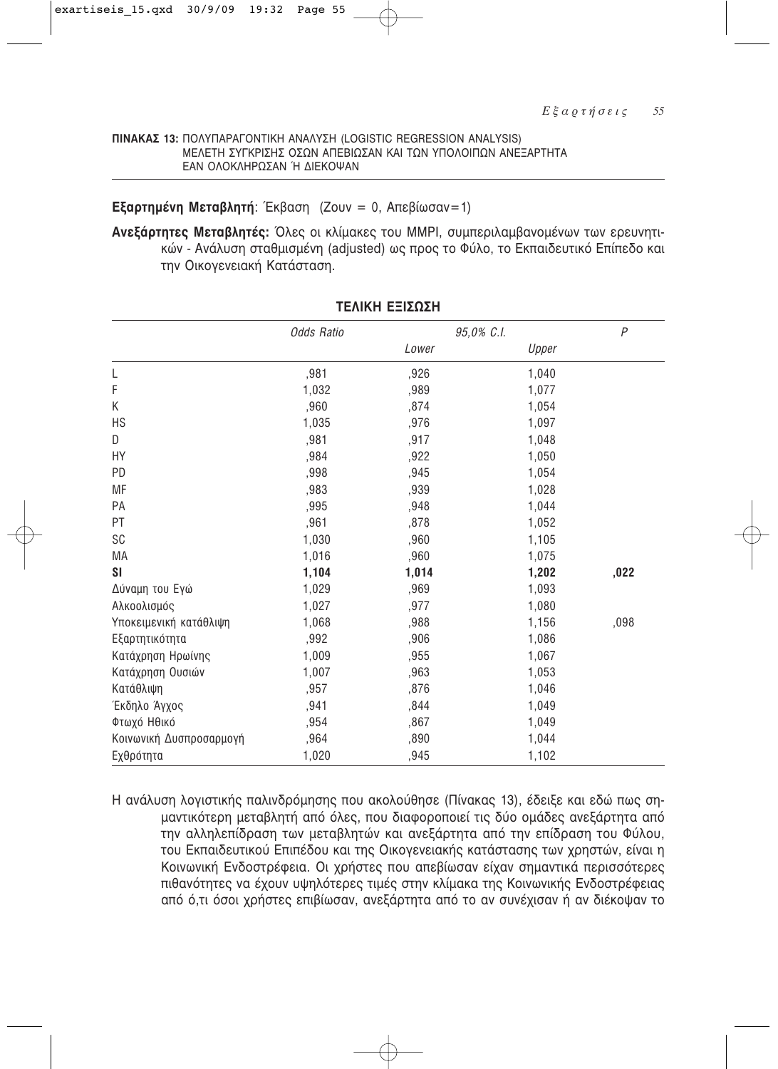**ΠΙΝΑΚΑΣ 13:** ΠΟΛΥΠΑΡΑΓΟΝΤΙΚΗ ΑΝΑΛΥΣΗ (LOGISTIC REGRESSION ANALYSIS) ΜΕΛΕΤΗ ΣΥΓΚΡΙΣΗΣ ΟΣΩΝ ΑΠΕΒΙΩΣΑΝ ΚΑΙ ΤΩΝ ΥΠΟΛΟΙΠΩΝ ΑΝΕΞΑΡΤΗΤΑ ΕΑΝ ΟΛΟΚΛΗΡΩΣΑΝ Ή ΔΙΕΚΟΨΑΝ

**Εξαρτημένη Μεταβλητή**: Έκβαση (Ζουν = 0, Απεβίωσαν=1)

**Ανεξάρτητες Μεταβλητές:** Όλες οι κλίμακες του MMPI, συμπεριλαμβανομένων των ερευνητικών - Ανάλυση σταθμισμένη (adjusted) ως προς το Φύλο, το Εκπαιδευτικό Επίπεδο και την Οικογενειακή Κατάσταση.

**ΤΕΛΙΚΗ ΕΞΙΣΩΣΗ**

| | *Odds Ratio* | *95,0% C.I.* | | *P* |
|---|---|---|---|---|
| | | *Lower* | *Upper* | |
| L | ,981 | ,926 | 1,040 | |
| F | 1,032 | ,989 | 1,077 | |
| K | ,960 | ,874 | 1,054 | |
| HS | 1,035 | ,976 | 1,097 | |
| D | ,981 | ,917 | 1,048 | |
| HY | ,984 | ,922 | 1,050 | |
| PD | ,998 | ,945 | 1,054 | |
| MF | ,983 | ,939 | 1,028 | |
| PA | ,995 | ,948 | 1,044 | |
| PT | ,961 | ,878 | 1,052 | |
| SC | 1,030 | ,960 | 1,105 | |
| MA | 1,016 | ,960 | 1,075 | |
| **SI** | **1,104** | **1,014** | **1,202** | **,022** |
| Δύναμη του Εγώ | 1,029 | ,969 | 1,093 | |
| Αλκοολισμός | 1,027 | ,977 | 1,080 | |
| Υποκειμενική κατάθλιψη | 1,068 | ,988 | 1,156 | ,098 |
| Εξαρτητικότητα | ,992 | ,906 | 1,086 | |
| Κατάχρηση Ηρωίνης | 1,009 | ,955 | 1,067 | |
| Κατάχρηση Ουσιών | 1,007 | ,963 | 1,053 | |
| Κατάθλιψη | ,957 | ,876 | 1,046 | |
| Έκδηλο Άγχος | ,941 | ,844 | 1,049 | |
| Φτωχό Ηθικό | ,954 | ,867 | 1,049 | |
| Κοινωνική Δυσπροσαρμογή | ,964 | ,890 | 1,044 | |
| Εχθρότητα | 1,020 | ,945 | 1,102 | |

Η ανάλυση λογιστικής παλινδρόμησης που ακολούθησε (Πίνακας 13), έδειξε και εδώ πως σημαντικότερη μεταβλητή από όλες, που διαφοροποιεί τις δύο ομάδες ανεξάρτητα από την αλληλεπίδραση των μεταβλητών και ανεξάρτητα από την επίδραση του Φύλου, του Εκπαιδευτικού Επιπέδου και της Οικογενειακής κατάστασης των χρηστών, είναι η Κοινωνική Ενδοστρέφεια. Οι χρήστες που απεβίωσαν είχαν σημαντικά περισσότερες πιθανότητες να έχουν υψηλότερες τιμές στην κλίμακα της Κοινωνικής Ενδοστρέφειας από ό,τι όσοι χρήστες επιβίωσαν, ανεξάρτητα από το αν συνέχισαν ή αν διέκοψαν το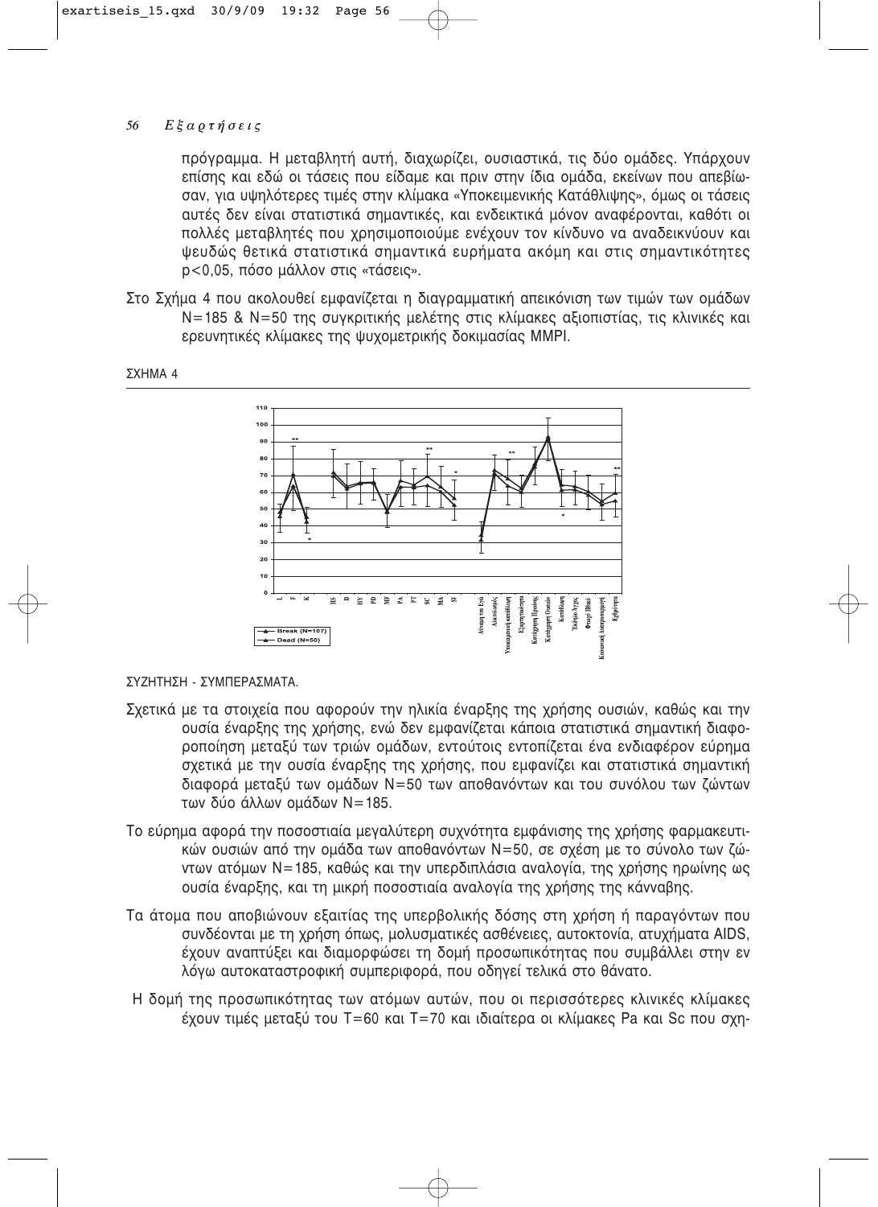πρόγραμμα. Η μεταβλητή αυτή, διαχωρίζει, ουσιαστικά, τις δύο ομάδες. Υπάρχουν επίσης και εδώ οι τάσεις που είδαμε και πριν στην ίδια ομάδα, εκείνων που απεβίωσαν, για υψηλότερες τιμές στην κλίμακα «Υποκειμενικής Κατάθλιψης», όμως οι τάσεις αυτές δεν είναι στατιστικά σημαντικές, και ενδεικτικά μόνον αναφέρονται, καθότι οι πολλές μεταβλητές που χρησιμοποιούμε ενέχουν τον κίνδυνο να αναδεικνύουν και ψευδώς θετικά στατιστικά σημαντικά ευρήματα ακόμη και στις σημαντικότητες $p<0{,}05$, πόσο μάλλον στις «τάσεις».

Στο Σχήμα 4 που ακολουθεί εμφανίζεται η διαγραμματική απεικόνιση των τιμών των ομάδων N=185 & N=50 της συγκριτικής μελέτης στις κλίμακες αξιοπιστίας, τις κλινικές και ερευνητικές κλίμακες της ψυχομετρικής δοκιμασίας MMPI.

ΣΧΗΜΑ 4

ΣΥΖΗΤΗΣΗ - ΣΥΜΠΕΡΑΣΜΑΤΑ.

Σχετικά με τα στοιχεία που αφορούν την ηλικία έναρξης της χρήσης ουσιών, καθώς και την ουσία έναρξης της χρήσης, ενώ δεν εμφανίζεται κάποια στατιστικά σημαντική διαφοροποίηση μεταξύ των τριών ομάδων, εντούτοις εντοπίζεται ένα ενδιαφέρον εύρημα σχετικά με την ουσία έναρξης της χρήσης, που εμφανίζει και στατιστικά σημαντική διαφορά μεταξύ των ομάδων N=50 των αποθανόντων και του συνόλου των ζώντων των δύο άλλων ομάδων N=185.

Το εύρημα αφορά την ποσοστιαία μεγαλύτερη συχνότητα εμφάνισης της χρήσης φαρμακευτικών ουσιών από την ομάδα των αποθανόντων N=50, σε σχέση με το σύνολο των ζώντων ατόμων N=185, καθώς και την υπερδιπλάσια αναλογία, της χρήσης ηρωίνης ως ουσία έναρξης, και τη μικρή ποσοστιαία αναλογία της χρήσης της κάνναβης.

Τα άτομα που αποβιώνουν εξαιτίας της υπερβολικής δόσης στη χρήση ή παραγόντων που συνδέονται με τη χρήση όπως, μολυσματικές ασθένειες, αυτοκτονία, ατυχήματα AIDS, έχουν αναπτύξει και διαμορφώσει τη δομή προσωπικότητας που συμβάλλει στην εν λόγω αυτοκαταστροφική συμπεριφορά, που οδηγεί τελικά στο θάνατο.

Η δομή της προσωπικότητας των ατόμων αυτών, που οι περισσότερες κλινικές κλίμακες έχουν τιμές μεταξύ του T=60 και T=70 και ιδιαίτερα οι κλίμακες Pa και Sc που σχη-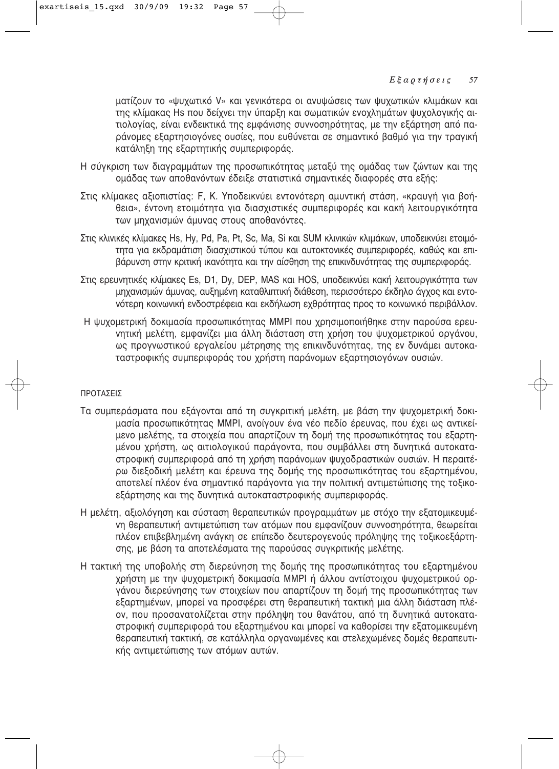ματίζουν το «ψυχωτικό V» και γενικότερα οι ανυψώσεις των ψυχωτικών κλιμάκων και της κλίμακας Hs που δείχνει την ύπαρξη και σωματικών ενοχλημάτων ψυχολογικής αιτιολογίας, είναι ενδεικτικά της εμφάνισης συννοσηρότητας, με την εξάρτηση από παράνομες εξαρτησιογόνες ουσίες, που ευθύνεται σε σημαντικό βαθμό για την τραγική κατάληξη της εξαρτητικής συμπεριφοράς.

Η σύγκριση των διαγραμμάτων της προσωπικότητας μεταξύ της ομάδας των ζώντων και της ομάδας των αποθανόντων έδειξε στατιστικά σημαντικές διαφορές στα εξής:

Στις κλίμακες αξιοπιστίας: F, K. Υποδεικνύει εντονότερη αμυντική στάση, «κραυγή για βοήθεια», έντονη ετοιμότητα για διασχιστικές συμπεριφορές και κακή λειτουργικότητα των μηχανισμών άμυνας στους αποθανόντες.

Στις κλινικές κλίμακες Hs, Hy, Pd, Pa, Pt, Sc, Ma, Si και SUM κλινικών κλιμάκων, υποδεικνύει ετοιμότητα για εκδραμάτιση διασχιστικού τύπου και αυτοκτονικές συμπεριφορές, καθώς και επιβάρυνση στην κριτική ικανότητα και την αίσθηση της επικινδυνότητας της συμπεριφοράς.

Στις ερευνητικές κλίμακες Es, D1, Dy, DEP, MAS και HOS, υποδεικνύει κακή λειτουργικότητα των μηχανισμών άμυνας, αυξημένη καταθλιπτική διάθεση, περισσότερο έκδηλο άγχος και εντονότερη κοινωνική ενδοστρέφεια και εκδήλωση εχθρότητας προς το κοινωνικό περιβάλλον.

Η ψυχομετρική δοκιμασία προσωπικότητας MMPI που χρησιμοποιήθηκε στην παρούσα ερευνητική μελέτη, εμφανίζει μια άλλη διάσταση στη χρήση του ψυχομετρικού οργάνου, ως προγνωστικού εργαλείου μέτρησης της επικινδυνότητας, της εν δυνάμει αυτοκαταστροφικής συμπεριφοράς του χρήστη παράνομων εξαρτησιογόνων ουσιών.

## ΠΡΟΤΑΣΕΙΣ

Τα συμπεράσματα που εξάγονται από τη συγκριτική μελέτη, με βάση την ψυχομετρική δοκιμασία προσωπικότητας MMPI, ανοίγουν ένα νέο πεδίο έρευνας, που έχει ως αντικείμενο μελέτης, τα στοιχεία που απαρτίζουν τη δομή της προσωπικότητας του εξαρτημένου χρήστη, ως αιτιολογικού παράγοντα, που συμβάλλει στη δυνητικά αυτοκαταστροφική συμπεριφορά από τη χρήση παράνομων ψυχοδραστικών ουσιών. Η περαιτέρω διεξοδική μελέτη και έρευνα της δομής της προσωπικότητας του εξαρτημένου, αποτελεί πλέον ένα σημαντικό παράγοντα για την πολιτική αντιμετώπισης της τοξικοεξάρτησης και της δυνητικά αυτοκαταστροφικής συμπεριφοράς.

Η μελέτη, αξιολόγηση και σύσταση θεραπευτικών προγραμμάτων με στόχο την εξατομικευμένη θεραπευτική αντιμετώπιση των ατόμων που εμφανίζουν συννοσηρότητα, θεωρείται πλέον επιβεβλημένη ανάγκη σε επίπεδο δευτερογενούς πρόληψης της τοξικοεξάρτησης, με βάση τα αποτελέσματα της παρούσας συγκριτικής μελέτης.

Η τακτική της υποβολής στη διερεύνηση της δομής της προσωπικότητας του εξαρτημένου χρήστη με την ψυχομετρική δοκιμασία MMPI ή άλλου αντίστοιχου ψυχομετρικού οργάνου διερεύνησης των στοιχείων που απαρτίζουν τη δομή της προσωπικότητας των εξαρτημένων, μπορεί να προσφέρει στη θεραπευτική τακτική μια άλλη διάσταση πλέον, που προσανατολίζεται στην πρόληψη του θανάτου, από τη δυνητικά αυτοκαταστροφική συμπεριφορά του εξαρτημένου και μπορεί να καθορίσει την εξατομικευμένη θεραπευτική τακτική, σε κατάλληλα οργανωμένες και στελεχωμένες δομές θεραπευτικής αντιμετώπισης των ατόμων αυτών.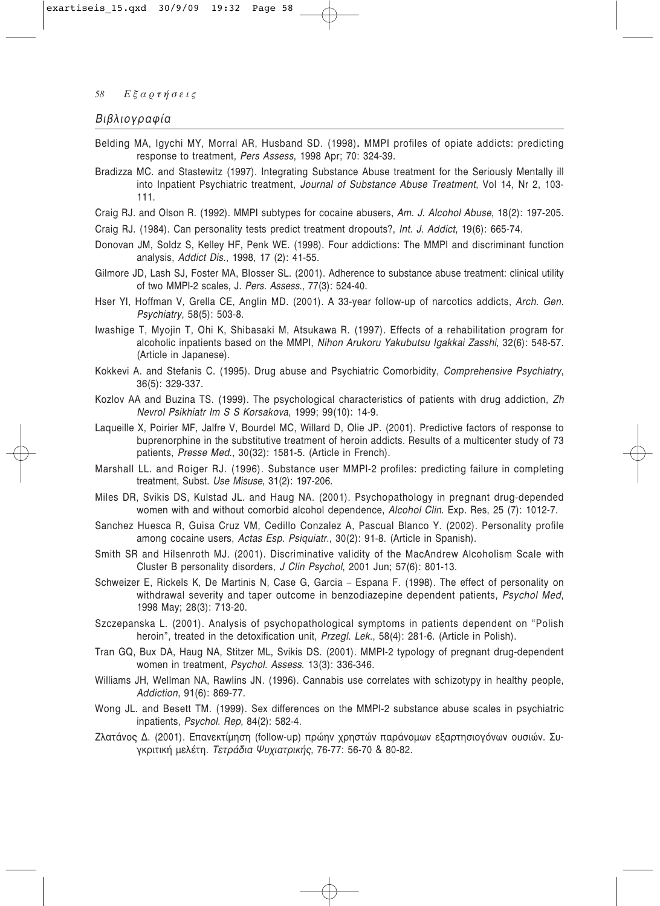## Βιβλιογραφία

Belding MA, Igychi MY, Morral AR, Husband SD. (1998). MMPI profiles of opiate addicts: predicting response to treatment, *Pers Assess*, 1998 Apr; 70: 324-39.

Bradizza MC. and Stastewitz (1997). Integrating Substance Abuse treatment for the Seriously Mentally ill into Inpatient Psychiatric treatment, *Journal of Substance Abuse Treatment*, Vol 14, Nr 2, 103-111.

Craig RJ. and Olson R. (1992). MMPI subtypes for cocaine abusers, *Am. J. Alcohol Abuse*, 18(2): 197-205.

Craig RJ. (1984). Can personality tests predict treatment dropouts?, *Int. J. Addict*, 19(6): 665-74.

Donovan JM, Soldz S, Kelley HF, Penk WE. (1998). Four addictions: The MMPI and discriminant function analysis, *Addict Dis.*, 1998, 17 (2): 41-55.

Gilmore JD, Lash SJ, Foster MA, Blosser SL. (2001). Adherence to substance abuse treatment: clinical utility of two MMPI-2 scales, J. *Pers. Assess.*, 77(3): 524-40.

Hser YI, Hoffman V, Grella CE, Anglin MD. (2001). A 33-year follow-up of narcotics addicts, *Arch. Gen. Psychiatry*, 58(5): 503-8.

Iwashige T, Myojin T, Ohi K, Shibasaki M, Atsukawa R. (1997). Effects of a rehabilitation program for alcoholic inpatients based on the MMPI, *Nihon Arukoru Yakubutsu Igakkai Zasshi*, 32(6): 548-57. (Article in Japanese).

Kokkevi A. and Stefanis C. (1995). Drug abuse and Psychiatric Comorbidity, *Comprehensive Psychiatry*, 36(5): 329-337.

Kozlov AA and Buzina TS. (1999). The psychological characteristics of patients with drug addiction, *Zh Nevrol Psikhiatr Im S S Korsakova*, 1999; 99(10): 14-9.

Laqueille X, Poirier MF, Jalfre V, Bourdel MC, Willard D, Olie JP. (2001). Predictive factors of response to buprenorphine in the substitutive treatment of heroin addicts. Results of a multicenter study of 73 patients, *Presse Med.*, 30(32): 1581-5. (Article in French).

Marshall LL. and Roiger RJ. (1996). Substance user MMPI-2 profiles: predicting failure in completing treatment, Subst. *Use Misuse*, 31(2): 197-206.

Miles DR, Svikis DS, Kulstad JL. and Haug NA. (2001). Psychopathology in pregnant drug-depended women with and without comorbid alcohol dependence, *Alcohol Clin*. Exp. Res, 25 (7): 1012-7.

Sanchez Huesca R, Guisa Cruz VM, Cedillo Conzalez A, Pascual Blanco Y. (2002). Personality profile among cocaine users, *Actas Esp. Psiquiatr.*, 30(2): 91-8. (Article in Spanish).

Smith SR and Hilsenroth MJ. (2001). Discriminative validity of the MacAndrew Alcoholism Scale with Cluster B personality disorders, *J Clin Psychol*, 2001 Jun; 57(6): 801-13.

Schweizer E, Rickels K, De Martinis N, Case G, Garcia – Espana F. (1998). The effect of personality on withdrawal severity and taper outcome in benzodiazepine dependent patients, *Psychol Med*, 1998 May; 28(3): 713-20.

Szczepanska L. (2001). Analysis of psychopathological symptoms in patients dependent on "Polish heroin", treated in the detoxification unit, *Przegl. Lek.*, 58(4): 281-6. (Article in Polish).

Tran GQ, Bux DA, Haug NA, Stitzer ML, Svikis DS. (2001). MMPI-2 typology of pregnant drug-dependent women in treatment, *Psychol. Assess*. 13(3): 336-346.

Williams JH, Wellman NA, Rawlins JN. (1996). Cannabis use correlates with schizotypy in healthy people, *Addiction*, 91(6): 869-77.

Wong JL. and Besett TM. (1999). Sex differences on the MMPI-2 substance abuse scales in psychiatric inpatients, *Psychol. Rep*, 84(2): 582-4.

Ζλατάνος Δ. (2001). Επανεκτίμηση (follow-up) πρώην χρηστών παράνομων εξαρτησιογόνων ουσιών. Συγκριτική μελέτη. *Τετράδια Ψυχιατρικής*, 76-77: 56-70 & 80-82.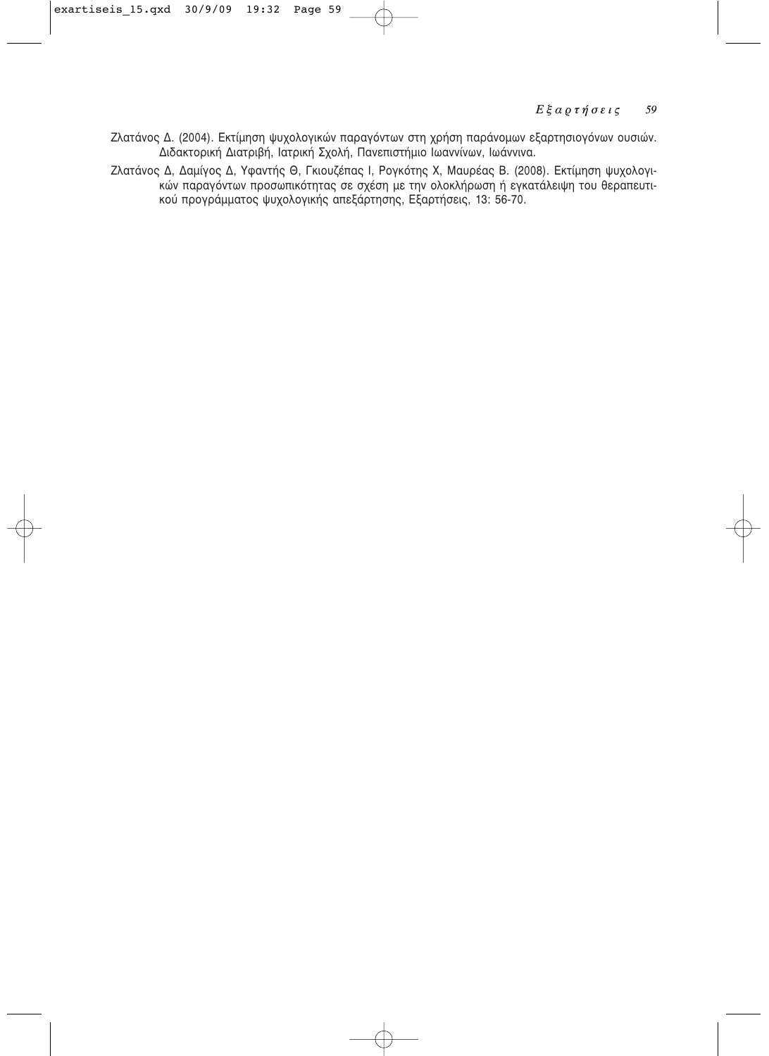Ζλατάνος Δ. (2004). Εκτίμηση ψυχολογικών παραγόντων στη χρήση παράνομων εξαρτησιογόνων ουσιών. Διδακτορική Διατριβή, Ιατρική Σχολή, Πανεπιστήμιο Ιωαννίνων, Ιωάννινα.

Ζλατάνος Δ, Δαμίγος Δ, Υφαντής Θ, Γκιουζέπας Ι, Ρογκότης Χ, Μαυρέας Β. (2008). Εκτίμηση ψυχολογικών παραγόντων προσωπικότητας σε σχέση με την ολοκλήρωση ή εγκατάλειψη του θεραπευτικού προγράμματος ψυχολογικής απεξάρτησης, Εξαρτήσεις, 13: 56-70.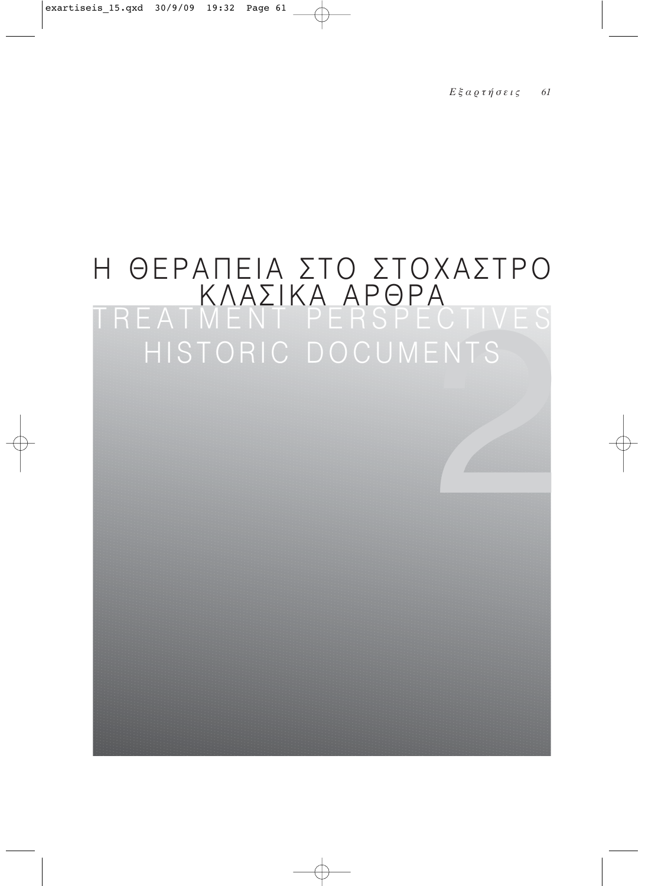# Η ΘΕΡΑΠΕΙΑ ΣΤΟ ΣΤΟΧΑΣΤΡΟ
# ΚΛΑΣΙΚΑ ΑΡΘΡΑ

# TREATMENT PERSPECTIVES
# HISTORIC DOCUMENTS

2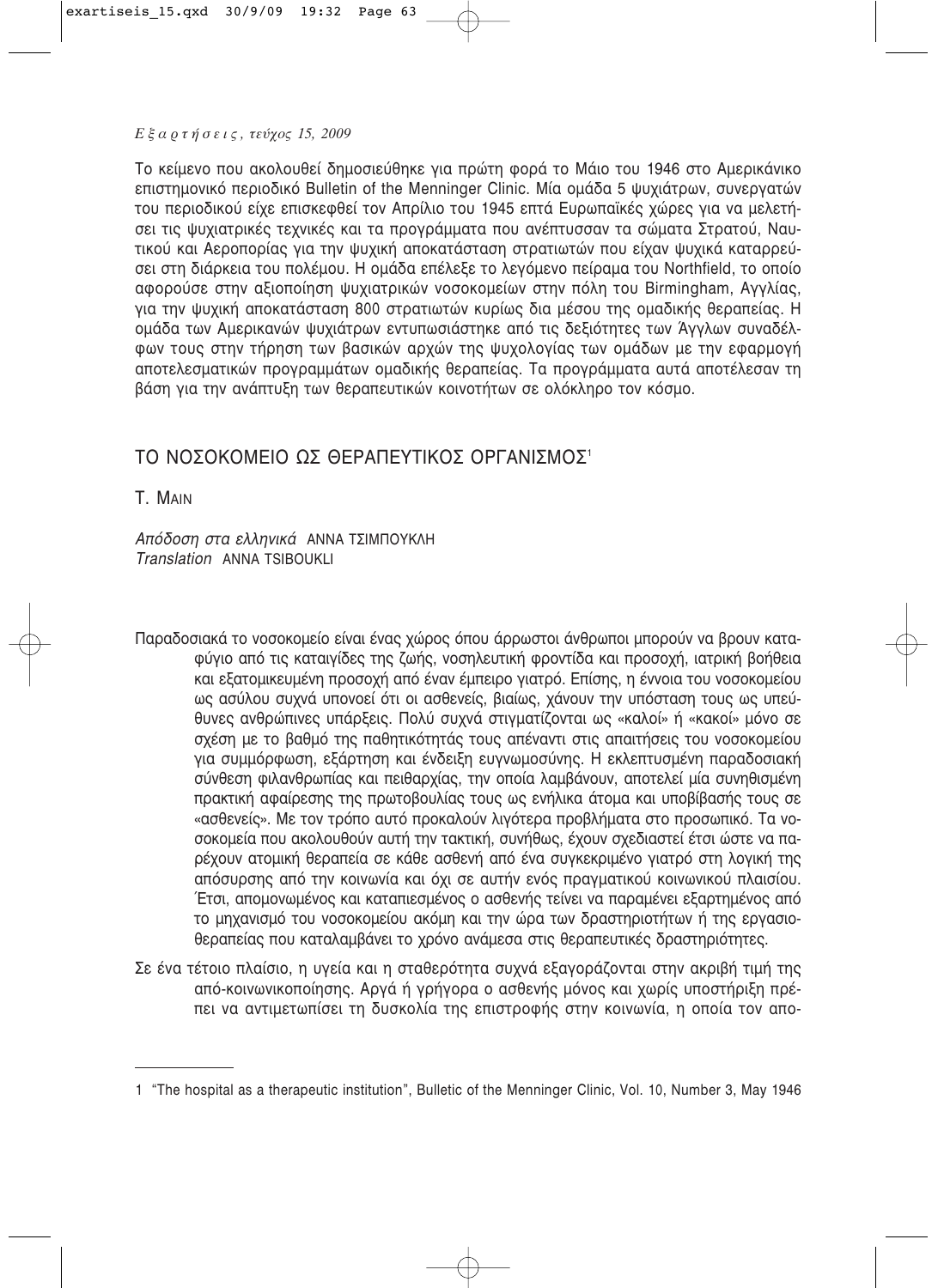Το κείμενο που ακολουθεί δημοσιεύθηκε για πρώτη φορά το Μάιο του 1946 στο Αμερικάνικο επιστημονικό περιοδικό Bulletin of the Menninger Clinic. Μία ομάδα 5 ψυχιάτρων, συνεργατών του περιοδικού είχε επισκεφθεί τον Απρίλιο του 1945 επτά Ευρωπαϊκές χώρες για να μελετήσει τις ψυχιατρικές τεχνικές και τα προγράμματα που ανέπτυσσαν τα σώματα Στρατού, Ναυτικού και Αεροπορίας για την ψυχική αποκατάσταση στρατιωτών που είχαν ψυχικά καταρρεύσει στη διάρκεια του πολέμου. Η ομάδα επέλεξε το λεγόμενο πείραμα του Northfield, το οποίο αφορούσε στην αξιοποίηση ψυχιατρικών νοσοκομείων στην πόλη του Birmingham, Αγγλίας, για την ψυχική αποκατάσταση 800 στρατιωτών κυρίως δια μέσου της ομαδικής θεραπείας. Η ομάδα των Αμερικανών ψυχιάτρων εντυπωσιάστηκε από τις δεξιότητες των Άγγλων συναδέλφων τους στην τήρηση των βασικών αρχών της ψυχολογίας των ομάδων με την εφαρμογή αποτελεσματικών προγραμμάτων ομαδικής θεραπείας. Τα προγράμματα αυτά αποτέλεσαν τη βάση για την ανάπτυξη των θεραπευτικών κοινοτήτων σε ολόκληρο τον κόσμο.

# ΤΟ ΝΟΣΟΚΟΜΕΙΟ ΩΣ ΘΕΡΑΠΕΥΤΙΚΟΣ ΟΡΓΑΝΙΣΜΟΣ[1]

T. MAIN

*Απόδοση στα ελληνικά* ΑΝΝΑ ΤΣΙΜΠΟΥΚΛΗ
*Translation* ANNA TSIBOUKLI

Παραδοσιακά το νοσοκομείο είναι ένας χώρος όπου άρρωστοι άνθρωποι μπορούν να βρουν καταφύγιο από τις καταιγίδες της ζωής, νοσηλευτική φροντίδα και προσοχή, ιατρική βοήθεια και εξατομικευμένη προσοχή από έναν έμπειρο γιατρό. Επίσης, η έννοια του νοσοκομείου ως ασύλου συχνά υπονοεί ότι οι ασθενείς, βιαίως, χάνουν την υπόσταση τους ως υπεύθυνες ανθρώπινες υπάρξεις. Πολύ συχνά στιγματίζονται ως «καλοί» ή «κακοί» μόνο σε σχέση με το βαθμό της παθητικότητάς τους απέναντι στις απαιτήσεις του νοσοκομείου για συμμόρφωση, εξάρτηση και ένδειξη ευγνωμοσύνης. Η εκλεπτυσμένη παραδοσιακή σύνθεση φιλανθρωπίας και πειθαρχίας, την οποία λαμβάνουν, αποτελεί μία συνηθισμένη πρακτική αφαίρεσης της πρωτοβουλίας τους ως ενήλικα άτομα και υποβίβασής τους σε «ασθενείς». Με τον τρόπο αυτό προκαλούν λιγότερα προβλήματα στο προσωπικό. Τα νοσοκομεία που ακολουθούν αυτή την τακτική, συνήθως, έχουν σχεδιαστεί έτσι ώστε να παρέχουν ατομική θεραπεία σε κάθε ασθενή από ένα συγκεκριμένο γιατρό στη λογική της απόσυρσης από την κοινωνία και όχι σε αυτήν ενός πραγματικού κοινωνικού πλαισίου. Έτσι, απομονωμένος και καταπιεσμένος ο ασθενής τείνει να παραμένει εξαρτημένος από το μηχανισμό του νοσοκομείου ακόμη και την ώρα των δραστηριοτήτων ή της εργασιοθεραπείας που καταλαμβάνει το χρόνο ανάμεσα στις θεραπευτικές δραστηριότητες.

Σε ένα τέτοιο πλαίσιο, η υγεία και η σταθερότητα συχνά εξαγοράζονται στην ακριβή τιμή της από-κοινωνικοποίησης. Αργά ή γρήγορα ο ασθενής μόνος και χωρίς υποστήριξη πρέπει να αντιμετωπίσει τη δυσκολία της επιστροφής στην κοινωνία, η οποία τον απο-

---

1 "The hospital as a therapeutic institution", Bulletic of the Menninger Clinic, Vol. 10, Number 3, May 1946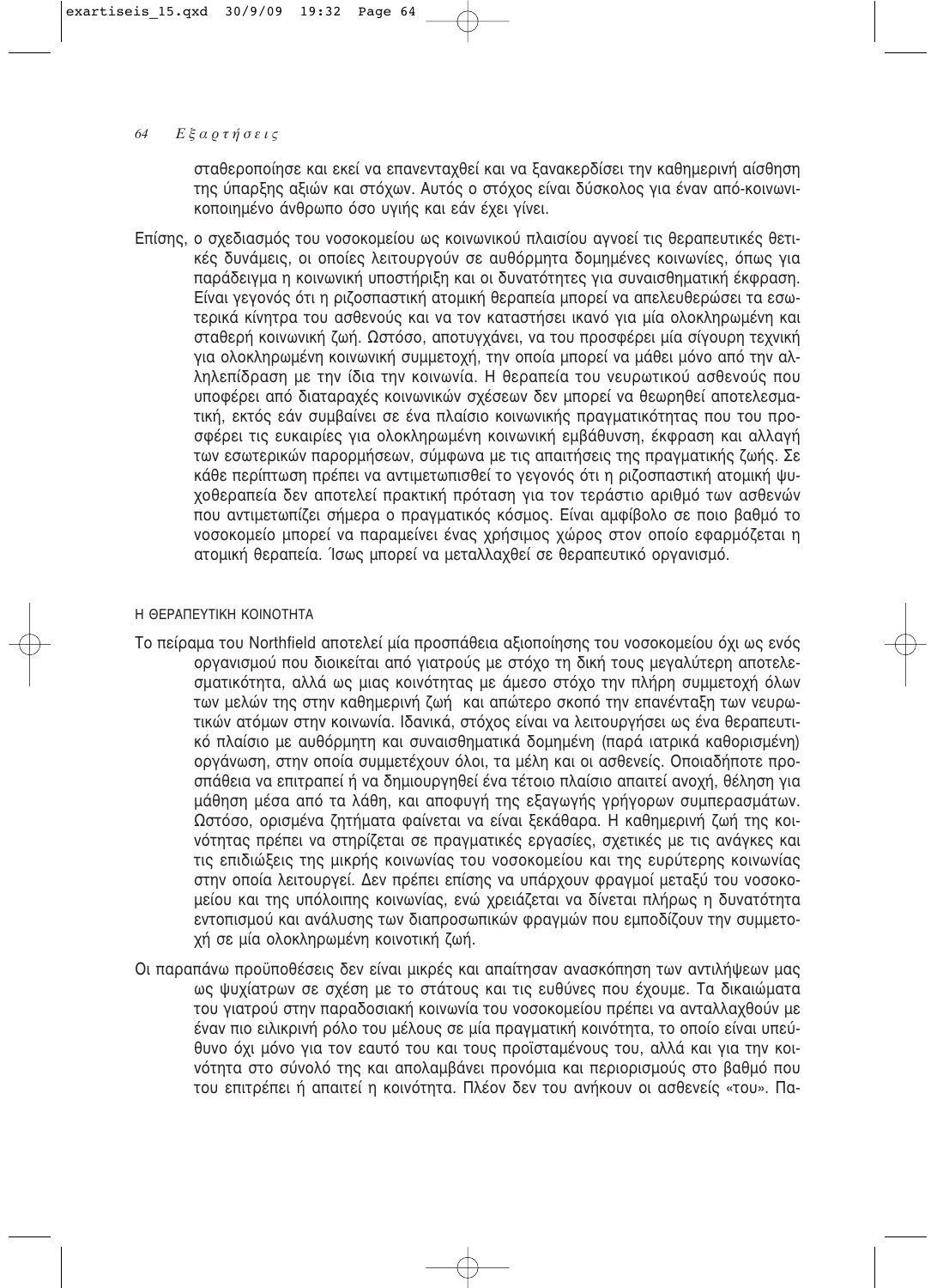σταθεροποίησε και εκεί να επανενταχθεί και να ξανακερδίσει την καθημερινή αίσθηση της ύπαρξης αξιών και στόχων. Αυτός ο στόχος είναι δύσκολος για έναν από-κοινωνικοποιημένο άνθρωπο όσο υγιής και εάν έχει γίνει.

Επίσης, ο σχεδιασμός του νοσοκομείου ως κοινωνικού πλαισίου αγνοεί τις θεραπευτικές θετικές δυνάμεις, οι οποίες λειτουργούν σε αυθόρμητα δομημένες κοινωνίες, όπως για παράδειγμα η κοινωνική υποστήριξη και οι δυνατότητες για συναισθηματική έκφραση. Είναι γεγονός ότι η ριζοσπαστική ατομική θεραπεία μπορεί να απελευθερώσει τα εσωτερικά κίνητρα του ασθενούς και να τον καταστήσει ικανό για μία ολοκληρωμένη και σταθερή κοινωνική ζωή. Ωστόσο, αποτυγχάνει, να του προσφέρει μία σίγουρη τεχνική για ολοκληρωμένη κοινωνική συμμετοχή, την οποία μπορεί να μάθει μόνο από την αλληλεπίδραση με την ίδια την κοινωνία. Η θεραπεία του νευρωτικού ασθενούς που υποφέρει από διαταραχές κοινωνικών σχέσεων δεν μπορεί να θεωρηθεί αποτελεσματική, εκτός εάν συμβαίνει σε ένα πλαίσιο κοινωνικής πραγματικότητας που του προσφέρει τις ευκαιρίες για ολοκληρωμένη κοινωνική εμβάθυνση, έκφραση και αλλαγή των εσωτερικών παρορμήσεων, σύμφωνα με τις απαιτήσεις της πραγματικής ζωής. Σε κάθε περίπτωση πρέπει να αντιμετωπισθεί το γεγονός ότι η ριζοσπαστική ατομική ψυχοθεραπεία δεν αποτελεί πρακτική πρόταση για τον τεράστιο αριθμό των ασθενών που αντιμετωπίζει σήμερα ο πραγματικός κόσμος. Είναι αμφίβολο σε ποιο βαθμό το νοσοκομείο μπορεί να παραμείνει ένας χρήσιμος χώρος στον οποίο εφαρμόζεται η ατομική θεραπεία. Ίσως μπορεί να μεταλλαχθεί σε θεραπευτικό οργανισμό.

## Η ΘΕΡΑΠΕΥΤΙΚΗ ΚΟΙΝΟΤΗΤΑ

Το πείραμα του Northfield αποτελεί μία προσπάθεια αξιοποίησης του νοσοκομείου όχι ως ενός οργανισμού που διοικείται από γιατρούς με στόχο τη δική τους μεγαλύτερη αποτελεσματικότητα, αλλά ως μιας κοινότητας με άμεσο στόχο την πλήρη συμμετοχή όλων των μελών της στην καθημερινή ζωή και απώτερο σκοπό την επανένταξη των νευρωτικών ατόμων στην κοινωνία. Ιδανικά, στόχος είναι να λειτουργήσει ως ένα θεραπευτικό πλαίσιο με αυθόρμητη και συναισθηματικά δομημένη (παρά ιατρικά καθορισμένη) οργάνωση, στην οποία συμμετέχουν όλοι, τα μέλη και οι ασθενείς. Οποιαδήποτε προσπάθεια να επιτραπεί ή να δημιουργηθεί ένα τέτοιο πλαίσιο απαιτεί ανοχή, θέληση για μάθηση μέσα από τα λάθη, και αποφυγή της εξαγωγής γρήγορων συμπερασμάτων. Ωστόσο, ορισμένα ζητήματα φαίνεται να είναι ξεκάθαρα. Η καθημερινή ζωή της κοινότητας πρέπει να στηρίζεται σε πραγματικές εργασίες, σχετικές με τις ανάγκες και τις επιδιώξεις της μικρής κοινωνίας του νοσοκομείου και της ευρύτερης κοινωνίας στην οποία λειτουργεί. Δεν πρέπει επίσης να υπάρχουν φραγμοί μεταξύ του νοσοκομείου και της υπόλοιπης κοινωνίας, ενώ χρειάζεται να δίνεται πλήρως η δυνατότητα εντοπισμού και ανάλυσης των διαπροσωπικών φραγμών που εμποδίζουν την συμμετοχή σε μία ολοκληρωμένη κοινοτική ζωή.

Οι παραπάνω προϋποθέσεις δεν είναι μικρές και απαίτησαν ανασκόπηση των αντιλήψεων μας ως ψυχίατρων σε σχέση με το στάτους και τις ευθύνες που έχουμε. Τα δικαιώματα του γιατρού στην παραδοσιακή κοινωνία του νοσοκομείου πρέπει να ανταλλαχθούν με έναν πιο ειλικρινή ρόλο του μέλους σε μία πραγματική κοινότητα, το οποίο είναι υπεύθυνο όχι μόνο για τον εαυτό του και τους προϊσταμένους του, αλλά και για την κοινότητα στο σύνολό της και απολαμβάνει προνόμια και περιορισμούς στο βαθμό που του επιτρέπει ή απαιτεί η κοινότητα. Πλέον δεν του ανήκουν οι ασθενείς «του». Πα-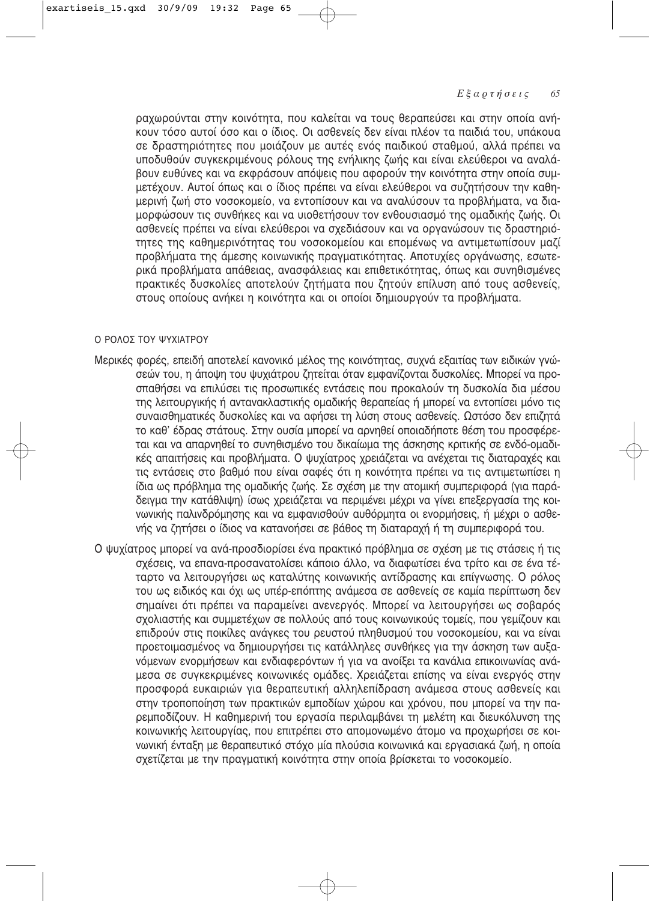ραχωρούνται στην κοινότητα, που καλείται να τους θεραπεύσει και στην οποία ανήκουν τόσο αυτοί όσο και ο ίδιος. Οι ασθενείς δεν είναι πλέον τα παιδιά του, υπάκουα σε δραστηριότητες που μοιάζουν με αυτές ενός παιδικού σταθμού, αλλά πρέπει να υποδυθούν συγκεκριμένους ρόλους της ενήλικης ζωής και είναι ελεύθεροι να αναλάβουν ευθύνες και να εκφράσουν απόψεις που αφορούν την κοινότητα στην οποία συμμετέχουν. Αυτοί όπως και ο ίδιος πρέπει να είναι ελεύθεροι να συζητήσουν την καθημερινή ζωή στο νοσοκομείο, να εντοπίσουν και να αναλύσουν τα προβλήματα, να διαμορφώσουν τις συνθήκες και να υιοθετήσουν τον ενθουσιασμό της ομαδικής ζωής. Οι ασθενείς πρέπει να είναι ελεύθεροι να σχεδιάσουν και να οργανώσουν τις δραστηριότητες της καθημερινότητας του νοσοκομείου και επομένως να αντιμετωπίσουν μαζί προβλήματα της άμεσης κοινωνικής πραγματικότητας. Αποτυχίες οργάνωσης, εσωτερικά προβλήματα απάθειας, ανασφάλειας και επιθετικότητας, όπως και συνηθισμένες πρακτικές δυσκολίες αποτελούν ζητήματα που ζητούν επίλυση από τους ασθενείς, στους οποίους ανήκει η κοινότητα και οι οποίοι δημιουργούν τα προβλήματα.

## Ο ΡΟΛΟΣ ΤΟΥ ΨΥΧΙΑΤΡΟΥ

Μερικές φορές, επειδή αποτελεί κανονικό μέλος της κοινότητας, συχνά εξαιτίας των ειδικών γνώσεών του, η άποψη του ψυχιάτρου ζητείται όταν εμφανίζονται δυσκολίες. Μπορεί να προσπαθήσει να επιλύσει τις προσωπικές εντάσεις που προκαλούν τη δυσκολία δια μέσου της λειτουργικής ή αντανακλαστικής ομαδικής θεραπείας ή μπορεί να εντοπίσει μόνο τις συναισθηματικές δυσκολίες και να αφήσει τη λύση στους ασθενείς. Ωστόσο δεν επιζητά το καθ' έδρας στάτους. Στην ουσία μπορεί να αρνηθεί οποιαδήποτε θέση του προσφέρεται και να απαρνηθεί το συνηθισμένο του δικαίωμα της άσκησης κριτικής σε ενδό-ομαδικές απαιτήσεις και προβλήματα. Ο ψυχίατρος χρειάζεται να ανέχεται τις διαταραχές και τις εντάσεις στο βαθμό που είναι σαφές ότι η κοινότητα πρέπει να τις αντιμετωπίσει η ίδια ως πρόβλημα της ομαδικής ζωής. Σε σχέση με την ατομική συμπεριφορά (για παράδειγμα την κατάθλιψη) ίσως χρειάζεται να περιμένει μέχρι να γίνει επεξεργασία της κοινωνικής παλινδρόμησης και να εμφανισθούν αυθόρμητα οι ενορμήσεις, ή μέχρι ο ασθενής να ζητήσει ο ίδιος να κατανοήσει σε βάθος τη διαταραχή ή τη συμπεριφορά του.

Ο ψυχίατρος μπορεί να ανά-προσδιορίσει ένα πρακτικό πρόβλημα σε σχέση με τις στάσεις ή τις σχέσεις, να επανα-προσανατολίσει κάποιο άλλο, να διαφωτίσει ένα τρίτο και σε ένα τέταρτο να λειτουργήσει ως καταλύτης κοινωνικής αντίδρασης και επίγνωσης. Ο ρόλος του ως ειδικός και όχι ως υπέρ-επόπτης ανάμεσα σε ασθενείς σε καμία περίπτωση δεν σημαίνει ότι πρέπει να παραμείνει ανενεργός. Μπορεί να λειτουργήσει ως σοβαρός σχολιαστής και συμμετέχων σε πολλούς από τους κοινωνικούς τομείς, που γεμίζουν και επιδρούν στις ποικίλες ανάγκες του ρευστού πληθυσμού του νοσοκομείου, και να είναι προετοιμασμένος να δημιουργήσει τις κατάλληλες συνθήκες για την άσκηση των αυξανόμενων ενορμήσεων και ενδιαφερόντων ή για να ανοίξει τα κανάλια επικοινωνίας ανάμεσα σε συγκεκριμένες κοινωνικές ομάδες. Χρειάζεται επίσης να είναι ενεργός στην προσφορά ευκαιριών για θεραπευτική αλληλεπίδραση ανάμεσα στους ασθενείς και στην τροποποίηση των πρακτικών εμποδίων χώρου και χρόνου, που μπορεί να την παρεμποδίζουν. Η καθημερινή του εργασία περιλαμβάνει τη μελέτη και διευκόλυνση της κοινωνικής λειτουργίας, που επιτρέπει στο απομονωμένο άτομο να προχωρήσει σε κοινωνική ένταξη με θεραπευτικό στόχο μία πλούσια κοινωνικά και εργασιακά ζωή, η οποία σχετίζεται με την πραγματική κοινότητα στην οποία βρίσκεται το νοσοκομείο.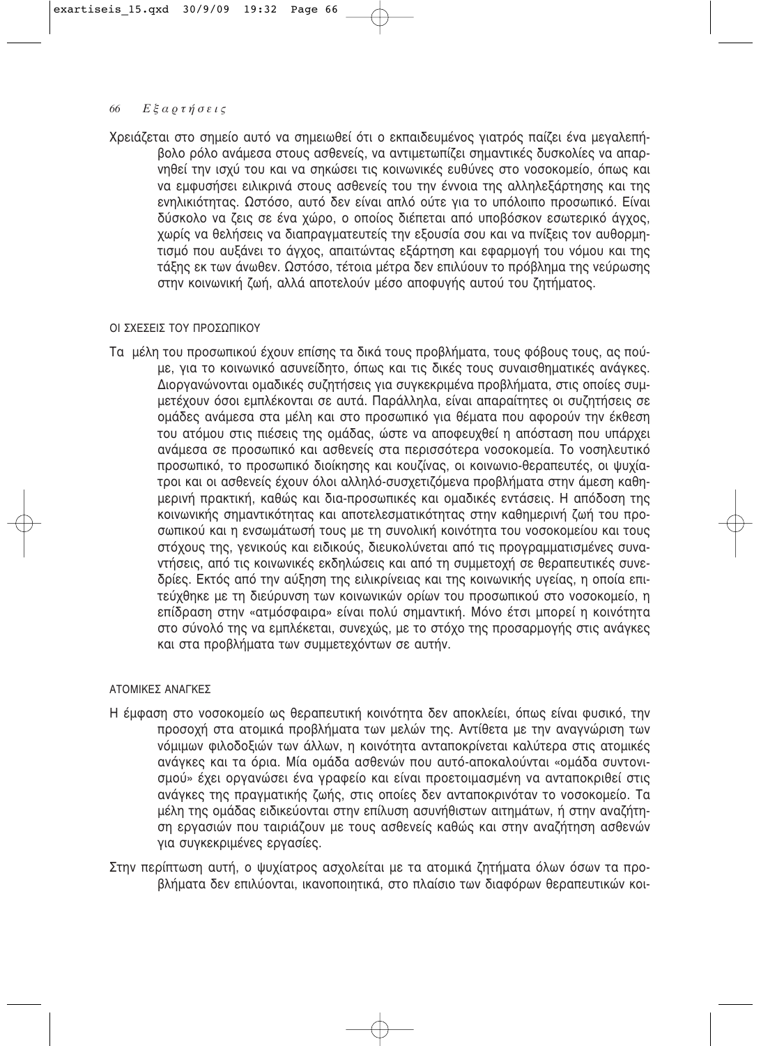Χρειάζεται στο σημείο αυτό να σημειωθεί ότι ο εκπαιδευμένος γιατρός παίζει ένα μεγαλεπήβολο ρόλο ανάμεσα στους ασθενείς, να αντιμετωπίζει σημαντικές δυσκολίες να απαρνηθεί την ισχύ του και να σηκώσει τις κοινωνικές ευθύνες στο νοσοκομείο, όπως και να εμφυσήσει ειλικρινά στους ασθενείς του την έννοια της αλληλεξάρτησης και της ενηλικιότητας. Ωστόσο, αυτό δεν είναι απλό ούτε για το υπόλοιπο προσωπικό. Είναι δύσκολο να ζεις σε ένα χώρο, ο οποίος διέπεται από υποβόσκον εσωτερικό άγχος, χωρίς να θελήσεις να διαπραγματευτείς την εξουσία σου και να πνίξεις τον αυθορμητισμό που αυξάνει το άγχος, απαιτώντας εξάρτηση και εφαρμογή του νόμου και της τάξης εκ των άνωθεν. Ωστόσο, τέτοια μέτρα δεν επιλύουν το πρόβλημα της νεύρωσης στην κοινωνική ζωή, αλλά αποτελούν μέσο αποφυγής αυτού του ζητήματος.

## ΟΙ ΣΧΕΣΕΙΣ ΤΟΥ ΠΡΟΣΩΠΙΚΟΥ

Τα μέλη του προσωπικού έχουν επίσης τα δικά τους προβλήματα, τους φόβους τους, ας πούμε, για το κοινωνικό ασυνείδητο, όπως και τις δικές τους συναισθηματικές ανάγκες. Διοργανώνονται ομαδικές συζητήσεις για συγκεκριμένα προβλήματα, στις οποίες συμμετέχουν όσοι εμπλέκονται σε αυτά. Παράλληλα, είναι απαραίτητες οι συζητήσεις σε ομάδες ανάμεσα στα μέλη και στο προσωπικό για θέματα που αφορούν την έκθεση του ατόμου στις πιέσεις της ομάδας, ώστε να αποφευχθεί η απόσταση που υπάρχει ανάμεσα σε προσωπικό και ασθενείς στα περισσότερα νοσοκομεία. Το νοσηλευτικό προσωπικό, το προσωπικό διοίκησης και κουζίνας, οι κοινωνιο-θεραπευτές, οι ψυχίατροι και οι ασθενείς έχουν όλοι αλληλό-συσχετιζόμενα προβλήματα στην άμεση καθημερινή πρακτική, καθώς και δια-προσωπικές και ομαδικές εντάσεις. Η απόδοση της κοινωνικής σημαντικότητας και αποτελεσματικότητας στην καθημερινή ζωή του προσωπικού και η ενσωμάτωσή τους με τη συνολική κοινότητα του νοσοκομείου και τους στόχους της, γενικούς και ειδικούς, διευκολύνεται από τις προγραμματισμένες συναντήσεις, από τις κοινωνικές εκδηλώσεις και από τη συμμετοχή σε θεραπευτικές συνεδρίες. Εκτός από την αύξηση της ειλικρίνειας και της κοινωνικής υγείας, η οποία επιτεύχθηκε με τη διεύρυνση των κοινωνικών ορίων του προσωπικού στο νοσοκομείο, η επίδραση στην «ατμόσφαιρα» είναι πολύ σημαντική. Μόνο έτσι μπορεί η κοινότητα στο σύνολό της να εμπλέκεται, συνεχώς, με το στόχο της προσαρμογής στις ανάγκες και στα προβλήματα των συμμετεχόντων σε αυτήν.

## ΑΤΟΜΙΚΕΣ ΑΝΑΓΚΕΣ

Η έμφαση στο νοσοκομείο ως θεραπευτική κοινότητα δεν αποκλείει, όπως είναι φυσικό, την προσοχή στα ατομικά προβλήματα των μελών της. Αντίθετα με την αναγνώριση των νόμιμων φιλοδοξιών των άλλων, η κοινότητα ανταποκρίνεται καλύτερα στις ατομικές ανάγκες και τα όρια. Μία ομάδα ασθενών που αυτό-αποκαλούνται «ομάδα συντονισμού» έχει οργανώσει ένα γραφείο και είναι προετοιμασμένη να ανταποκριθεί στις ανάγκες της πραγματικής ζωής, στις οποίες δεν ανταποκρινόταν το νοσοκομείο. Τα μέλη της ομάδας ειδικεύονται στην επίλυση ασυνήθιστων αιτημάτων, ή στην αναζήτηση εργασιών που ταιριάζουν με τους ασθενείς καθώς και στην αναζήτηση ασθενών για συγκεκριμένες εργασίες.

Στην περίπτωση αυτή, ο ψυχίατρος ασχολείται με τα ατομικά ζητήματα όλων όσων τα προβλήματα δεν επιλύονται, ικανοποιητικά, στο πλαίσιο των διαφόρων θεραπευτικών κοι-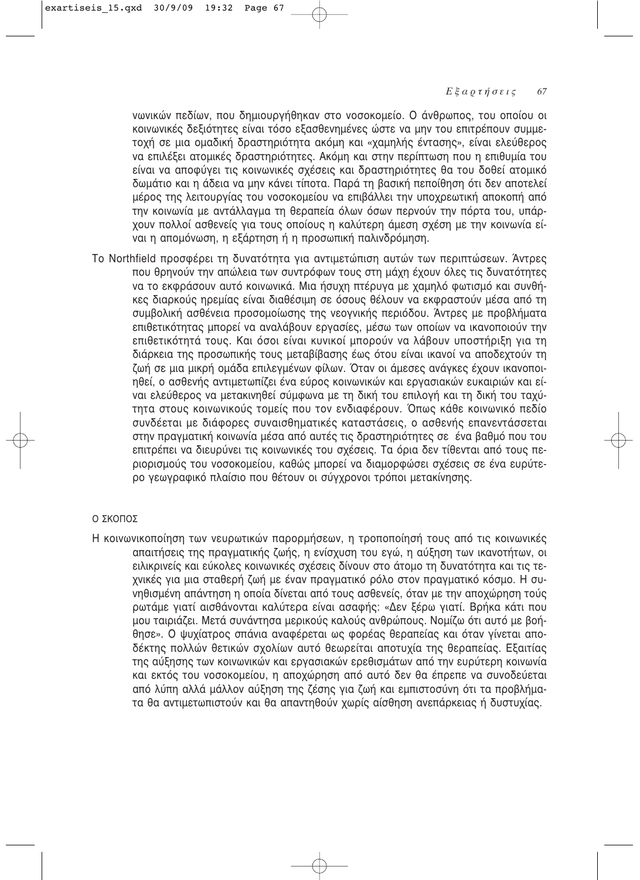νωνικών πεδίων, που δημιουργήθηκαν στο νοσοκομείο. Ο άνθρωπος, του οποίου οι κοινωνικές δεξιότητες είναι τόσο εξασθενημένες ώστε να μην του επιτρέπουν συμμετοχή σε μια ομαδική δραστηριότητα ακόμη και «χαμηλής έντασης», είναι ελεύθερος να επιλέξει ατομικές δραστηριότητες. Ακόμη και στην περίπτωση που η επιθυμία του είναι να αποφύγει τις κοινωνικές σχέσεις και δραστηριότητες θα του δοθεί ατομικό δωμάτιο και η άδεια να μην κάνει τίποτα. Παρά τη βασική πεποίθηση ότι δεν αποτελεί μέρος της λειτουργίας του νοσοκομείου να επιβάλλει την υποχρεωτική αποκοπή από την κοινωνία με αντάλλαγμα τη θεραπεία όλων όσων περνούν την πόρτα του, υπάρχουν πολλοί ασθενείς για τους οποίους η καλύτερη άμεση σχέση με την κοινωνία είναι η απομόνωση, η εξάρτηση ή η προσωπική παλινδρόμηση.

Το Northfield προσφέρει τη δυνατότητα για αντιμετώπιση αυτών των περιπτώσεων. Άντρες που θρηνούν την απώλεια των συντρόφων τους στη μάχη έχουν όλες τις δυνατότητες να το εκφράσουν αυτό κοινωνικά. Μια ήσυχη πτέρυγα με χαμηλό φωτισμό και συνθήκες διαρκούς ηρεμίας είναι διαθέσιμη σε όσους θέλουν να εκφραστούν μέσα από τη συμβολική ασθένεια προσομοίωσης της νεογνικής περιόδου. Άντρες με προβλήματα επιθετικότητας μπορεί να αναλάβουν εργασίες, μέσω των οποίων να ικανοποιούν την επιθετικότητά τους. Και όσοι είναι κυνικοί μπορούν να λάβουν υποστήριξη για τη διάρκεια της προσωπικής τους μεταβίβασης έως ότου είναι ικανοί να αποδεχτούν τη ζωή σε μια μικρή ομάδα επιλεγμένων φίλων. Όταν οι άμεσες ανάγκες έχουν ικανοποιηθεί, ο ασθενής αντιμετωπίζει ένα εύρος κοινωνικών και εργασιακών ευκαιριών και είναι ελεύθερος να μετακινηθεί σύμφωνα με τη δική του επιλογή και τη δική του ταχύτητα στους κοινωνικούς τομείς που τον ενδιαφέρουν. Όπως κάθε κοινωνικό πεδίο συνδέεται με διάφορες συναισθηματικές καταστάσεις, ο ασθενής επανεντάσσεται στην πραγματική κοινωνία μέσα από αυτές τις δραστηριότητες σε ένα βαθμό που του επιτρέπει να διευρύνει τις κοινωνικές του σχέσεις. Τα όρια δεν τίθενται από τους περιορισμούς του νοσοκομείου, καθώς μπορεί να διαμορφώσει σχέσεις σε ένα ευρύτερο γεωγραφικό πλαίσιο που θέτουν οι σύγχρονοι τρόποι μετακίνησης.

### Ο ΣΚΟΠΟΣ

Η κοινωνικοποίηση των νευρωτικών παρορμήσεων, η τροποποίησή τους από τις κοινωνικές απαιτήσεις της πραγματικής ζωής, η ενίσχυση του εγώ, η αύξηση των ικανοτήτων, οι ειλικρινείς και εύκολες κοινωνικές σχέσεις δίνουν στο άτομο τη δυνατότητα και τις τεχνικές για μια σταθερή ζωή με έναν πραγματικό ρόλο στον πραγματικό κόσμο. Η συνηθισμένη απάντηση η οποία δίνεται από τους ασθενείς, όταν με την αποχώρηση τούς ρωτάμε γιατί αισθάνονται καλύτερα είναι ασαφής: «Δεν ξέρω γιατί. Βρήκα κάτι που μου ταιριάζει. Μετά συνάντησα μερικούς καλούς ανθρώπους. Νομίζω ότι αυτό με βοήθησε». Ο ψυχίατρος σπάνια αναφέρεται ως φορέας θεραπείας και όταν γίνεται αποδέκτης πολλών θετικών σχολίων αυτό θεωρείται αποτυχία της θεραπείας. Εξαιτίας της αύξησης των κοινωνικών και εργασιακών ερεθισμάτων από την ευρύτερη κοινωνία και εκτός του νοσοκομείου, η αποχώρηση από αυτό δεν θα έπρεπε να συνοδεύεται από λύπη αλλά μάλλον αύξηση της ζέσης για ζωή και εμπιστοσύνη ότι τα προβλήματα θα αντιμετωπιστούν και θα απαντηθούν χωρίς αίσθηση ανεπάρκειας ή δυστυχίας.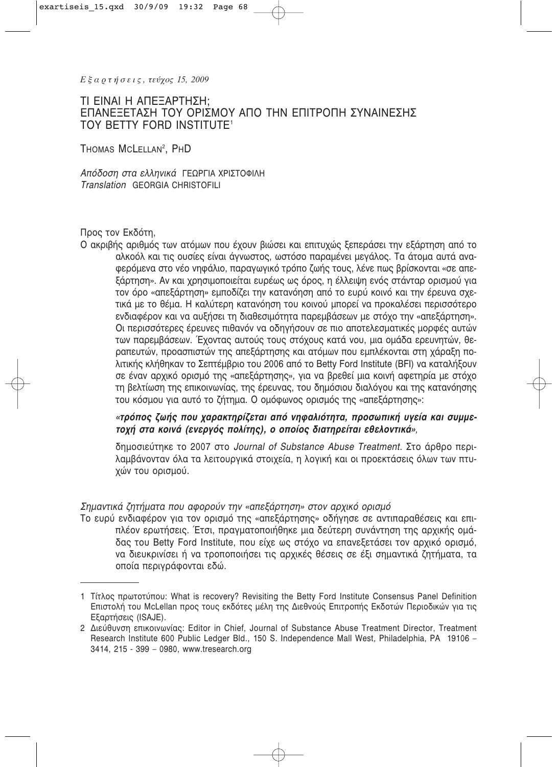# ΤΙ ΕΙΝΑΙ Η ΑΠΕΞΑΡΤΗΣΗ; ΕΠΑΝΕΞΕΤΑΣΗ ΤΟΥ ΟΡΙΣΜΟΥ ΑΠΟ ΤΗΝ ΕΠΙΤΡΟΠΗ ΣΥΝΑΙΝΕΣΗΣ ΤΟΥ BETTY FORD INSTITUTE[1]

THOMAS MCLELLAN[2], PHD

*Απόδοση στα ελληνικά* ΓΕΩΡΓΙΑ ΧΡΙΣΤΟΦΙΛΗ
*Translation* GEORGIA CHRISTOFILI

Προς τον Εκδότη,

Ο ακριβής αριθμός των ατόμων που έχουν βιώσει και επιτυχώς ξεπεράσει την εξάρτηση από το αλκοόλ και τις ουσίες είναι άγνωστος, ωστόσο παραμένει μεγάλος. Τα άτομα αυτά αναφερόμενα στο νέο νηφάλιο, παραγωγικό τρόπο ζωής τους, λένε πως βρίσκονται «σε απεξάρτηση». Αν και χρησιμοποιείται ευρέως ως όρος, η έλλειψη ενός στάνταρ ορισμού για τον όρο «απεξάρτηση» εμποδίζει την κατανόηση από το ευρύ κοινό και την έρευνα σχετικά με το θέμα. Η καλύτερη κατανόηση του κοινού μπορεί να προκαλέσει περισσότερο ενδιαφέρον και να αυξήσει τη διαθεσιμότητα παρεμβάσεων με στόχο την «απεξάρτηση». Οι περισσότερες έρευνες πιθανόν να οδηγήσουν σε πιο αποτελεσματικές μορφές αυτών των παρεμβάσεων. Έχοντας αυτούς τους στόχους κατά νου, μια ομάδα ερευνητών, θεραπευτών, προασπιστών της απεξάρτησης και ατόμων που εμπλέκονται στη χάραξη πολιτικής κλήθηκαν το Σεπτέμβριο του 2006 από το Betty Ford Institute (BFI) να καταλήξουν σε έναν αρχικό ορισμό της «απεξάρτησης», για να βρεθεί μια κοινή αφετηρία με στόχο τη βελτίωση της επικοινωνίας, της έρευνας, του δημόσιου διαλόγου και της κατανόησης του κόσμου για αυτό το ζήτημα. Ο ομόφωνος ορισμός της «απεξάρτησης»:

***«τρόπος ζωής που χαρακτηρίζεται από νηφαλιότητα, προσωπική υγεία και συμμετοχή στα κοινά (ενεργός πολίτης), ο οποίος διατηρείται εθελοντικά»,***

δημοσιεύτηκε το 2007 στο *Journal of Substance Abuse Treatment*. Στο άρθρο περιλαμβάνονταν όλα τα λειτουργικά στοιχεία, η λογική και οι προεκτάσεις όλων των πτυχών του ορισμού.

*Σημαντικά ζητήματα που αφορούν την «απεξάρτηση» στον αρχικό ορισμό*

Το ευρύ ενδιαφέρον για τον ορισμό της «απεξάρτησης» οδήγησε σε αντιπαραθέσεις και επιπλέον ερωτήσεις. Έτσι, πραγματοποιήθηκε μια δεύτερη συνάντηση της αρχικής ομάδας του Betty Ford Institute, που είχε ως στόχο να επανεξετάσει τον αρχικό ορισμό, να διευκρινίσει ή να τροποποιήσει τις αρχικές θέσεις σε έξι σημαντικά ζητήματα, τα οποία περιγράφονται εδώ.

---

1 Τίτλος πρωτοτύπου: What is recovery? Revisiting the Betty Ford Institute Consensus Panel Definition Επιστολή του McLellan προς τους εκδότες μέλη της Διεθνούς Επιτροπής Εκδοτών Περιοδικών για τις Εξαρτήσεις (ISAJE).

2 Διεύθυνση επικοινωνίας: Editor in Chief, Journal of Substance Abuse Treatment Director, Treatment Research Institute 600 Public Ledger Bld., 150 S. Independence Mall West, Philadelphia, PA 19106 – 3414, 215 - 399 – 0980, www.tresearch.org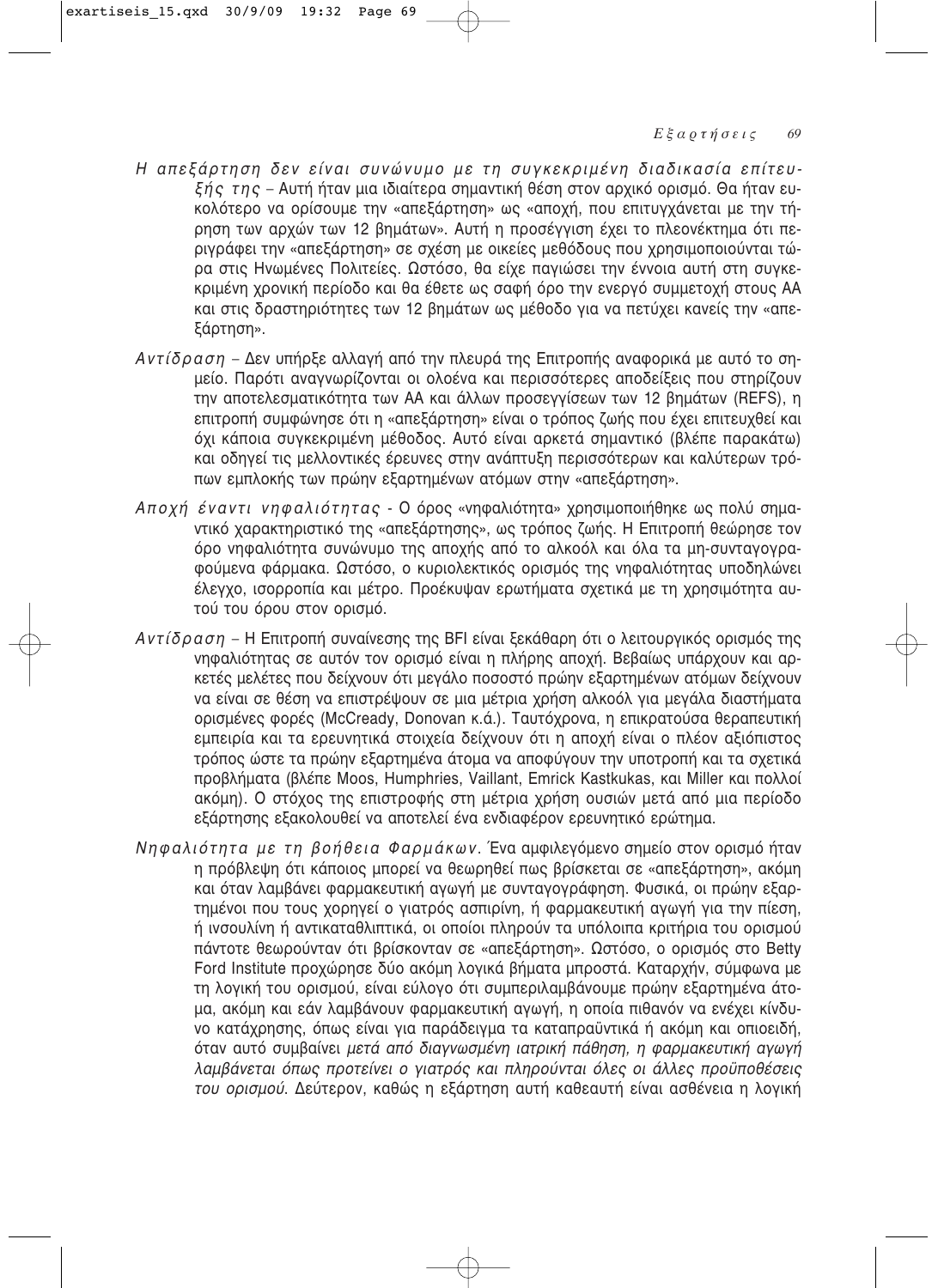*Η απεξάρτηση δεν είναι συνώνυμο με τη συγκεκριμένη διαδικασία επίτευξής της* – Αυτή ήταν μια ιδιαίτερα σημαντική θέση στον αρχικό ορισμό. Θα ήταν ευκολότερο να ορίσουμε την «απεξάρτηση» ως «αποχή, που επιτυγχάνεται με την τήρηση των αρχών των 12 βημάτων». Αυτή η προσέγγιση έχει το πλεονέκτημα ότι περιγράφει την «απεξάρτηση» σε σχέση με οικείες μεθόδους που χρησιμοποιούνται τώρα στις Ηνωμένες Πολιτείες. Ωστόσο, θα είχε παγιώσει την έννοια αυτή στη συγκεκριμένη χρονική περίοδο και θα έθετε ως σαφή όρο την ενεργό συμμετοχή στους ΑΑ και στις δραστηριότητες των 12 βημάτων ως μέθοδο για να πετύχει κανείς την «απεξάρτηση».

*Αντίδραση* – Δεν υπήρξε αλλαγή από την πλευρά της Επιτροπής αναφορικά με αυτό το σημείο. Παρότι αναγνωρίζονται οι ολοένα και περισσότερες αποδείξεις που στηρίζουν την αποτελεσματικότητα των ΑΑ και άλλων προσεγγίσεων των 12 βημάτων (REFS), η επιτροπή συμφώνησε ότι η «απεξάρτηση» είναι ο τρόπος ζωής που έχει επιτευχθεί και όχι κάποια συγκεκριμένη μέθοδος. Αυτό είναι αρκετά σημαντικό (βλέπε παρακάτω) και οδηγεί τις μελλοντικές έρευνες στην ανάπτυξη περισσότερων και καλύτερων τρόπων εμπλοκής των πρώην εξαρτημένων ατόμων στην «απεξάρτηση».

*Αποχή έναντι νηφαλιότητας* - Ο όρος «νηφαλιότητα» χρησιμοποιήθηκε ως πολύ σημαντικό χαρακτηριστικό της «απεξάρτησης», ως τρόπος ζωής. Η Επιτροπή θεώρησε τον όρο νηφαλιότητα συνώνυμο της αποχής από το αλκοόλ και όλα τα μη-συνταγογραφούμενα φάρμακα. Ωστόσο, ο κυριολεκτικός ορισμός της νηφαλιότητας υποδηλώνει έλεγχο, ισορροπία και μέτρο. Προέκυψαν ερωτήματα σχετικά με τη χρησιμότητα αυτού του όρου στον ορισμό.

*Αντίδραση* – Η Επιτροπή συναίνεσης της BFI είναι ξεκάθαρη ότι ο λειτουργικός ορισμός της νηφαλιότητας σε αυτόν τον ορισμό είναι η πλήρης αποχή. Βεβαίως υπάρχουν και αρκετές μελέτες που δείχνουν ότι μεγάλο ποσοστό πρώην εξαρτημένων ατόμων δείχνουν να είναι σε θέση να επιστρέψουν σε μια μέτρια χρήση αλκοόλ για μεγάλα διαστήματα ορισμένες φορές (McCready, Donovan κ.ά.). Ταυτόχρονα, η επικρατούσα θεραπευτική εμπειρία και τα ερευνητικά στοιχεία δείχνουν ότι η αποχή είναι ο πλέον αξιόπιστος τρόπος ώστε τα πρώην εξαρτημένα άτομα να αποφύγουν την υποτροπή και τα σχετικά προβλήματα (βλέπε Moos, Humphries, Vaillant, Emrick Kastkukas, και Miller και πολλοί ακόμη). Ο στόχος της επιστροφής στη μέτρια χρήση ουσιών μετά από μια περίοδο εξάρτησης εξακολουθεί να αποτελεί ένα ενδιαφέρον ερευνητικό ερώτημα.

*Νηφαλιότητα με τη βοήθεια Φαρμάκων.* Ένα αμφιλεγόμενο σημείο στον ορισμό ήταν η πρόβλεψη ότι κάποιος μπορεί να θεωρηθεί πως βρίσκεται σε «απεξάρτηση», ακόμη και όταν λαμβάνει φαρμακευτική αγωγή με συνταγογράφηση. Φυσικά, οι πρώην εξαρτημένοι που τους χορηγεί ο γιατρός ασπιρίνη, ή φαρμακευτική αγωγή για την πίεση, ή ινσουλίνη ή αντικαταθλιπτικά, οι οποίοι πληρούν τα υπόλοιπα κριτήρια του ορισμού πάντοτε θεωρούνταν ότι βρίσκονταν σε «απεξάρτηση». Ωστόσο, ο ορισμός στο Betty Ford Institute προχώρησε δύο ακόμη λογικά βήματα μπροστά. Καταρχήν, σύμφωνα με τη λογική του ορισμού, είναι εύλογο ότι συμπεριλαμβάνουμε πρώην εξαρτημένα άτομα, ακόμη και εάν λαμβάνουν φαρμακευτική αγωγή, η οποία πιθανόν να ενέχει κίνδυνο κατάχρησης, όπως είναι για παράδειγμα τα καταπραϋντικά ή ακόμη και οπιοειδή, όταν αυτό συμβαίνει *μετά από διαγνωσμένη ιατρική πάθηση, η φαρμακευτική αγωγή λαμβάνεται όπως προτείνει ο γιατρός και πληρούνται όλες οι άλλες προϋποθέσεις του ορισμού.* Δεύτερον, καθώς η εξάρτηση αυτή καθεαυτή είναι ασθένεια η λογική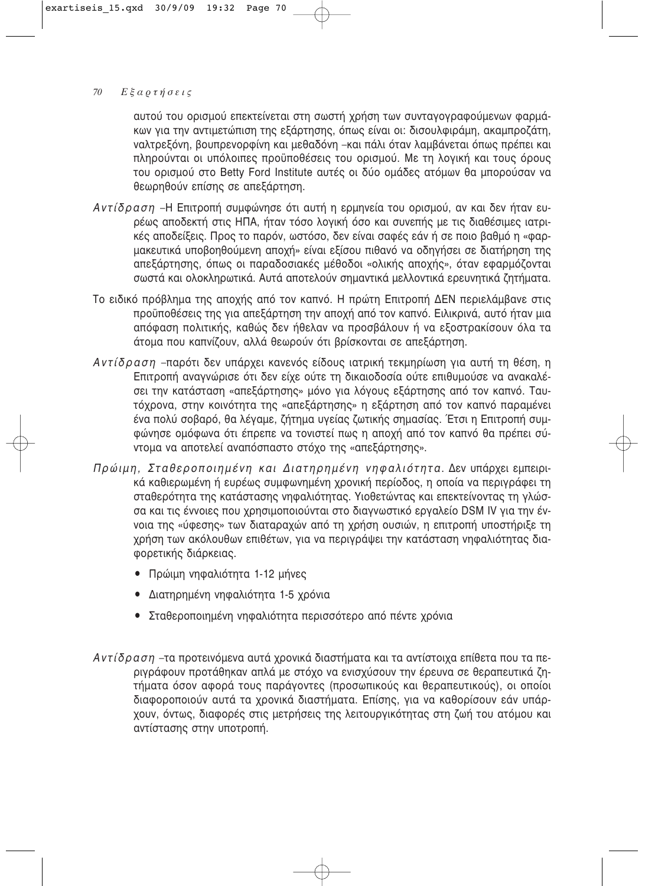αυτού του ορισμού επεκτείνεται στη σωστή χρήση των συνταγογραφούμενων φαρμάκων για την αντιμετώπιση της εξάρτησης, όπως είναι οι: δισουλφιράμη, ακαμπροζάτη, ναλτρεξόνη, βουπρενορφίνη και μεθαδόνη –και πάλι όταν λαμβάνεται όπως πρέπει και πληρούνται οι υπόλοιπες προϋποθέσεις του ορισμού. Με τη λογική και τους όρους του ορισμού στο Betty Ford Institute αυτές οι δύο ομάδες ατόμων θα μπορούσαν να θεωρηθούν επίσης σε απεξάρτηση.

*Αντίδραση* –Η Επιτροπή συμφώνησε ότι αυτή η ερμηνεία του ορισμού, αν και δεν ήταν ευρέως αποδεκτή στις ΗΠΑ, ήταν τόσο λογική όσο και συνεπής με τις διαθέσιμες ιατρικές αποδείξεις. Προς το παρόν, ωστόσο, δεν είναι σαφές εάν ή σε ποιο βαθμό η «φαρμακευτικά υποβοηθούμενη αποχή» είναι εξίσου πιθανό να οδηγήσει σε διατήρηση της απεξάρτησης, όπως οι παραδοσιακές μέθοδοι «ολικής αποχής», όταν εφαρμόζονται σωστά και ολοκληρωτικά. Αυτά αποτελούν σημαντικά μελλοντικά ερευνητικά ζητήματα.

Το ειδικό πρόβλημα της αποχής από τον καπνό. Η πρώτη Επιτροπή ΔΕΝ περιελάμβανε στις προϋποθέσεις της για απεξάρτηση την αποχή από τον καπνό. Ειλικρινά, αυτό ήταν μια απόφαση πολιτικής, καθώς δεν ήθελαν να προσβάλουν ή να εξοστρακίσουν όλα τα άτομα που καπνίζουν, αλλά θεωρούν ότι βρίσκονται σε απεξάρτηση.

*Αντίδραση* –παρότι δεν υπάρχει κανενός είδους ιατρική τεκμηρίωση για αυτή τη θέση, η Επιτροπή αναγνώρισε ότι δεν είχε ούτε τη δικαιοδοσία ούτε επιθυμούσε να ανακαλέσει την κατάσταση «απεξάρτησης» μόνο για λόγους εξάρτησης από τον καπνό. Ταυτόχρονα, στην κοινότητα της «απεξάρτησης» η εξάρτηση από τον καπνό παραμένει ένα πολύ σοβαρό, θα λέγαμε, ζήτημα υγείας ζωτικής σημασίας. Έτσι η Επιτροπή συμφώνησε ομόφωνα ότι έπρεπε να τονιστεί πως η αποχή από τον καπνό θα πρέπει σύντομα να αποτελεί αναπόσπαστο στόχο της «απεξάρτησης».

*Πρώιμη, Σταθεροποιημένη και Διατηρημένη νηφαλιότητα.* Δεν υπάρχει εμπειρικά καθιερωμένη ή ευρέως συμφωνημένη χρονική περίοδος, η οποία να περιγράφει τη σταθερότητα της κατάστασης νηφαλιότητας. Υιοθετώντας και επεκτείνοντας τη γλώσσα και τις έννοιες που χρησιμοποιούνται στο διαγνωστικό εργαλείο DSM IV για την έννοια της «ύφεσης» των διαταραχών από τη χρήση ουσιών, η επιτροπή υποστήριξε τη χρήση των ακόλουθων επιθέτων, για να περιγράψει την κατάσταση νηφαλιότητας διαφορετικής διάρκειας.

- Πρώιμη νηφαλιότητα 1-12 μήνες
- Διατηρημένη νηφαλιότητα 1-5 χρόνια
- Σταθεροποιημένη νηφαλιότητα περισσότερο από πέντε χρόνια

*Αντίδραση* –τα προτεινόμενα αυτά χρονικά διαστήματα και τα αντίστοιχα επίθετα που τα περιγράφουν προτάθηκαν απλά με στόχο να ενισχύσουν την έρευνα σε θεραπευτικά ζητήματα όσον αφορά τους παράγοντες (προσωπικούς και θεραπευτικούς), οι οποίοι διαφοροποιούν αυτά τα χρονικά διαστήματα. Επίσης, για να καθορίσουν εάν υπάρχουν, όντως, διαφορές στις μετρήσεις της λειτουργικότητας στη ζωή του ατόμου και αντίστασης στην υποτροπή.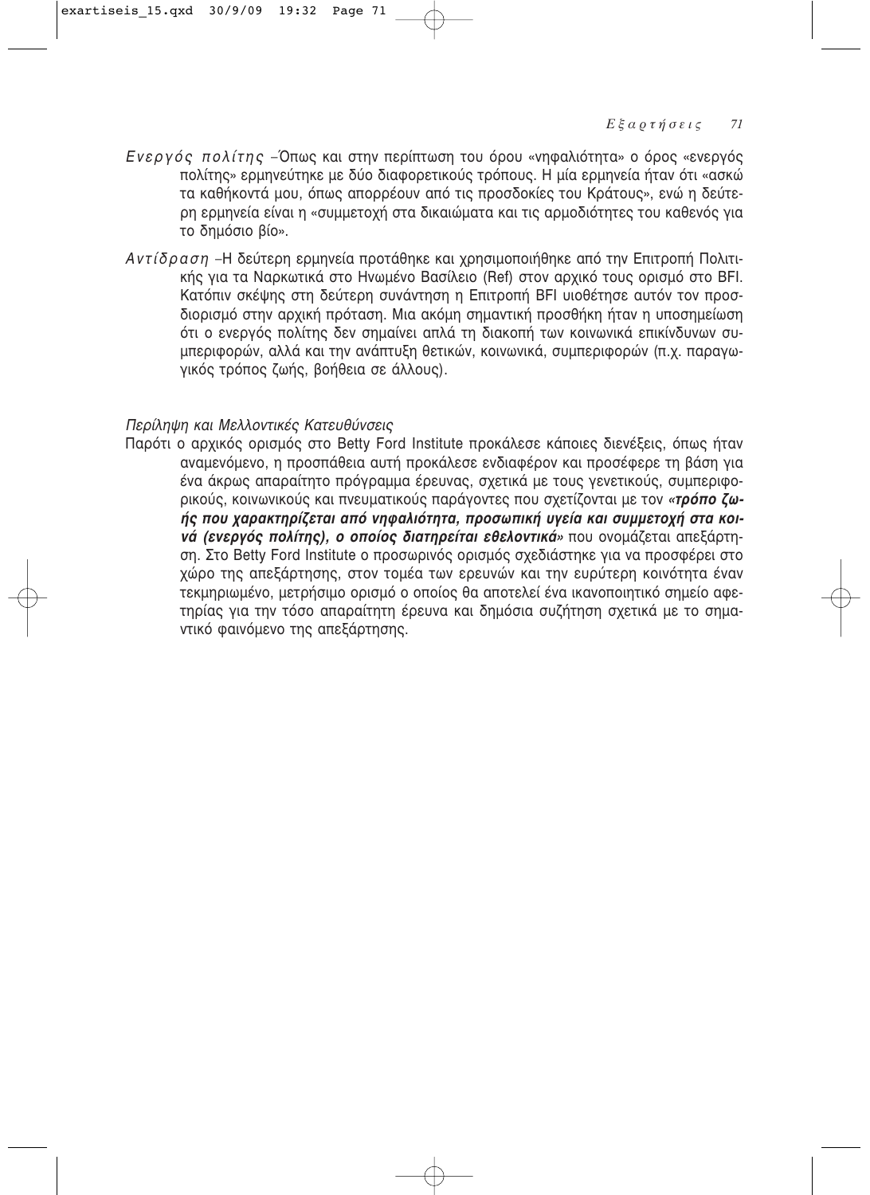*Ενεργός πολίτης* –Όπως και στην περίπτωση του όρου «νηφαλιότητα» ο όρος «ενεργός πολίτης» ερμηνεύτηκε με δύο διαφορετικούς τρόπους. Η μία ερμηνεία ήταν ότι «ασκώ τα καθήκοντά μου, όπως απορρέουν από τις προσδοκίες του Κράτους», ενώ η δεύτερη ερμηνεία είναι η «συμμετοχή στα δικαιώματα και τις αρμοδιότητες του καθενός για το δημόσιο βίο».

*Αντίδραση* –Η δεύτερη ερμηνεία προτάθηκε και χρησιμοποιήθηκε από την Επιτροπή Πολιτικής για τα Ναρκωτικά στο Ηνωμένο Βασίλειο (Ref) στον αρχικό τους ορισμό στο BFI. Κατόπιν σκέψης στη δεύτερη συνάντηση η Επιτροπή BFI υιοθέτησε αυτόν τον προσδιορισμό στην αρχική πρόταση. Μια ακόμη σημαντική προσθήκη ήταν η υποσημείωση ότι ο ενεργός πολίτης δεν σημαίνει απλά τη διακοπή των κοινωνικά επικίνδυνων συμπεριφορών, αλλά και την ανάπτυξη θετικών, κοινωνικά, συμπεριφορών (π.χ. παραγωγικός τρόπος ζωής, βοήθεια σε άλλους).

*Περίληψη και Μελλοντικές Κατευθύνσεις*

Παρότι ο αρχικός ορισμός στο Betty Ford Institute προκάλεσε κάποιες διενέξεις, όπως ήταν αναμενόμενο, η προσπάθεια αυτή προκάλεσε ενδιαφέρον και προσέφερε τη βάση για ένα άκρως απαραίτητο πρόγραμμα έρευνας, σχετικά με τους γενετικούς, συμπεριφορικούς, κοινωνικούς και πνευματικούς παράγοντες που σχετίζονται με τον ***«τρόπο ζωής που χαρακτηρίζεται από νηφαλιότητα, προσωπική υγεία και συμμετοχή στα κοινά (ενεργός πολίτης), ο οποίος διατηρείται εθελοντικά»*** που ονομάζεται απεξάρτηση. Στο Betty Ford Institute ο προσωρινός ορισμός σχεδιάστηκε για να προσφέρει στο χώρο της απεξάρτησης, στον τομέα των ερευνών και την ευρύτερη κοινότητα έναν τεκμηριωμένο, μετρήσιμο ορισμό ο οποίος θα αποτελεί ένα ικανοποιητικό σημείο αφετηρίας για την τόσο απαραίτητη έρευνα και δημόσια συζήτηση σχετικά με το σημαντικό φαινόμενο της απεξάρτησης.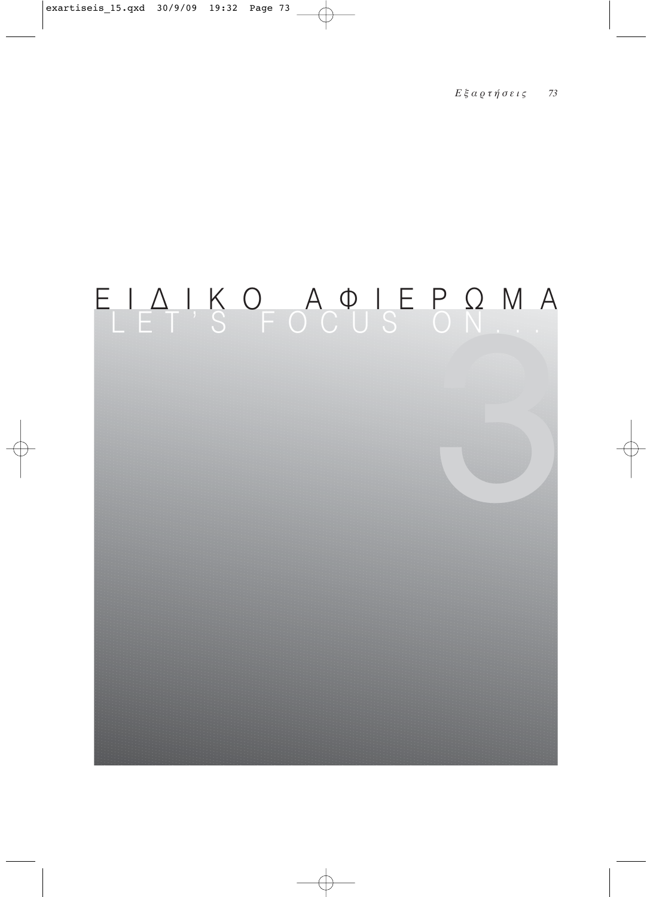# ΕΙΔΙΚΟ ΑΦΙΕΡΩΜΑ

## LET'S FOCUS ON...

3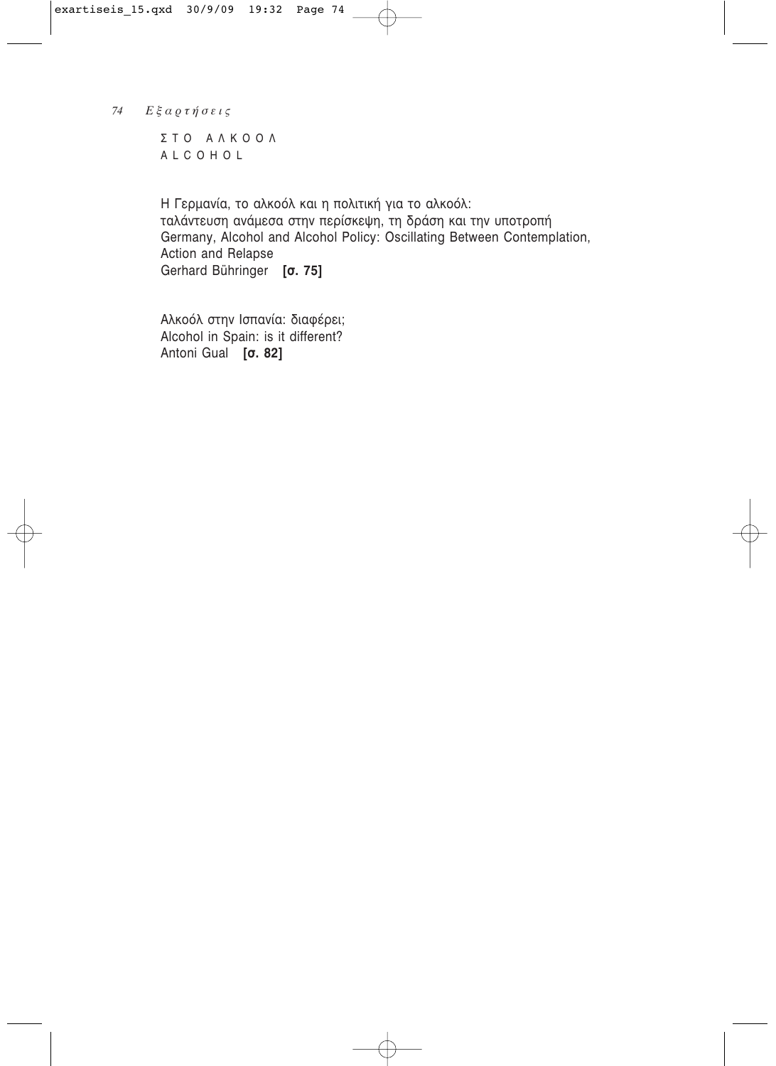## ΣΤΟ ΑΛΚΟΟΛ
## ALCOHOL

Η Γερμανία, το αλκοόλ και η πολιτική για το αλκοόλ:
ταλάντευση ανάμεσα στην περίσκεψη, τη δράση και την υποτροπή
Germany, Alcohol and Alcohol Policy: Oscillating Between Contemplation, Action and Relapse
Gerhard Bühringer **[σ. 75]**

Αλκοόλ στην Ισπανία: διαφέρει;
Alcohol in Spain: is it different?
Antoni Gual **[σ. 82]**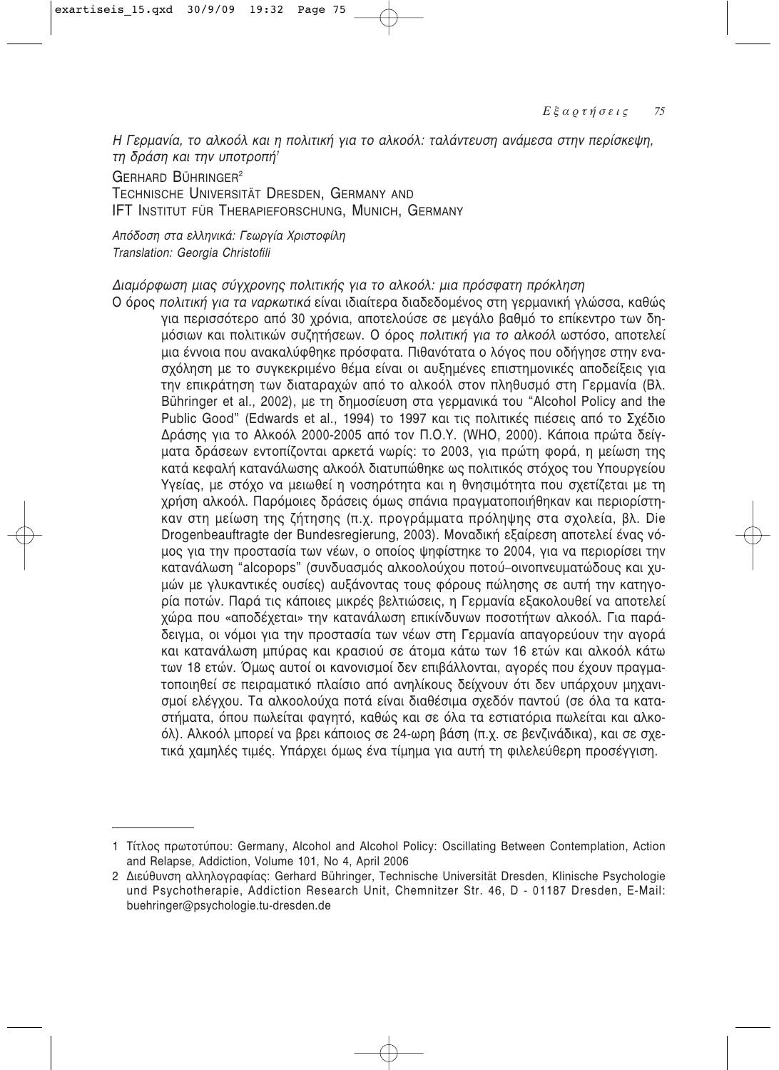*Η Γερμανία, το αλκοόλ και η πολιτική για το αλκοόλ: ταλάντευση ανάμεσα στην περίσκεψη, τη δράση και την υποτροπή*[1]

GERHARD BÜHRINGER[2]
TECHNISCHE UNIVERSITÄT DRESDEN, GERMANY AND
IFT INSTITUT FÜR THERAPIEFORSCHUNG, MUNICH, GERMANY

*Απόδοση στα ελληνικά: Γεωργία Χριστοφίλη*
*Translation: Georgia Christofili*

*Διαμόρφωση μιας σύγχρονης πολιτικής για το αλκοόλ: μια πρόσφατη πρόκληση*

Ο όρος *πολιτική για τα ναρκωτικά* είναι ιδιαίτερα διαδεδομένος στη γερμανική γλώσσα, καθώς για περισσότερο από 30 χρόνια, αποτελούσε σε μεγάλο βαθμό το επίκεντρο των δημόσιων και πολιτικών συζητήσεων. Ο όρος *πολιτική για το αλκοόλ* ωστόσο, αποτελεί μια έννοια που ανακαλύφθηκε πρόσφατα. Πιθανότατα ο λόγος που οδήγησε στην ενασχόληση με το συγκεκριμένο θέμα είναι οι αυξημένες επιστημονικές αποδείξεις για την επικράτηση των διαταραχών από το αλκοόλ στον πληθυσμό στη Γερμανία (Βλ. Bühringer et al., 2002), με τη δημοσίευση στα γερμανικά του "Alcohol Policy and the Public Good" (Edwards et al., 1994) το 1997 και τις πολιτικές πιέσεις από το Σχέδιο Δράσης για το Αλκοόλ 2000-2005 από τον Π.Ο.Υ. (WHO, 2000). Κάποια πρώτα δείγματα δράσεων εντοπίζονται αρκετά νωρίς: το 2003, για πρώτη φορά, η μείωση της κατά κεφαλή κατανάλωσης αλκοόλ διατυπώθηκε ως πολιτικός στόχος του Υπουργείου Υγείας, με στόχο να μειωθεί η νοσηρότητα και η θνησιμότητα που σχετίζεται με τη χρήση αλκοόλ. Παρόμοιες δράσεις όμως σπάνια πραγματοποιήθηκαν και περιορίστηκαν στη μείωση της ζήτησης (π.χ. προγράμματα πρόληψης στα σχολεία, βλ. Die Drogenbeauftragte der Bundesregierung, 2003). Μοναδική εξαίρεση αποτελεί ένας νόμος για την προστασία των νέων, ο οποίος ψηφίστηκε το 2004, για να περιορίσει την κατανάλωση "alcopops" (συνδυασμός αλκοολούχου ποτού–οινοπνευματώδους και χυμών με γλυκαντικές ουσίες) αυξάνοντας τους φόρους πώλησης σε αυτή την κατηγορία ποτών. Παρά τις κάποιες μικρές βελτιώσεις, η Γερμανία εξακολουθεί να αποτελεί χώρα που «αποδέχεται» την κατανάλωση επικίνδυνων ποσοτήτων αλκοόλ. Για παράδειγμα, οι νόμοι για την προστασία των νέων στη Γερμανία απαγορεύουν την αγορά και κατανάλωση μπύρας και κρασιού σε άτομα κάτω των 16 ετών και αλκοόλ κάτω των 18 ετών. Όμως αυτοί οι κανονισμοί δεν επιβάλλονται, αγορές που έχουν πραγματοποιηθεί σε πειραματικό πλαίσιο από ανηλίκους δείχνουν ότι δεν υπάρχουν μηχανισμοί ελέγχου. Τα αλκοολούχα ποτά είναι διαθέσιμα σχεδόν παντού (σε όλα τα καταστήματα, όπου πωλείται φαγητό, καθώς και σε όλα τα εστιατόρια πωλείται και αλκοόλ). Αλκοόλ μπορεί να βρει κάποιος σε 24-ωρη βάση (π.χ. σε βενζινάδικα), και σε σχετικά χαμηλές τιμές. Υπάρχει όμως ένα τίμημα για αυτή τη φιλελεύθερη προσέγγιση.

---

1 Τίτλος πρωτοτύπου: Germany, Alcohol and Alcohol Policy: Oscillating Between Contemplation, Action and Relapse, Addiction, Volume 101, No 4, April 2006

2 Διεύθυνση αλληλογραφίας: Gerhard Bühringer, Technische Universität Dresden, Klinische Psychologie und Psychotherapie, Addiction Research Unit, Chemnitzer Str. 46, D - 01187 Dresden, E-Mail: buehringer@psychologie.tu-dresden.de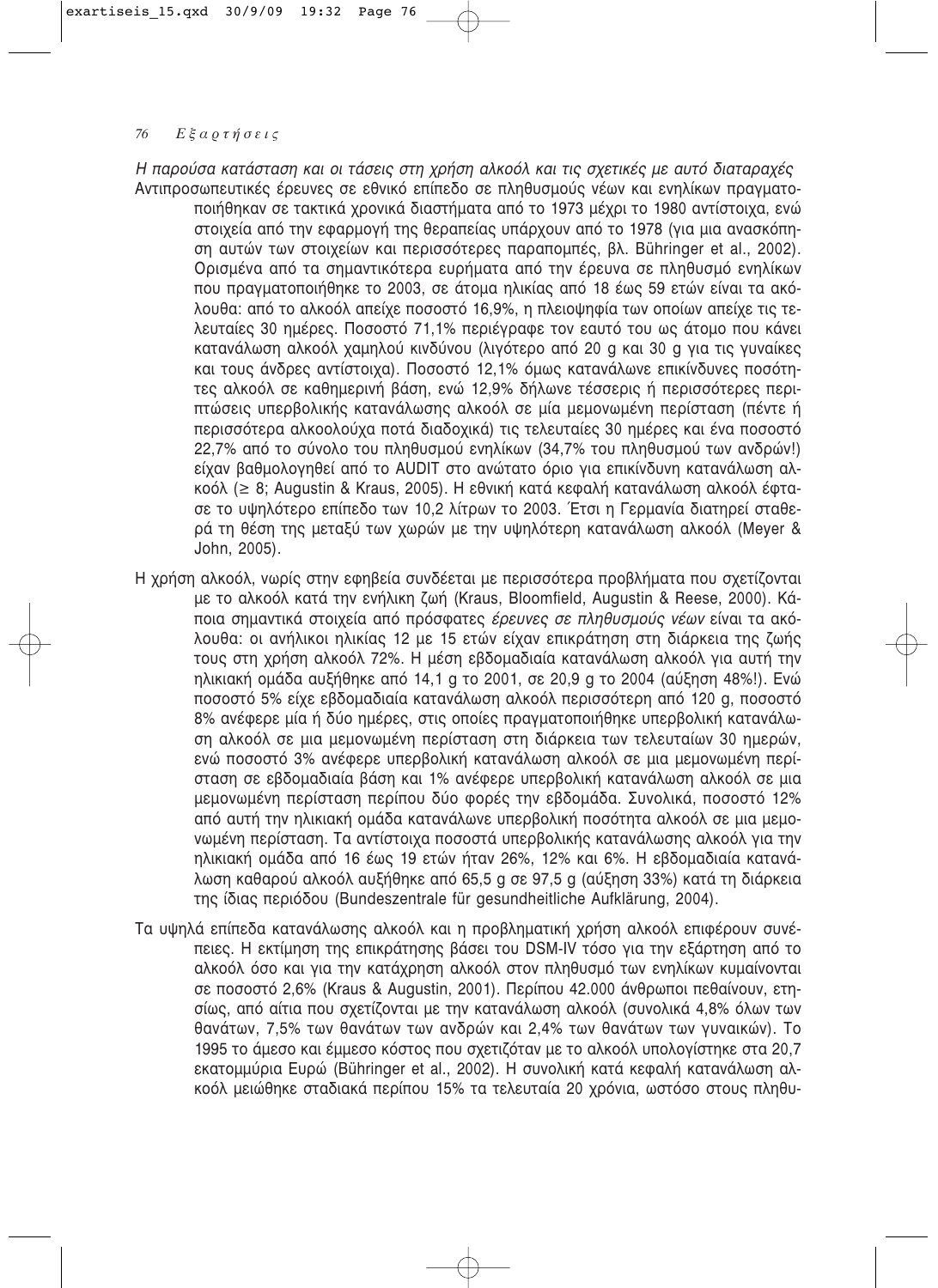*Η παρούσα κατάσταση και οι τάσεις στη χρήση αλκοόλ και τις σχετικές με αυτό διαταραχές*

Αντιπροσωπευτικές έρευνες σε εθνικό επίπεδο σε πληθυσμούς νέων και ενηλίκων πραγματοποιήθηκαν σε τακτικά χρονικά διαστήματα από το 1973 μέχρι το 1980 αντίστοιχα, ενώ στοιχεία από την εφαρμογή της θεραπείας υπάρχουν από το 1978 (για μια ανασκόπηση αυτών των στοιχείων και περισσότερες παραπομπές, βλ. Bühringer et al., 2002). Ορισμένα από τα σημαντικότερα ευρήματα από την έρευνα σε πληθυσμό ενηλίκων που πραγματοποιήθηκε το 2003, σε άτομα ηλικίας από 18 έως 59 ετών είναι τα ακόλουθα: από το αλκοόλ απείχε ποσοστό 16,9%, η πλειοψηφία των οποίων απείχε τις τελευταίες 30 ημέρες. Ποσοστό 71,1% περιέγραφε τον εαυτό του ως άτομο που κάνει κατανάλωση αλκοόλ χαμηλού κινδύνου (λιγότερο από 20 g και 30 g για τις γυναίκες και τους άνδρες αντίστοιχα). Ποσοστό 12,1% όμως κατανάλωνε επικίνδυνες ποσότητες αλκοόλ σε καθημερινή βάση, ενώ 12,9% δήλωνε τέσσερις ή περισσότερες περιπτώσεις υπερβολικής κατανάλωσης αλκοόλ σε μία μεμονωμένη περίσταση (πέντε ή περισσότερα αλκοολούχα ποτά διαδοχικά) τις τελευταίες 30 ημέρες και ένα ποσοστό 22,7% από το σύνολο του πληθυσμού ενηλίκων (34,7% του πληθυσμού των ανδρών!) είχαν βαθμολογηθεί από το AUDIT στο ανώτατο όριο για επικίνδυνη κατανάλωση αλκοόλ (≥ 8; Augustin & Kraus, 2005). Η εθνική κατά κεφαλή κατανάλωση αλκοόλ έφτασε το υψηλότερο επίπεδο των 10,2 λίτρων το 2003. Έτσι η Γερμανία διατηρεί σταθερά τη θέση της μεταξύ των χωρών με την υψηλότερη κατανάλωση αλκοόλ (Meyer & John, 2005).

Η χρήση αλκοόλ, νωρίς στην εφηβεία συνδέεται με περισσότερα προβλήματα που σχετίζονται με το αλκοόλ κατά την ενήλικη ζωή (Kraus, Bloomfield, Augustin & Reese, 2000). Κάποια σημαντικά στοιχεία από πρόσφατες *έρευνες σε πληθυσμούς νέων* είναι τα ακόλουθα: οι ανήλικοι ηλικίας 12 με 15 ετών είχαν επικράτηση στη διάρκεια της ζωής τους στη χρήση αλκοόλ 72%. Η μέση εβδομαδιαία κατανάλωση αλκοόλ για αυτή την ηλικιακή ομάδα αυξήθηκε από 14,1 g το 2001, σε 20,9 g το 2004 (αύξηση 48%!). Ενώ ποσοστό 5% είχε εβδομαδιαία κατανάλωση αλκοόλ περισσότερη από 120 g, ποσοστό 8% ανέφερε μία ή δύο ημέρες, στις οποίες πραγματοποιήθηκε υπερβολική κατανάλωση αλκοόλ σε μια μεμονωμένη περίσταση στη διάρκεια των τελευταίων 30 ημερών, ενώ ποσοστό 3% ανέφερε υπερβολική κατανάλωση αλκοόλ σε μια μεμονωμένη περίσταση σε εβδομαδιαία βάση και 1% ανέφερε υπερβολική κατανάλωση αλκοόλ σε μια μεμονωμένη περίσταση περίπου δύο φορές την εβδομάδα. Συνολικά, ποσοστό 12% από αυτή την ηλικιακή ομάδα κατανάλωνε υπερβολική ποσότητα αλκοόλ σε μια μεμονωμένη περίσταση. Τα αντίστοιχα ποσοστά υπερβολικής κατανάλωσης αλκοόλ για την ηλικιακή ομάδα από 16 έως 19 ετών ήταν 26%, 12% και 6%. Η εβδομαδιαία κατανάλωση καθαρού αλκοόλ αυξήθηκε από 65,5 g σε 97,5 g (αύξηση 33%) κατά τη διάρκεια της ίδιας περιόδου (Bundeszentrale für gesundheitliche Aufklärung, 2004).

Τα υψηλά επίπεδα κατανάλωσης αλκοόλ και η προβληματική χρήση αλκοόλ επιφέρουν συνέπειες. Η εκτίμηση της επικράτησης βάσει του DSM-IV τόσο για την εξάρτηση από το αλκοόλ όσο και για την κατάχρηση αλκοόλ στον πληθυσμό των ενηλίκων κυμαίνονται σε ποσοστό 2,6% (Kraus & Augustin, 2001). Περίπου 42.000 άνθρωποι πεθαίνουν, ετησίως, από αίτια που σχετίζονται με την κατανάλωση αλκοόλ (συνολικά 4,8% όλων των θανάτων, 7,5% των θανάτων των ανδρών και 2,4% των θανάτων των γυναικών). Το 1995 το άμεσο και έμμεσο κόστος που σχετιζόταν με το αλκοόλ υπολογίστηκε στα 20,7 εκατομμύρια Ευρώ (Bühringer et al., 2002). Η συνολική κατά κεφαλή κατανάλωση αλκοόλ μειώθηκε σταδιακά περίπου 15% τα τελευταία 20 χρόνια, ωστόσο στους πληθυ-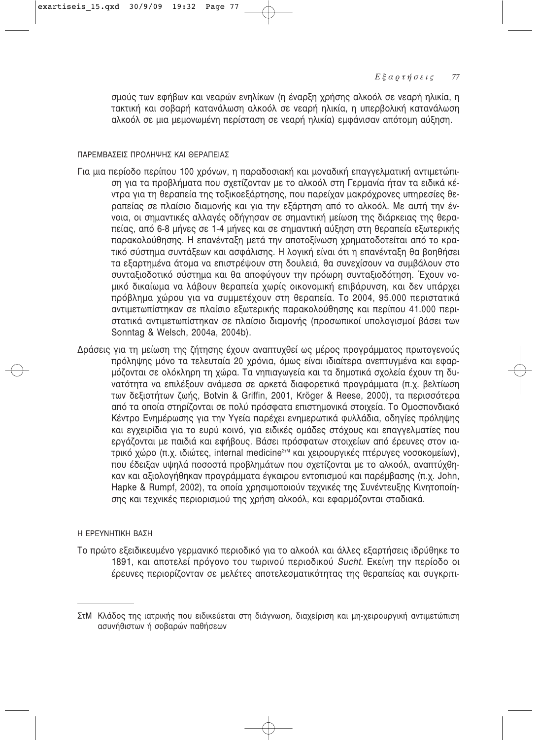σμούς των εφήβων και νεαρών ενηλίκων (η έναρξη χρήσης αλκοόλ σε νεαρή ηλικία, η τακτική και σοβαρή κατανάλωση αλκοόλ σε νεαρή ηλικία, η υπερβολική κατανάλωση αλκοόλ σε μια μεμονωμένη περίσταση σε νεαρή ηλικία) εμφάνισαν απότομη αύξηση.

### ΠΑΡΕΜΒΑΣΕΙΣ ΠΡΟΛΗΨΗΣ ΚΑΙ ΘΕΡΑΠΕΙΑΣ

Για μια περίοδο περίπου 100 χρόνων, η παραδοσιακή και μοναδική επαγγελματική αντιμετώπιση για τα προβλήματα που σχετίζονταν με το αλκοόλ στη Γερμανία ήταν τα ειδικά κέντρα για τη θεραπεία της τοξικοεξάρτησης, που παρείχαν μακρόχρονες υπηρεσίες θεραπείας σε πλαίσιο διαμονής και για την εξάρτηση από το αλκοόλ. Με αυτή την έννοια, οι σημαντικές αλλαγές οδήγησαν σε σημαντική μείωση της διάρκειας της θεραπείας, από 6-8 μήνες σε 1-4 μήνες και σε σημαντική αύξηση στη θεραπεία εξωτερικής παρακολούθησης. Η επανένταξη μετά την αποτοξίνωση χρηματοδοτείται από το κρατικό σύστημα συντάξεων και ασφάλισης. Η λογική είναι ότι η επανένταξη θα βοηθήσει τα εξαρτημένα άτομα να επιστρέψουν στη δουλειά, θα συνεχίσουν να συμβάλουν στο συνταξιοδοτικό σύστημα και θα αποφύγουν την πρόωρη συνταξιοδότηση. Έχουν νομικό δικαίωμα να λάβουν θεραπεία χωρίς οικονομική επιβάρυνση, και δεν υπάρχει πρόβλημα χώρου για να συμμετέχουν στη θεραπεία. Το 2004, 95.000 περιστατικά αντιμετωπίστηκαν σε πλαίσιο εξωτερικής παρακολούθησης και περίπου 41.000 περιστατικά αντιμετωπίστηκαν σε πλαίσιο διαμονής (προσωπικοί υπολογισμοί βάσει των Sonntag & Welsch, 2004a, 2004b).

Δράσεις για τη μείωση της ζήτησης έχουν αναπτυχθεί ως μέρος προγράμματος πρωτογενούς πρόληψης μόνο τα τελευταία 20 χρόνια, όμως είναι ιδιαίτερα ανεπτυγμένα και εφαρμόζονται σε ολόκληρη τη χώρα. Τα νηπιαγωγεία και τα δημοτικά σχολεία έχουν τη δυνατότητα να επιλέξουν ανάμεσα σε αρκετά διαφορετικά προγράμματα (π.χ. βελτίωση των δεξιοτήτων ζωής, Botvin & Griffin, 2001, Kröger & Reese, 2000), τα περισσότερα από τα οποία στηρίζονται σε πολύ πρόσφατα επιστημονικά στοιχεία. Το Ομοσπονδιακό Κέντρο Ενημέρωσης για την Υγεία παρέχει ενημερωτικά φυλλάδια, οδηγίες πρόληψης και εγχειρίδια για το ευρύ κοινό, για ειδικές ομάδες στόχους και επαγγελματίες που εργάζονται με παιδιά και εφήβους. Βάσει πρόσφατων στοιχείων από έρευνες στον ιατρικό χώρο (π.χ. ιδιώτες, internal medicine[ΣτΜ] και χειρουργικές πτέρυγες νοσοκομείων), που έδειξαν υψηλά ποσοστά προβλημάτων που σχετίζονται με το αλκοόλ, αναπτύχθηκαν και αξιολογήθηκαν προγράμματα έγκαιρου εντοπισμού και παρέμβασης (π.χ. John, Hapke & Rumpf, 2002), τα οποία χρησιμοποιούν τεχνικές της Συνέντευξης Κινητοποίησης και τεχνικές περιορισμού της χρήση αλκοόλ, και εφαρμόζονται σταδιακά.

### Η ΕΡΕΥΝΗΤΙΚΗ ΒΑΣΗ

Το πρώτο εξειδικευμένο γερμανικό περιοδικό για το αλκοόλ και άλλες εξαρτήσεις ιδρύθηκε το 1891, και αποτελεί πρόγονο του τωρινού περιοδικού *Sucht*. Εκείνη την περίοδο οι έρευνες περιορίζονταν σε μελέτες αποτελεσματικότητας της θεραπείας και συγκριτι-

---

ΣτΜ Κλάδος της ιατρικής που ειδικεύεται στη διάγνωση, διαχείριση και μη-χειρουργική αντιμετώπιση ασυνήθιστων ή σοβαρών παθήσεων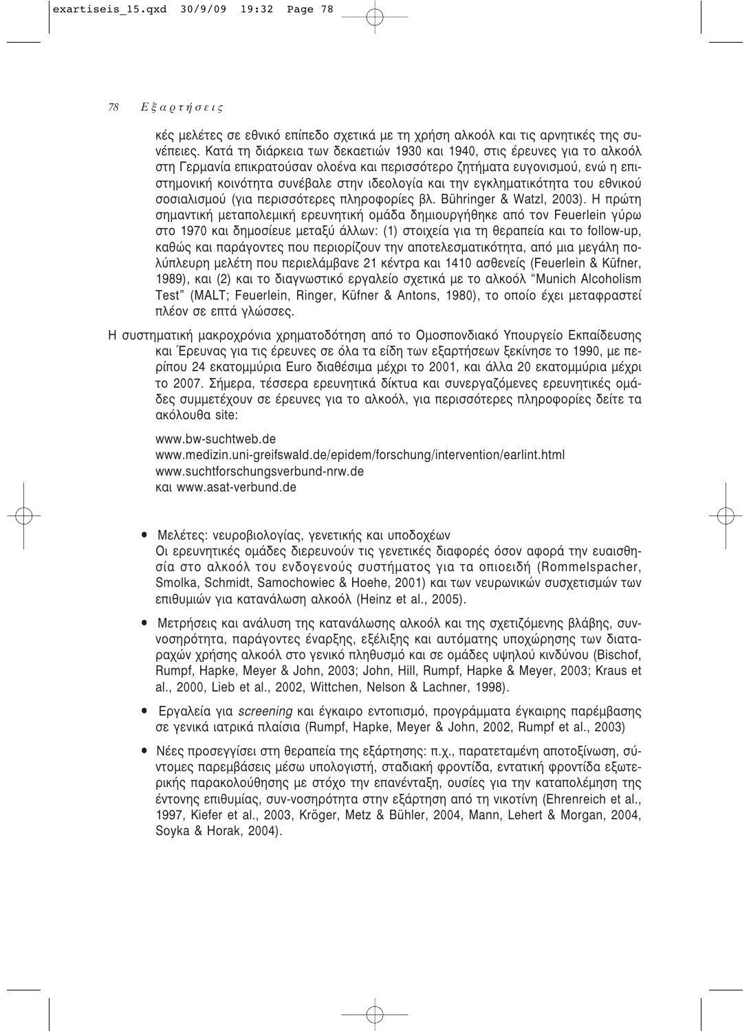κές μελέτες σε εθνικό επίπεδο σχετικά με τη χρήση αλκοόλ και τις αρνητικές της συνέπειες. Κατά τη διάρκεια των δεκαετιών 1930 και 1940, στις έρευνες για το αλκοόλ στη Γερμανία επικρατούσαν ολοένα και περισσότερο ζητήματα ευγονισμού, ενώ η επιστημονική κοινότητα συνέβαλε στην ιδεολογία και την εγκληματικότητα του εθνικού σοσιαλισμού (για περισσότερες πληροφορίες βλ. Bühringer & Watzl, 2003). Η πρώτη σημαντική μεταπολεμική ερευνητική ομάδα δημιουργήθηκε από τον Feuerlein γύρω στο 1970 και δημοσίευε μεταξύ άλλων: (1) στοιχεία για τη θεραπεία και το follow-up, καθώς και παράγοντες που περιορίζουν την αποτελεσματικότητα, από μια μεγάλη πολύπλευρη μελέτη που περιελάμβανε 21 κέντρα και 1410 ασθενείς (Feuerlein & Küfner, 1989), και (2) και το διαγνωστικό εργαλείο σχετικά με το αλκοόλ "Munich Alcoholism Test" (MALT; Feuerlein, Ringer, Küfner & Antons, 1980), το οποίο έχει μεταφραστεί πλέον σε επτά γλώσσες.

Η συστηματική μακροχρόνια χρηματοδότηση από το Ομοσπονδιακό Υπουργείο Εκπαίδευσης και Έρευνας για τις έρευνες σε όλα τα είδη των εξαρτήσεων ξεκίνησε το 1990, με περίπου 24 εκατομμύρια Euro διαθέσιμα μέχρι το 2001, και άλλα 20 εκατομμύρια μέχρι το 2007. Σήμερα, τέσσερα ερευνητικά δίκτυα και συνεργαζόμενες ερευνητικές ομάδες συμμετέχουν σε έρευνες για το αλκοόλ, για περισσότερες πληροφορίες δείτε τα ακόλουθα site:

www.bw-suchtweb.de
www.medizin.uni-greifswald.de/epidem/forschung/intervention/earlint.html
www.suchtforschungsverbund-nrw.de
και www.asat-verbund.de

- Μελέτες: νευροβιολογίας, γενετικής και υποδοχέων
  Οι ερευνητικές ομάδες διερευνούν τις γενετικές διαφορές όσον αφορά την ευαισθησία στο αλκοόλ του ενδογενούς συστήματος για τα οπιοειδή (Rommelspacher, Smolka, Schmidt, Samochowiec & Hoehe, 2001) και των νευρωνικών συσχετισμών των επιθυμιών για κατανάλωση αλκοόλ (Heinz et al., 2005).
- Μετρήσεις και ανάλυση της κατανάλωσης αλκοόλ και της σχετιζόμενης βλάβης, συννοσηρότητα, παράγοντες έναρξης, εξέλιξης και αυτόματης υποχώρησης των διαταραχών χρήσης αλκοόλ στο γενικό πληθυσμό και σε ομάδες υψηλού κινδύνου (Bischof, Rumpf, Hapke, Meyer & John, 2003; John, Hill, Rumpf, Hapke & Meyer, 2003; Kraus et al., 2000, Lieb et al., 2002, Wittchen, Nelson & Lachner, 1998).
- Εργαλεία για *screening* και έγκαιρο εντοπισμό, προγράμματα έγκαιρης παρέμβασης σε γενικά ιατρικά πλαίσια (Rumpf, Hapke, Meyer & John, 2002, Rumpf et al., 2003)
- Νέες προσεγγίσει στη θεραπεία της εξάρτησης: π.χ., παρατεταμένη αποτοξίνωση, σύντομες παρεμβάσεις μέσω υπολογιστή, σταδιακή φροντίδα, εντατική φροντίδα εξωτερικής παρακολούθησης με στόχο την επανένταξη, ουσίες για την καταπολέμηση της έντονης επιθυμίας, συν-νοσηρότητα στην εξάρτηση από τη νικοτίνη (Ehrenreich et al., 1997, Kiefer et al., 2003, Kröger, Metz & Bühler, 2004, Mann, Lehert & Morgan, 2004, Soyka & Horak, 2004).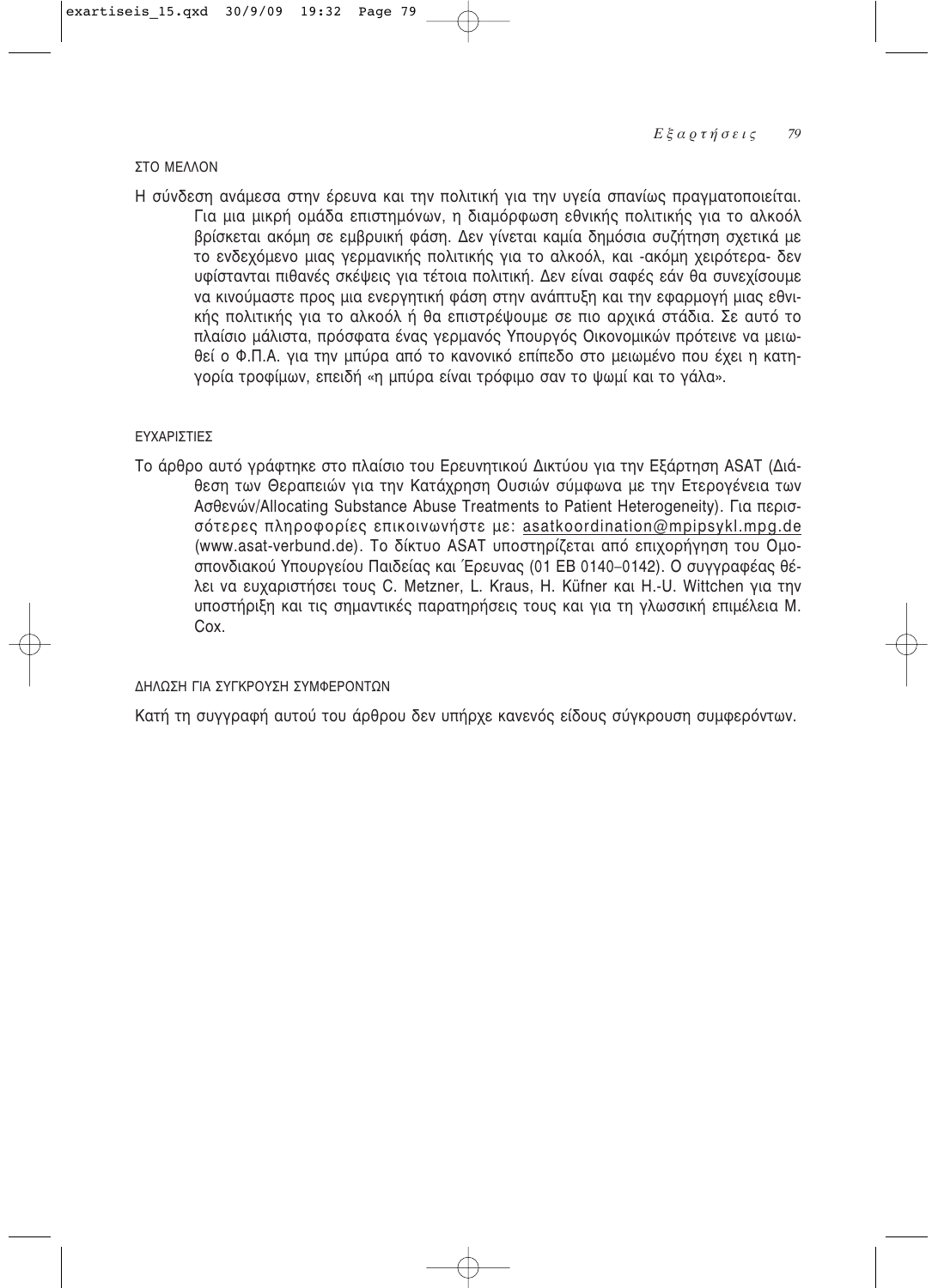## ΣΤΟ ΜΕΛΛΟΝ

Η σύνδεση ανάμεσα στην έρευνα και την πολιτική για την υγεία σπανίως πραγματοποιείται. Για μια μικρή ομάδα επιστημόνων, η διαμόρφωση εθνικής πολιτικής για το αλκοόλ βρίσκεται ακόμη σε εμβρυική φάση. Δεν γίνεται καμία δημόσια συζήτηση σχετικά με το ενδεχόμενο μιας γερμανικής πολιτικής για το αλκοόλ, και -ακόμη χειρότερα- δεν υφίστανται πιθανές σκέψεις για τέτοια πολιτική. Δεν είναι σαφές εάν θα συνεχίσουμε να κινούμαστε προς μια ενεργητική φάση στην ανάπτυξη και την εφαρμογή μιας εθνικής πολιτικής για το αλκοόλ ή θα επιστρέψουμε σε πιο αρχικά στάδια. Σε αυτό το πλαίσιο μάλιστα, πρόσφατα ένας γερμανός Υπουργός Οικονομικών πρότεινε να μειωθεί ο Φ.Π.Α. για την μπύρα από το κανονικό επίπεδο στο μειωμένο που έχει η κατηγορία τροφίμων, επειδή «η μπύρα είναι τρόφιμο σαν το ψωμί και το γάλα».

## ΕΥΧΑΡΙΣΤΙΕΣ

Το άρθρο αυτό γράφτηκε στο πλαίσιο του Ερευνητικού Δικτύου για την Εξάρτηση ASAT (Διάθεση των Θεραπειών για την Κατάχρηση Ουσιών σύμφωνα με την Ετερογένεια των Ασθενών/Allocating Substance Abuse Treatments to Patient Heterogeneity). Για περισσότερες πληροφορίες επικοινωνήστε με: asatkoordination@mpipsykl.mpg.de (www.asat-verbund.de). Το δίκτυο ASAT υποστηρίζεται από επιχορήγηση του Ομοσπονδιακού Υπουργείου Παιδείας και Έρευνας (01 EB 0140–0142). Ο συγγραφέας θέλει να ευχαριστήσει τους C. Metzner, L. Kraus, H. Küfner και H.-U. Wittchen για την υποστήριξη και τις σημαντικές παρατηρήσεις τους και για τη γλωσσική επιμέλεια M. Cox.

## ΔΗΛΩΣΗ ΓΙΑ ΣΥΓΚΡΟΥΣΗ ΣΥΜΦΕΡΟΝΤΩΝ

Κατή τη συγγραφή αυτού του άρθρου δεν υπήρχε κανενός είδους σύγκρουση συμφερόντων.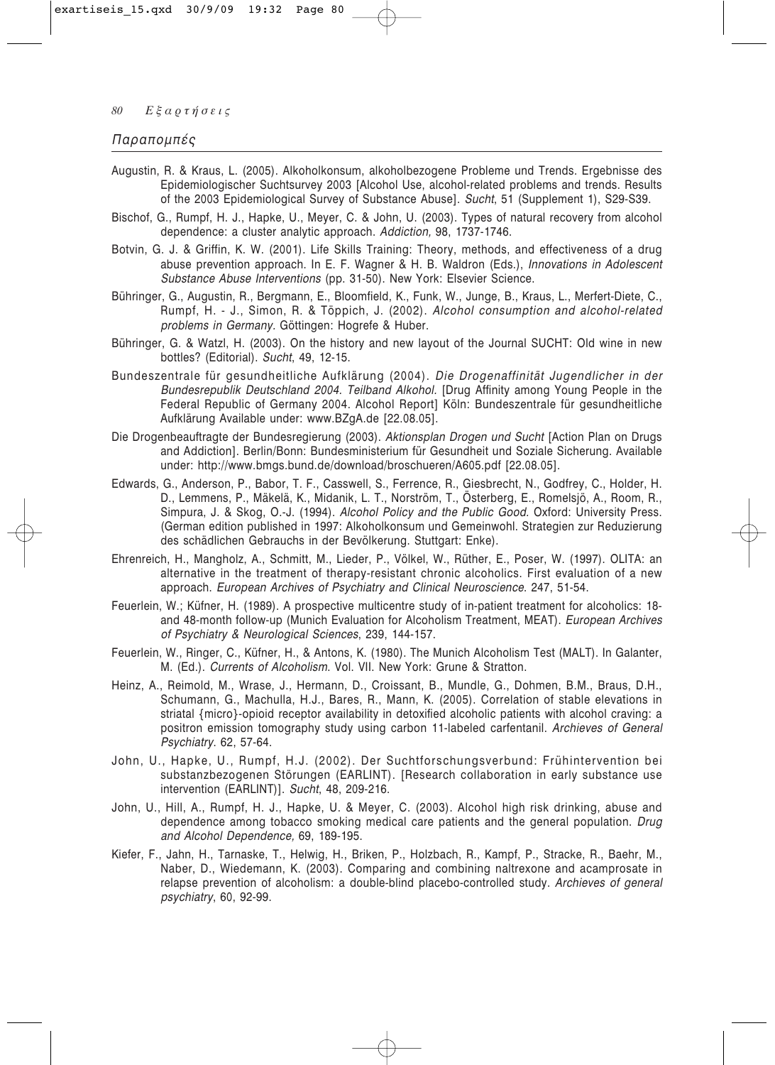## Παραπομπές

Augustin, R. & Kraus, L. (2005). Alkoholkonsum, alkoholbezogene Probleme und Trends. Ergebnisse des Epidemiologischer Suchtsurvey 2003 [Alcohol Use, alcohol-related problems and trends. Results of the 2003 Epidemiological Survey of Substance Abuse]. *Sucht*, 51 (Supplement 1), S29-S39.

Bischof, G., Rumpf, H. J., Hapke, U., Meyer, C. & John, U. (2003). Types of natural recovery from alcohol dependence: a cluster analytic approach. *Addiction,* 98, 1737-1746.

Botvin, G. J. & Griffin, K. W. (2001). Life Skills Training: Theory, methods, and effectiveness of a drug abuse prevention approach. In E. F. Wagner & H. B. Waldron (Eds.), *Innovations in Adolescent Substance Abuse Interventions* (pp. 31-50). New York: Elsevier Science.

Bühringer, G., Augustin, R., Bergmann, E., Bloomfield, K., Funk, W., Junge, B., Kraus, L., Merfert-Diete, C., Rumpf, H. - J., Simon, R. & Töppich, J. (2002). *Alcohol consumption and alcohol-related problems in Germany*. Göttingen: Hogrefe & Huber.

Bühringer, G. & Watzl, H. (2003). On the history and new layout of the Journal SUCHT: Old wine in new bottles? (Editorial). *Sucht*, 49, 12-15.

Bundeszentrale für gesundheitliche Aufklärung (2004). *Die Drogenaffinität Jugendlicher in der Bundesrepublik Deutschland 2004. Teilband Alkohol.* [Drug Affinity among Young People in the Federal Republic of Germany 2004. Alcohol Report] Köln: Bundeszentrale für gesundheitliche Aufklärung Available under: www.BZgA.de [22.08.05].

Die Drogenbeauftragte der Bundesregierung (2003). *Aktionsplan Drogen und Sucht* [Action Plan on Drugs and Addiction]. Berlin/Bonn: Bundesministerium für Gesundheit und Soziale Sicherung. Available under: http://www.bmgs.bund.de/download/broschueren/A605.pdf [22.08.05].

Edwards, G., Anderson, P., Babor, T. F., Casswell, S., Ferrence, R., Giesbrecht, N., Godfrey, C., Holder, H. D., Lemmens, P., Mäkelä, K., Midanik, L. T., Norström, T., Österberg, E., Romelsjö, A., Room, R., Simpura, J. & Skog, O.-J. (1994). *Alcohol Policy and the Public Good.* Oxford: University Press. (German edition published in 1997: Alkoholkonsum und Gemeinwohl. Strategien zur Reduzierung des schädlichen Gebrauchs in der Bevölkerung. Stuttgart: Enke).

Ehrenreich, H., Mangholz, A., Schmitt, M., Lieder, P., Völkel, W., Rüther, E., Poser, W. (1997). OLITA: an alternative in the treatment of therapy-resistant chronic alcoholics. First evaluation of a new approach. *European Archives of Psychiatry and Clinical Neuroscience*. 247, 51-54.

Feuerlein, W.; Küfner, H. (1989). A prospective multicentre study of in-patient treatment for alcoholics: 18- and 48-month follow-up (Munich Evaluation for Alcoholism Treatment, MEAT). *European Archives of Psychiatry & Neurological Sciences*, 239, 144-157.

Feuerlein, W., Ringer, C., Küfner, H., & Antons, K. (1980). The Munich Alcoholism Test (MALT). In Galanter, M. (Ed.). *Currents of Alcoholism*. Vol. VII. New York: Grune & Stratton.

Heinz, A., Reimold, M., Wrase, J., Hermann, D., Croissant, B., Mundle, G., Dohmen, B.M., Braus, D.H., Schumann, G., Machulla, H.J., Bares, R., Mann, K. (2005). Correlation of stable elevations in striatal {micro}-opioid receptor availability in detoxified alcoholic patients with alcohol craving: a positron emission tomography study using carbon 11-labeled carfentanil. *Archieves of General Psychiatry*. 62, 57-64.

John, U., Hapke, U., Rumpf, H.J. (2002). Der Suchtforschungsverbund: Frühintervention bei substanzbezogenen Störungen (EARLINT). [Research collaboration in early substance use intervention (EARLINT)]. *Sucht*, 48, 209-216.

John, U., Hill, A., Rumpf, H. J., Hapke, U. & Meyer, C. (2003). Alcohol high risk drinking, abuse and dependence among tobacco smoking medical care patients and the general population. *Drug and Alcohol Dependence,* 69, 189-195.

Kiefer, F., Jahn, H., Tarnaske, T., Helwig, H., Briken, P., Holzbach, R., Kampf, P., Stracke, R., Baehr, M., Naber, D., Wiedemann, K. (2003). Comparing and combining naltrexone and acamprosate in relapse prevention of alcoholism: a double-blind placebo-controlled study. *Archieves of general psychiatry*, 60, 92-99.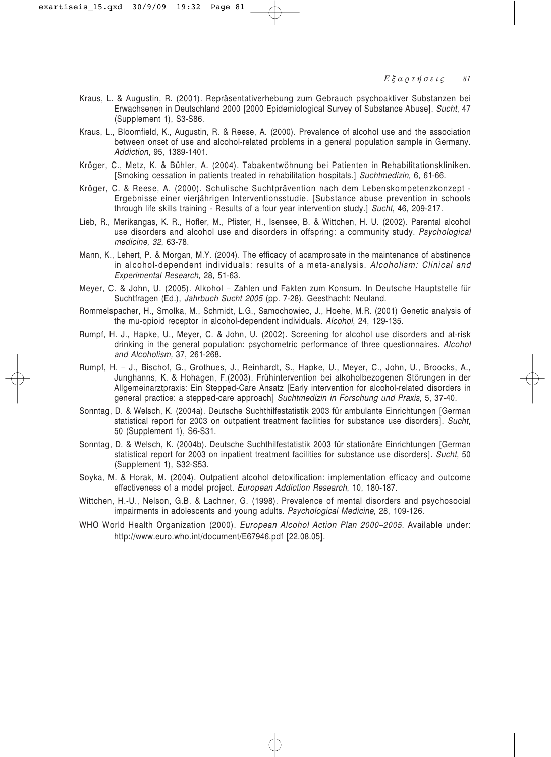Kraus, L. & Augustin, R. (2001). Repräsentativerhebung zum Gebrauch psychoaktiver Substanzen bei Erwachsenen in Deutschland 2000 [2000 Epidemiological Survey of Substance Abuse]. *Sucht*, 47 (Supplement 1), S3-S86.

Kraus, L., Bloomfield, K., Augustin, R. & Reese, A. (2000). Prevalence of alcohol use and the association between onset of use and alcohol-related problems in a general population sample in Germany. *Addiction*, 95, 1389-1401.

Kröger, C., Metz, K. & Bühler, A. (2004). Tabakentwöhnung bei Patienten in Rehabilitationskliniken. [Smoking cessation in patients treated in rehabilitation hospitals.] *Suchtmedizin,* 6, 61-66.

Kröger, C. & Reese, A. (2000). Schulische Suchtprävention nach dem Lebenskompetenzkonzept - Ergebnisse einer vierjährigen Interventionsstudie. [Substance abuse prevention in schools through life skills training - Results of a four year intervention study.] *Sucht*, 46, 209-217.

Lieb, R., Merikangas, K. R., Hofler, M., Pfister, H., Isensee, B. & Wittchen, H. U. (2002). Parental alcohol use disorders and alcohol use and disorders in offspring: a community study. *Psychological medicine, 32*, 63-78.

Mann, K., Lehert, P. & Morgan, M.Y. (2004). The efficacy of acamprosate in the maintenance of abstinence in alcohol-dependent individuals: results of a meta-analysis. *Alcoholism: Clinical and Experimental Research*, 28, 51-63.

Meyer, C. & John, U. (2005). Alkohol – Zahlen und Fakten zum Konsum. In Deutsche Hauptstelle für Suchtfragen (Ed.), *Jahrbuch Sucht 2005* (pp. 7-28). Geesthacht: Neuland.

Rommelspacher, H., Smolka, M., Schmidt, L.G., Samochowiec, J., Hoehe, M.R. (2001) Genetic analysis of the mu-opioid receptor in alcohol-dependent individuals. *Alcohol*, 24, 129-135.

Rumpf, H. J., Hapke, U., Meyer, C. & John, U. (2002). Screening for alcohol use disorders and at-risk drinking in the general population: psychometric performance of three questionnaires. *Alcohol and Alcoholism,* 37, 261-268.

Rumpf, H. – J., Bischof, G., Grothues, J., Reinhardt, S., Hapke, U., Meyer, C., John, U., Broocks, A., Junghanns, K. & Hohagen, F.(2003). Frühintervention bei alkoholbezogenen Störungen in der Allgemeinarztpraxis: Ein Stepped-Care Ansatz [Early intervention for alcohol-related disorders in general practice: a stepped-care approach] *Suchtmedizin in Forschung und Praxis*, 5, 37-40.

Sonntag, D. & Welsch, K. (2004a). Deutsche Suchthilfestatistik 2003 für ambulante Einrichtungen [German statistical report for 2003 on outpatient treatment facilities for substance use disorders]. *Sucht*, 50 (Supplement 1), S6-S31.

Sonntag, D. & Welsch, K. (2004b). Deutsche Suchthilfestatistik 2003 für stationäre Einrichtungen [German statistical report for 2003 on inpatient treatment facilities for substance use disorders]. *Sucht*, 50 (Supplement 1), S32-S53.

Soyka, M. & Horak, M. (2004). Outpatient alcohol detoxification: implementation efficacy and outcome effectiveness of a model project. *European Addiction Research*, 10, 180-187.

Wittchen, H.-U., Nelson, G.B. & Lachner, G. (1998). Prevalence of mental disorders and psychosocial impairments in adolescents and young adults. *Psychological Medicine*, 28, 109-126.

WHO World Health Organization (2000). *European Alcohol Action Plan 2000–2005.* Available under: http://www.euro.who.int/document/E67946.pdf [22.08.05].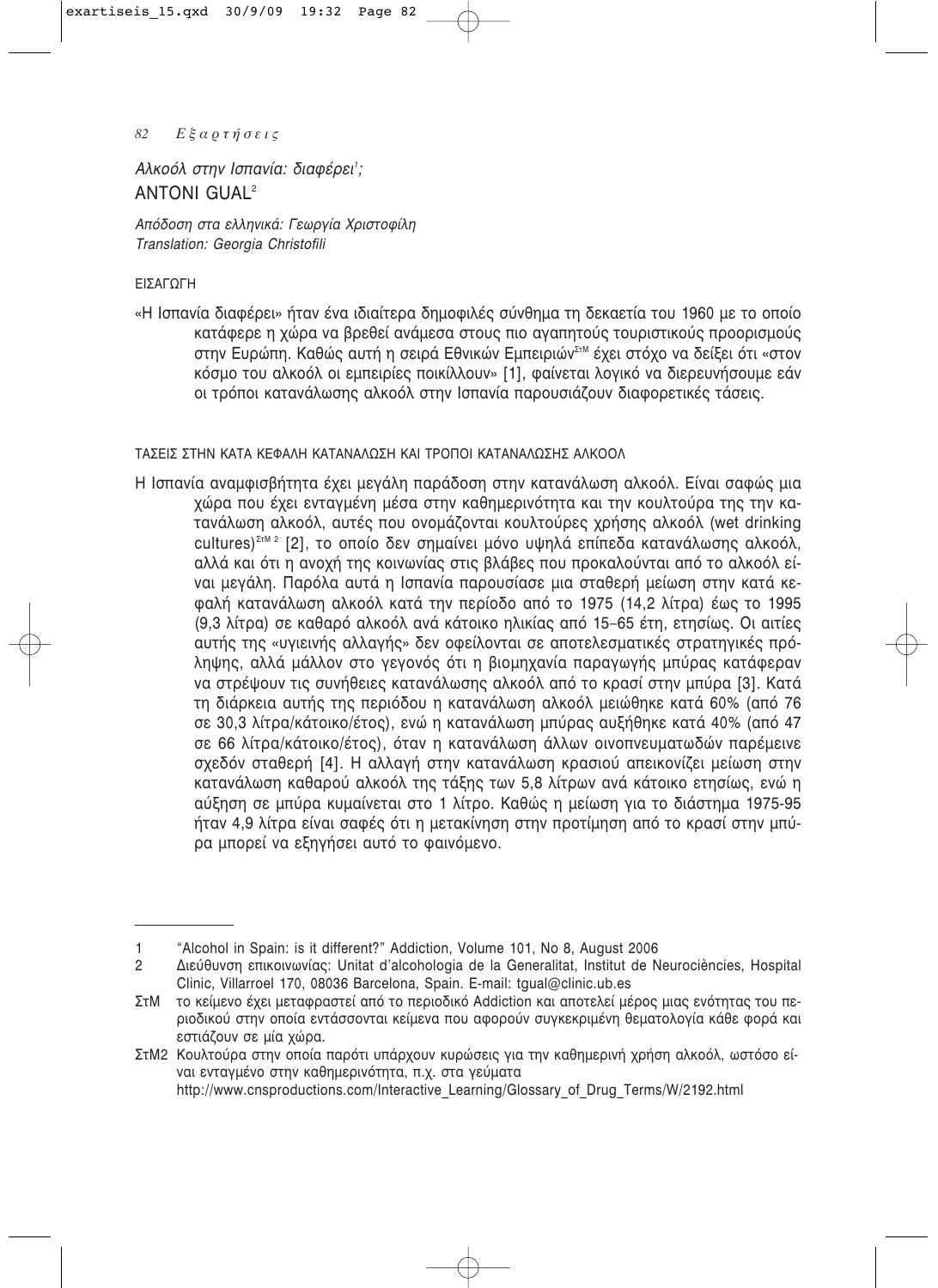*Αλκοόλ στην Ισπανία: διαφέρει[1];*
ANTONI GUAL[2]

*Απόδοση στα ελληνικά: Γεωργία Χριστοφίλη*
*Translation: Georgia Christofili*

## ΕΙΣΑΓΩΓΗ

«Η Ισπανία διαφέρει» ήταν ένα ιδιαίτερα δημοφιλές σύνθημα τη δεκαετία του 1960 με το οποίο κατάφερε η χώρα να βρεθεί ανάμεσα στους πιο αγαπητούς τουριστικούς προορισμούς στην Ευρώπη. Καθώς αυτή η σειρά Εθνικών Εμπειριών[ΣτΜ] έχει στόχο να δείξει ότι «στον κόσμο του αλκοόλ οι εμπειρίες ποικίλλουν» [1], φαίνεται λογικό να διερευνήσουμε εάν οι τρόποι κατανάλωσης αλκοόλ στην Ισπανία παρουσιάζουν διαφορετικές τάσεις.

## ΤΑΣΕΙΣ ΣΤΗΝ ΚΑΤΑ ΚΕΦΑΛΗ ΚΑΤΑΝΑΛΩΣΗ ΚΑΙ ΤΡΟΠΟΙ ΚΑΤΑΝΑΛΩΣΗΣ ΑΛΚΟΟΛ

Η Ισπανία αναμφισβήτητα έχει μεγάλη παράδοση στην κατανάλωση αλκοόλ. Είναι σαφώς μια χώρα που έχει ενταγμένη μέσα στην καθημερινότητα και την κουλτούρα της την κατανάλωση αλκοόλ, αυτές που ονομάζονται κουλτούρες χρήσης αλκοόλ (wet drinking cultures)[ΣτΜ 2] [2], το οποίο δεν σημαίνει μόνο υψηλά επίπεδα κατανάλωσης αλκοόλ, αλλά και ότι η ανοχή της κοινωνίας στις βλάβες που προκαλούνται από το αλκοόλ είναι μεγάλη. Παρόλα αυτά η Ισπανία παρουσίασε μια σταθερή μείωση στην κατά κεφαλή κατανάλωση αλκοόλ κατά την περίοδο από το 1975 (14,2 λίτρα) έως το 1995 (9,3 λίτρα) σε καθαρό αλκοόλ ανά κάτοικο ηλικίας από 15–65 έτη, ετησίως. Οι αιτίες αυτής της «υγιεινής αλλαγής» δεν οφείλονται σε αποτελεσματικές στρατηγικές πρόληψης, αλλά μάλλον στο γεγονός ότι η βιομηχανία παραγωγής μπύρας κατάφεραν να στρέψουν τις συνήθειες κατανάλωσης αλκοόλ από το κρασί στην μπύρα [3]. Κατά τη διάρκεια αυτής της περιόδου η κατανάλωση αλκοόλ μειώθηκε κατά 60% (από 76 σε 30,3 λίτρα/κάτοικο/έτος), ενώ η κατανάλωση μπύρας αυξήθηκε κατά 40% (από 47 σε 66 λίτρα/κάτοικο/έτος), όταν η κατανάλωση άλλων οινοπνευματωδών παρέμεινε σχεδόν σταθερή [4]. Η αλλαγή στην κατανάλωση κρασιού απεικονίζει μείωση στην κατανάλωση καθαρού αλκοόλ της τάξης των 5,8 λίτρων ανά κάτοικο ετησίως, ενώ η αύξηση σε μπύρα κυμαίνεται στο 1 λίτρο. Καθώς η μείωση για το διάστημα 1975-95 ήταν 4,9 λίτρα είναι σαφές ότι η μετακίνηση στην προτίμηση από το κρασί στην μπύρα μπορεί να εξηγήσει αυτό το φαινόμενο.

---

1 "Alcohol in Spain: is it different?" Addiction, Volume 101, No 8, August 2006

2 Διεύθυνση επικοινωνίας: Unitat d'alcohologia de la Generalitat, Institut de Neurociències, Hospital Clinic, Villarroel 170, 08036 Barcelona, Spain. E-mail: tgual@clinic.ub.es

ΣτΜ το κείμενο έχει μεταφραστεί από το περιοδικό Addiction και αποτελεί μέρος μιας ενότητας του περιοδικού στην οποία εντάσσονται κείμενα που αφορούν συγκεκριμένη θεματολογία κάθε φορά και εστιάζουν σε μία χώρα.

ΣτΜ2 Κουλτούρα στην οποία παρότι υπάρχουν κυρώσεις για την καθημερινή χρήση αλκοόλ, ωστόσο είναι ενταγμένο στην καθημερινότητα, π.χ. στα γεύματα http://www.cnsproductions.com/Interactive_Learning/Glossary_of_Drug_Terms/W/2192.html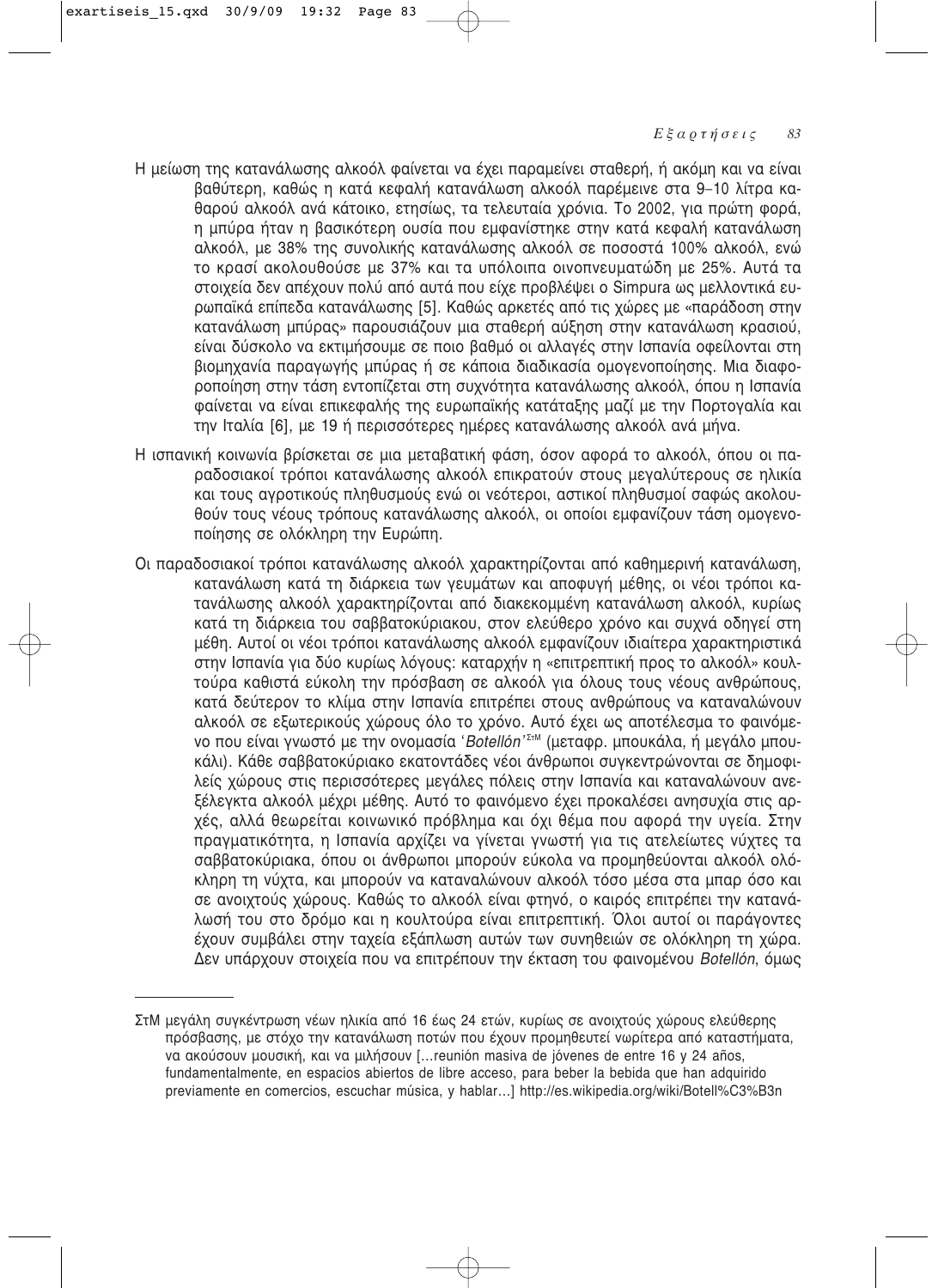Η μείωση της κατανάλωσης αλκοόλ φαίνεται να έχει παραμείνει σταθερή, ή ακόμη και να είναι βαθύτερη, καθώς η κατά κεφαλή κατανάλωση αλκοόλ παρέμεινε στα 9–10 λίτρα καθαρού αλκοόλ ανά κάτοικο, ετησίως, τα τελευταία χρόνια. Το 2002, για πρώτη φορά, η μπύρα ήταν η βασικότερη ουσία που εμφανίστηκε στην κατά κεφαλή κατανάλωση αλκοόλ, με 38% της συνολικής κατανάλωσης αλκοόλ σε ποσοστά 100% αλκοόλ, ενώ το κρασί ακολουθούσε με 37% και τα υπόλοιπα οινοπνευματώδη με 25%. Αυτά τα στοιχεία δεν απέχουν πολύ από αυτά που είχε προβλέψει ο Simpura ως μελλοντικά ευρωπαϊκά επίπεδα κατανάλωσης [5]. Καθώς αρκετές από τις χώρες με «παράδοση στην κατανάλωση μπύρας» παρουσιάζουν μια σταθερή αύξηση στην κατανάλωση κρασιού, είναι δύσκολο να εκτιμήσουμε σε ποιο βαθμό οι αλλαγές στην Ισπανία οφείλονται στη βιομηχανία παραγωγής μπύρας ή σε κάποια διαδικασία ομογενοποίησης. Μια διαφοροποίηση στην τάση εντοπίζεται στη συχνότητα κατανάλωσης αλκοόλ, όπου η Ισπανία φαίνεται να είναι επικεφαλής της ευρωπαϊκής κατάταξης μαζί με την Πορτογαλία και την Ιταλία [6], με 19 ή περισσότερες ημέρες κατανάλωσης αλκοόλ ανά μήνα.

Η ισπανική κοινωνία βρίσκεται σε μια μεταβατική φάση, όσον αφορά το αλκοόλ, όπου οι παραδοσιακοί τρόποι κατανάλωσης αλκοόλ επικρατούν στους μεγαλύτερους σε ηλικία και τους αγροτικούς πληθυσμούς ενώ οι νεότεροι, αστικοί πληθυσμοί σαφώς ακολουθούν τους νέους τρόπους κατανάλωσης αλκοόλ, οι οποίοι εμφανίζουν τάση ομογενοποίησης σε ολόκληρη την Ευρώπη.

Οι παραδοσιακοί τρόποι κατανάλωσης αλκοόλ χαρακτηρίζονται από καθημερινή κατανάλωση, κατανάλωση κατά τη διάρκεια των γευμάτων και αποφυγή μέθης, οι νέοι τρόποι κατανάλωσης αλκοόλ χαρακτηρίζονται από διακεκομμένη κατανάλωση αλκοόλ, κυρίως κατά τη διάρκεια του σαββατοκύριακου, στον ελεύθερο χρόνο και συχνά οδηγεί στη μέθη. Αυτοί οι νέοι τρόποι κατανάλωσης αλκοόλ εμφανίζουν ιδιαίτερα χαρακτηριστικά στην Ισπανία για δύο κυρίως λόγους: καταρχήν η «επιτρεπτική προς το αλκοόλ» κουλτούρα καθιστά εύκολη την πρόσβαση σε αλκοόλ για όλους τους νέους ανθρώπους, κατά δεύτερον το κλίμα στην Ισπανία επιτρέπει στους ανθρώπους να καταναλώνουν αλκοόλ σε εξωτερικούς χώρους όλο το χρόνο. Αυτό έχει ως αποτέλεσμα το φαινόμενο που είναι γνωστό με την ονομασία '*Botellón*'[ΣτΜ] (μεταφρ. μπουκάλα, ή μεγάλο μπουκάλι). Κάθε σαββατοκύριακο εκατοντάδες νέοι άνθρωποι συγκεντρώνονται σε δημοφιλείς χώρους στις περισσότερες μεγάλες πόλεις στην Ισπανία και καταναλώνουν ανεξέλεγκτα αλκοόλ μέχρι μέθης. Αυτό το φαινόμενο έχει προκαλέσει ανησυχία στις αρχές, αλλά θεωρείται κοινωνικό πρόβλημα και όχι θέμα που αφορά την υγεία. Στην πραγματικότητα, η Ισπανία αρχίζει να γίνεται γνωστή για τις ατελείωτες νύχτες τα σαββατοκύριακα, όπου οι άνθρωποι μπορούν εύκολα να προμηθεύονται αλκοόλ ολόκληρη τη νύχτα, και μπορούν να καταναλώνουν αλκοόλ τόσο μέσα στα μπαρ όσο και σε ανοιχτούς χώρους. Καθώς το αλκοόλ είναι φτηνό, ο καιρός επιτρέπει την κατανάλωσή του στο δρόμο και η κουλτούρα είναι επιτρεπτική. Όλοι αυτοί οι παράγοντες έχουν συμβάλει στην ταχεία εξάπλωση αυτών των συνηθειών σε ολόκληρη τη χώρα. Δεν υπάρχουν στοιχεία που να επιτρέπουν την έκταση του φαινομένου *Botellón*, όμως

---

ΣτΜ μεγάλη συγκέντρωση νέων ηλικία από 16 έως 24 ετών, κυρίως σε ανοιχτούς χώρους ελεύθερης πρόσβασης, με στόχο την κατανάλωση ποτών που έχουν προμηθευτεί νωρίτερα από καταστήματα, να ακούσουν μουσική, και να μιλήσουν […reunión masiva de jóvenes de entre 16 y 24 años, fundamentalmente, en espacios abiertos de libre acceso, para beber la bebida que han adquirido previamente en comercios, escuchar música, y hablar…] http://es.wikipedia.org/wiki/Botell%C3%B3n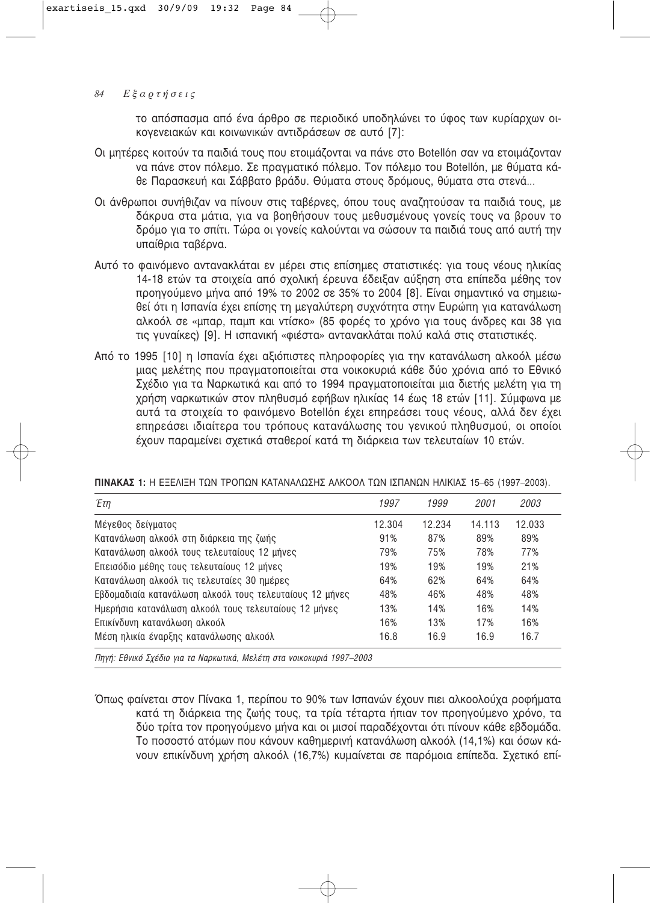το απόσπασμα από ένα άρθρο σε περιοδικό υποδηλώνει το ύφος των κυρίαρχων οικογενειακών και κοινωνικών αντιδράσεων σε αυτό [7]:

Οι μητέρες κοιτούν τα παιδιά τους που ετοιμάζονται να πάνε στο Botellón σαν να ετοιμάζονταν να πάνε στον πόλεμο. Σε πραγματικό πόλεμο. Τον πόλεμο του Botellón, με θύματα κάθε Παρασκευή και Σάββατο βράδυ. Θύματα στους δρόμους, θύματα στα στενά...

Οι άνθρωποι συνήθιζαν να πίνουν στις ταβέρνες, όπου τους αναζητούσαν τα παιδιά τους, με δάκρυα στα μάτια, για να βοηθήσουν τους μεθυσμένους γονείς τους να βρουν το δρόμο για το σπίτι. Τώρα οι γονείς καλούνται να σώσουν τα παιδιά τους από αυτή την υπαίθρια ταβέρνα.

Αυτό το φαινόμενο αντανακλάται εν μέρει στις επίσημες στατιστικές: για τους νέους ηλικίας 14-18 ετών τα στοιχεία από σχολική έρευνα έδειξαν αύξηση στα επίπεδα μέθης τον προηγούμενο μήνα από 19% το 2002 σε 35% το 2004 [8]. Είναι σημαντικό να σημειωθεί ότι η Ισπανία έχει επίσης τη μεγαλύτερη συχνότητα στην Ευρώπη για κατανάλωση αλκοόλ σε «μπαρ, παμπ και ντίσκο» (85 φορές το χρόνο για τους άνδρες και 38 για τις γυναίκες) [9]. Η ισπανική «φιέστα» αντανακλάται πολύ καλά στις στατιστικές.

Από το 1995 [10] η Ισπανία έχει αξιόπιστες πληροφορίες για την κατανάλωση αλκοόλ μέσω μιας μελέτης που πραγματοποιείται στα νοικοκυριά κάθε δύο χρόνια από το Εθνικό Σχέδιο για τα Ναρκωτικά και από το 1994 πραγματοποιείται μια διετής μελέτη για τη χρήση ναρκωτικών στον πληθυσμό εφήβων ηλικίας 14 έως 18 ετών [11]. Σύμφωνα με αυτά τα στοιχεία το φαινόμενο Botellón έχει επηρεάσει τους νέους, αλλά δεν έχει επηρεάσει ιδιαίτερα του τρόπους κατανάλωσης του γενικού πληθυσμού, οι οποίοι έχουν παραμείνει σχετικά σταθεροί κατά τη διάρκεια των τελευταίων 10 ετών.

**ΠΙΝΑΚΑΣ 1:** Η ΕΞΕΛΙΞΗ ΤΩΝ ΤΡΟΠΩΝ ΚΑΤΑΝΑΛΩΣΗΣ ΑΛΚΟΟΛ ΤΩΝ ΙΣΠΑΝΩΝ ΗΛΙΚΙΑΣ 15–65 (1997–2003).

| *Έτη* | *1997* | *1999* | *2001* | *2003* |
|---|---|---|---|---|
| Μέγεθος δείγματος | 12.304 | 12.234 | 14.113 | 12.033 |
| Κατανάλωση αλκοόλ στη διάρκεια της ζωής | 91% | 87% | 89% | 89% |
| Κατανάλωση αλκοόλ τους τελευταίους 12 μήνες | 79% | 75% | 78% | 77% |
| Επεισόδιο μέθης τους τελευταίους 12 μήνες | 19% | 19% | 19% | 21% |
| Κατανάλωση αλκοόλ τις τελευταίες 30 ημέρες | 64% | 62% | 64% | 64% |
| Εβδομαδιαία κατανάλωση αλκοόλ τους τελευταίους 12 μήνες | 48% | 46% | 48% | 48% |
| Ημερήσια κατανάλωση αλκοόλ τους τελευταίους 12 μήνες | 13% | 14% | 16% | 14% |
| Επικίνδυνη κατανάλωση αλκοόλ | 16% | 13% | 17% | 16% |
| Μέση ηλικία έναρξης κατανάλωσης αλκοόλ | 16.8 | 16.9 | 16.9 | 16.7 |

*Πηγή: Εθνικό Σχέδιο για τα Ναρκωτικά, Μελέτη στα νοικοκυριά 1997–2003*

Όπως φαίνεται στον Πίνακα 1, περίπου το 90% των Ισπανών έχουν πιει αλκοολούχα ροφήματα κατά τη διάρκεια της ζωής τους, τα τρία τέταρτα ήπιαν τον προηγούμενο χρόνο, τα δύο τρίτα τον προηγούμενο μήνα και οι μισοί παραδέχονται ότι πίνουν κάθε εβδομάδα. Το ποσοστό ατόμων που κάνουν καθημερινή κατανάλωση αλκοόλ (14,1%) και όσων κάνουν επικίνδυνη χρήση αλκοόλ (16,7%) κυμαίνεται σε παρόμοια επίπεδα. Σχετικό επί-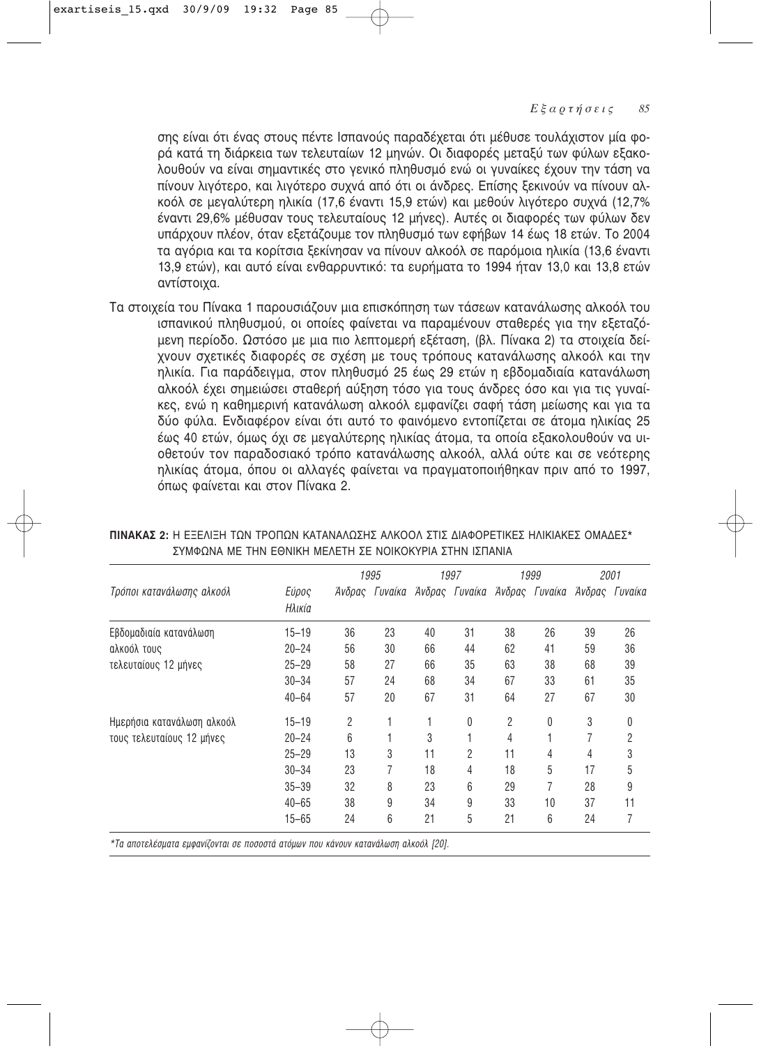σης είναι ότι ένας στους πέντε Ισπανούς παραδέχεται ότι μέθυσε τουλάχιστον μία φορά κατά τη διάρκεια των τελευταίων 12 μηνών. Οι διαφορές μεταξύ των φύλων εξακολουθούν να είναι σημαντικές στο γενικό πληθυσμό ενώ οι γυναίκες έχουν την τάση να πίνουν λιγότερο, και λιγότερο συχνά από ότι οι άνδρες. Επίσης ξεκινούν να πίνουν αλκοόλ σε μεγαλύτερη ηλικία (17,6 έναντι 15,9 ετών) και μεθούν λιγότερο συχνά (12,7% έναντι 29,6% μέθυσαν τους τελευταίους 12 μήνες). Αυτές οι διαφορές των φύλων δεν υπάρχουν πλέον, όταν εξετάζουμε τον πληθυσμό των εφήβων 14 έως 18 ετών. Το 2004 τα αγόρια και τα κορίτσια ξεκίνησαν να πίνουν αλκοόλ σε παρόμοια ηλικία (13,6 έναντι 13,9 ετών), και αυτό είναι ενθαρρυντικό: τα ευρήματα το 1994 ήταν 13,0 και 13,8 ετών αντίστοιχα.

Τα στοιχεία του Πίνακα 1 παρουσιάζουν μια επισκόπηση των τάσεων κατανάλωσης αλκοόλ του ισπανικού πληθυσμού, οι οποίες φαίνεται να παραμένουν σταθερές για την εξεταζόμενη περίοδο. Ωστόσο με μια πιο λεπτομερή εξέταση, (βλ. Πίνακα 2) τα στοιχεία δείχνουν σχετικές διαφορές σε σχέση με τους τρόπους κατανάλωσης αλκοόλ και την ηλικία. Για παράδειγμα, στον πληθυσμό 25 έως 29 ετών η εβδομαδιαία κατανάλωση αλκοόλ έχει σημειώσει σταθερή αύξηση τόσο για τους άνδρες όσο και για τις γυναίκες, ενώ η καθημερινή κατανάλωση αλκοόλ εμφανίζει σαφή τάση μείωσης και για τα δύο φύλα. Ενδιαφέρον είναι ότι αυτό το φαινόμενο εντοπίζεται σε άτομα ηλικίας 25 έως 40 ετών, όμως όχι σε μεγαλύτερης ηλικίας άτομα, τα οποία εξακολουθούν να υιοθετούν τον παραδοσιακό τρόπο κατανάλωσης αλκοόλ, αλλά ούτε και σε νεότερης ηλικίας άτομα, όπου οι αλλαγές φαίνεται να πραγματοποιήθηκαν πριν από το 1997, όπως φαίνεται και στον Πίνακα 2.

**ΠΙΝΑΚΑΣ 2:** Η ΕΞΕΛΙΞΗ ΤΩΝ ΤΡΟΠΩΝ ΚΑΤΑΝΑΛΩΣΗΣ ΑΛΚΟΟΛ ΣΤΙΣ ΔΙΑΦΟΡΕΤΙΚΕΣ ΗΛΙΚΙΑΚΕΣ ΟΜΑΔΕΣ* ΣΥΜΦΩΝΑ ΜΕ ΤΗΝ ΕΘΝΙΚΗ ΜΕΛΕΤΗ ΣΕ ΝΟΙΚΟΚΥΡΙΑ ΣΤΗΝ ΙΣΠΑΝΙΑ

| *Τρόποι κατανάλωσης αλκοόλ* | *Εύρος Ηλικία* | *1995* | | *1997* | | *1999* | | *2001* | |
|---|---|---|---|---|---|---|---|---|---|
| | | *Άνδρας* | *Γυναίκα* | *Άνδρας* | *Γυναίκα* | *Άνδρας* | *Γυναίκα* | *Άνδρας* | *Γυναίκα* |
| Εβδομαδιαία κατανάλωση αλκοόλ τους τελευταίους 12 μήνες | 15–19 | 36 | 23 | 40 | 31 | 38 | 26 | 39 | 26 |
| | 20–24 | 56 | 30 | 66 | 44 | 62 | 41 | 59 | 36 |
| | 25–29 | 58 | 27 | 66 | 35 | 63 | 38 | 68 | 39 |
| | 30–34 | 57 | 24 | 68 | 34 | 67 | 33 | 61 | 35 |
| | 40–64 | 57 | 20 | 67 | 31 | 64 | 27 | 67 | 30 |
| Ημερήσια κατανάλωση αλκοόλ τους τελευταίους 12 μήνες | 15–19 | 2 | 1 | 1 | 0 | 2 | 0 | 3 | 0 |
| | 20–24 | 6 | 1 | 3 | 1 | 4 | 1 | 7 | 2 |
| | 25–29 | 13 | 3 | 11 | 2 | 11 | 4 | 4 | 3 |
| | 30–34 | 23 | 7 | 18 | 4 | 18 | 5 | 17 | 5 |
| | 35–39 | 32 | 8 | 23 | 6 | 29 | 7 | 28 | 9 |
| | 40–65 | 38 | 9 | 34 | 9 | 33 | 10 | 37 | 11 |
| | 15–65 | 24 | 6 | 21 | 5 | 21 | 6 | 24 | 7 |

*\*Τα αποτελέσματα εμφανίζονται σε ποσοστά ατόμων που κάνουν κατανάλωση αλκοόλ [20].*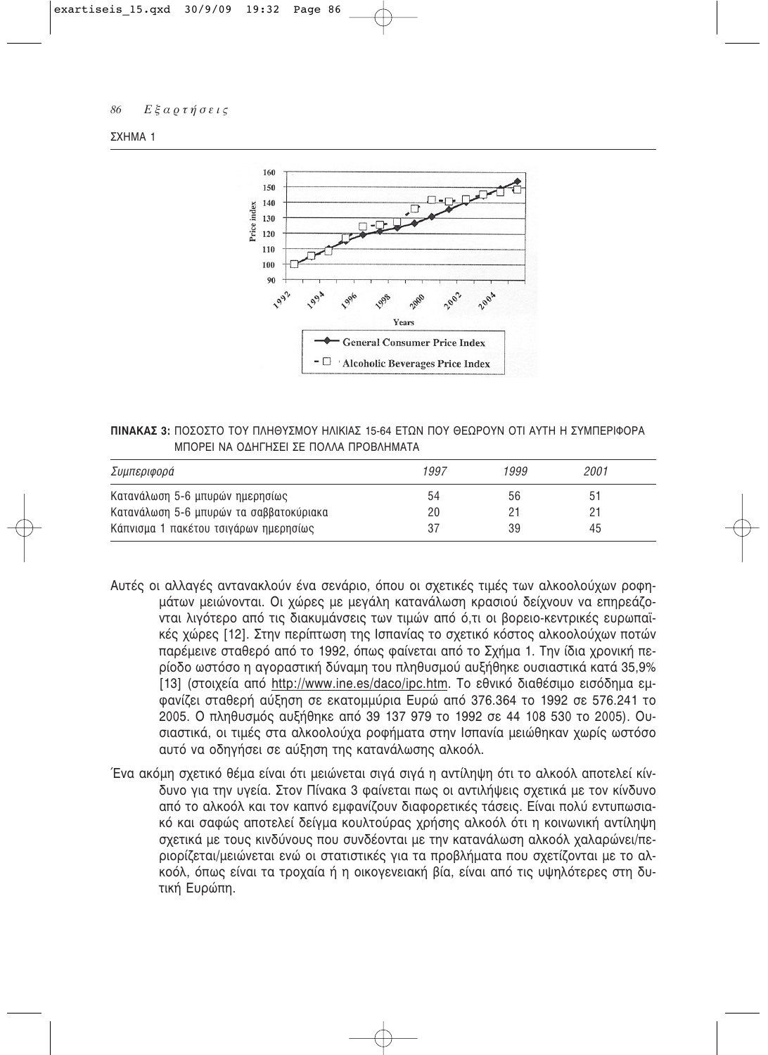ΣΧΗΜΑ 1

ΠΙΝΑΚΑΣ 3: ΠΟΣΟΣΤΟ ΤΟΥ ΠΛΗΘΥΣΜΟΥ ΗΛΙΚΙΑΣ 15-64 ΕΤΩΝ ΠΟΥ ΘΕΩΡΟΥΝ ΟΤΙ ΑΥΤΗ Η ΣΥΜΠΕΡΙΦΟΡΑ ΜΠΟΡΕΙ ΝΑ ΟΔΗΓΗΣΕΙ ΣΕ ΠΟΛΛΑ ΠΡΟΒΛΗΜΑΤΑ

| *Συμπεριφορά* | *1997* | *1999* | *2001* |
|---|---|---|---|
| Κατανάλωση 5-6 μπυρών ημερησίως | 54 | 56 | 51 |
| Κατανάλωση 5-6 μπυρών τα σαββατοκύριακα | 20 | 21 | 21 |
| Κάπνισμα 1 πακέτου τσιγάρων ημερησίως | 37 | 39 | 45 |

Αυτές οι αλλαγές αντανακλούν ένα σενάριο, όπου οι σχετικές τιμές των αλκοολούχων ροφημάτων μειώνονται. Οι χώρες με μεγάλη κατανάλωση κρασιού δείχνουν να επηρεάζονται λιγότερο από τις διακυμάνσεις των τιμών από ό,τι οι βορειο-κεντρικές ευρωπαϊκές χώρες [12]. Στην περίπτωση της Ισπανίας το σχετικό κόστος αλκοολούχων ποτών παρέμεινε σταθερό από το 1992, όπως φαίνεται από το Σχήμα 1. Την ίδια χρονική περίοδο ωστόσο η αγοραστική δύναμη του πληθυσμού αυξήθηκε ουσιαστικά κατά 35,9% [13] (στοιχεία από http://www.ine.es/daco/ipc.htm. Το εθνικό διαθέσιμο εισόδημα εμφανίζει σταθερή αύξηση σε εκατομμύρια Ευρώ από 376.364 το 1992 σε 576.241 το 2005. Ο πληθυσμός αυξήθηκε από 39 137 979 το 1992 σε 44 108 530 το 2005). Ουσιαστικά, οι τιμές στα αλκοολούχα ροφήματα στην Ισπανία μειώθηκαν χωρίς ωστόσο αυτό να οδηγήσει σε αύξηση της κατανάλωσης αλκοόλ.

Ένα ακόμη σχετικό θέμα είναι ότι μειώνεται σιγά σιγά η αντίληψη ότι το αλκοόλ αποτελεί κίνδυνο για την υγεία. Στον Πίνακα 3 φαίνεται πως οι αντιλήψεις σχετικά με τον κίνδυνο από το αλκοόλ και τον καπνό εμφανίζουν διαφορετικές τάσεις. Είναι πολύ εντυπωσιακό και σαφώς αποτελεί δείγμα κουλτούρας χρήσης αλκοόλ ότι η κοινωνική αντίληψη σχετικά με τους κινδύνους που συνδέονται με την κατανάλωση αλκοόλ χαλαρώνει/περιορίζεται/μειώνεται ενώ οι στατιστικές για τα προβλήματα που σχετίζονται με το αλκοόλ, όπως είναι τα τροχαία ή η οικογενειακή βία, είναι από τις υψηλότερες στη δυτική Ευρώπη.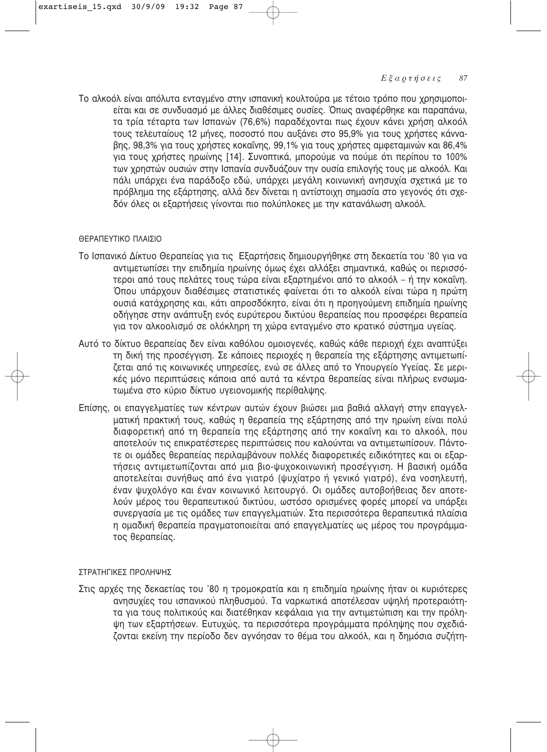Το αλκοόλ είναι απόλυτα ενταγμένο στην ισπανική κουλτούρα με τέτοιο τρόπο που χρησιμοποιείται και σε συνδυασμό με άλλες διαθέσιμες ουσίες. Όπως αναφέρθηκε και παραπάνω, τα τρία τέταρτα των Ισπανών (76,6%) παραδέχονται πως έχουν κάνει χρήση αλκοόλ τους τελευταίους 12 μήνες, ποσοστό που αυξάνει στο 95,9% για τους χρήστες κάνναβης, 98,3% για τους χρήστες κοκαΐνης, 99,1% για τους χρήστες αμφεταμινών και 86,4% για τους χρήστες ηρωίνης [14]. Συνοπτικά, μπορούμε να πούμε ότι περίπου το 100% των χρηστών ουσιών στην Ισπανία συνδυάζουν την ουσία επιλογής τους με αλκοόλ. Και πάλι υπάρχει ένα παράδοξο εδώ, υπάρχει μεγάλη κοινωνική ανησυχία σχετικά με το πρόβλημα της εξάρτησης, αλλά δεν δίνεται η αντίστοιχη σημασία στο γεγονός ότι σχεδόν όλες οι εξαρτήσεις γίνονται πιο πολύπλοκες με την κατανάλωση αλκοόλ.

## ΘΕΡΑΠΕΥΤΙΚΟ ΠΛΑΙΣΙΟ

Το Ισπανικό Δίκτυο Θεραπείας για τις Εξαρτήσεις δημιουργήθηκε στη δεκαετία του '80 για να αντιμετωπίσει την επιδημία ηρωίνης όμως έχει αλλάξει σημαντικά, καθώς οι περισσότεροι από τους πελάτες τους τώρα είναι εξαρτημένοι από το αλκοόλ – ή την κοκαΐνη. Όπου υπάρχουν διαθέσιμες στατιστικές φαίνεται ότι το αλκοόλ είναι τώρα η πρώτη ουσιά κατάχρησης και, κάτι απροσδόκητο, είναι ότι η προηγούμενη επιδημία ηρωίνης οδήγησε στην ανάπτυξη ενός ευρύτερου δικτύου θεραπείας που προσφέρει θεραπεία για τον αλκοολισμό σε ολόκληρη τη χώρα ενταγμένο στο κρατικό σύστημα υγείας.

Αυτό το δίκτυο θεραπείας δεν είναι καθόλου ομοιογενές, καθώς κάθε περιοχή έχει αναπτύξει τη δική της προσέγγιση. Σε κάποιες περιοχές η θεραπεία της εξάρτησης αντιμετωπίζεται από τις κοινωνικές υπηρεσίες, ενώ σε άλλες από το Υπουργείο Υγείας. Σε μερικές μόνο περιπτώσεις κάποια από αυτά τα κέντρα θεραπείας είναι πλήρως ενσωματωμένα στο κύριο δίκτυο υγειονομικής περίθαλψης.

Επίσης, οι επαγγελματίες των κέντρων αυτών έχουν βιώσει μια βαθιά αλλαγή στην επαγγελματική πρακτική τους, καθώς η θεραπεία της εξάρτησης από την ηρωίνη είναι πολύ διαφορετική από τη θεραπεία της εξάρτησης από την κοκαΐνη και το αλκοόλ, που αποτελούν τις επικρατέστερες περιπτώσεις που καλούνται να αντιμετωπίσουν. Πάντοτε οι ομάδες θεραπείας περιλαμβάνουν πολλές διαφορετικές ειδικότητες και οι εξαρτήσεις αντιμετωπίζονται από μια βιο-ψυχοκοινωνική προσέγγιση. Η βασική ομάδα αποτελείται συνήθως από ένα γιατρό (ψυχίατρο ή γενικό γιατρό), ένα νοσηλευτή, έναν ψυχολόγο και έναν κοινωνικό λειτουργό. Οι ομάδες αυτοβοήθειας δεν αποτελούν μέρος του θεραπευτικού δικτύου, ωστόσο ορισμένες φορές μπορεί να υπάρξει συνεργασία με τις ομάδες των επαγγελματιών. Στα περισσότερα θεραπευτικά πλαίσια η ομαδική θεραπεία πραγματοποιείται από επαγγελματίες ως μέρος του προγράμματος θεραπείας.

## ΣΤΡΑΤΗΓΙΚΕΣ ΠΡΟΛΗΨΗΣ

Στις αρχές της δεκαετίας του '80 η τρομοκρατία και η επιδημία ηρωίνης ήταν οι κυριότερες ανησυχίες του ισπανικού πληθυσμού. Τα ναρκωτικά αποτέλεσαν υψηλή προτεραιότητα για τους πολιτικούς και διατέθηκαν κεφάλαια για την αντιμετώπιση και την πρόληψη των εξαρτήσεων. Ευτυχώς, τα περισσότερα προγράμματα πρόληψης που σχεδιάζονται εκείνη την περίοδο δεν αγνόησαν το θέμα του αλκοόλ, και η δημόσια συζήτη-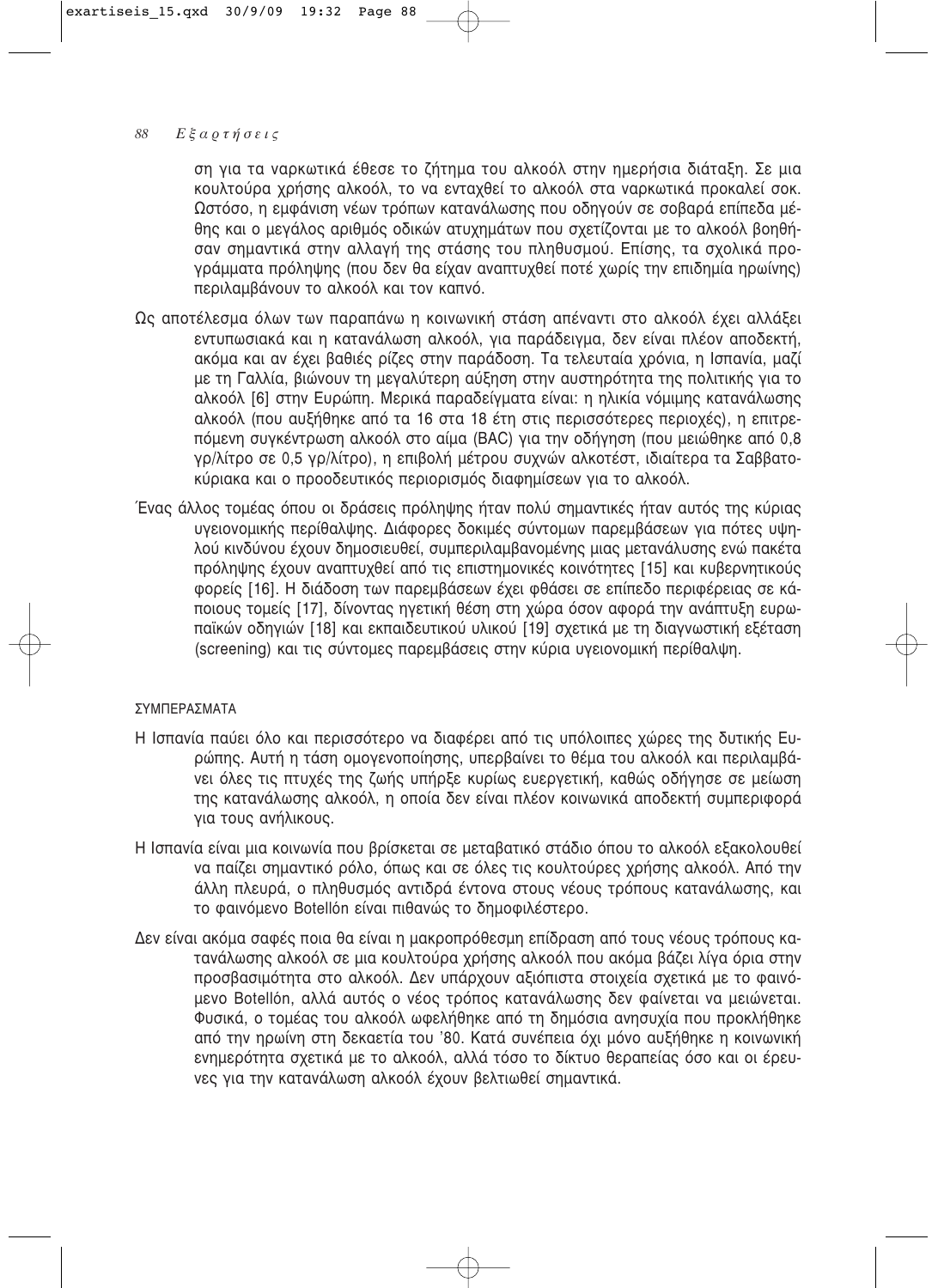ση για τα ναρκωτικά έθεσε το ζήτημα του αλκοόλ στην ημερήσια διάταξη. Σε μια κουλτούρα χρήσης αλκοόλ, το να ενταχθεί το αλκοόλ στα ναρκωτικά προκαλεί σοκ. Ωστόσο, η εμφάνιση νέων τρόπων κατανάλωσης που οδηγούν σε σοβαρά επίπεδα μέθης και ο μεγάλος αριθμός οδικών ατυχημάτων που σχετίζονται με το αλκοόλ βοήθησαν σημαντικά στην αλλαγή της στάσης του πληθυσμού. Επίσης, τα σχολικά προγράμματα πρόληψης (που δεν θα είχαν αναπτυχθεί ποτέ χωρίς την επιδημία ηρωίνης) περιλαμβάνουν το αλκοόλ και τον καπνό.

Ως αποτέλεσμα όλων των παραπάνω η κοινωνική στάση απέναντι στο αλκοόλ έχει αλλάξει εντυπωσιακά και η κατανάλωση αλκοόλ, για παράδειγμα, δεν είναι πλέον αποδεκτή, ακόμα και αν έχει βαθιές ρίζες στην παράδοση. Τα τελευταία χρόνια, η Ισπανία, μαζί με τη Γαλλία, βιώνουν τη μεγαλύτερη αύξηση στην αυστηρότητα της πολιτικής για το αλκοόλ [6] στην Ευρώπη. Μερικά παραδείγματα είναι: η ηλικία νόμιμης κατανάλωσης αλκοόλ (που αυξήθηκε από τα 16 στα 18 έτη στις περισσότερες περιοχές), η επιτρεπόμενη συγκέντρωση αλκοόλ στο αίμα (BAC) για την οδήγηση (που μειώθηκε από 0,8 γρ/λίτρο σε 0,5 γρ/λίτρο), η επιβολή μέτρου συχνών αλκοτέστ, ιδιαίτερα τα Σαββατοκύριακα και ο προοδευτικός περιορισμός διαφημίσεων για το αλκοόλ.

Ένας άλλος τομέας όπου οι δράσεις πρόληψης ήταν πολύ σημαντικές ήταν αυτός της κύριας υγειονομικής περίθαλψης. Διάφορες δοκιμές σύντομων παρεμβάσεων για πότες υψηλού κινδύνου έχουν δημοσιευθεί, συμπεριλαμβανομένης μιας μετανάλυσης ενώ πακέτα πρόληψης έχουν αναπτυχθεί από τις επιστημονικές κοινότητες [15] και κυβερνητικούς φορείς [16]. Η διάδοση των παρεμβάσεων έχει φθάσει σε επίπεδο περιφέρειας σε κάποιους τομείς [17], δίνοντας ηγετική θέση στη χώρα όσον αφορά την ανάπτυξη ευρωπαϊκών οδηγιών [18] και εκπαιδευτικού υλικού [19] σχετικά με τη διαγνωστική εξέταση (screening) και τις σύντομες παρεμβάσεις στην κύρια υγειονομική περίθαλψη.

## ΣΥΜΠΕΡΑΣΜΑΤΑ

Η Ισπανία παύει όλο και περισσότερο να διαφέρει από τις υπόλοιπες χώρες της δυτικής Ευρώπης. Αυτή η τάση ομογενοποίησης, υπερβαίνει το θέμα του αλκοόλ και περιλαμβάνει όλες τις πτυχές της ζωής υπήρξε κυρίως ευεργετική, καθώς οδήγησε σε μείωση της κατανάλωσης αλκοόλ, η οποία δεν είναι πλέον κοινωνικά αποδεκτή συμπεριφορά για τους ανήλικους.

Η Ισπανία είναι μια κοινωνία που βρίσκεται σε μεταβατικό στάδιο όπου το αλκοόλ εξακολουθεί να παίζει σημαντικό ρόλο, όπως και σε όλες τις κουλτούρες χρήσης αλκοόλ. Από την άλλη πλευρά, ο πληθυσμός αντιδρά έντονα στους νέους τρόπους κατανάλωσης, και το φαινόμενο Botellón είναι πιθανώς το δημοφιλέστερο.

Δεν είναι ακόμα σαφές ποια θα είναι η μακροπρόθεσμη επίδραση από τους νέους τρόπους κατανάλωσης αλκοόλ σε μια κουλτούρα χρήσης αλκοόλ που ακόμα βάζει λίγα όρια στην προσβασιμότητα στο αλκοόλ. Δεν υπάρχουν αξιόπιστα στοιχεία σχετικά με το φαινόμενο Botellón, αλλά αυτός ο νέος τρόπος κατανάλωσης δεν φαίνεται να μειώνεται. Φυσικά, ο τομέας του αλκοόλ ωφελήθηκε από τη δημόσια ανησυχία που προκλήθηκε από την ηρωίνη στη δεκαετία του '80. Κατά συνέπεια όχι μόνο αυξήθηκε η κοινωνική ενημερότητα σχετικά με το αλκοόλ, αλλά τόσο το δίκτυο θεραπείας όσο και οι έρευνες για την κατανάλωση αλκοόλ έχουν βελτιωθεί σημαντικά.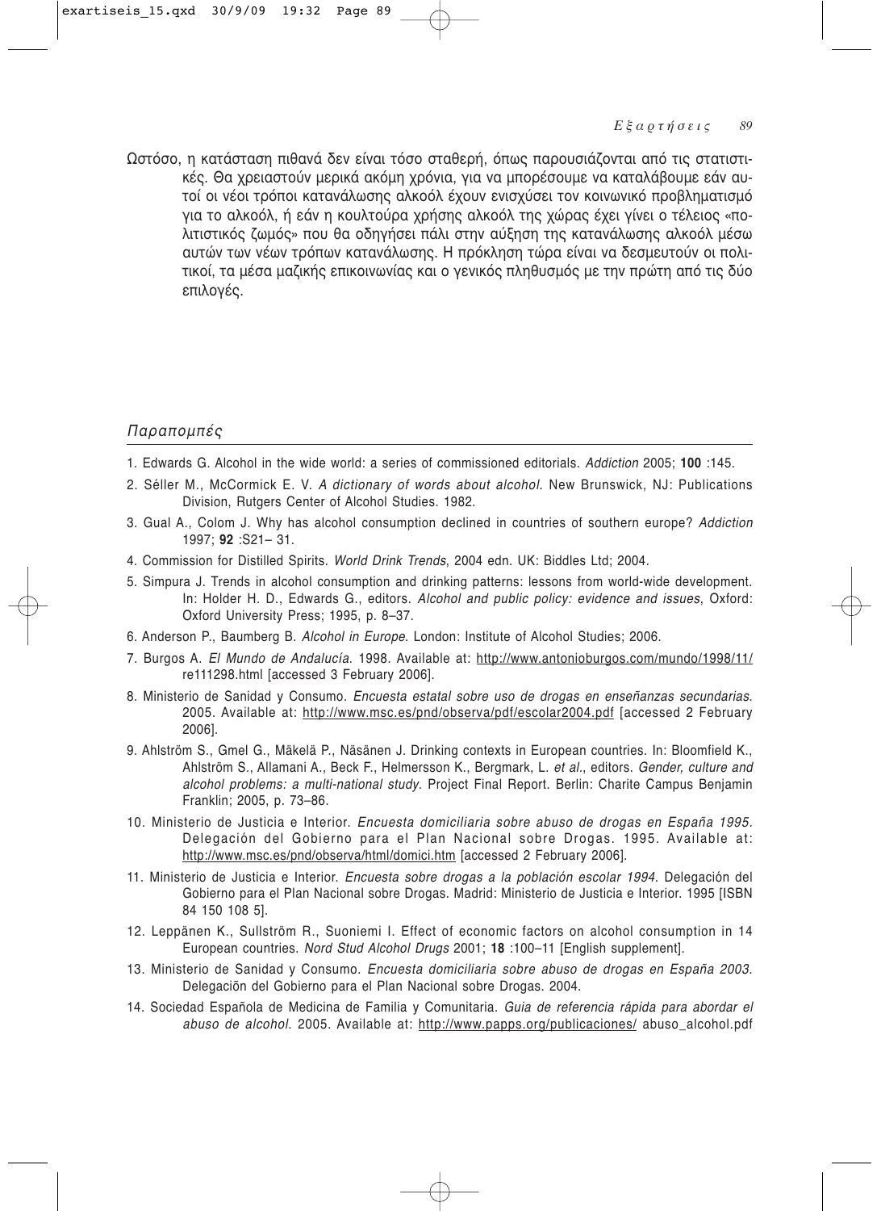Ωστόσο, η κατάσταση πιθανά δεν είναι τόσο σταθερή, όπως παρουσιάζονται από τις στατιστικές. Θα χρειαστούν μερικά ακόμη χρόνια, για να μπορέσουμε να καταλάβουμε εάν αυτοί οι νέοι τρόποι κατανάλωσης αλκοόλ έχουν ενισχύσει τον κοινωνικό προβληματισμό για το αλκοόλ, ή εάν η κουλτούρα χρήσης αλκοόλ της χώρας έχει γίνει ο τέλειος «πολιτιστικός ζωμός» που θα οδηγήσει πάλι στην αύξηση της κατανάλωσης αλκοόλ μέσω αυτών των νέων τρόπων κατανάλωσης. Η πρόκληση τώρα είναι να δεσμευτούν οι πολιτικοί, τα μέσα μαζικής επικοινωνίας και ο γενικός πληθυσμός με την πρώτη από τις δύο επιλογές.

## *Παραπομπές*

1. Edwards G. Alcohol in the wide world: a series of commissioned editorials. *Addiction* 2005; **100** :145.
2. Séller M., McCormick E. V. *A dictionary of words about alcohol*. New Brunswick, NJ: Publications Division, Rutgers Center of Alcohol Studies. 1982.
3. Gual A., Colom J. Why has alcohol consumption declined in countries of southern europe? *Addiction* 1997; **92** :S21– 31.
4. Commission for Distilled Spirits. *World Drink Trends*, 2004 edn. UK: Biddles Ltd; 2004.
5. Simpura J. Trends in alcohol consumption and drinking patterns: lessons from world-wide development. In: Holder H. D., Edwards G., editors. *Alcohol and public policy: evidence and issues*, Oxford: Oxford University Press; 1995, p. 8–37.
6. Anderson P., Baumberg B. *Alcohol in Europe*. London: Institute of Alcohol Studies; 2006.
7. Burgos A. *El Mundo de Andalucía*. 1998. Available at: http://www.antonioburgos.com/mundo/1998/11/re111298.html [accessed 3 February 2006].
8. Ministerio de Sanidad y Consumo. *Encuesta estatal sobre uso de drogas en enseñanzas secundarias*. 2005. Available at: http://www.msc.es/pnd/observa/pdf/escolar2004.pdf [accessed 2 February 2006].
9. Ahlström S., Gmel G., Mäkelä P., Näsänen J. Drinking contexts in European countries. In: Bloomfield K., Ahlström S., Allamani A., Beck F., Helmersson K., Bergmark, L. *et al*., editors. *Gender, culture and alcohol problems: a multi-national study*. Project Final Report. Berlin: Charite Campus Benjamin Franklin; 2005, p. 73–86.
10. Ministerio de Justicia e Interior. *Encuesta domiciliaria sobre abuso de drogas en España 1995*. Delegación del Gobierno para el Plan Nacional sobre Drogas. 1995. Available at: http://www.msc.es/pnd/observa/html/domici.htm [accessed 2 February 2006].
11. Ministerio de Justicia e Interior. *Encuesta sobre drogas a la población escolar 1994.* Delegación del Gobierno para el Plan Nacional sobre Drogas. Madrid: Ministerio de Justicia e Interior. 1995 [ISBN 84 150 108 5].
12. Leppänen K., Sullström R., Suoniemi I. Effect of economic factors on alcohol consumption in 14 European countries. *Nord Stud Alcohol Drugs* 2001; **18** :100–11 [English supplement].
13. Ministerio de Sanidad y Consumo. *Encuesta domiciliaria sobre abuso de drogas en España 2003*. Delegaciõn del Gobierno para el Plan Nacional sobre Drogas. 2004.
14. Sociedad Española de Medicina de Familia y Comunitaria. *Guia de referencia rápida para abordar el abuso de alcohol*. 2005. Available at: http://www.papps.org/publicaciones/ abuso_alcohol.pdf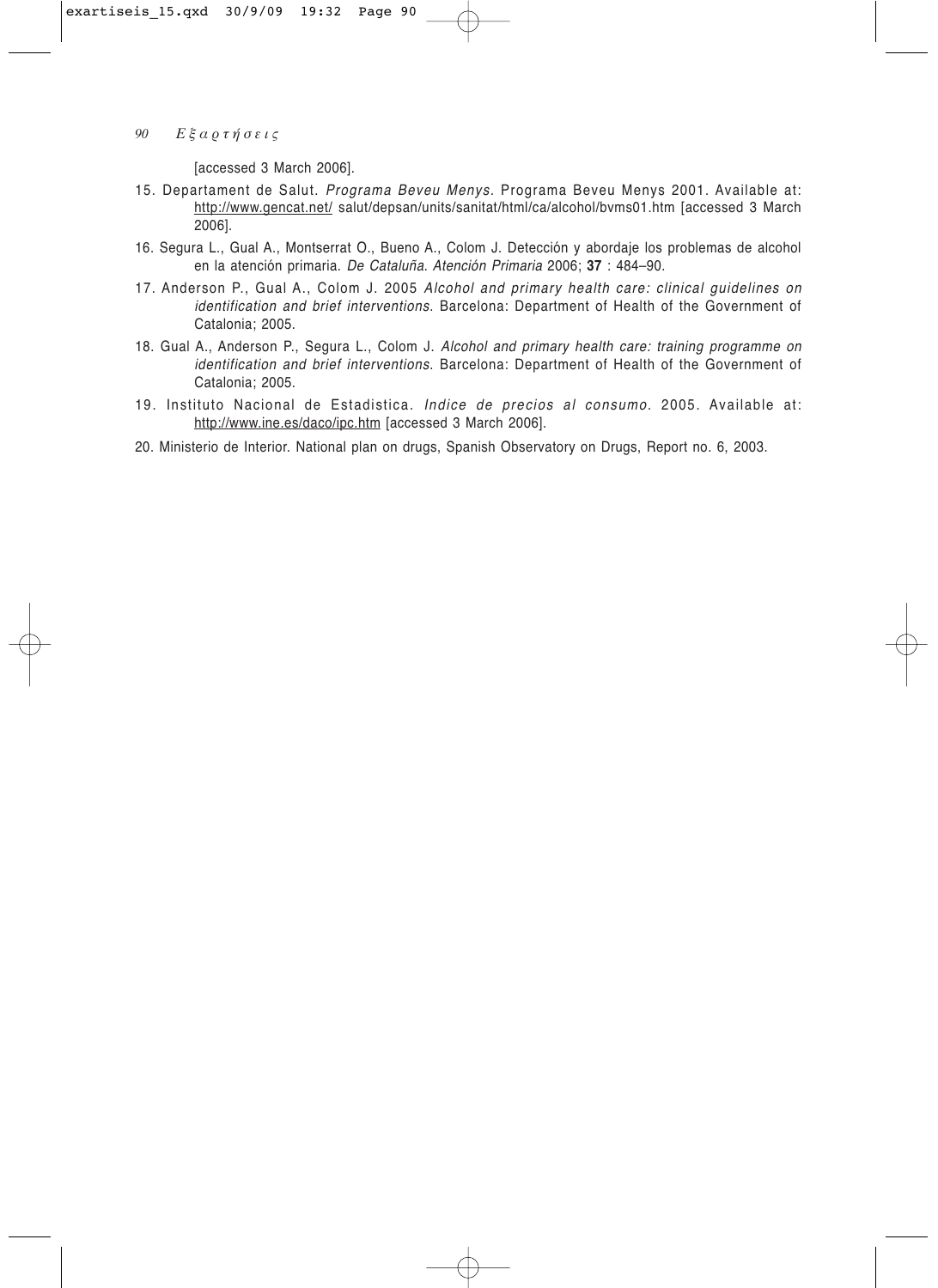[accessed 3 March 2006].

15. Departament de Salut. *Programa Beveu Menys*. Programa Beveu Menys 2001. Available at: http://www.gencat.net/ salut/depsan/units/sanitat/html/ca/alcohol/bvms01.htm [accessed 3 March 2006].
16. Segura L., Gual A., Montserrat O., Bueno A., Colom J. Detección y abordaje los problemas de alcohol en la atención primaria. *De Cataluña. Atención Primaria* 2006; **37** : 484–90.
17. Anderson P., Gual A., Colom J. 2005 *Alcohol and primary health care: clinical guidelines on identification and brief interventions*. Barcelona: Department of Health of the Government of Catalonia; 2005.
18. Gual A., Anderson P., Segura L., Colom J. *Alcohol and primary health care: training programme on identification and brief interventions*. Barcelona: Department of Health of the Government of Catalonia; 2005.
19. Instituto Nacional de Estadistica. *Indice de precios al consumo*. 2005. Available at: http://www.ine.es/daco/ipc.htm [accessed 3 March 2006].
20. Ministerio de Interior. National plan on drugs, Spanish Observatory on Drugs, Report no. 6, 2003.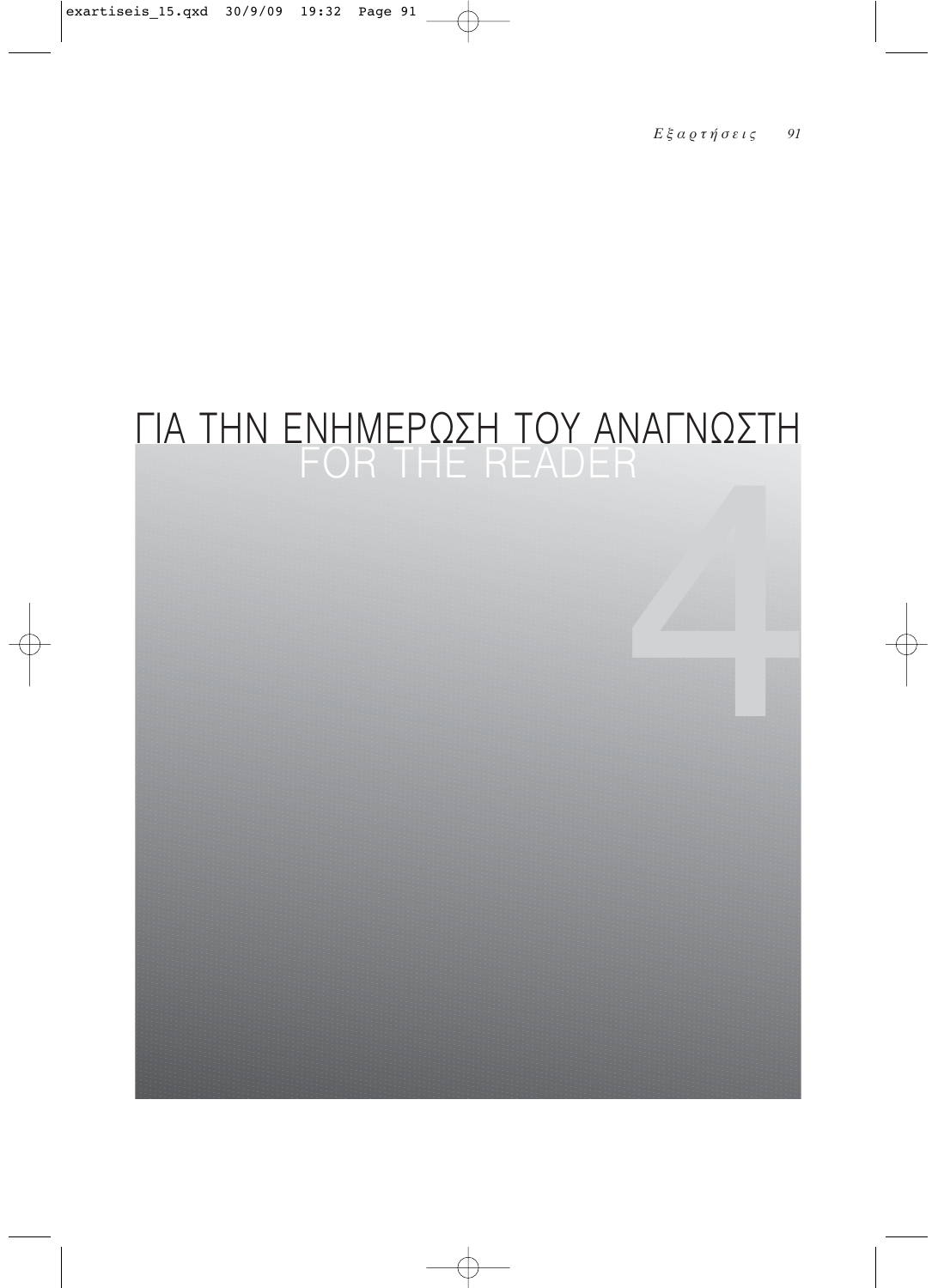# ΓΙΑ ΤΗΝ ΕΝΗΜΕΡΩΣΗ ΤΟΥ ΑΝΑΓΝΩΣΤΗ
## FOR THE READER

4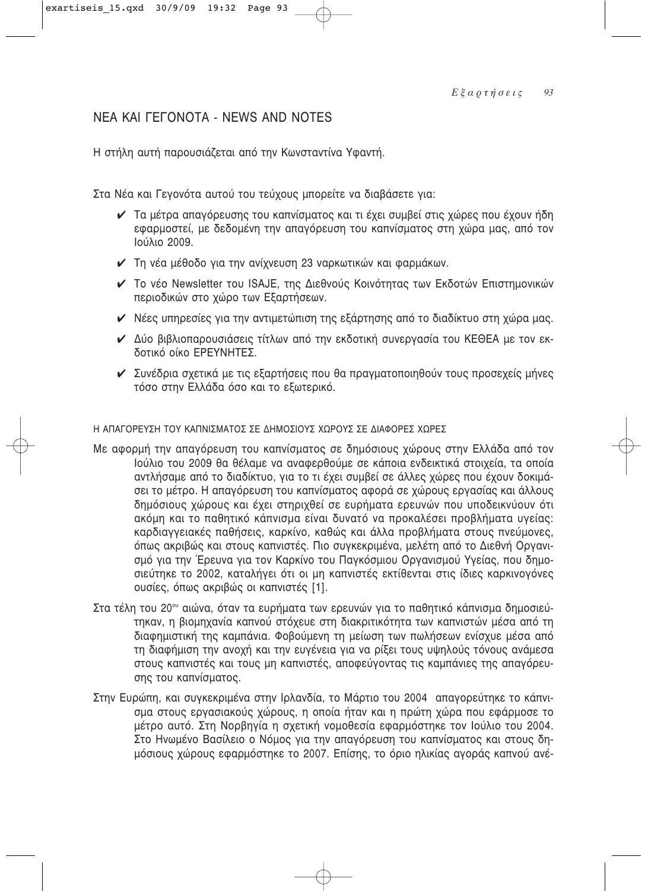## ΝΕΑ ΚΑΙ ΓΕΓΟΝΟΤΑ - NEWS AND NOTES

Η στήλη αυτή παρουσιάζεται από την Κωνσταντίνα Υφαντή.

Στα Νέα και Γεγονότα αυτού του τεύχους μπορείτε να διαβάσετε για:

- ✔ Τα μέτρα απαγόρευσης του καπνίσματος και τι έχει συμβεί στις χώρες που έχουν ήδη εφαρμοστεί, με δεδομένη την απαγόρευση του καπνίσματος στη χώρα μας, από τον Ιούλιο 2009.
- ✔ Τη νέα μέθοδο για την ανίχνευση 23 ναρκωτικών και φαρμάκων.
- ✔ Το νέο Newsletter του ISAJE, της Διεθνούς Κοινότητας των Εκδοτών Επιστημονικών περιοδικών στο χώρο των Εξαρτήσεων.
- ✔ Νέες υπηρεσίες για την αντιμετώπιση της εξάρτησης από το διαδίκτυο στη χώρα μας.
- ✔ Δύο βιβλιοπαρουσιάσεις τίτλων από την εκδοτική συνεργασία του ΚΕΘΕΑ με τον εκδοτικό οίκο ΕΡΕΥΝΗΤΕΣ.
- ✔ Συνέδρια σχετικά με τις εξαρτήσεις που θα πραγματοποιηθούν τους προσεχείς μήνες τόσο στην Ελλάδα όσο και το εξωτερικό.

### Η ΑΠΑΓΟΡΕΥΣΗ ΤΟΥ ΚΑΠΝΙΣΜΑΤΟΣ ΣΕ ΔΗΜΟΣΙΟΥΣ ΧΩΡΟΥΣ ΣΕ ΔΙΑΦΟΡΕΣ ΧΩΡΕΣ

Με αφορμή την απαγόρευση του καπνίσματος σε δημόσιους χώρους στην Ελλάδα από τον Ιούλιο του 2009 θα θέλαμε να αναφερθούμε σε κάποια ενδεικτικά στοιχεία, τα οποία αντλήσαμε από το διαδίκτυο, για το τι έχει συμβεί σε άλλες χώρες που έχουν δοκιμάσει το μέτρο. Η απαγόρευση του καπνίσματος αφορά σε χώρους εργασίας και άλλους δημόσιους χώρους και έχει στηριχθεί σε ευρήματα ερευνών που υποδεικνύουν ότι ακόμη και το παθητικό κάπνισμα είναι δυνατό να προκαλέσει προβλήματα υγείας: καρδιαγγειακές παθήσεις, καρκίνο, καθώς και άλλα προβλήματα στους πνεύμονες, όπως ακριβώς και στους καπνιστές. Πιο συγκεκριμένα, μελέτη από το Διεθνή Οργανισμό για την Έρευνα για τον Καρκίνο του Παγκόσμιου Οργανισμού Υγείας, που δημοσιεύτηκε το 2002, καταλήγει ότι οι μη καπνιστές εκτίθενται στις ίδιες καρκινογόνες ουσίες, όπως ακριβώς οι καπνιστές [1].

Στα τέλη του 20ου αιώνα, όταν τα ευρήματα των ερευνών για το παθητικό κάπνισμα δημοσιεύτηκαν, η βιομηχανία καπνού στόχευε στη διακριτικότητα των καπνιστών μέσα από τη διαφημιστική της καμπάνια. Φοβούμενη τη μείωση των πωλήσεων ενίσχυε μέσα από τη διαφήμιση την ανοχή και την ευγένεια για να ρίξει τους υψηλούς τόνους ανάμεσα στους καπνιστές και τους μη καπνιστές, αποφεύγοντας τις καμπάνιες της απαγόρευσης του καπνίσματος.

Στην Ευρώπη, και συγκεκριμένα στην Ιρλανδία, το Μάρτιο του 2004 απαγορεύτηκε το κάπνισμα στους εργασιακούς χώρους, η οποία ήταν και η πρώτη χώρα που εφάρμοσε το μέτρο αυτό. Στη Νορβηγία η σχετική νομοθεσία εφαρμόστηκε τον Ιούλιο του 2004. Στο Ηνωμένο Βασίλειο ο Νόμος για την απαγόρευση του καπνίσματος και στους δημόσιους χώρους εφαρμόστηκε το 2007. Επίσης, το όριο ηλικίας αγοράς καπνού ανέ-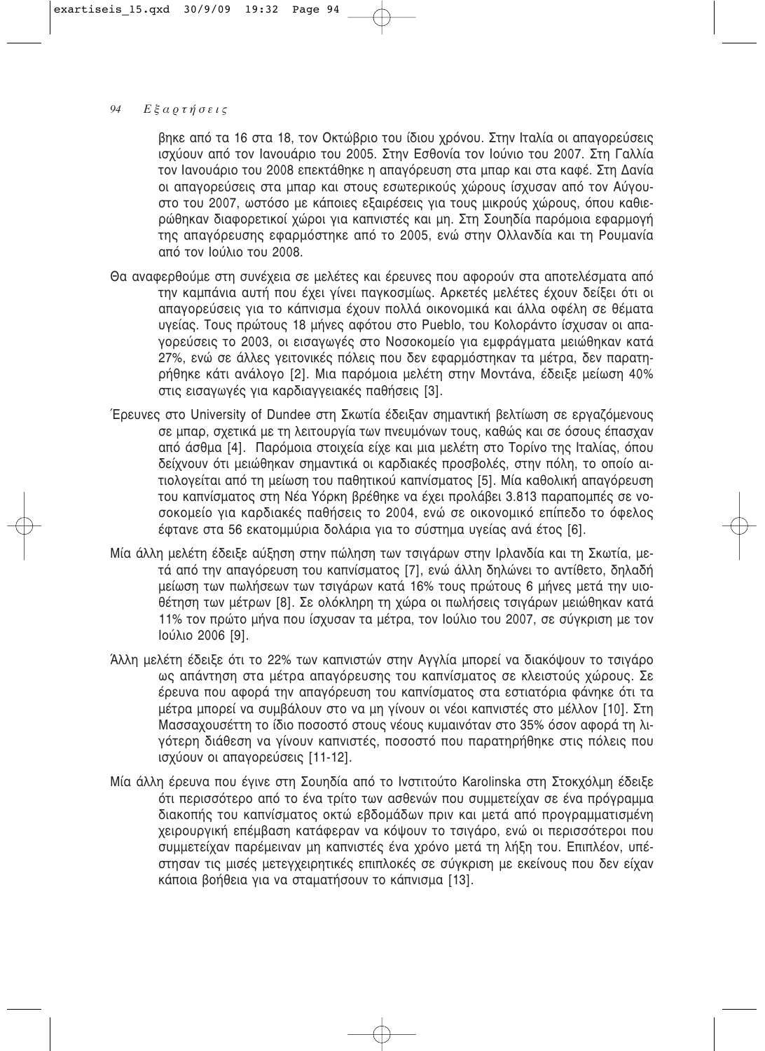βηκε από τα 16 στα 18, τον Οκτώβριο του ίδιου χρόνου. Στην Ιταλία οι απαγορεύσεις ισχύουν από τον Ιανουάριο του 2005. Στην Εσθονία τον Ιούνιο του 2007. Στη Γαλλία τον Ιανουάριο του 2008 επεκτάθηκε η απαγόρευση στα μπαρ και στα καφέ. Στη Δανία οι απαγορεύσεις στα μπαρ και στους εσωτερικούς χώρους ίσχυσαν από τον Αύγουστο του 2007, ωστόσο με κάποιες εξαιρέσεις για τους μικρούς χώρους, όπου καθιερώθηκαν διαφορετικοί χώροι για καπνιστές και μη. Στη Σουηδία παρόμοια εφαρμογή της απαγόρευσης εφαρμόστηκε από το 2005, ενώ στην Ολλανδία και τη Ρουμανία από τον Ιούλιο του 2008.

Θα αναφερθούμε στη συνέχεια σε μελέτες και έρευνες που αφορούν στα αποτελέσματα από την καμπάνια αυτή που έχει γίνει παγκοσμίως. Αρκετές μελέτες έχουν δείξει ότι οι απαγορεύσεις για το κάπνισμα έχουν πολλά οικονομικά και άλλα οφέλη σε θέματα υγείας. Τους πρώτους 18 μήνες αφότου στο Pueblo, του Κολοράντο ίσχυσαν οι απαγορεύσεις το 2003, οι εισαγωγές στο Νοσοκομείο για εμφράγματα μειώθηκαν κατά 27%, ενώ σε άλλες γειτονικές πόλεις που δεν εφαρμόστηκαν τα μέτρα, δεν παρατηρήθηκε κάτι ανάλογο [2]. Μια παρόμοια μελέτη στην Μοντάνα, έδειξε μείωση 40% στις εισαγωγές για καρδιαγγειακές παθήσεις [3].

Έρευνες στο University of Dundee στη Σκωτία έδειξαν σημαντική βελτίωση σε εργαζόμενους σε μπαρ, σχετικά με τη λειτουργία των πνευμόνων τους, καθώς και σε όσους έπασχαν από άσθμα [4]. Παρόμοια στοιχεία είχε και μια μελέτη στο Τορίνο της Ιταλίας, όπου δείχνουν ότι μειώθηκαν σημαντικά οι καρδιακές προσβολές, στην πόλη, το οποίο αιτιολογείται από τη μείωση του παθητικού καπνίσματος [5]. Μία καθολική απαγόρευση του καπνίσματος στη Νέα Υόρκη βρέθηκε να έχει προλάβει 3.813 παραπομπές σε νοσοκομείο για καρδιακές παθήσεις το 2004, ενώ σε οικονομικό επίπεδο το όφελος έφτανε στα 56 εκατομμύρια δολάρια για το σύστημα υγείας ανά έτος [6].

Μία άλλη μελέτη έδειξε αύξηση στην πώληση των τσιγάρων στην Ιρλανδία και τη Σκωτία, μετά από την απαγόρευση του καπνίσματος [7], ενώ άλλη δηλώνει το αντίθετο, δηλαδή μείωση των πωλήσεων των τσιγάρων κατά 16% τους πρώτους 6 μήνες μετά την υιοθέτηση των μέτρων [8]. Σε ολόκληρη τη χώρα οι πωλήσεις τσιγάρων μειώθηκαν κατά 11% τον πρώτο μήνα που ίσχυσαν τα μέτρα, τον Ιούλιο του 2007, σε σύγκριση με τον Ιούλιο 2006 [9].

Άλλη μελέτη έδειξε ότι το 22% των καπνιστών στην Αγγλία μπορεί να διακόψουν το τσιγάρο ως απάντηση στα μέτρα απαγόρευσης του καπνίσματος σε κλειστούς χώρους. Σε έρευνα που αφορά την απαγόρευση του καπνίσματος στα εστιατόρια φάνηκε ότι τα μέτρα μπορεί να συμβάλουν στο να μη γίνουν οι νέοι καπνιστές στο μέλλον [10]. Στη Μασσαχουσέττη το ίδιο ποσοστό στους νέους κυμαινόταν στο 35% όσον αφορά τη λιγότερη διάθεση να γίνουν καπνιστές, ποσοστό που παρατηρήθηκε στις πόλεις που ισχύουν οι απαγορεύσεις [11-12].

Μία άλλη έρευνα που έγινε στη Σουηδία από το Ινστιτούτο Karolinska στη Στοκχόλμη έδειξε ότι περισσότερο από το ένα τρίτο των ασθενών που συμμετείχαν σε ένα πρόγραμμα διακοπής του καπνίσματος οκτώ εβδομάδων πριν και μετά από προγραμματισμένη χειρουργική επέμβαση κατάφεραν να κόψουν το τσιγάρο, ενώ οι περισσότεροι που συμμετείχαν παρέμειναν μη καπνιστές ένα χρόνο μετά τη λήξη του. Επιπλέον, υπέστησαν τις μισές μετεγχειρητικές επιπλοκές σε σύγκριση με εκείνους που δεν είχαν κάποια βοήθεια για να σταματήσουν το κάπνισμα [13].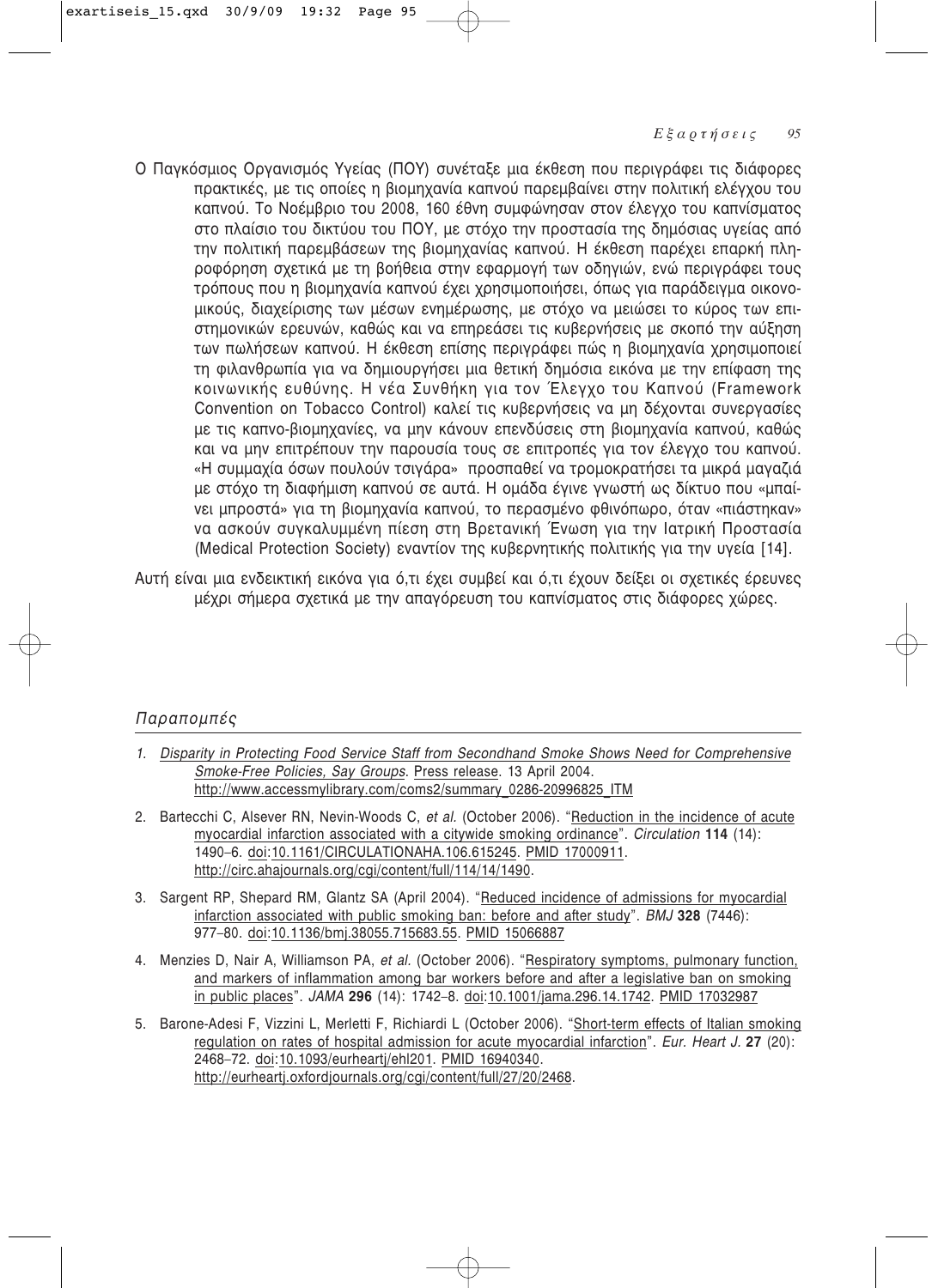Ο Παγκόσμιος Οργανισμός Υγείας (ΠΟΥ) συνέταξε μια έκθεση που περιγράφει τις διάφορες πρακτικές, με τις οποίες η βιομηχανία καπνού παρεμβαίνει στην πολιτική ελέγχου του καπνού. Το Νοέμβριο του 2008, 160 έθνη συμφώνησαν στον έλεγχο του καπνίσματος στο πλαίσιο του δικτύου του ΠΟΥ, με στόχο την προστασία της δημόσιας υγείας από την πολιτική παρεμβάσεων της βιομηχανίας καπνού. Η έκθεση παρέχει επαρκή πληροφόρηση σχετικά με τη βοήθεια στην εφαρμογή των οδηγιών, ενώ περιγράφει τους τρόπους που η βιομηχανία καπνού έχει χρησιμοποιήσει, όπως για παράδειγμα οικονομικούς, διαχείρισης των μέσων ενημέρωσης, με στόχο να μειώσει το κύρος των επιστημονικών ερευνών, καθώς και να επηρεάσει τις κυβερνήσεις με σκοπό την αύξηση των πωλήσεων καπνού. Η έκθεση επίσης περιγράφει πώς η βιομηχανία χρησιμοποιεί τη φιλανθρωπία για να δημιουργήσει μια θετική δημόσια εικόνα με την επίφαση της κοινωνικής ευθύνης. Η νέα Συνθήκη για τον Έλεγχο του Καπνού (Framework Convention on Tobacco Control) καλεί τις κυβερνήσεις να μη δέχονται συνεργασίες με τις καπνο-βιομηχανίες, να μην κάνουν επενδύσεις στη βιομηχανία καπνού, καθώς και να μην επιτρέπουν την παρουσία τους σε επιτροπές για τον έλεγχο του καπνού. «Η συμμαχία όσων πουλούν τσιγάρα» προσπαθεί να τρομοκρατήσει τα μικρά μαγαζιά με στόχο τη διαφήμιση καπνού σε αυτά. Η ομάδα έγινε γνωστή ως δίκτυο που «μπαίνει μπροστά» για τη βιομηχανία καπνού, το περασμένο φθινόπωρο, όταν «πιάστηκαν» να ασκούν συγκαλυμμένη πίεση στη Βρετανική Ένωση για την Ιατρική Προστασία (Medical Protection Society) εναντίον της κυβερνητικής πολιτικής για την υγεία [14].

Αυτή είναι μια ενδεικτική εικόνα για ό,τι έχει συμβεί και ό,τι έχουν δείξει οι σχετικές έρευνες μέχρι σήμερα σχετικά με την απαγόρευση του καπνίσματος στις διάφορες χώρες.

## *Παραπομπές*

1. *Disparity in Protecting Food Service Staff from Secondhand Smoke Shows Need for Comprehensive Smoke-Free Policies, Say Groups*. Press release. 13 April 2004. http://www.accessmylibrary.com/coms2/summary_0286-20996825_ITM
2. Bartecchi C, Alsever RN, Nevin-Woods C, *et al.* (October 2006). "Reduction in the incidence of acute myocardial infarction associated with a citywide smoking ordinance". *Circulation* **114** (14): 1490–6. doi:10.1161/CIRCULATIONAHA.106.615245. PMID 17000911. http://circ.ahajournals.org/cgi/content/full/114/14/1490.
3. Sargent RP, Shepard RM, Glantz SA (April 2004). "Reduced incidence of admissions for myocardial infarction associated with public smoking ban: before and after study". *BMJ* **328** (7446): 977–80. doi:10.1136/bmj.38055.715683.55. PMID 15066887
4. Menzies D, Nair A, Williamson PA, *et al.* (October 2006). "Respiratory symptoms, pulmonary function, and markers of inflammation among bar workers before and after a legislative ban on smoking in public places". *JAMA* **296** (14): 1742–8. doi:10.1001/jama.296.14.1742. PMID 17032987
5. Barone-Adesi F, Vizzini L, Merletti F, Richiardi L (October 2006). "Short-term effects of Italian smoking regulation on rates of hospital admission for acute myocardial infarction". *Eur. Heart J.* **27** (20): 2468–72. doi:10.1093/eurheartj/ehl201. PMID 16940340. http://eurheartj.oxfordjournals.org/cgi/content/full/27/20/2468.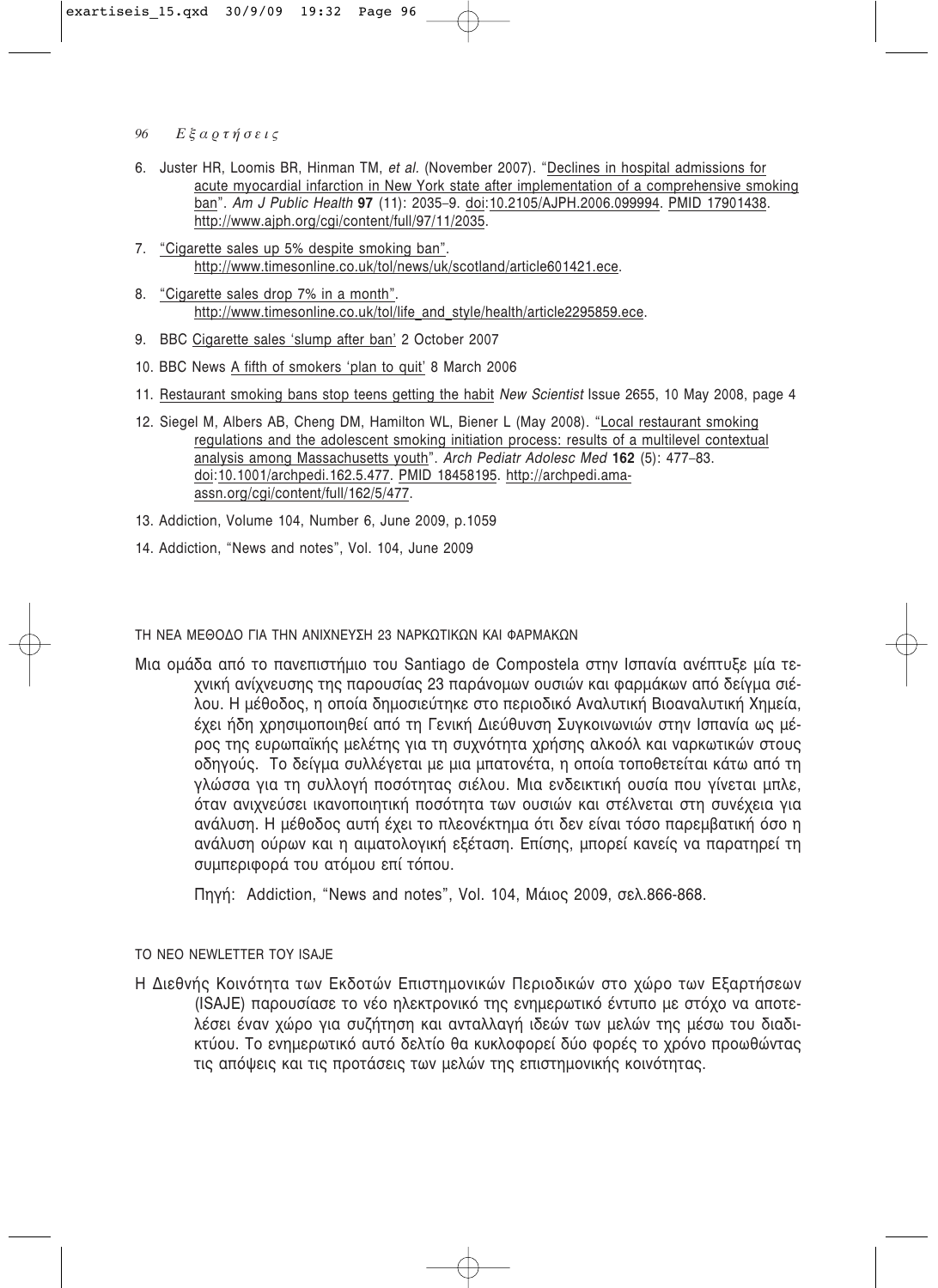6. Juster HR, Loomis BR, Hinman TM, *et al.* (November 2007). "Declines in hospital admissions for acute myocardial infarction in New York state after implementation of a comprehensive smoking ban". *Am J Public Health* **97** (11): 2035–9. doi:10.2105/AJPH.2006.099994. PMID 17901438. http://www.ajph.org/cgi/content/full/97/11/2035.
7. "Cigarette sales up 5% despite smoking ban". http://www.timesonline.co.uk/tol/news/uk/scotland/article601421.ece.
8. "Cigarette sales drop 7% in a month". http://www.timesonline.co.uk/tol/life_and_style/health/article2295859.ece.
9. BBC Cigarette sales 'slump after ban' 2 October 2007
10. BBC News A fifth of smokers 'plan to quit' 8 March 2006
11. Restaurant smoking bans stop teens getting the habit *New Scientist* Issue 2655, 10 May 2008, page 4
12. Siegel M, Albers AB, Cheng DM, Hamilton WL, Biener L (May 2008). "Local restaurant smoking regulations and the adolescent smoking initiation process: results of a multilevel contextual analysis among Massachusetts youth". *Arch Pediatr Adolesc Med* **162** (5): 477–83. doi:10.1001/archpedi.162.5.477. PMID 18458195. http://archpedi.ama-assn.org/cgi/content/full/162/5/477.
13. Addiction, Volume 104, Number 6, June 2009, p.1059
14. Addiction, "News and notes", Vol. 104, June 2009

ΤΗ ΝΕΑ ΜΕΘΟΔΟ ΓΙΑ ΤΗΝ ΑΝΙΧΝΕΥΣΗ 23 ΝΑΡΚΩΤΙΚΩΝ ΚΑΙ ΦΑΡΜΑΚΩΝ

Μια ομάδα από το πανεπιστήμιο του Santiago de Compostela στην Ισπανία ανέπτυξε μία τεχνική ανίχνευσης της παρουσίας 23 παράνομων ουσιών και φαρμάκων από δείγμα σιέλου. Η μέθοδος, η οποία δημοσιεύτηκε στο περιοδικό Αναλυτική Βιοαναλυτική Χημεία, έχει ήδη χρησιμοποιηθεί από τη Γενική Διεύθυνση Συγκοινωνιών στην Ισπανία ως μέρος της ευρωπαϊκής μελέτης για τη συχνότητα χρήσης αλκοόλ και ναρκωτικών στους οδηγούς. Το δείγμα συλλέγεται με μια μπατονέτα, η οποία τοποθετείται κάτω από τη γλώσσα για τη συλλογή ποσότητας σιέλου. Μια ενδεικτική ουσία που γίνεται μπλε, όταν ανιχνεύσει ικανοποιητική ποσότητα των ουσιών και στέλνεται στη συνέχεια για ανάλυση. Η μέθοδος αυτή έχει το πλεονέκτημα ότι δεν είναι τόσο παρεμβατική όσο η ανάλυση ούρων και η αιματολογική εξέταση. Επίσης, μπορεί κανείς να παρατηρεί τη συμπεριφορά του ατόμου επί τόπου.

Πηγή: Addiction, "News and notes", Vol. 104, Μάιος 2009, σελ.866-868.

ΤΟ ΝΕΟ NEWLETTER ΤΟΥ ISAJE

Η Διεθνής Κοινότητα των Εκδοτών Επιστημονικών Περιοδικών στο χώρο των Εξαρτήσεων (ISAJE) παρουσίασε το νέο ηλεκτρονικό της ενημερωτικό έντυπο με στόχο να αποτελέσει έναν χώρο για συζήτηση και ανταλλαγή ιδεών των μελών της μέσω του διαδικτύου. Το ενημερωτικό αυτό δελτίο θα κυκλοφορεί δύο φορές το χρόνο προωθώντας τις απόψεις και τις προτάσεις των μελών της επιστημονικής κοινότητας.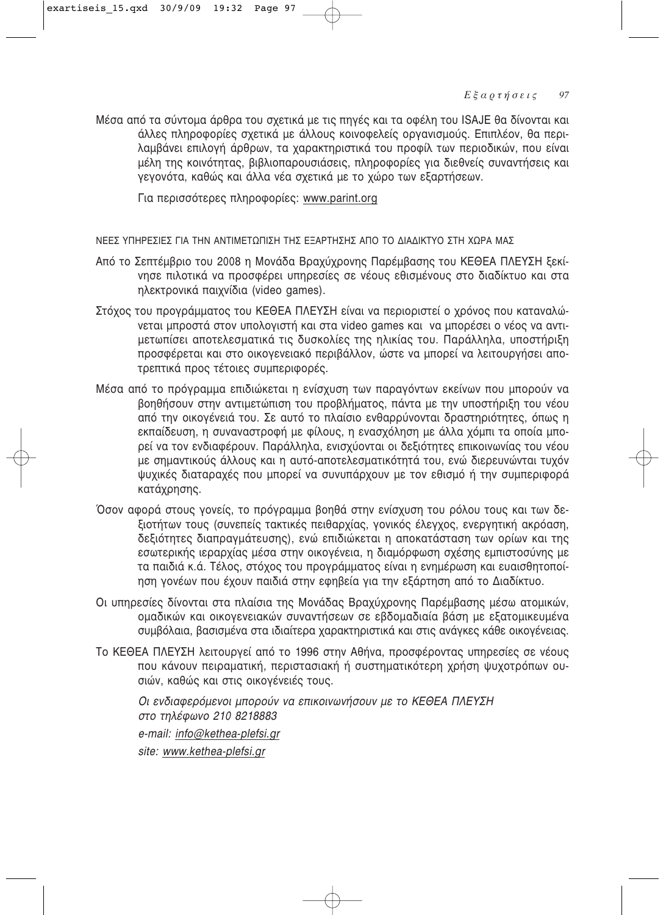Μέσα από τα σύντομα άρθρα του σχετικά με τις πηγές και τα οφέλη του ISAJE θα δίνονται και άλλες πληροφορίες σχετικά με άλλους κοινοφελείς οργανισμούς. Επιπλέον, θα περιλαμβάνει επιλογή άρθρων, τα χαρακτηριστικά του προφίλ των περιοδικών, που είναι μέλη της κοινότητας, βιβλιοπαρουσιάσεις, πληροφορίες για διεθνείς συναντήσεις και γεγονότα, καθώς και άλλα νέα σχετικά με το χώρο των εξαρτήσεων.

Για περισσότερες πληροφορίες: www.parint.org

ΝΕΕΣ ΥΠΗΡΕΣΙΕΣ ΓΙΑ ΤΗΝ ΑΝΤΙΜΕΤΩΠΙΣΗ ΤΗΣ ΕΞΑΡΤΗΣΗΣ ΑΠΟ ΤΟ ΔΙΑΔΙΚΤΥΟ ΣΤΗ ΧΩΡΑ ΜΑΣ

Από το Σεπτέμβριο του 2008 η Μονάδα Βραχύχρονης Παρέμβασης του ΚΕΘΕΑ ΠΛΕΥΣΗ ξεκίνησε πιλοτικά να προσφέρει υπηρεσίες σε νέους εθισμένους στο διαδίκτυο και στα ηλεκτρονικά παιχνίδια (video games).

Στόχος του προγράμματος του ΚΕΘΕΑ ΠΛΕΥΣΗ είναι να περιοριστεί ο χρόνος που καταναλώνεται μπροστά στον υπολογιστή και στα video games και να μπορέσει ο νέος να αντιμετωπίσει αποτελεσματικά τις δυσκολίες της ηλικίας του. Παράλληλα, υποστήριξη προσφέρεται και στο οικογενειακό περιβάλλον, ώστε να μπορεί να λειτουργήσει αποτρεπτικά προς τέτοιες συμπεριφορές.

Μέσα από το πρόγραμμα επιδιώκεται η ενίσχυση των παραγόντων εκείνων που μπορούν να βοηθήσουν στην αντιμετώπιση του προβλήματος, πάντα με την υποστήριξη του νέου από την οικογένειά του. Σε αυτό το πλαίσιο ενθαρρύνονται δραστηριότητες, όπως η εκπαίδευση, η συναναστροφή με φίλους, η ενασχόληση με άλλα χόμπι τα οποία μπορεί να τον ενδιαφέρουν. Παράλληλα, ενισχύονται οι δεξιότητες επικοινωνίας του νέου με σημαντικούς άλλους και η αυτό-αποτελεσματικότητά του, ενώ διερευνώνται τυχόν ψυχικές διαταραχές που μπορεί να συνυπάρχουν με τον εθισμό ή την συμπεριφορά κατάχρησης.

Όσον αφορά στους γονείς, το πρόγραμμα βοηθά στην ενίσχυση του ρόλου τους και των δεξιοτήτων τους (συνεπείς τακτικές πειθαρχίας, γονικός έλεγχος, ενεργητική ακρόαση, δεξιότητες διαπραγμάτευσης), ενώ επιδιώκεται η αποκατάσταση των ορίων και της εσωτερικής ιεραρχίας μέσα στην οικογένεια, η διαμόρφωση σχέσης εμπιστοσύνης με τα παιδιά κ.ά. Τέλος, στόχος του προγράμματος είναι η ενημέρωση και ευαισθητοποίηση γονέων που έχουν παιδιά στην εφηβεία για την εξάρτηση από το Διαδίκτυο.

Οι υπηρεσίες δίνονται στα πλαίσια της Μονάδας Βραχύχρονης Παρέμβασης μέσω ατομικών, ομαδικών και οικογενειακών συναντήσεων σε εβδομαδιαία βάση με εξατομικευμένα συμβόλαια, βασισμένα στα ιδιαίτερα χαρακτηριστικά και στις ανάγκες κάθε οικογένειας.

Το ΚΕΘΕΑ ΠΛΕΥΣΗ λειτουργεί από το 1996 στην Αθήνα, προσφέροντας υπηρεσίες σε νέους που κάνουν πειραματική, περιστασιακή ή συστηματικότερη χρήση ψυχοτρόπων ουσιών, καθώς και στις οικογένειές τους.

*Οι ενδιαφερόμενοι μπορούν να επικοινωνήσουν με το ΚΕΘΕΑ ΠΛΕΥΣΗ στο τηλέφωνο 210 8218883*

*e-mail: info@kethea-plefsi.gr*

*site: www.kethea-plefsi.gr*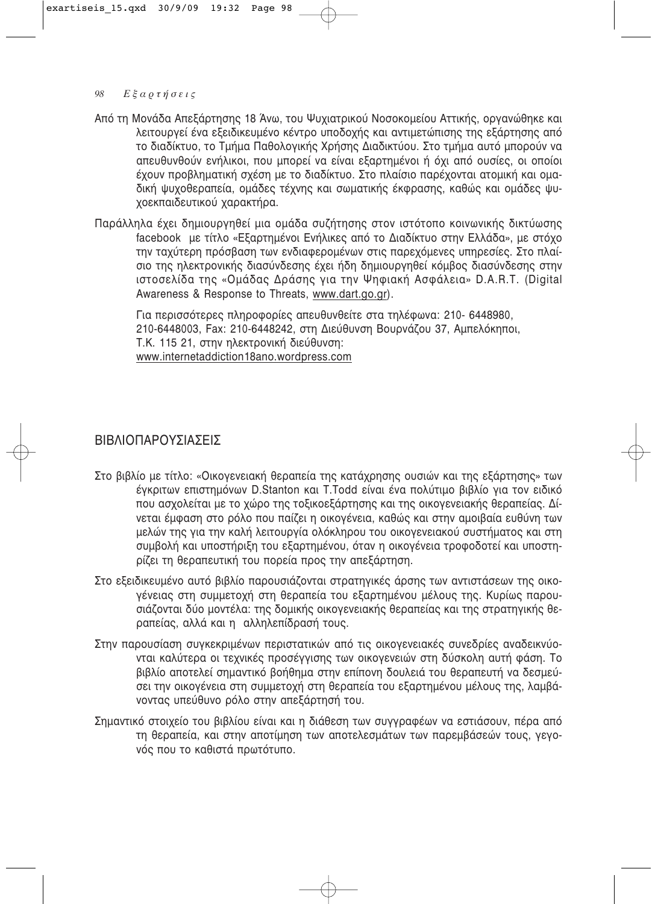Από τη Μονάδα Απεξάρτησης 18 Άνω, του Ψυχιατρικού Νοσοκομείου Αττικής, οργανώθηκε και λειτουργεί ένα εξειδικευμένο κέντρο υποδοχής και αντιμετώπισης της εξάρτησης από το διαδίκτυο, το Τμήμα Παθολογικής Χρήσης Διαδικτύου. Στο τμήμα αυτό μπορούν να απευθυνθούν ενήλικοι, που μπορεί να είναι εξαρτημένοι ή όχι από ουσίες, οι οποίοι έχουν προβληματική σχέση με το διαδίκτυο. Στο πλαίσιο παρέχονται ατομική και ομαδική ψυχοθεραπεία, ομάδες τέχνης και σωματικής έκφρασης, καθώς και ομάδες ψυχοεκπαιδευτικού χαρακτήρα.

Παράλληλα έχει δημιουργηθεί μια ομάδα συζήτησης στον ιστότοπο κοινωνικής δικτύωσης facebook με τίτλο «Εξαρτημένοι Ενήλικες από το Διαδίκτυο στην Ελλάδα», με στόχο την ταχύτερη πρόσβαση των ενδιαφερομένων στις παρεχόμενες υπηρεσίες. Στο πλαίσιο της ηλεκτρονικής διασύνδεσης έχει ήδη δημιουργηθεί κόμβος διασύνδεσης στην ιστοσελίδα της «Ομάδας Δράσης για την Ψηφιακή Ασφάλεια» D.A.R.T. (Digital Awareness & Response to Threats, www.dart.go.gr).

Για περισσότερες πληροφορίες απευθυνθείτε στα τηλέφωνα: 210- 6448980, 210-6448003, Fax: 210-6448242, στη Διεύθυνση Βουρνάζου 37, Αμπελόκηποι, Τ.Κ. 115 21, στην ηλεκτρονική διεύθυνση: www.internetaddiction18ano.wordpress.com

## ΒΙΒΛΙΟΠΑΡΟΥΣΙΑΣΕΙΣ

Στο βιβλίο με τίτλο: «Οικογενειακή θεραπεία της κατάχρησης ουσιών και της εξάρτησης» των έγκριτων επιστημόνων D.Stanton και T.Todd είναι ένα πολύτιμο βιβλίο για τον ειδικό που ασχολείται με το χώρο της τοξικοεξάρτησης και της οικογενειακής θεραπείας. Δίνεται έμφαση στο ρόλο που παίζει η οικογένεια, καθώς και στην αμοιβαία ευθύνη των μελών της για την καλή λειτουργία ολόκληρου του οικογενειακού συστήματος και στη συμβολή και υποστήριξη του εξαρτημένου, όταν η οικογένεια τροφοδοτεί και υποστηρίζει τη θεραπευτική του πορεία προς την απεξάρτηση.

Στο εξειδικευμένο αυτό βιβλίο παρουσιάζονται στρατηγικές άρσης των αντιστάσεων της οικογένειας στη συμμετοχή στη θεραπεία του εξαρτημένου μέλους της. Κυρίως παρουσιάζονται δύο μοντέλα: της δομικής οικογενειακής θεραπείας και της στρατηγικής θεραπείας, αλλά και η αλληλεπίδρασή τους.

Στην παρουσίαση συγκεκριμένων περιστατικών από τις οικογενειακές συνεδρίες αναδεικνύονται καλύτερα οι τεχνικές προσέγγισης των οικογενειών στη δύσκολη αυτή φάση. Το βιβλίο αποτελεί σημαντικό βοήθημα στην επίπονη δουλειά του θεραπευτή να δεσμεύσει την οικογένεια στη συμμετοχή στη θεραπεία του εξαρτημένου μέλους της, λαμβάνοντας υπεύθυνο ρόλο στην απεξάρτησή του.

Σημαντικό στοιχείο του βιβλίου είναι και η διάθεση των συγγραφέων να εστιάσουν, πέρα από τη θεραπεία, και στην αποτίμηση των αποτελεσμάτων των παρεμβάσεών τους, γεγονός που το καθιστά πρωτότυπο.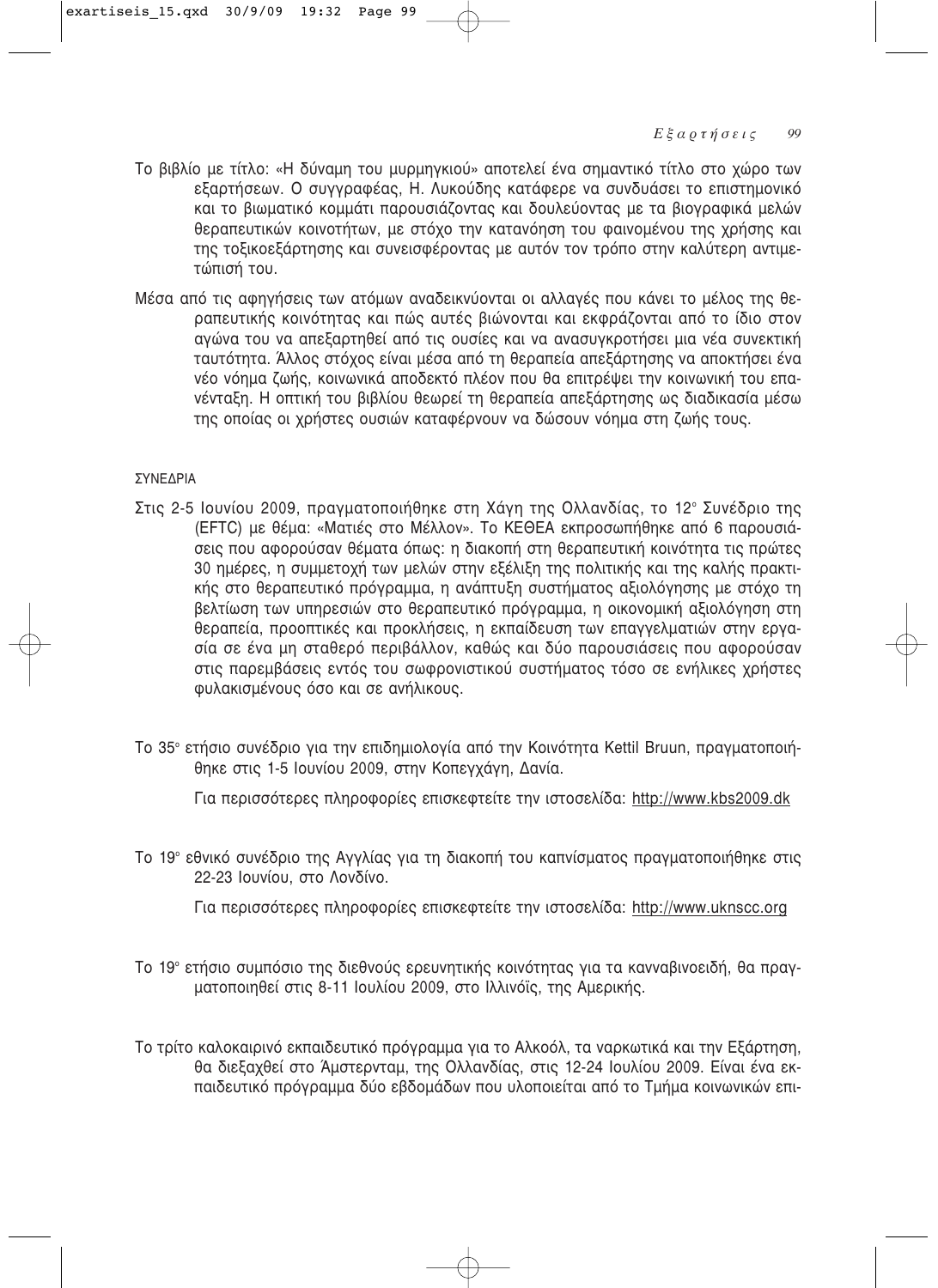Το βιβλίο με τίτλο: «Η δύναμη του μυρμηγκιού» αποτελεί ένα σημαντικό τίτλο στο χώρο των εξαρτήσεων. Ο συγγραφέας, Η. Λυκούδης κατάφερε να συνδυάσει το επιστημονικό και το βιωματικό κομμάτι παρουσιάζοντας και δουλεύοντας με τα βιογραφικά μελών θεραπευτικών κοινοτήτων, με στόχο την κατανόηση του φαινομένου της χρήσης και της τοξικοεξάρτησης και συνεισφέροντας με αυτόν τον τρόπο στην καλύτερη αντιμετώπισή του.

Μέσα από τις αφηγήσεις των ατόμων αναδεικνύονται οι αλλαγές που κάνει το μέλος της θεραπευτικής κοινότητας και πώς αυτές βιώνονται και εκφράζονται από το ίδιο στον αγώνα του να απεξαρτηθεί από τις ουσίες και να ανασυγκροτήσει μια νέα συνεκτική ταυτότητα. Άλλος στόχος είναι μέσα από τη θεραπεία απεξάρτησης να αποκτήσει ένα νέο νόημα ζωής, κοινωνικά αποδεκτό πλέον που θα επιτρέψει την κοινωνική του επανένταξη. Η οπτική του βιβλίου θεωρεί τη θεραπεία απεξάρτησης ως διαδικασία μέσω της οποίας οι χρήστες ουσιών καταφέρνουν να δώσουν νόημα στη ζωής τους.

ΣΥΝΕΔΡΙΑ

Στις 2-5 Ιουνίου 2009, πραγματοποιήθηκε στη Χάγη της Ολλανδίας, το 12° Συνέδριο της (EFTC) με θέμα: «Ματιές στο Μέλλον». Το ΚΕΘΕΑ εκπροσωπήθηκε από 6 παρουσιάσεις που αφορούσαν θέματα όπως: η διακοπή στη θεραπευτική κοινότητα τις πρώτες 30 ημέρες, η συμμετοχή των μελών στην εξέλιξη της πολιτικής και της καλής πρακτικής στο θεραπευτικό πρόγραμμα, η ανάπτυξη συστήματος αξιολόγησης με στόχο τη βελτίωση των υπηρεσιών στο θεραπευτικό πρόγραμμα, η οικονομική αξιολόγηση στη θεραπεία, προοπτικές και προκλήσεις, η εκπαίδευση των επαγγελματιών στην εργασία σε ένα μη σταθερό περιβάλλον, καθώς και δύο παρουσιάσεις που αφορούσαν στις παρεμβάσεις εντός του σωφρονιστικού συστήματος τόσο σε ενήλικες χρήστες φυλακισμένους όσο και σε ανήλικους.

Το 35° ετήσιο συνέδριο για την επιδημιολογία από την Κοινότητα Kettil Bruun, πραγματοποιήθηκε στις 1-5 Ιουνίου 2009, στην Κοπεγχάγη, Δανία.

Για περισσότερες πληροφορίες επισκεφτείτε την ιστοσελίδα: http://www.kbs2009.dk

Το 19° εθνικό συνέδριο της Αγγλίας για τη διακοπή του καπνίσματος πραγματοποιήθηκε στις 22-23 Ιουνίου, στο Λονδίνο.

Για περισσότερες πληροφορίες επισκεφτείτε την ιστοσελίδα: http://www.uknscc.org

Το 19° ετήσιο συμπόσιο της διεθνούς ερευνητικής κοινότητας για τα κανναβινοειδή, θα πραγματοποιηθεί στις 8-11 Ιουλίου 2009, στο Ιλλινόϊς, της Αμερικής.

Το τρίτο καλοκαιρινό εκπαιδευτικό πρόγραμμα για το Αλκοόλ, τα ναρκωτικά και την Εξάρτηση, θα διεξαχθεί στο Άμστερνταμ, της Ολλανδίας, στις 12-24 Ιουλίου 2009. Είναι ένα εκπαιδευτικό πρόγραμμα δύο εβδομάδων που υλοποιείται από το Τμήμα κοινωνικών επι-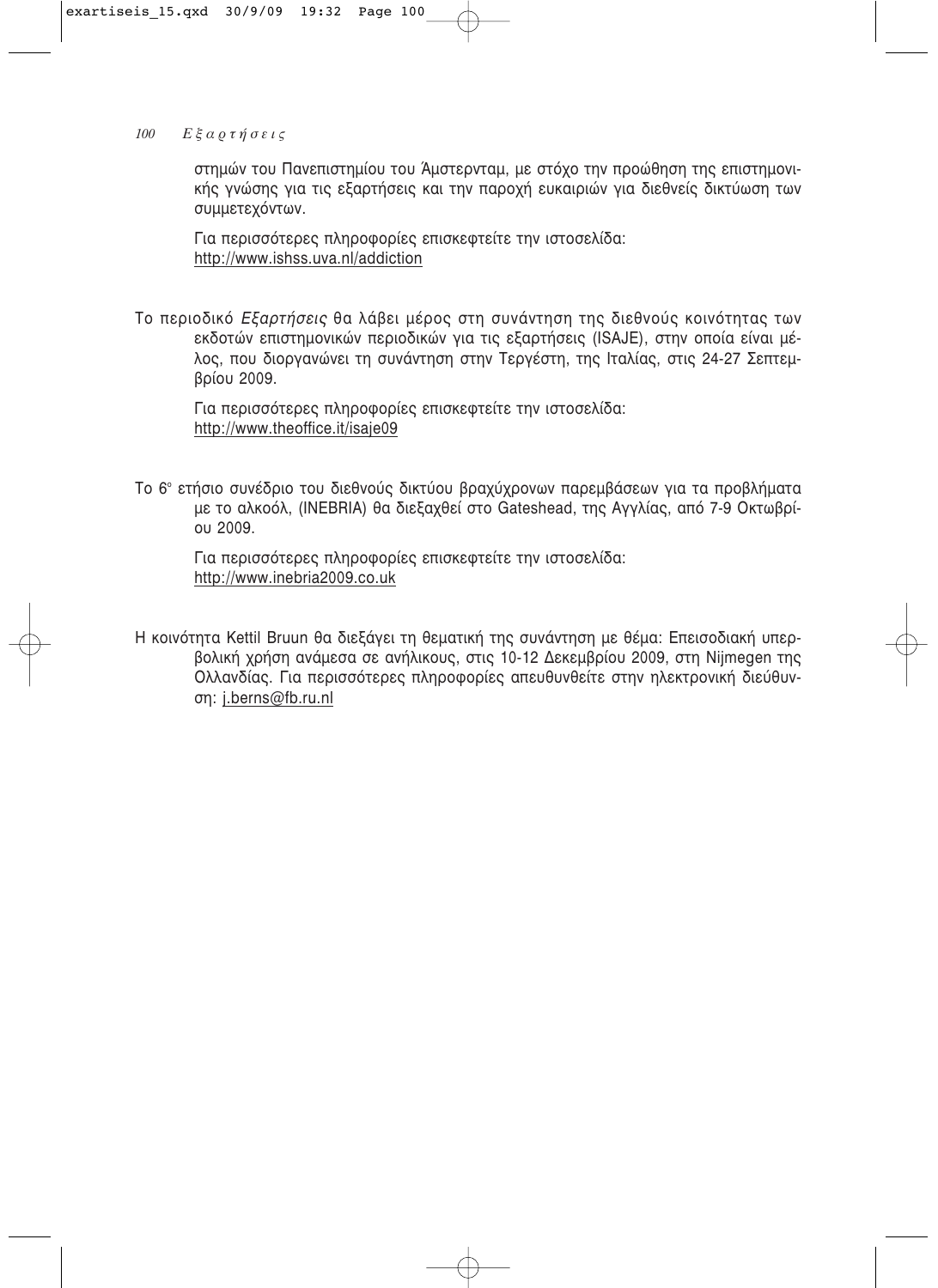στημών του Πανεπιστημίου του Άμστερνταμ, με στόχο την προώθηση της επιστημονικής γνώσης για τις εξαρτήσεις και την παροχή ευκαιριών για διεθνείς δικτύωση των συμμετεχόντων.

Για περισσότερες πληροφορίες επισκεφτείτε την ιστοσελίδα:
http://www.ishss.uva.nl/addiction

Το περιοδικό *Εξαρτήσεις* θα λάβει μέρος στη συνάντηση της διεθνούς κοινότητας των εκδοτών επιστημονικών περιοδικών για τις εξαρτήσεις (ISAJE), στην οποία είναι μέλος, που διοργανώνει τη συνάντηση στην Τεργέστη, της Ιταλίας, στις 24-27 Σεπτεμβρίου 2009.

Για περισσότερες πληροφορίες επισκεφτείτε την ιστοσελίδα:
http://www.theoffice.it/isaje09

Το 6ο ετήσιο συνέδριο του διεθνούς δικτύου βραχύχρονων παρεμβάσεων για τα προβλήματα με το αλκοόλ, (INEBRIA) θα διεξαχθεί στο Gateshead, της Αγγλίας, από 7-9 Οκτωβρίου 2009.

Για περισσότερες πληροφορίες επισκεφτείτε την ιστοσελίδα:
http://www.inebria2009.co.uk

Η κοινότητα Kettil Bruun θα διεξάγει τη θεματική της συνάντηση με θέμα: Επεισοδιακή υπερβολική χρήση ανάμεσα σε ανήλικους, στις 10-12 Δεκεμβρίου 2009, στη Nijmegen της Ολλανδίας. Για περισσότερες πληροφορίες απευθυνθείτε στην ηλεκτρονική διεύθυνση: j.berns@fb.ru.nl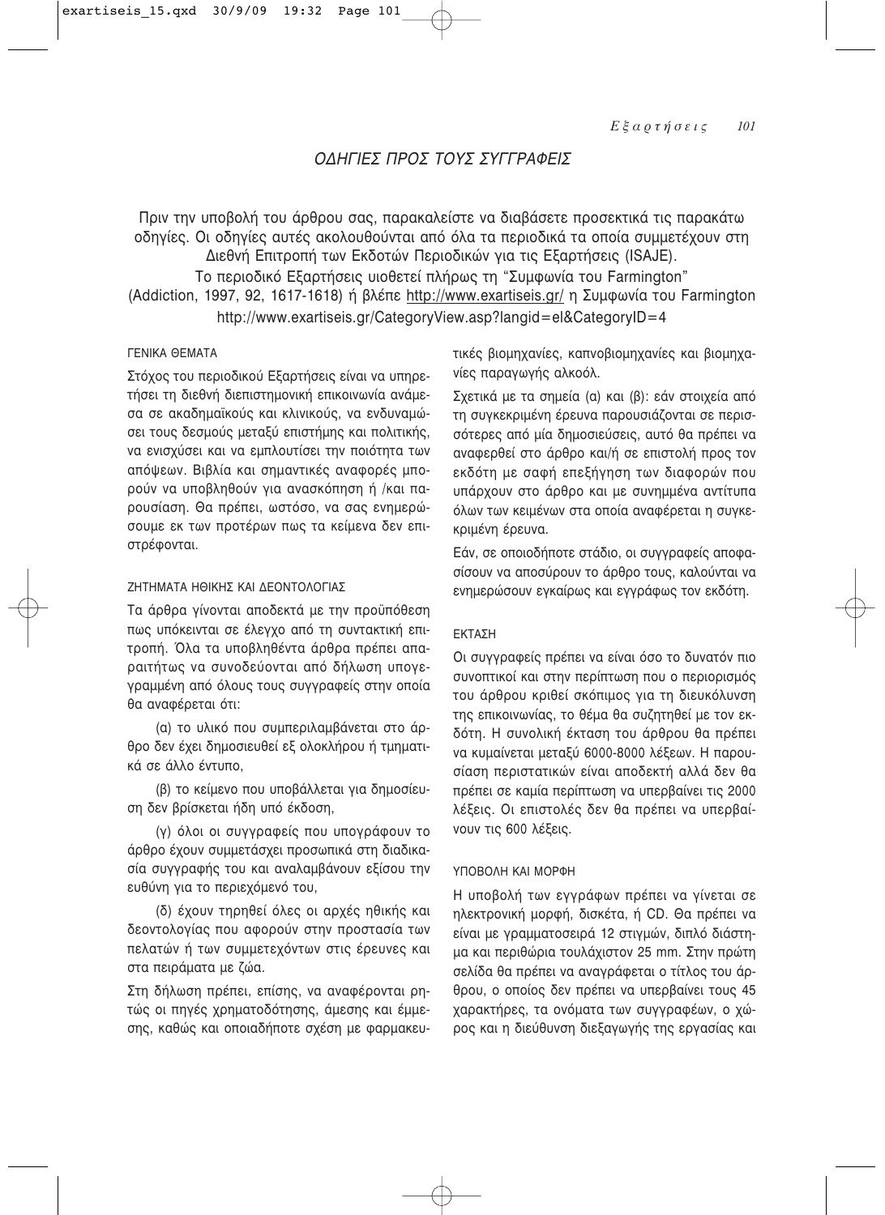## ΟΔΗΓΙΕΣ ΠΡΟΣ ΤΟΥΣ ΣΥΓΓΡΑΦΕΙΣ

Πριν την υποβολή του άρθρου σας, παρακαλείστε να διαβάσετε προσεκτικά τις παρακάτω οδηγίες. Οι οδηγίες αυτές ακολουθούνται από όλα τα περιοδικά τα οποία συμμετέχουν στη Διεθνή Επιτροπή των Εκδοτών Περιοδικών για τις Εξαρτήσεις (ISAJE).

Το περιοδικό Εξαρτήσεις υιοθετεί πλήρως τη "Συμφωνία του Farmington" (Addiction, 1997, 92, 1617-1618) ή βλέπε http://www.exartiseis.gr/ η Συμφωνία του Farmington http://www.exartiseis.gr/CategoryView.asp?langid=el&CategoryID=4

### ΓΕΝΙΚΑ ΘΕΜΑΤΑ

Στόχος του περιοδικού Εξαρτήσεις είναι να υπηρετήσει τη διεθνή διεπιστημονική επικοινωνία ανάμεσα σε ακαδημαϊκούς και κλινικούς, να ενδυναμώσει τους δεσμούς μεταξύ επιστήμης και πολιτικής, να ενισχύσει και να εμπλουτίσει την ποιότητα των απόψεων. Βιβλία και σημαντικές αναφορές μπορούν να υποβληθούν για ανασκόπηση ή /και παρουσίαση. Θα πρέπει, ωστόσο, να σας ενημερώσουμε εκ των προτέρων πως τα κείμενα δεν επιστρέφονται.

### ΖΗΤΗΜΑΤΑ ΗΘΙΚΗΣ ΚΑΙ ΔΕΟΝΤΟΛΟΓΙΑΣ

Τα άρθρα γίνονται αποδεκτά με την προϋπόθεση πως υπόκεινται σε έλεγχο από τη συντακτική επιτροπή. Όλα τα υποβληθέντα άρθρα πρέπει απαραιτήτως να συνοδεύονται από δήλωση υπογεγραμμένη από όλους τους συγγραφείς στην οποία θα αναφέρεται ότι:

(α) το υλικό που συμπεριλαμβάνεται στο άρθρο δεν έχει δημοσιευθεί εξ ολοκλήρου ή τμηματικά σε άλλο έντυπο,

(β) το κείμενο που υποβάλλεται για δημοσίευση δεν βρίσκεται ήδη υπό έκδοση,

(γ) όλοι οι συγγραφείς που υπογράφουν το άρθρο έχουν συμμετάσχει προσωπικά στη διαδικασία συγγραφής του και αναλαμβάνουν εξίσου την ευθύνη για το περιεχόμενό του,

(δ) έχουν τηρηθεί όλες οι αρχές ηθικής και δεοντολογίας που αφορούν στην προστασία των πελατών ή των συμμετεχόντων στις έρευνες και στα πειράματα με ζώα.

Στη δήλωση πρέπει, επίσης, να αναφέρονται ρητώς οι πηγές χρηματοδότησης, άμεσης και έμμεσης, καθώς και οποιαδήποτε σχέση με φαρμακευτικές βιομηχανίες, καπνοβιομηχανίες και βιομηχανίες παραγωγής αλκοόλ.

Σχετικά με τα σημεία (α) και (β): εάν στοιχεία από τη συγκεκριμένη έρευνα παρουσιάζονται σε περισσότερες από μία δημοσιεύσεις, αυτό θα πρέπει να αναφερθεί στο άρθρο και/ή σε επιστολή προς τον εκδότη με σαφή επεξήγηση των διαφορών που υπάρχουν στο άρθρο και με συνημμένα αντίτυπα όλων των κειμένων στα οποία αναφέρεται η συγκεκριμένη έρευνα.

Εάν, σε οποιοδήποτε στάδιο, οι συγγραφείς αποφασίσουν να αποσύρουν το άρθρο τους, καλούνται να ενημερώσουν εγκαίρως και εγγράφως τον εκδότη.

### ΕΚΤΑΣΗ

Οι συγγραφείς πρέπει να είναι όσο το δυνατόν πιο συνοπτικοί και στην περίπτωση που ο περιορισμός του άρθρου κριθεί σκόπιμος για τη διευκόλυνση της επικοινωνίας, το θέμα θα συζητηθεί με τον εκδότη. Η συνολική έκταση του άρθρου θα πρέπει να κυμαίνεται μεταξύ 6000-8000 λέξεων. Η παρουσίαση περιστατικών είναι αποδεκτή αλλά δεν θα πρέπει σε καμία περίπτωση να υπερβαίνει τις 2000 λέξεις. Οι επιστολές δεν θα πρέπει να υπερβαίνουν τις 600 λέξεις.

### ΥΠΟΒΟΛΗ ΚΑΙ ΜΟΡΦΗ

Η υποβολή των εγγράφων πρέπει να γίνεται σε ηλεκτρονική μορφή, δισκέτα, ή CD. Θα πρέπει να είναι με γραμματοσειρά 12 στιγμών, διπλό διάστημα και περιθώρια τουλάχιστον 25 mm. Στην πρώτη σελίδα θα πρέπει να αναγράφεται ο τίτλος του άρθρου, ο οποίος δεν πρέπει να υπερβαίνει τους 45 χαρακτήρες, τα ονόματα των συγγραφέων, ο χώρος και η διεύθυνση διεξαγωγής της εργασίας και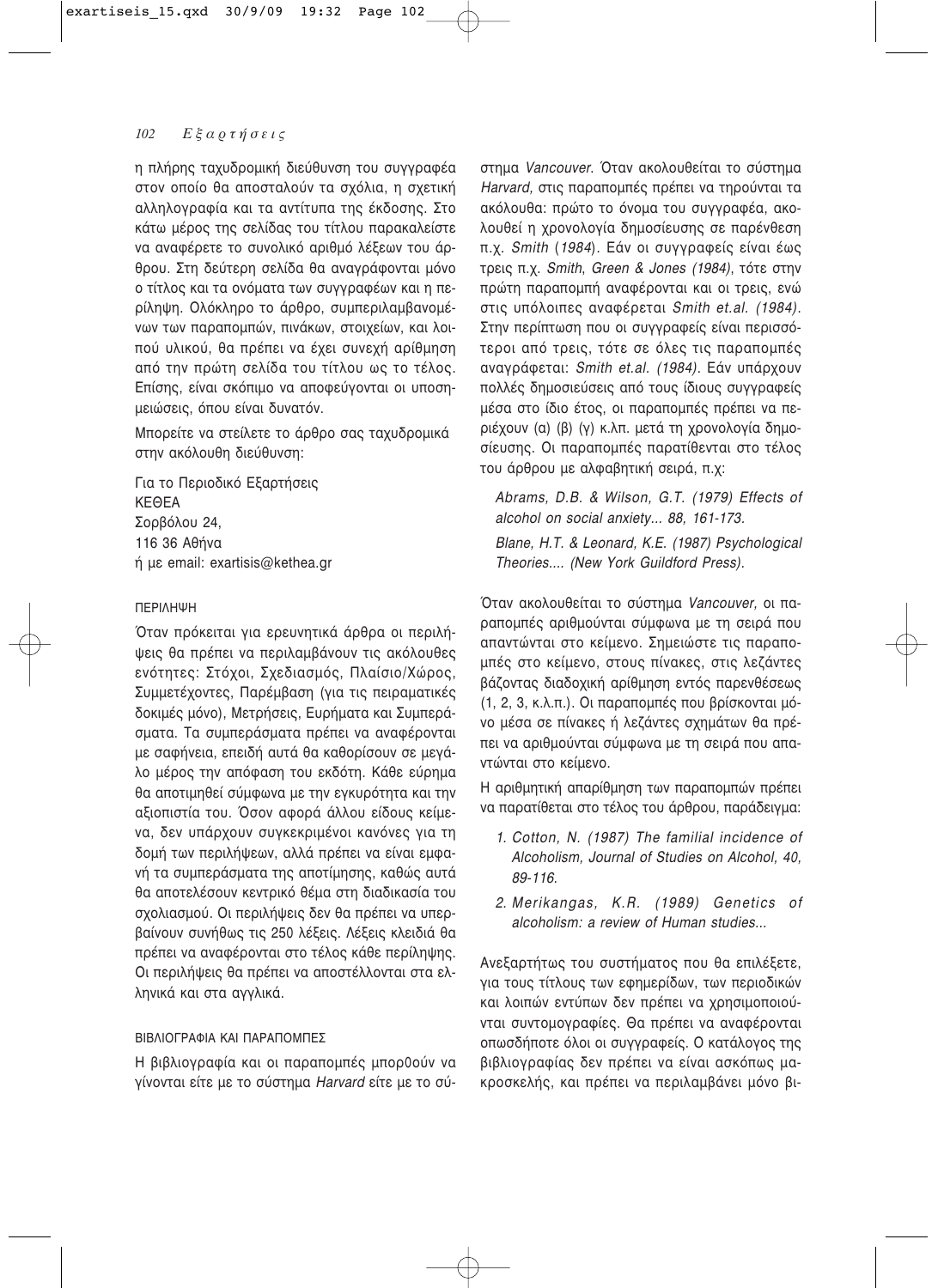η πλήρης ταχυδρομική διεύθυνση του συγγραφέα στον οποίο θα αποσταλούν τα σχόλια, η σχετική αλληλογραφία και τα αντίτυπα της έκδοσης. Στο κάτω μέρος της σελίδας του τίτλου παρακαλείστε να αναφέρετε το συνολικό αριθμό λέξεων του άρθρου. Στη δεύτερη σελίδα θα αναγράφονται μόνο ο τίτλος και τα ονόματα των συγγραφέων και η περίληψη. Ολόκληρο το άρθρο, συμπεριλαμβανομένων των παραπομπών, πινάκων, στοιχείων, και λοιπού υλικού, θα πρέπει να έχει συνεχή αρίθμηση από την πρώτη σελίδα του τίτλου ως το τέλος. Επίσης, είναι σκόπιμο να αποφεύγονται οι υποσημειώσεις, όπου είναι δυνατόν.

Μπορείτε να στείλετε το άρθρο σας ταχυδρομικά στην ακόλουθη διεύθυνση:

Για το Περιοδικό Εξαρτήσεις
ΚΕΘΕΑ
Σορβόλου 24,
116 36 Αθήνα
ή με email: exartisis@kethea.gr

### ΠΕΡΙΛΗΨΗ

Όταν πρόκειται για ερευνητικά άρθρα οι περιλήψεις θα πρέπει να περιλαμβάνουν τις ακόλουθες ενότητες: Στόχοι, Σχεδιασμός, Πλαίσιο/Χώρος, Συμμετέχοντες, Παρέμβαση (για τις πειραματικές δοκιμές μόνο), Μετρήσεις, Ευρήματα και Συμπεράσματα. Τα συμπεράσματα πρέπει να αναφέρονται με σαφήνεια, επειδή αυτά θα καθορίσουν σε μεγάλο μέρος την απόφαση του εκδότη. Κάθε εύρημα θα αποτιμηθεί σύμφωνα με την εγκυρότητα και την αξιοπιστία του. Όσον αφορά άλλου είδους κείμενα, δεν υπάρχουν συγκεκριμένοι κανόνες για τη δομή των περιλήψεων, αλλά πρέπει να είναι εμφανή τα συμπεράσματα της αποτίμησης, καθώς αυτά θα αποτελέσουν κεντρικό θέμα στη διαδικασία του σχολιασμού. Οι περιλήψεις δεν θα πρέπει να υπερβαίνουν συνήθως τις 250 λέξεις. Λέξεις κλειδιά θα πρέπει να αναφέρονται στο τέλος κάθε περίληψης. Οι περιλήψεις θα πρέπει να αποστέλλονται στα ελληνικά και στα αγγλικά.

### ΒΙΒΛΙΟΓΡΑΦΙΑ ΚΑΙ ΠΑΡΑΠΟΜΠΕΣ

Η βιβλιογραφία και οι παραπομπές μπορ0ούν να γίνονται είτε με το σύστημα *Harvard* είτε με το σύστημα *Vancouver*. Όταν ακολουθείται το σύστημα *Harvard,* στις παραπομπές πρέπει να τηρούνται τα ακόλουθα: πρώτο το όνομα του συγγραφέα, ακολουθεί η χρονολογία δημοσίευσης σε παρένθεση π.χ. *Smith* (*1984*). Εάν οι συγγραφείς είναι έως τρεις π.χ. *Smith*, *Green & Jones (1984)*, τότε στην πρώτη παραπομπή αναφέρονται και οι τρεις, ενώ στις υπόλοιπες αναφέρεται *Smith et.al. (1984)*. Στην περίπτωση που οι συγγραφείς είναι περισσότεροι από τρεις, τότε σε όλες τις παραπομπές αναγράφεται: *Smith et.al. (1984)*. Εάν υπάρχουν πολλές δημοσιεύσεις από τους ίδιους συγγραφείς μέσα στο ίδιο έτος, οι παραπομπές πρέπει να περιέχουν (α) (β) (γ) κ.λπ. μετά τη χρονολογία δημοσίευσης. Οι παραπομπές παρατίθενται στο τέλος του άρθρου με αλφαβητική σειρά, π.χ:

*Abrams, D.B. & Wilson, G.T. (1979) Effects of alcohol on social anxiety... 88, 161-173.*

*Blane, H.T. & Leonard, K.E. (1987) Psychological Theories.... (New York Guildford Press).*

Όταν ακολουθείται το σύστημα *Vancouver,* οι παραπομπές αριθμούνται σύμφωνα με τη σειρά που απαντώνται στο κείμενο. Σημειώστε τις παραπομπές στο κείμενο, στους πίνακες, στις λεζάντες βάζοντας διαδοχική αρίθμηση εντός παρενθέσεως (1, 2, 3, κ.λ.π.). Οι παραπομπές που βρίσκονται μόνο μέσα σε πίνακες ή λεζάντες σχημάτων θα πρέπει να αριθμούνται σύμφωνα με τη σειρά που απαντώνται στο κείμενο.

Η αριθμητική απαρίθμηση των παραπομπών πρέπει να παρατίθεται στο τέλος του άρθρου, παράδειγμα:

1. *Cotton, N. (1987) The familial incidence of Alcoholism, Journal of Studies on Alcohol, 40, 89-116.*
2. *Merikangas, K.R. (1989) Genetics of alcoholism: a review of Human studies...*

Ανεξαρτήτως του συστήματος που θα επιλέξετε, για τους τίτλους των εφημερίδων, των περιοδικών και λοιπών εντύπων δεν πρέπει να χρησιμοποιούνται συντομογραφίες. Θα πρέπει να αναφέρονται οπωσδήποτε όλοι οι συγγραφείς. Ο κατάλογος της βιβλιογραφίας δεν πρέπει να είναι ασκόπως μακροσκελής, και πρέπει να περιλαμβάνει μόνο βι-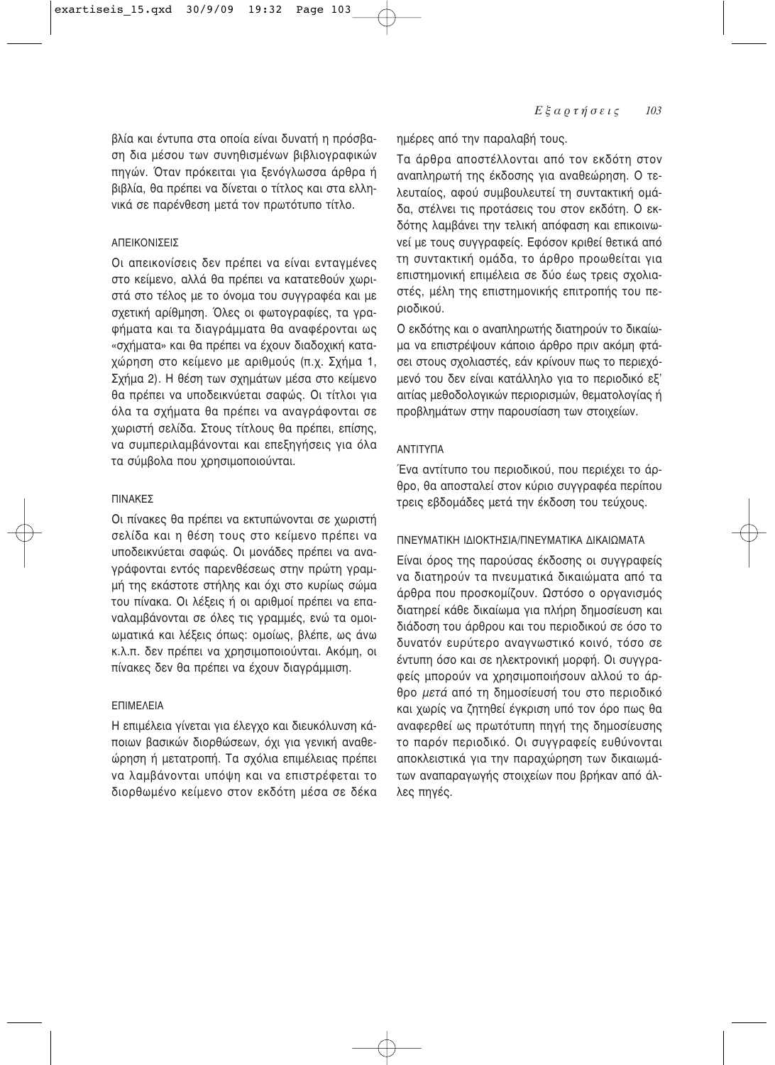βλία και έντυπα στα οποία είναι δυνατή η πρόσβαση δια μέσου των συνηθισμένων βιβλιογραφικών πηγών. Όταν πρόκειται για ξενόγλωσσα άρθρα ή βιβλία, θα πρέπει να δίνεται ο τίτλος και στα ελληνικά σε παρένθεση μετά τον πρωτότυπο τίτλο.

### ΑΠΕΙΚΟΝΙΣΕΙΣ

Οι απεικονίσεις δεν πρέπει να είναι ενταγμένες στο κείμενο, αλλά θα πρέπει να κατατεθούν χωριστά στο τέλος με το όνομα του συγγραφέα και με σχετική αρίθμηση. Όλες οι φωτογραφίες, τα γραφήματα και τα διαγράμματα θα αναφέρονται ως «σχήματα» και θα πρέπει να έχουν διαδοχική καταχώρηση στο κείμενο με αριθμούς (π.χ. Σχήμα 1, Σχήμα 2). Η θέση των σχημάτων μέσα στο κείμενο θα πρέπει να υποδεικνύεται σαφώς. Οι τίτλοι για όλα τα σχήματα θα πρέπει να αναγράφονται σε χωριστή σελίδα. Στους τίτλους θα πρέπει, επίσης, να συμπεριλαμβάνονται και επεξηγήσεις για όλα τα σύμβολα που χρησιμοποιούνται.

### ΠΙΝΑΚΕΣ

Οι πίνακες θα πρέπει να εκτυπώνονται σε χωριστή σελίδα και η θέση τους στο κείμενο πρέπει να υποδεικνύεται σαφώς. Οι μονάδες πρέπει να αναγράφονται εντός παρενθέσεως στην πρώτη γραμμή της εκάστοτε στήλης και όχι στο κυρίως σώμα του πίνακα. Οι λέξεις ή οι αριθμοί πρέπει να επαναλαμβάνονται σε όλες τις γραμμές, ενώ τα ομοιωματικά και λέξεις όπως: ομοίως, βλέπε, ως άνω κ.λ.π. δεν πρέπει να χρησιμοποιούνται. Ακόμη, οι πίνακες δεν θα πρέπει να έχουν διαγράμμιση.

### ΕΠΙΜΕΛΕΙΑ

Η επιμέλεια γίνεται για έλεγχο και διευκόλυνση κάποιων βασικών διορθώσεων, όχι για γενική αναθεώρηση ή μετατροπή. Τα σχόλια επιμέλειας πρέπει να λαμβάνονται υπόψη και να επιστρέφεται το διορθωμένο κείμενο στον εκδότη μέσα σε δέκα ημέρες από την παραλαβή τους.

Τα άρθρα αποστέλλονται από τον εκδότη στον αναπληρωτή της έκδοσης για αναθεώρηση. Ο τελευταίος, αφού συμβουλευτεί τη συντακτική ομάδα, στέλνει τις προτάσεις του στον εκδότη. Ο εκδότης λαμβάνει την τελική απόφαση και επικοινωνεί με τους συγγραφείς. Εφόσον κριθεί θετικά από τη συντακτική ομάδα, το άρθρο προωθείται για επιστημονική επιμέλεια σε δύο έως τρεις σχολιαστές, μέλη της επιστημονικής επιτροπής του περιοδικού.

Ο εκδότης και ο αναπληρωτής διατηρούν το δικαίωμα να επιστρέψουν κάποιο άρθρο πριν ακόμη φτάσει στους σχολιαστές, εάν κρίνουν πως το περιεχόμενό του δεν είναι κατάλληλο για το περιοδικό εξ' αιτίας μεθοδολογικών περιορισμών, θεματολογίας ή προβλημάτων στην παρουσίαση των στοιχείων.

### ΑΝΤΙΤΥΠΑ

Ένα αντίτυπο του περιοδικού, που περιέχει το άρθρο, θα αποσταλεί στον κύριο συγγραφέα περίπου τρεις εβδομάδες μετά την έκδοση του τεύχους.

### ΠΝΕΥΜΑΤΙΚΗ ΙΔΙΟΚΤΗΣΙΑ/ΠΝΕΥΜΑΤΙΚΑ ΔΙΚΑΙΩΜΑΤΑ

Είναι όρος της παρούσας έκδοσης οι συγγραφείς να διατηρούν τα πνευματικά δικαιώματα από τα άρθρα που προσκομίζουν. Ωστόσο ο οργανισμός διατηρεί κάθε δικαίωμα για πλήρη δημοσίευση και διάδοση του άρθρου και του περιοδικού σε όσο το δυνατόν ευρύτερο αναγνωστικό κοινό, τόσο σε έντυπη όσο και σε ηλεκτρονική μορφή. Οι συγγραφείς μπορούν να χρησιμοποιήσουν αλλού το άρθρο *μετά* από τη δημοσίευσή του στο περιοδικό και χωρίς να ζητηθεί έγκριση υπό τον όρο πως θα αναφερθεί ως πρωτότυπη πηγή της δημοσίευσης το παρόν περιοδικό. Οι συγγραφείς ευθύνονται αποκλειστικά για την παραχώρηση των δικαιωμάτων αναπαραγωγής στοιχείων που βρήκαν από άλλες πηγές.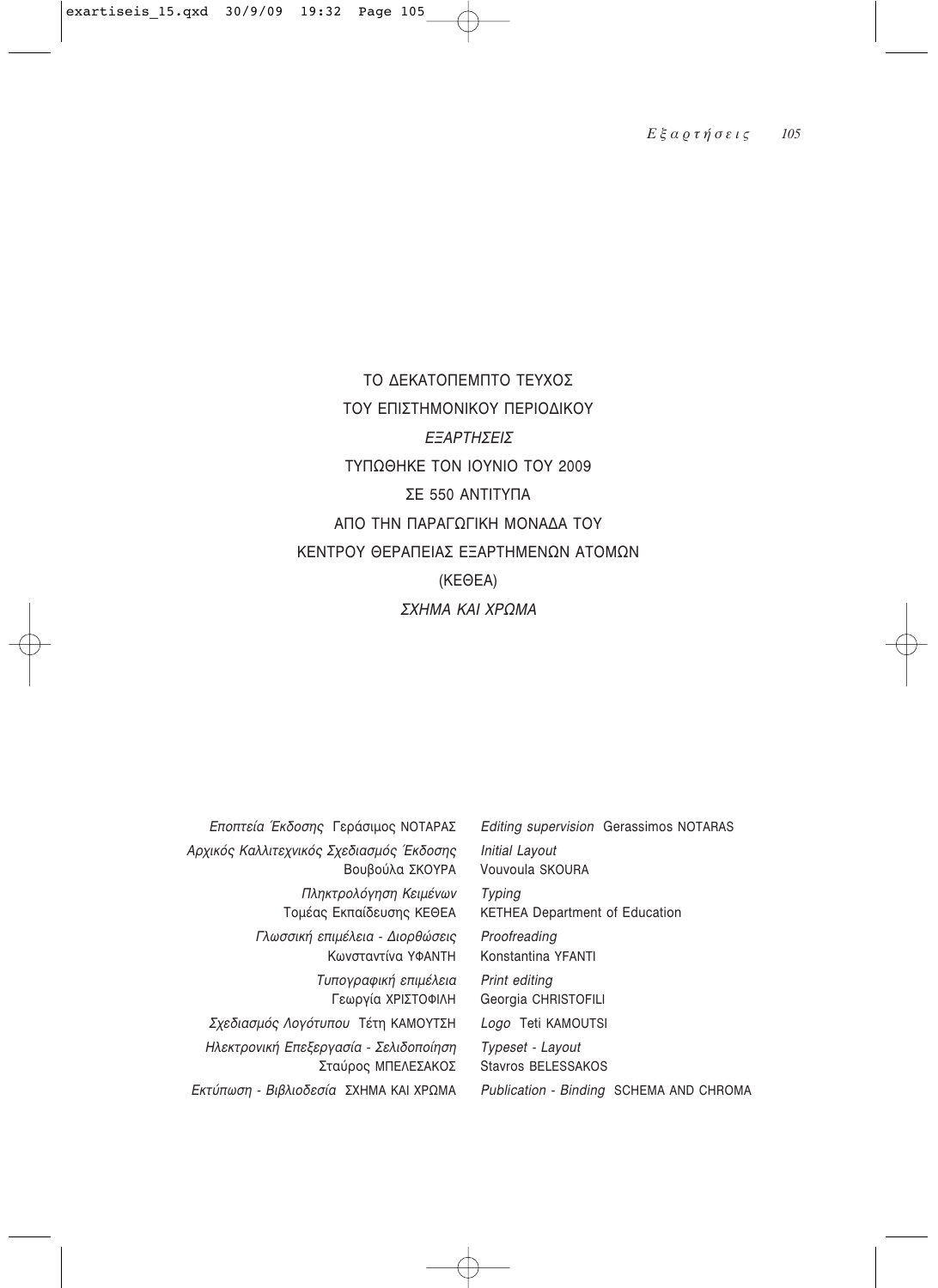ΤΟ ΔΕΚΑΤΟΠΕΜΠΤΟ ΤΕΥΧΟΣ

ΤΟΥ ΕΠΙΣΤΗΜΟΝΙΚΟΥ ΠΕΡΙΟΔΙΚΟΥ

*ΕΞΑΡΤΗΣΕΙΣ*

ΤΥΠΩΘΗΚΕ ΤΟΝ ΙΟΥΝΙΟ ΤΟΥ 2009

ΣΕ 550 ΑΝΤΙΤΥΠΑ

ΑΠΟ ΤΗΝ ΠΑΡΑΓΩΓΙΚΗ ΜΟΝΑΔΑ ΤΟΥ

ΚΕΝΤΡΟΥ ΘΕΡΑΠΕΙΑΣ ΕΞΑΡΤΗΜΕΝΩΝ ΑΤΟΜΩΝ

(ΚΕΘΕΑ)

*ΣΧΗΜΑ ΚΑΙ ΧΡΩΜΑ*

| | |
|---|---|
| *Εποπτεία Έκδοσης* Γεράσιμος ΝΟΤΑΡΑΣ | *Editing supervision* Gerassimos NOTARAS |
| *Αρχικός Καλλιτεχνικός Σχεδιασμός Έκδοσης* Βουβούλα ΣΚΟΥΡΑ | *Initial Layout* Vouvoula SKOURA |
| *Πληκτρολόγηση Κειμένων* Τομέας Εκπαίδευσης ΚΕΘΕΑ | *Typing* KETHEA Department of Education |
| *Γλωσσική επιμέλεια - Διορθώσεις* Κωνσταντίνα ΥΦΑΝΤΗ | *Proofreading* Konstantina YFANTI |
| *Τυπογραφική επιμέλεια* Γεωργία ΧΡΙΣΤΟΦΙΛΗ | *Print editing* Georgia CHRISTOFILI |
| *Σχεδιασμός Λογότυπου* Τέτη ΚΑΜΟΥΤΣΗ | *Logo* Teti KAMOUTSI |
| *Ηλεκτρονική Επεξεργασία - Σελιδοποίηση* Σταύρος ΜΠΕΛΕΣΑΚΟΣ | *Typeset - Layout* Stavros BELESSAKOS |
| *Εκτύπωση - Βιβλιοδεσία* ΣΧΗΜΑ ΚΑΙ ΧΡΩΜΑ | *Publication - Binding* SCHEMA AND CHROMA |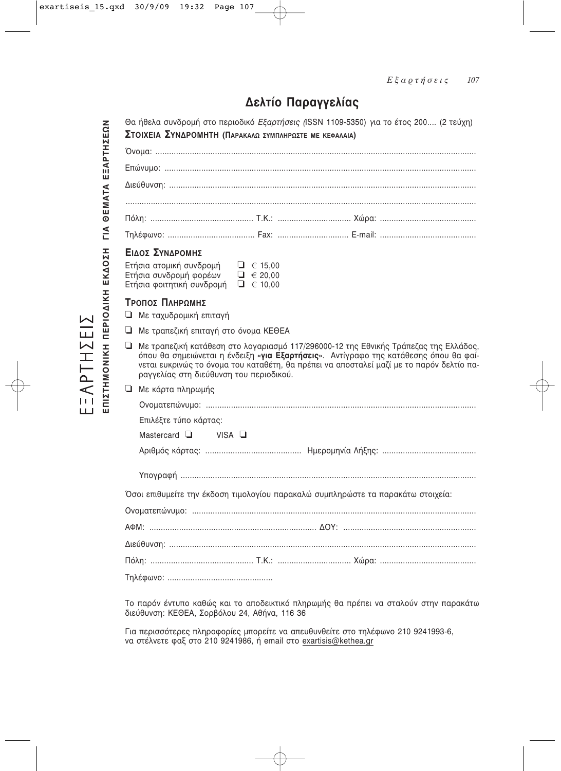# Δελτίο Παραγγελίας

Θα ήθελα συνδρομή στο περιοδικό *Εξαρτήσεις (*ISSN 1109-5350) για το έτος 200.... (2 τεύχη)

**ΣΤΟΙΧΕΙΑ ΣΥΝΔΡΟΜΗΤΗ (ΠΑΡΑΚΑΛΩ ΣΥΜΠΛΗΡΩΣΤΕ ΜΕ ΚΕΦΑΛΑΙΑ)**

Όνομα: ..........................................................................................................................................

Επώνυμο: ......................................................................................................................................

Διεύθυνση: ....................................................................................................................................

.......................................................................................................................................................

Πόλη: ............................................ Τ.Κ.: ................................ Χώρα: ..........................................

Τηλέφωνο: ...................................... Fax: ............................... E-mail: ..........................................

**ΕΙΔΟΣ ΣΥΝΔΡΟΜΗΣ**

Ετήσια ατομική συνδρομή ❑ € 15,00
Ετήσια συνδρομή φορέων ❑ € 20,00
Ετήσια φοιτητική συνδρομή ❑ € 10,00

**ΤΡΟΠΟΣ ΠΛΗΡΩΜΗΣ**

❑ Με ταχυδρομική επιταγή

❑ Με τραπεζική επιταγή στο όνομα ΚΕΘΕΑ

❑ Με τραπεζική κατάθεση στο λογαριασμό 117/296000-12 της Εθνικής Τράπεζας της Ελλάδος, όπου θα σημειώνεται η ένδειξη «**για Εξαρτήσεις**». Αντίγραφο της κατάθεσης όπου θα φαίνεται ευκρινώς το όνομα του καταθέτη, θα πρέπει να αποσταλεί μαζί με το παρόν δελτίο παραγγελίας στη διεύθυνση του περιοδικού.

❑ Με κάρτα πληρωμής

Ονοματεπώνυμο: ...........................................................................................................

Επιλέξτε τύπο κάρτας:

Mastercard ❑ VISA ❑

Αριθμός κάρτας: ......................................... Ημερομηνία Λήξης: .........................................

Υπογραφή ......................................................................................................................

Όσοι επιθυμείτε την έκδοση τιμολογίου παρακαλώ συμπληρώστε τα παρακάτω στοιχεία:

Ονοματεπώνυμο: ..........................................................................................................................

ΑΦΜ: ........................................................................ ΔΟΥ: .........................................................

Διεύθυνση: ....................................................................................................................................

Πόλη: ............................................ Τ.Κ.: ................................ Χώρα: ..........................................

Τηλέφωνο: .............................................

Το παρόν έντυπο καθώς και το αποδεικτικό πληρωμής θα πρέπει να σταλούν στην παρακάτω διεύθυνση: ΚΕΘΕΑ, Σορβόλου 24, Αθήνα, 116 36

Για περισσότερες πληροφορίες μπορείτε να απευθυνθείτε στο τηλέφωνο 210 9241993-6, να στέλνετε φαξ στο 210 9241986, ή email στο exartisis@kethea.gr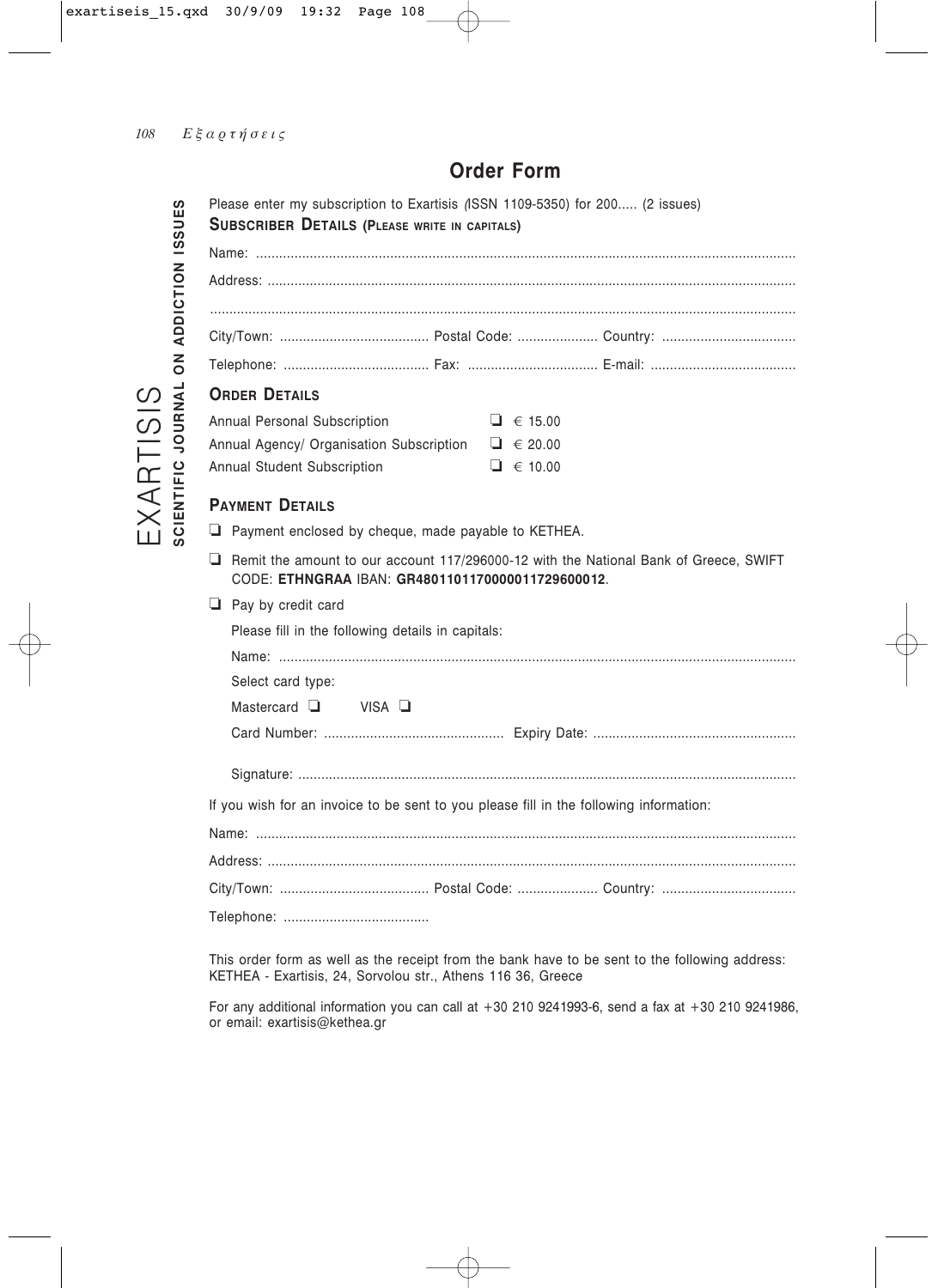# Order Form

EXARTISIS
**SCIENTIFIC JOURNAL ON ADDICTION ISSUES**

Please enter my subscription to Exartisis (ISSN 1109-5350) for 200..... (2 issues)

**SUBSCRIBER DETAILS (PLEASE WRITE IN CAPITALS)**

Name: ..........................................................................................................................................

Address: .......................................................................................................................................

.....................................................................................................................................................

City/Town: ...................................... Postal Code: .................... Country: ..................................

Telephone: ...................................... Fax: .................................. E-mail: ......................................

**ORDER DETAILS**

| | |
|---|---|
| Annual Personal Subscription | ❑ € 15.00 |
| Annual Agency/ Organisation Subscription | ❑ € 20.00 |
| Annual Student Subscription | ❑ € 10.00 |

**PAYMENT DETAILS**

❑ Payment enclosed by cheque, made payable to KETHEA.

❑ Remit the amount to our account 117/296000-12 with the National Bank of Greece, SWIFT CODE: **ETHNGRAA** IBAN: **GR4801101170000011729600012**.

❑ Pay by credit card

Please fill in the following details in capitals:

Name: ......................................................................................................................................

Select card type:

Mastercard ❑ VISA ❑

Card Number: .............................................. Expiry Date: ....................................................

Signature: .................................................................................................................................

If you wish for an invoice to be sent to you please fill in the following information:

Name: ..........................................................................................................................................

Address: .......................................................................................................................................

City/Town: ...................................... Postal Code: .................... Country: ..................................

Telephone: ......................................

This order form as well as the receipt from the bank have to be sent to the following address: KETHEA - Exartisis, 24, Sorvolou str., Athens 116 36, Greece

For any additional information you can call at +30 210 9241993-6, send a fax at +30 210 9241986, or email: exartisis@kethea.gr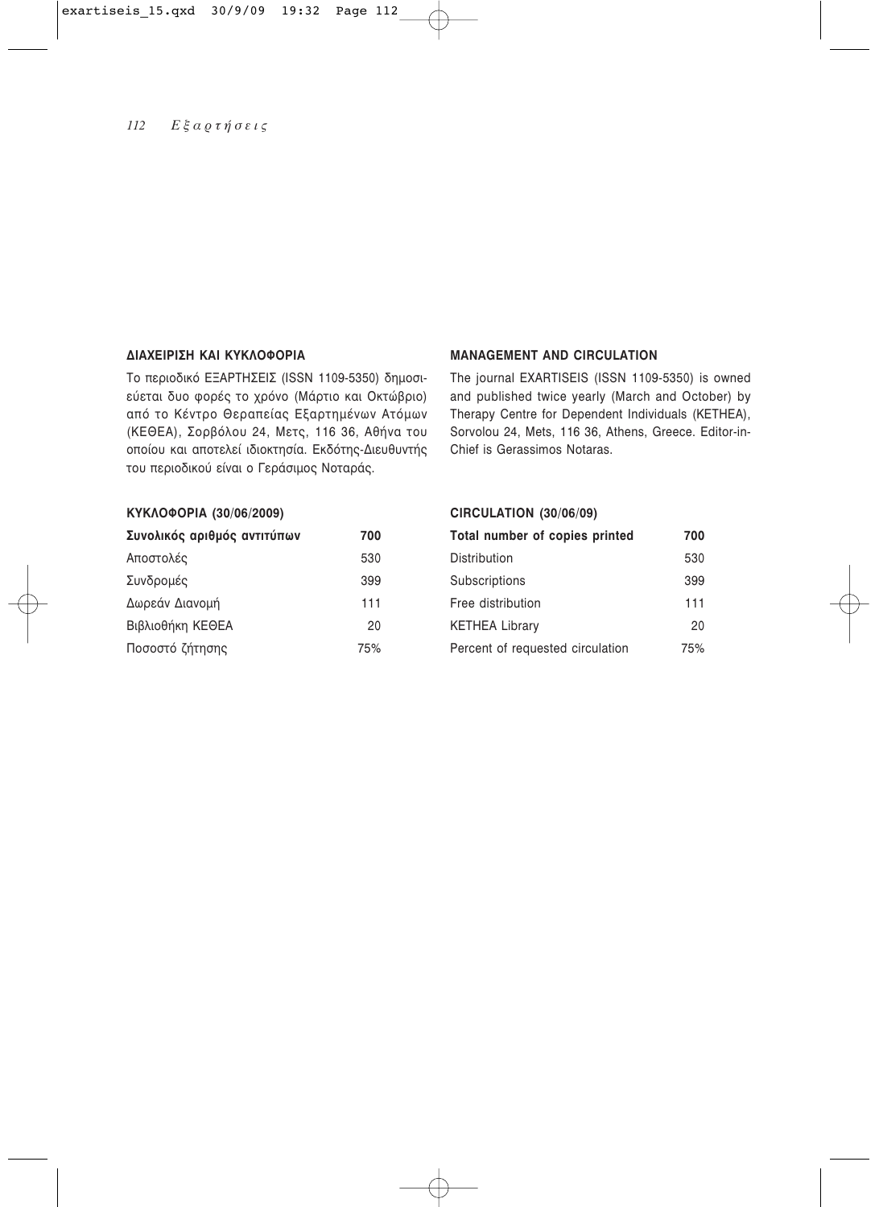### ΔΙΑΧΕΙΡΙΣΗ ΚΑΙ ΚΥΚΛΟΦΟΡΙΑ

Το περιοδικό ΕΞΑΡΤΗΣΕΙΣ (ISSN 1109-5350) δημοσιεύεται δυο φορές το χρόνο (Μάρτιο και Οκτώβριο) από το Κέντρο Θεραπείας Εξαρτημένων Ατόμων (ΚΕΘΕΑ), Σορβόλου 24, Μετς, 116 36, Αθήνα του οποίου και αποτελεί ιδιοκτησία. Εκδότης-Διευθυντής του περιοδικού είναι ο Γεράσιμος Νοταράς.

### ΚΥΚΛΟΦΟΡΙΑ (30/06/2009)

| | |
|---|---|
| **Συνολικός αριθμός αντιτύπων** | **700** |
| Αποστολές | 530 |
| Συνδρομές | 399 |
| Δωρεάν Διανομή | 111 |
| Βιβλιοθήκη ΚΕΘΕΑ | 20 |
| Ποσοστό ζήτησης | 75% |

### MANAGEMENT AND CIRCULATION

The journal EXARTISEIS (ISSN 1109-5350) is owned and published twice yearly (March and October) by Therapy Centre for Dependent Individuals (KETHEA), Sorvolou 24, Mets, 116 36, Athens, Greece. Editor-in-Chief is Gerassimos Notaras.

### CIRCULATION (30/06/09)

| | |
|---|---|
| **Total number of copies printed** | **700** |
| Distribution | 530 |
| Subscriptions | 399 |
| Free distribution | 111 |
| KETHEA Library | 20 |
| Percent of requested circulation | 75% |